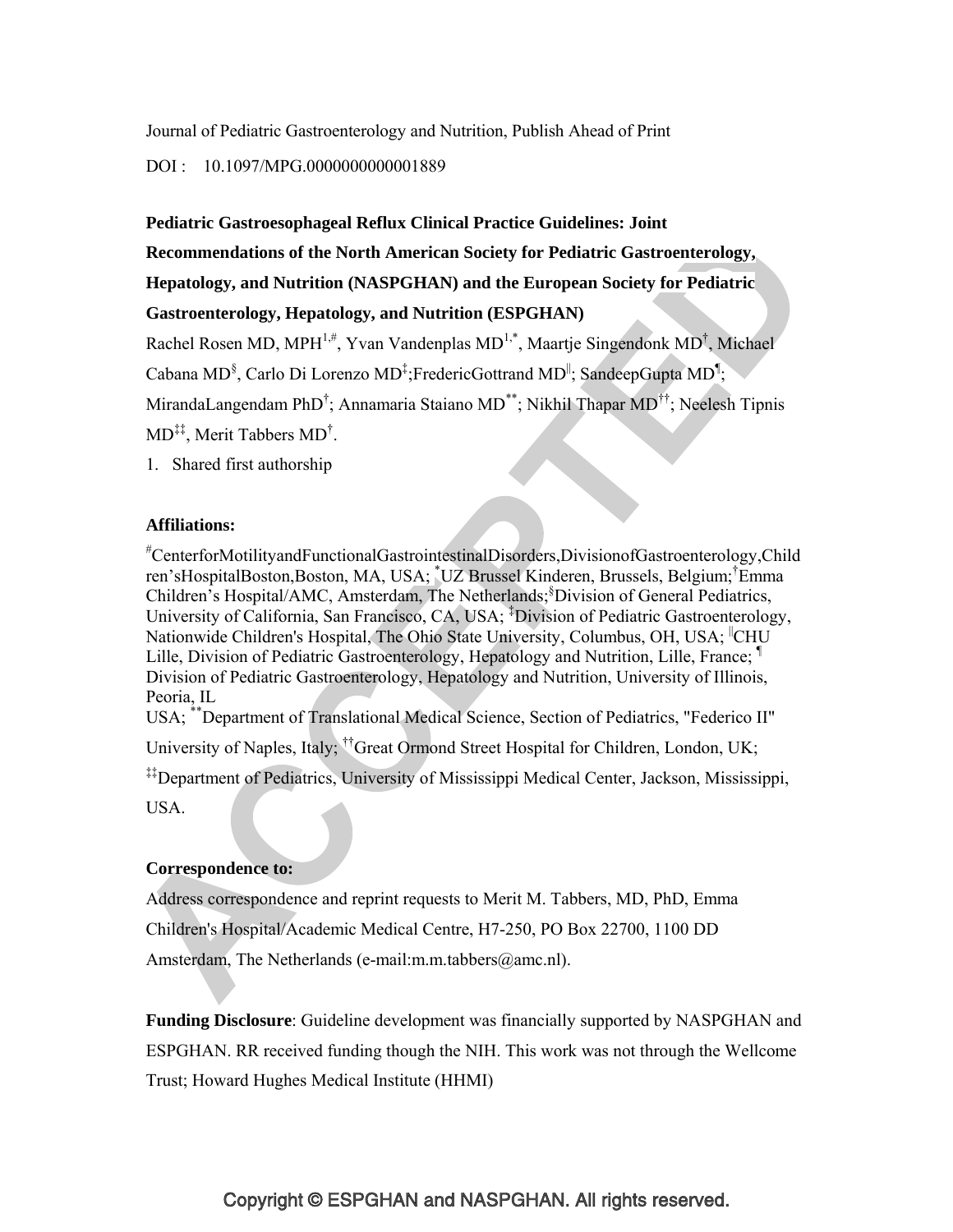Journal of Pediatric Gastroenterology and Nutrition, Publish Ahead of Print

DOI : 10.1097/MPG.0000000000001889

**Pediatric Gastroesophageal Reflux Clinical Practice Guidelines: Joint Recommendations of the North American Society for Pediatric Gastroenterology, Hepatology, and Nutrition (NASPGHAN) and the European Society for Pediatric Gastroenterology, Hepatology, and Nutrition (ESPGHAN)**

Rachel Rosen MD, MPH[1,#], Yvan Vandenplas MD[1,*], Maartje Singendonk MD[†], Michael Cabana MD[§], Carlo Di Lorenzo MD[‡];FredericGottrand MD[||]; SandeepGupta MD[¶]; MirandaLangendam PhD[†]; Annamaria Staiano MD[**]; Nikhil Thapar MD[††]; Neelesh Tipnis MD[‡‡], Merit Tabbers MD[†].

1. Shared first authorship

**Affiliations:**

[#]CenterforMotilityandFunctionalGastrointestinalDisorders,DivisionofGastroenterology,Children'sHospitalBoston,Boston, MA, USA; [*]UZ Brussel Kinderen, Brussels, Belgium;[†]Emma Children's Hospital/AMC, Amsterdam, The Netherlands;[§]Division of General Pediatrics, University of California, San Francisco, CA, USA; [‡]Division of Pediatric Gastroenterology, Nationwide Children's Hospital, The Ohio State University, Columbus, OH, USA; [||]CHU Lille, Division of Pediatric Gastroenterology, Hepatology and Nutrition, Lille, France; [¶] Division of Pediatric Gastroenterology, Hepatology and Nutrition, University of Illinois, Peoria, IL USA; [**]Department of Translational Medical Science, Section of Pediatrics, "Federico II" University of Naples, Italy; [††]Great Ormond Street Hospital for Children, London, UK; [‡‡]Department of Pediatrics, University of Mississippi Medical Center, Jackson, Mississippi, USA.

**Correspondence to:**

Address correspondence and reprint requests to Merit M. Tabbers, MD, PhD, Emma Children's Hospital/Academic Medical Centre, H7-250, PO Box 22700, 1100 DD Amsterdam, The Netherlands (e-mail:m.m.tabbers@amc.nl).

**Funding Disclosure**: Guideline development was financially supported by NASPGHAN and ESPGHAN. RR received funding though the NIH. This work was not through the Wellcome Trust; Howard Hughes Medical Institute (HHMI)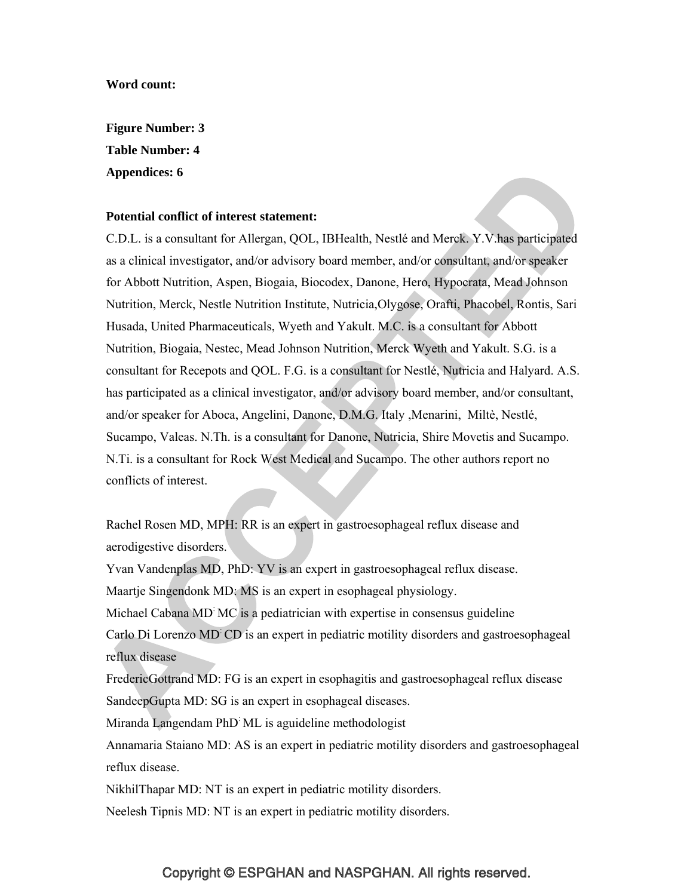**Word count:**

**Figure Number: 3**
**Table Number: 4**
**Appendices: 6**

**Potential conflict of interest statement:**

C.D.L. is a consultant for Allergan, QOL, IBHealth, Nestlé and Merck. Y.V.has participated as a clinical investigator, and/or advisory board member, and/or consultant, and/or speaker for Abbott Nutrition, Aspen, Biogaia, Biocodex, Danone, Hero, Hypocrata, Mead Johnson Nutrition, Merck, Nestle Nutrition Institute, Nutricia,Olygose, Orafti, Phacobel, Rontis, Sari Husada, United Pharmaceuticals, Wyeth and Yakult. M.C. is a consultant for Abbott Nutrition, Biogaia, Nestec, Mead Johnson Nutrition, Merck Wyeth and Yakult. S.G. is a consultant for Recepots and QOL. F.G. is a consultant for Nestlé, Nutricia and Halyard. A.S. has participated as a clinical investigator, and/or advisory board member, and/or consultant, and/or speaker for Aboca, Angelini, Danone, D.M.G. Italy ,Menarini, Miltè, Nestlé, Sucampo, Valeas. N.Th. is a consultant for Danone, Nutricia, Shire Movetis and Sucampo. N.Ti. is a consultant for Rock West Medical and Sucampo. The other authors report no conflicts of interest.

Rachel Rosen MD, MPH: RR is an expert in gastroesophageal reflux disease and aerodigestive disorders.
Yvan Vandenplas MD, PhD: YV is an expert in gastroesophageal reflux disease.
Maartje Singendonk MD: MS is an expert in esophageal physiology.
Michael Cabana MD: MC is a pediatrician with expertise in consensus guideline
Carlo Di Lorenzo MD: CD is an expert in pediatric motility disorders and gastroesophageal reflux disease
FredericGottrand MD: FG is an expert in esophagitis and gastroesophageal reflux disease
SandeepGupta MD: SG is an expert in esophageal diseases.
Miranda Langendam PhD: ML is aguideline methodologist
Annamaria Staiano MD: AS is an expert in pediatric motility disorders and gastroesophageal reflux disease.
NikhilThapar MD: NT is an expert in pediatric motility disorders.
Neelesh Tipnis MD: NT is an expert in pediatric motility disorders.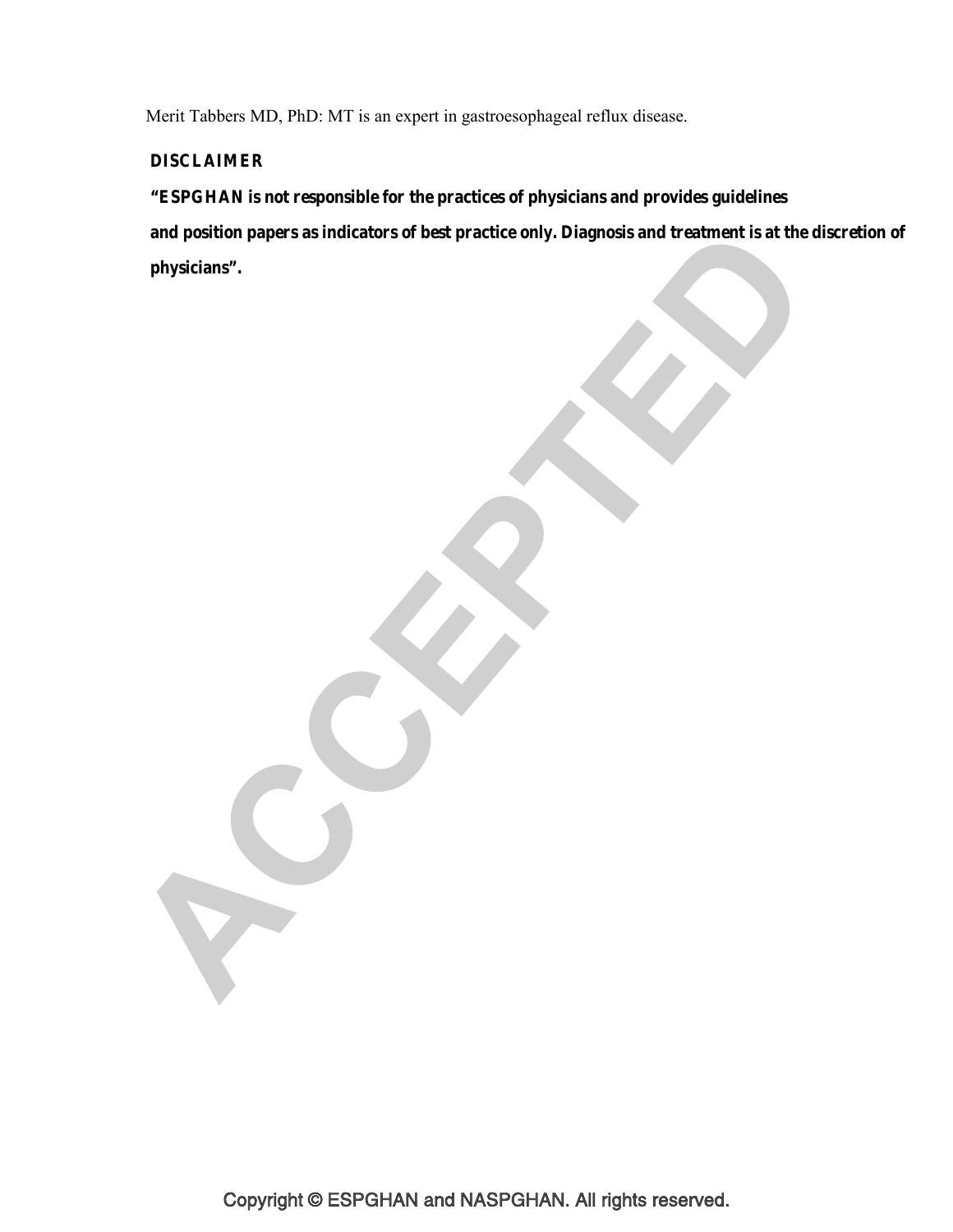Merit Tabbers MD, PhD: MT is an expert in gastroesophageal reflux disease.

**DISCLAIMER**

**"ESPGHAN is not responsible for the practices of physicians and provides guidelines and position papers as indicators of best practice only. Diagnosis and treatment is at the discretion of physicians".**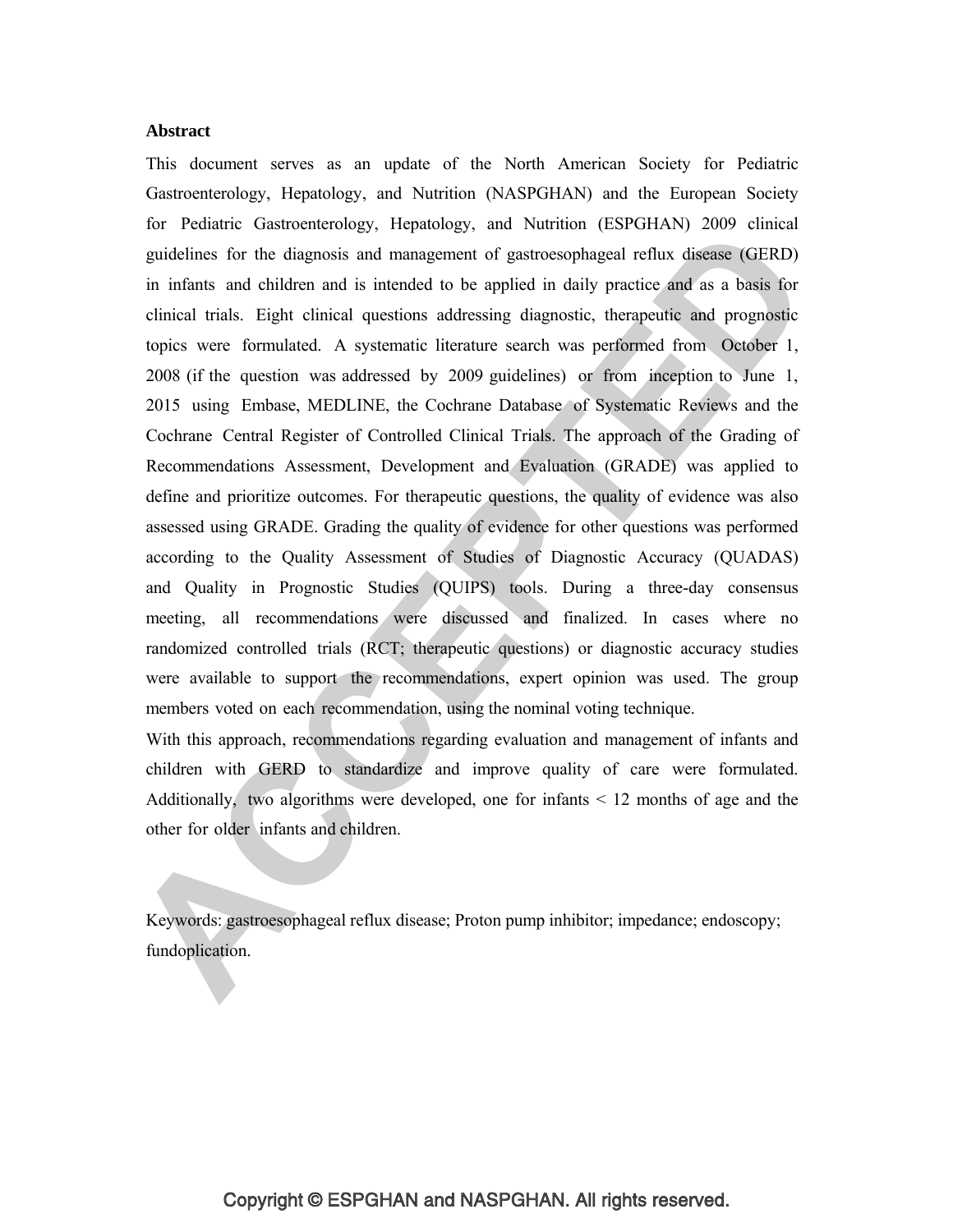**Abstract**

This document serves as an update of the North American Society for Pediatric Gastroenterology, Hepatology, and Nutrition (NASPGHAN) and the European Society for Pediatric Gastroenterology, Hepatology, and Nutrition (ESPGHAN) 2009 clinical guidelines for the diagnosis and management of gastroesophageal reflux disease (GERD) in infants and children and is intended to be applied in daily practice and as a basis for clinical trials. Eight clinical questions addressing diagnostic, therapeutic and prognostic topics were formulated. A systematic literature search was performed from October 1, 2008 (if the question was addressed by 2009 guidelines) or from inception to June 1, 2015 using Embase, MEDLINE, the Cochrane Database of Systematic Reviews and the Cochrane Central Register of Controlled Clinical Trials. The approach of the Grading of Recommendations Assessment, Development and Evaluation (GRADE) was applied to define and prioritize outcomes. For therapeutic questions, the quality of evidence was also assessed using GRADE. Grading the quality of evidence for other questions was performed according to the Quality Assessment of Studies of Diagnostic Accuracy (QUADAS) and Quality in Prognostic Studies (QUIPS) tools. During a three-day consensus meeting, all recommendations were discussed and finalized. In cases where no randomized controlled trials (RCT; therapeutic questions) or diagnostic accuracy studies were available to support the recommendations, expert opinion was used. The group members voted on each recommendation, using the nominal voting technique.

With this approach, recommendations regarding evaluation and management of infants and children with GERD to standardize and improve quality of care were formulated. Additionally, two algorithms were developed, one for infants < 12 months of age and the other for older infants and children.

Keywords: gastroesophageal reflux disease; Proton pump inhibitor; impedance; endoscopy; fundoplication.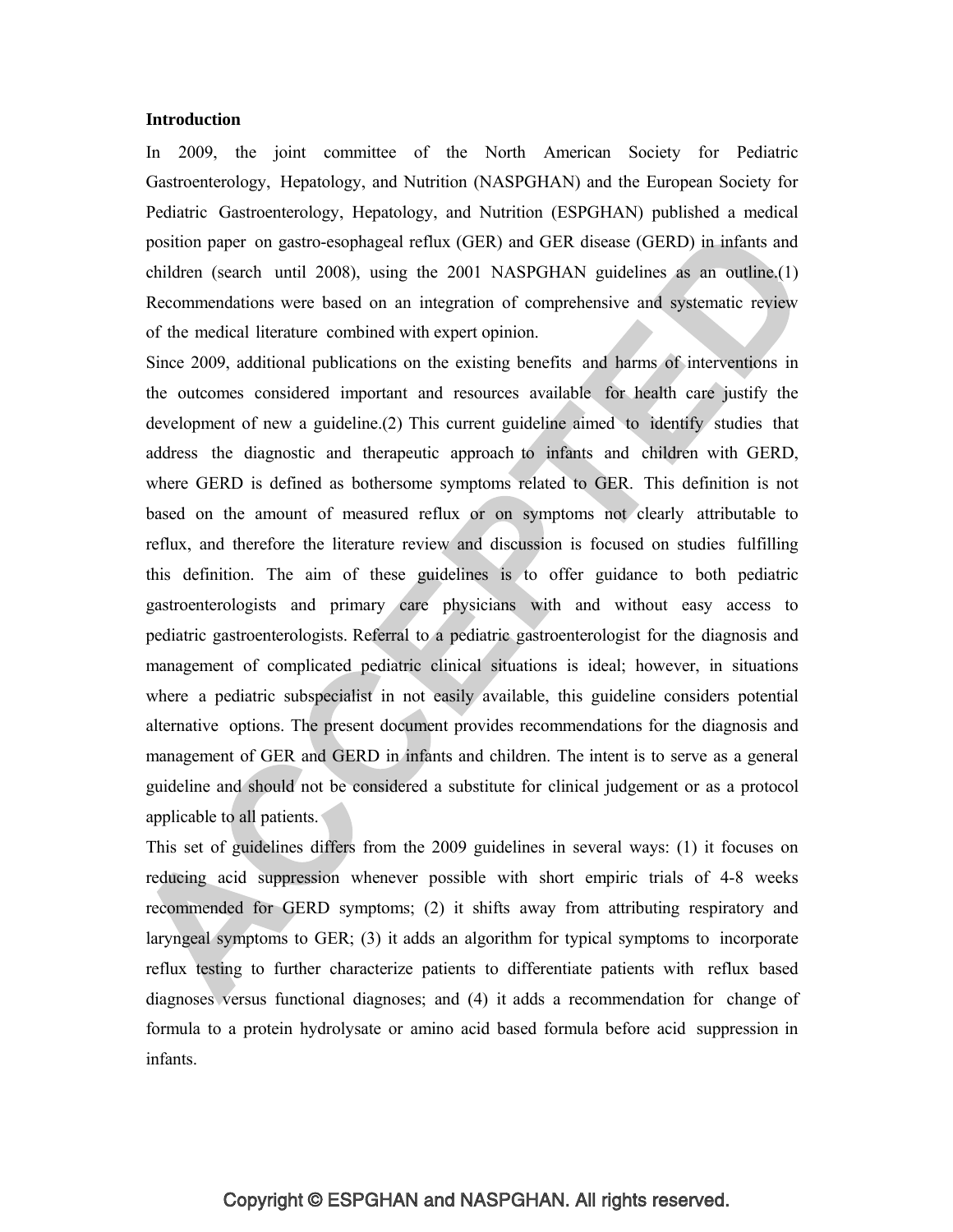**Introduction**

In 2009, the joint committee of the North American Society for Pediatric Gastroenterology, Hepatology, and Nutrition (NASPGHAN) and the European Society for Pediatric Gastroenterology, Hepatology, and Nutrition (ESPGHAN) published a medical position paper on gastro-esophageal reflux (GER) and GER disease (GERD) in infants and children (search until 2008), using the 2001 NASPGHAN guidelines as an outline.(1) Recommendations were based on an integration of comprehensive and systematic review of the medical literature combined with expert opinion.

Since 2009, additional publications on the existing benefits and harms of interventions in the outcomes considered important and resources available for health care justify the development of new a guideline.(2) This current guideline aimed to identify studies that address the diagnostic and therapeutic approach to infants and children with GERD, where GERD is defined as bothersome symptoms related to GER. This definition is not based on the amount of measured reflux or on symptoms not clearly attributable to reflux, and therefore the literature review and discussion is focused on studies fulfilling this definition. The aim of these guidelines is to offer guidance to both pediatric gastroenterologists and primary care physicians with and without easy access to pediatric gastroenterologists. Referral to a pediatric gastroenterologist for the diagnosis and management of complicated pediatric clinical situations is ideal; however, in situations where a pediatric subspecialist in not easily available, this guideline considers potential alternative options. The present document provides recommendations for the diagnosis and management of GER and GERD in infants and children. The intent is to serve as a general guideline and should not be considered a substitute for clinical judgement or as a protocol applicable to all patients.

This set of guidelines differs from the 2009 guidelines in several ways: (1) it focuses on reducing acid suppression whenever possible with short empiric trials of 4-8 weeks recommended for GERD symptoms; (2) it shifts away from attributing respiratory and laryngeal symptoms to GER; (3) it adds an algorithm for typical symptoms to incorporate reflux testing to further characterize patients to differentiate patients with reflux based diagnoses versus functional diagnoses; and (4) it adds a recommendation for change of formula to a protein hydrolysate or amino acid based formula before acid suppression in infants.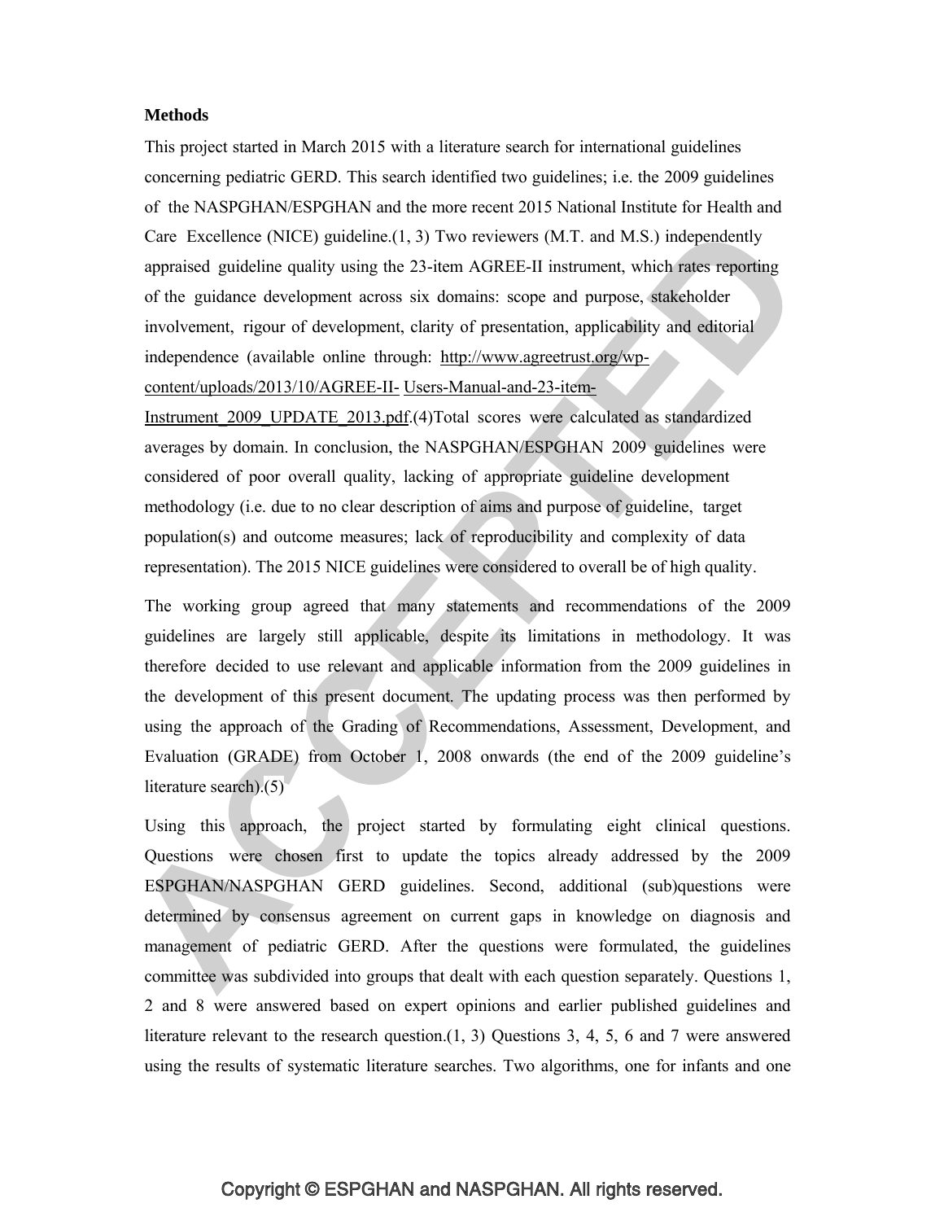**Methods**

This project started in March 2015 with a literature search for international guidelines concerning pediatric GERD. This search identified two guidelines; i.e. the 2009 guidelines of the NASPGHAN/ESPGHAN and the more recent 2015 National Institute for Health and Care Excellence (NICE) guideline.(1, 3) Two reviewers (M.T. and M.S.) independently appraised guideline quality using the 23-item AGREE-II instrument, which rates reporting of the guidance development across six domains: scope and purpose, stakeholder involvement, rigour of development, clarity of presentation, applicability and editorial independence (available online through: http://www.agreetrust.org/wp-content/uploads/2013/10/AGREE-II-Users-Manual-and-23-item-Instrument_2009_UPDATE_2013.pdf.(4)Total scores were calculated as standardized averages by domain. In conclusion, the NASPGHAN/ESPGHAN 2009 guidelines were considered of poor overall quality, lacking of appropriate guideline development methodology (i.e. due to no clear description of aims and purpose of guideline, target population(s) and outcome measures; lack of reproducibility and complexity of data representation). The 2015 NICE guidelines were considered to overall be of high quality.

The working group agreed that many statements and recommendations of the 2009 guidelines are largely still applicable, despite its limitations in methodology. It was therefore decided to use relevant and applicable information from the 2009 guidelines in the development of this present document. The updating process was then performed by using the approach of the Grading of Recommendations, Assessment, Development, and Evaluation (GRADE) from October 1, 2008 onwards (the end of the 2009 guideline's literature search).(5)

Using this approach, the project started by formulating eight clinical questions. Questions were chosen first to update the topics already addressed by the 2009 ESPGHAN/NASPGHAN GERD guidelines. Second, additional (sub)questions were determined by consensus agreement on current gaps in knowledge on diagnosis and management of pediatric GERD. After the questions were formulated, the guidelines committee was subdivided into groups that dealt with each question separately. Questions 1, 2 and 8 were answered based on expert opinions and earlier published guidelines and literature relevant to the research question.(1, 3) Questions 3, 4, 5, 6 and 7 were answered using the results of systematic literature searches. Two algorithms, one for infants and one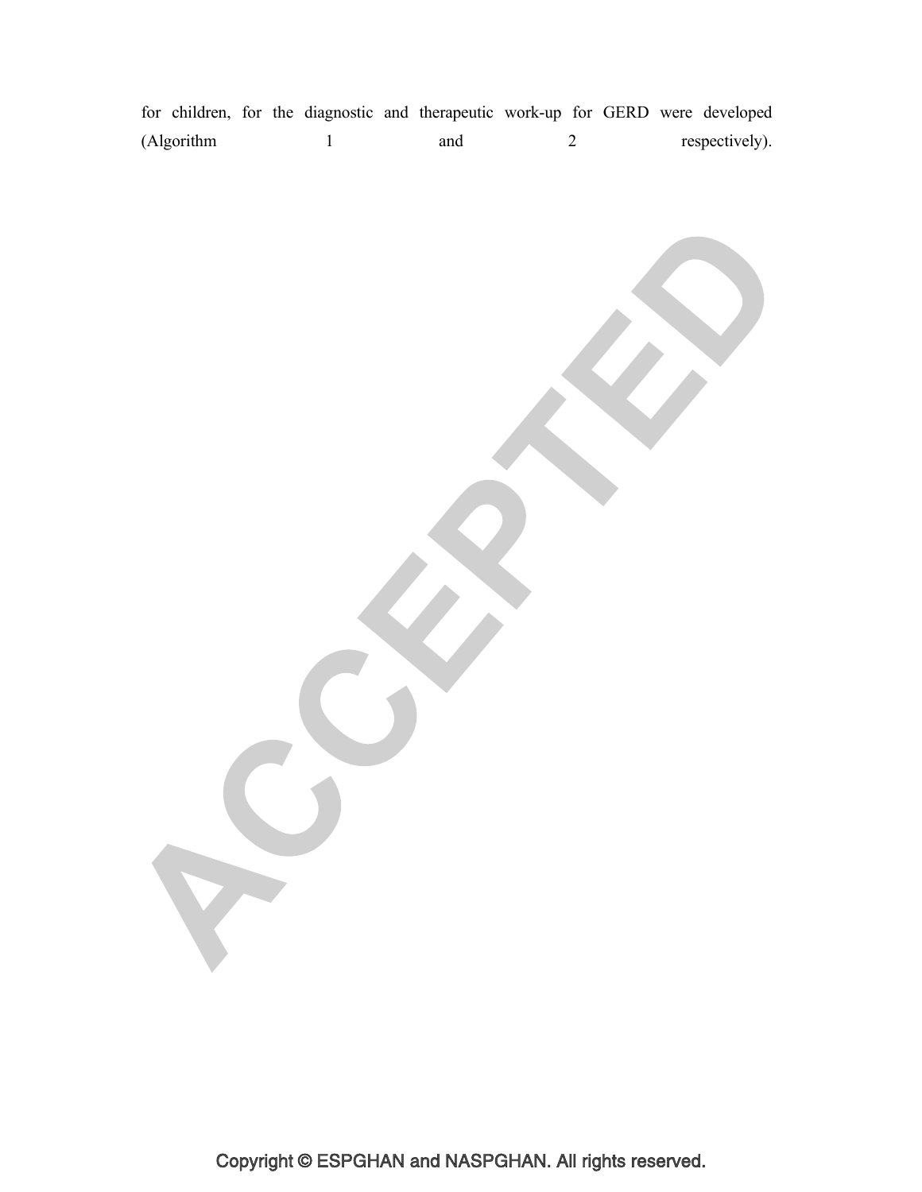for children, for the diagnostic and therapeutic work-up for GERD were developed (Algorithm 1 and 2 respectively).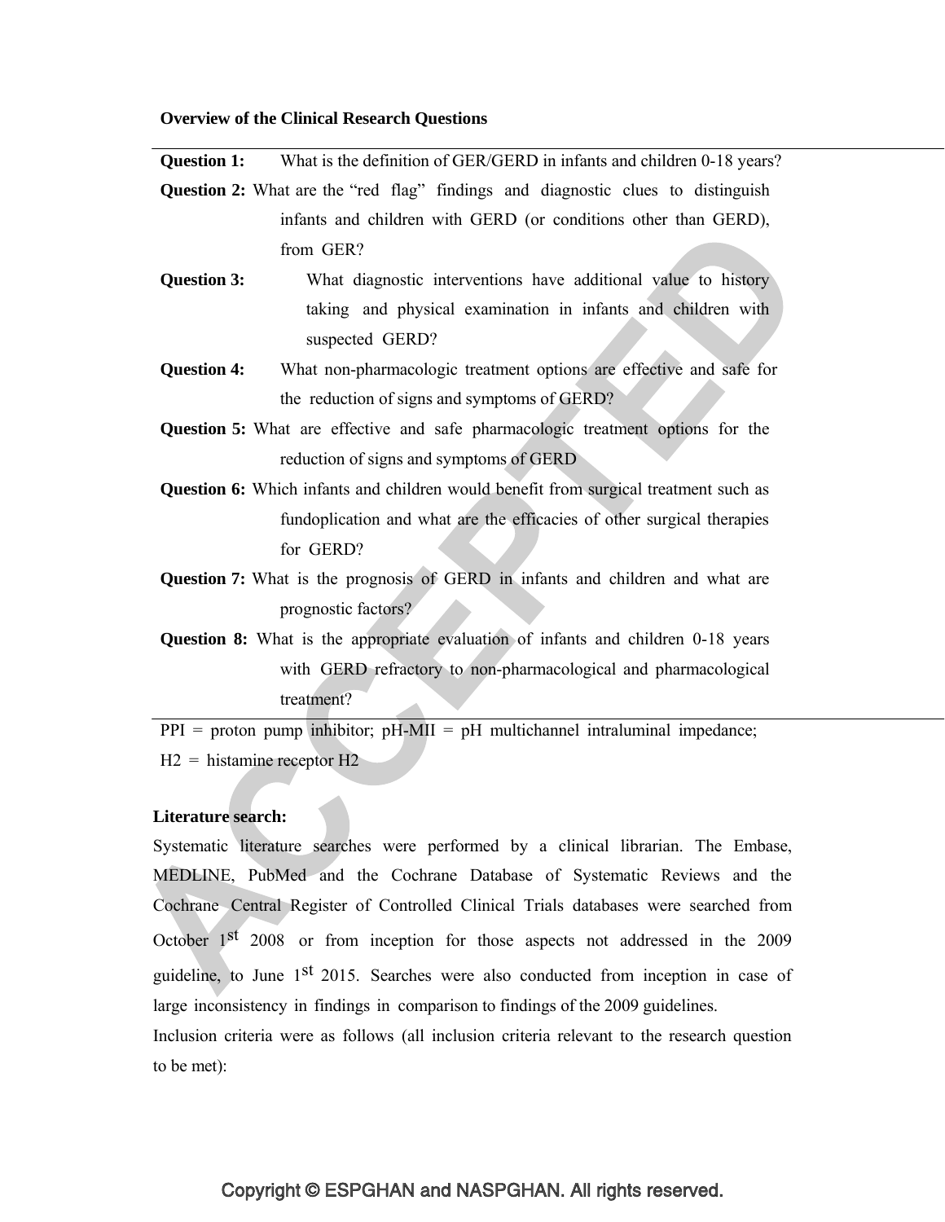**Overview of the Clinical Research Questions**

**Question 1:** What is the definition of GER/GERD in infants and children 0-18 years?

**Question 2:** What are the "red flag" findings and diagnostic clues to distinguish infants and children with GERD (or conditions other than GERD), from GER?

**Question 3:** What diagnostic interventions have additional value to history taking and physical examination in infants and children with suspected GERD?

**Question 4:** What non-pharmacologic treatment options are effective and safe for the reduction of signs and symptoms of GERD?

**Question 5:** What are effective and safe pharmacologic treatment options for the reduction of signs and symptoms of GERD

**Question 6:** Which infants and children would benefit from surgical treatment such as fundoplication and what are the efficacies of other surgical therapies for GERD?

**Question 7:** What is the prognosis of GERD in infants and children and what are prognostic factors?

**Question 8:** What is the appropriate evaluation of infants and children 0-18 years with GERD refractory to non-pharmacological and pharmacological treatment?

PPI = proton pump inhibitor; pH-MII = pH multichannel intraluminal impedance; H2 = histamine receptor H2

**Literature search:**

Systematic literature searches were performed by a clinical librarian. The Embase, MEDLINE, PubMed and the Cochrane Database of Systematic Reviews and the Cochrane Central Register of Controlled Clinical Trials databases were searched from October 1st 2008 or from inception for those aspects not addressed in the 2009 guideline, to June 1st 2015. Searches were also conducted from inception in case of large inconsistency in findings in comparison to findings of the 2009 guidelines.

Inclusion criteria were as follows (all inclusion criteria relevant to the research question to be met):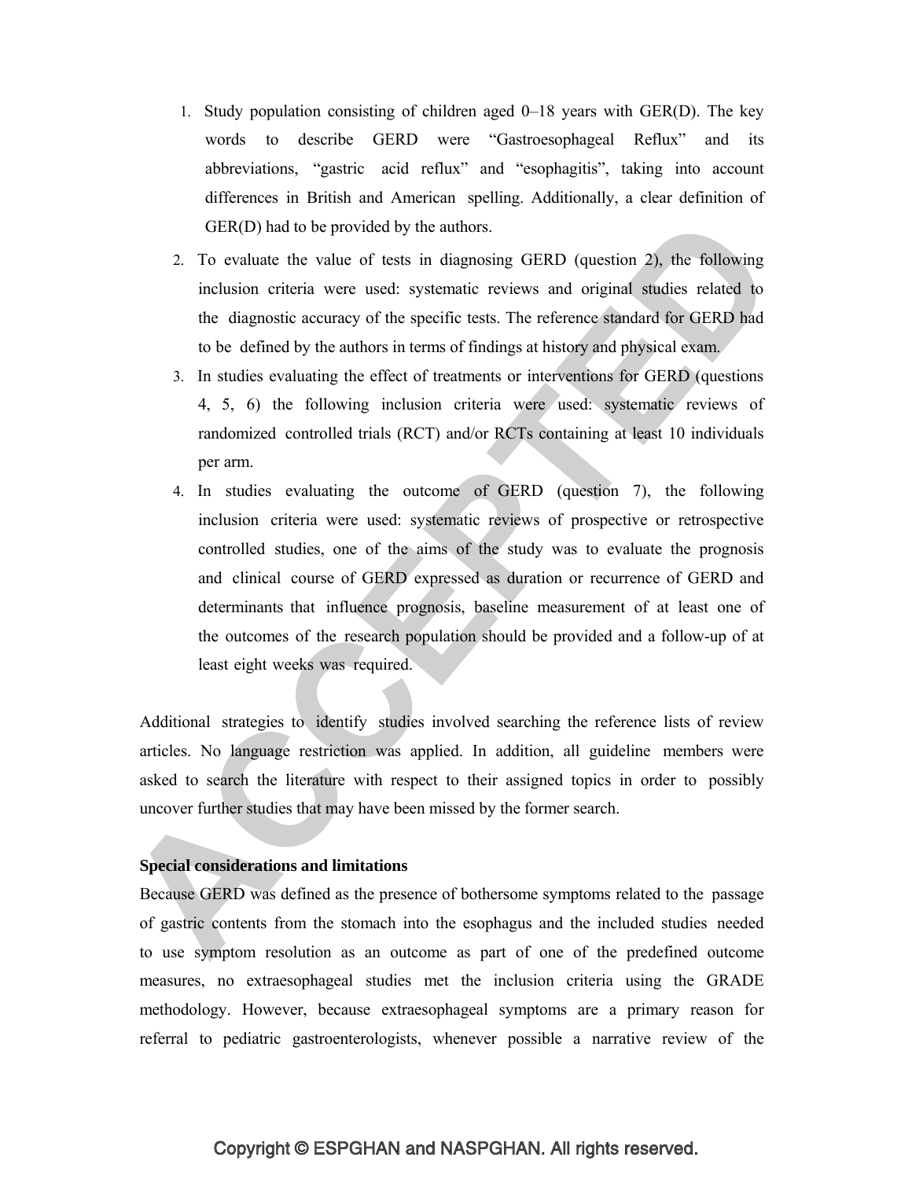1. Study population consisting of children aged 0–18 years with GER(D). The key words to describe GERD were "Gastroesophageal Reflux" and its abbreviations, "gastric acid reflux" and "esophagitis", taking into account differences in British and American spelling. Additionally, a clear definition of GER(D) had to be provided by the authors.
2. To evaluate the value of tests in diagnosing GERD (question 2), the following inclusion criteria were used: systematic reviews and original studies related to the diagnostic accuracy of the specific tests. The reference standard for GERD had to be defined by the authors in terms of findings at history and physical exam.
3. In studies evaluating the effect of treatments or interventions for GERD (questions 4, 5, 6) the following inclusion criteria were used: systematic reviews of randomized controlled trials (RCT) and/or RCTs containing at least 10 individuals per arm.
4. In studies evaluating the outcome of GERD (question 7), the following inclusion criteria were used: systematic reviews of prospective or retrospective controlled studies, one of the aims of the study was to evaluate the prognosis and clinical course of GERD expressed as duration or recurrence of GERD and determinants that influence prognosis, baseline measurement of at least one of the outcomes of the research population should be provided and a follow-up of at least eight weeks was required.

Additional strategies to identify studies involved searching the reference lists of review articles. No language restriction was applied. In addition, all guideline members were asked to search the literature with respect to their assigned topics in order to possibly uncover further studies that may have been missed by the former search.

**Special considerations and limitations**

Because GERD was defined as the presence of bothersome symptoms related to the passage of gastric contents from the stomach into the esophagus and the included studies needed to use symptom resolution as an outcome as part of one of the predefined outcome measures, no extraesophageal studies met the inclusion criteria using the GRADE methodology. However, because extraesophageal symptoms are a primary reason for referral to pediatric gastroenterologists, whenever possible a narrative review of the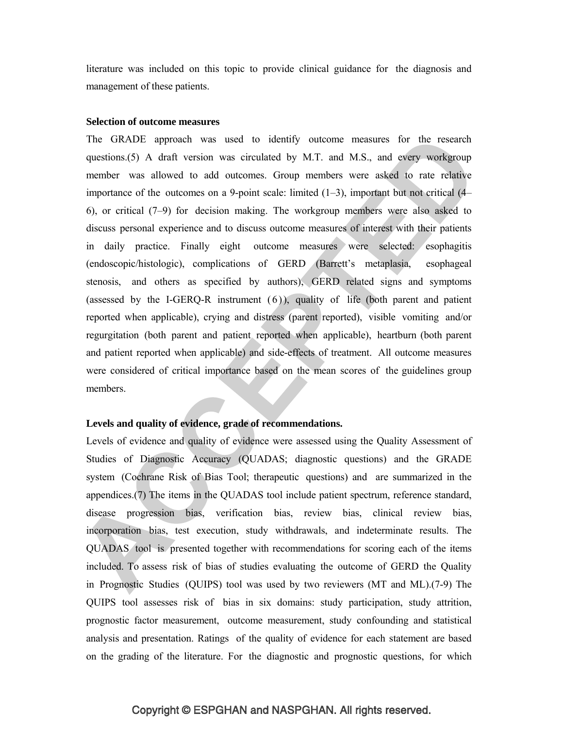literature was included on this topic to provide clinical guidance for the diagnosis and management of these patients.

**Selection of outcome measures**

The GRADE approach was used to identify outcome measures for the research questions.(5) A draft version was circulated by M.T. and M.S., and every workgroup member was allowed to add outcomes. Group members were asked to rate relative importance of the outcomes on a 9-point scale: limited (1–3), important but not critical (4–6), or critical (7–9) for decision making. The workgroup members were also asked to discuss personal experience and to discuss outcome measures of interest with their patients in daily practice. Finally eight outcome measures were selected: esophagitis (endoscopic/histologic), complications of GERD (Barrett's metaplasia, esophageal stenosis, and others as specified by authors), GERD related signs and symptoms (assessed by the I-GERQ-R instrument (6)), quality of life (both parent and patient reported when applicable), crying and distress (parent reported), visible vomiting and/or regurgitation (both parent and patient reported when applicable), heartburn (both parent and patient reported when applicable) and side-effects of treatment. All outcome measures were considered of critical importance based on the mean scores of the guidelines group members.

**Levels and quality of evidence, grade of recommendations.**

Levels of evidence and quality of evidence were assessed using the Quality Assessment of Studies of Diagnostic Accuracy (QUADAS; diagnostic questions) and the GRADE system (Cochrane Risk of Bias Tool; therapeutic questions) and are summarized in the appendices.(7) The items in the QUADAS tool include patient spectrum, reference standard, disease progression bias, verification bias, review bias, clinical review bias, incorporation bias, test execution, study withdrawals, and indeterminate results. The QUADAS tool is presented together with recommendations for scoring each of the items included. To assess risk of bias of studies evaluating the outcome of GERD the Quality in Prognostic Studies (QUIPS) tool was used by two reviewers (MT and ML).(7-9) The QUIPS tool assesses risk of bias in six domains: study participation, study attrition, prognostic factor measurement, outcome measurement, study confounding and statistical analysis and presentation. Ratings of the quality of evidence for each statement are based on the grading of the literature. For the diagnostic and prognostic questions, for which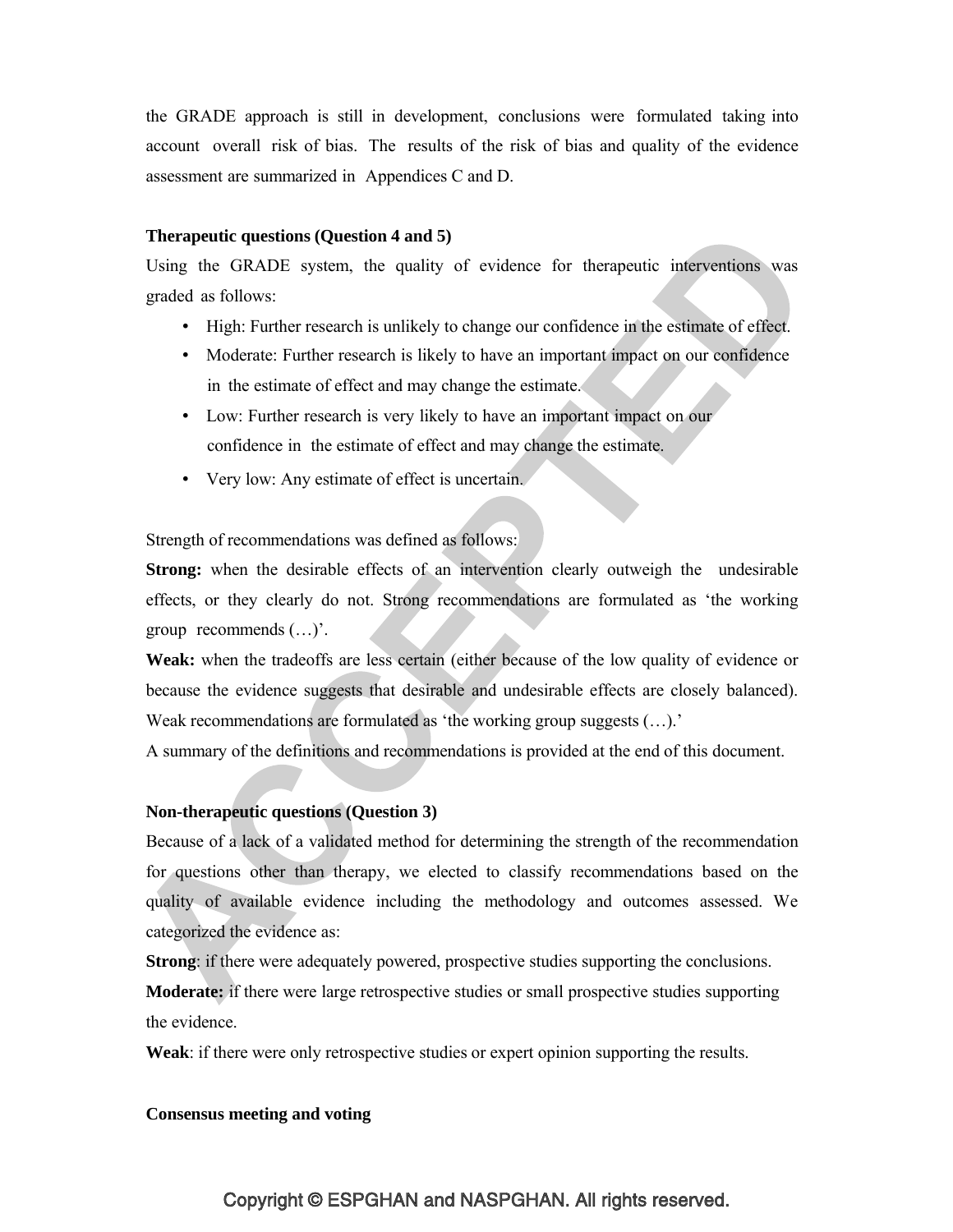the GRADE approach is still in development, conclusions were formulated taking into account overall risk of bias. The results of the risk of bias and quality of the evidence assessment are summarized in Appendices C and D.

**Therapeutic questions (Question 4 and 5)**

Using the GRADE system, the quality of evidence for therapeutic interventions was graded as follows:

- High: Further research is unlikely to change our confidence in the estimate of effect.
- Moderate: Further research is likely to have an important impact on our confidence in the estimate of effect and may change the estimate.
- Low: Further research is very likely to have an important impact on our confidence in the estimate of effect and may change the estimate.
- Very low: Any estimate of effect is uncertain.

Strength of recommendations was defined as follows:

**Strong:** when the desirable effects of an intervention clearly outweigh the undesirable effects, or they clearly do not. Strong recommendations are formulated as 'the working group recommends (…)'.

**Weak:** when the tradeoffs are less certain (either because of the low quality of evidence or because the evidence suggests that desirable and undesirable effects are closely balanced). Weak recommendations are formulated as 'the working group suggests (…).'

A summary of the definitions and recommendations is provided at the end of this document.

**Non-therapeutic questions (Question 3)**

Because of a lack of a validated method for determining the strength of the recommendation for questions other than therapy, we elected to classify recommendations based on the quality of available evidence including the methodology and outcomes assessed. We categorized the evidence as:

**Strong**: if there were adequately powered, prospective studies supporting the conclusions.

**Moderate:** if there were large retrospective studies or small prospective studies supporting the evidence.

**Weak**: if there were only retrospective studies or expert opinion supporting the results.

**Consensus meeting and voting**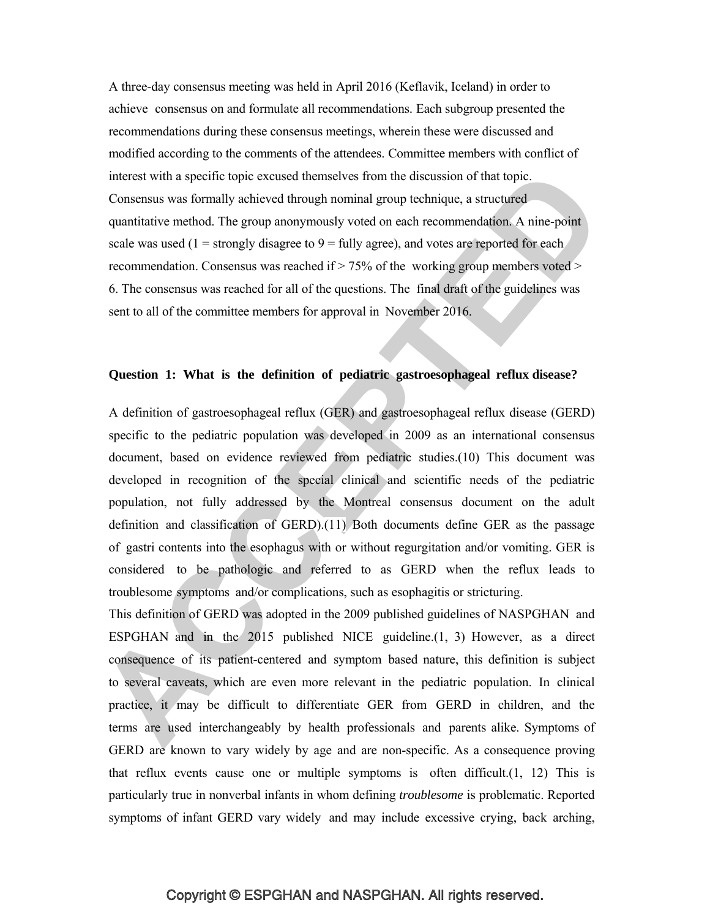A three-day consensus meeting was held in April 2016 (Keflavik, Iceland) in order to achieve consensus on and formulate all recommendations. Each subgroup presented the recommendations during these consensus meetings, wherein these were discussed and modified according to the comments of the attendees. Committee members with conflict of interest with a specific topic excused themselves from the discussion of that topic. Consensus was formally achieved through nominal group technique, a structured quantitative method. The group anonymously voted on each recommendation. A nine-point scale was used (1 = strongly disagree to 9 = fully agree), and votes are reported for each recommendation. Consensus was reached if > 75% of the working group members voted > 6. The consensus was reached for all of the questions. The final draft of the guidelines was sent to all of the committee members for approval in November 2016.

**Question 1: What is the definition of pediatric gastroesophageal reflux disease?**

A definition of gastroesophageal reflux (GER) and gastroesophageal reflux disease (GERD) specific to the pediatric population was developed in 2009 as an international consensus document, based on evidence reviewed from pediatric studies.(10) This document was developed in recognition of the special clinical and scientific needs of the pediatric population, not fully addressed by the Montreal consensus document on the adult definition and classification of GERD).(11) Both documents define GER as the passage of gastri contents into the esophagus with or without regurgitation and/or vomiting. GER is considered to be pathologic and referred to as GERD when the reflux leads to troublesome symptoms and/or complications, such as esophagitis or stricturing.

This definition of GERD was adopted in the 2009 published guidelines of NASPGHAN and ESPGHAN and in the 2015 published NICE guideline.(1, 3) However, as a direct consequence of its patient-centered and symptom based nature, this definition is subject to several caveats, which are even more relevant in the pediatric population. In clinical practice, it may be difficult to differentiate GER from GERD in children, and the terms are used interchangeably by health professionals and parents alike. Symptoms of GERD are known to vary widely by age and are non-specific. As a consequence proving that reflux events cause one or multiple symptoms is often difficult.(1, 12) This is particularly true in nonverbal infants in whom defining *troublesome* is problematic. Reported symptoms of infant GERD vary widely and may include excessive crying, back arching,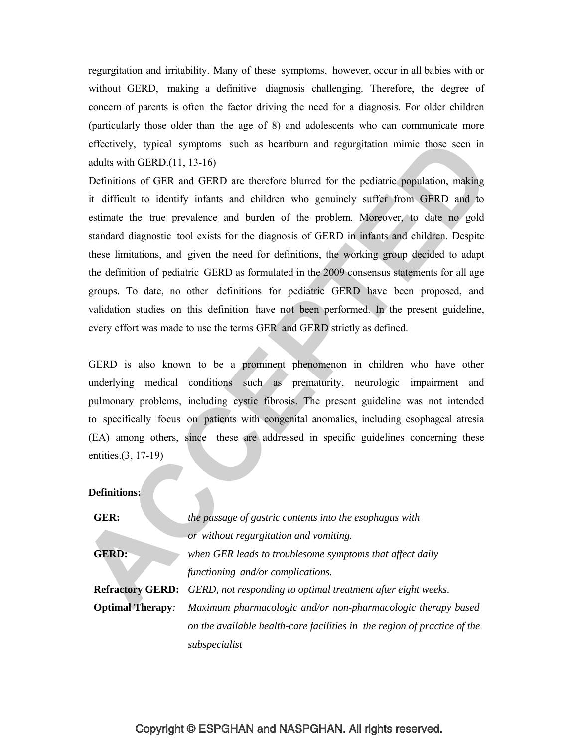regurgitation and irritability. Many of these symptoms, however, occur in all babies with or without GERD, making a definitive diagnosis challenging. Therefore, the degree of concern of parents is often the factor driving the need for a diagnosis. For older children (particularly those older than the age of 8) and adolescents who can communicate more effectively, typical symptoms such as heartburn and regurgitation mimic those seen in adults with GERD.(11, 13-16)

Definitions of GER and GERD are therefore blurred for the pediatric population, making it difficult to identify infants and children who genuinely suffer from GERD and to estimate the true prevalence and burden of the problem. Moreover, to date no gold standard diagnostic tool exists for the diagnosis of GERD in infants and children. Despite these limitations, and given the need for definitions, the working group decided to adapt the definition of pediatric GERD as formulated in the 2009 consensus statements for all age groups. To date, no other definitions for pediatric GERD have been proposed, and validation studies on this definition have not been performed. In the present guideline, every effort was made to use the terms GER and GERD strictly as defined.

GERD is also known to be a prominent phenomenon in children who have other underlying medical conditions such as prematurity, neurologic impairment and pulmonary problems, including cystic fibrosis. The present guideline was not intended to specifically focus on patients with congenital anomalies, including esophageal atresia (EA) among others, since these are addressed in specific guidelines concerning these entities.(3, 17-19)

**Definitions:**

| | |
|---|---|
| **GER:** | *the passage of gastric contents into the esophagus with or without regurgitation and vomiting.* |
| **GERD:** | *when GER leads to troublesome symptoms that affect daily functioning and/or complications.* |
| **Refractory GERD:** | *GERD, not responding to optimal treatment after eight weeks.* |
| **Optimal Therapy***:* | *Maximum pharmacologic and/or non-pharmacologic therapy based on the available health-care facilities in the region of practice of the subspecialist* |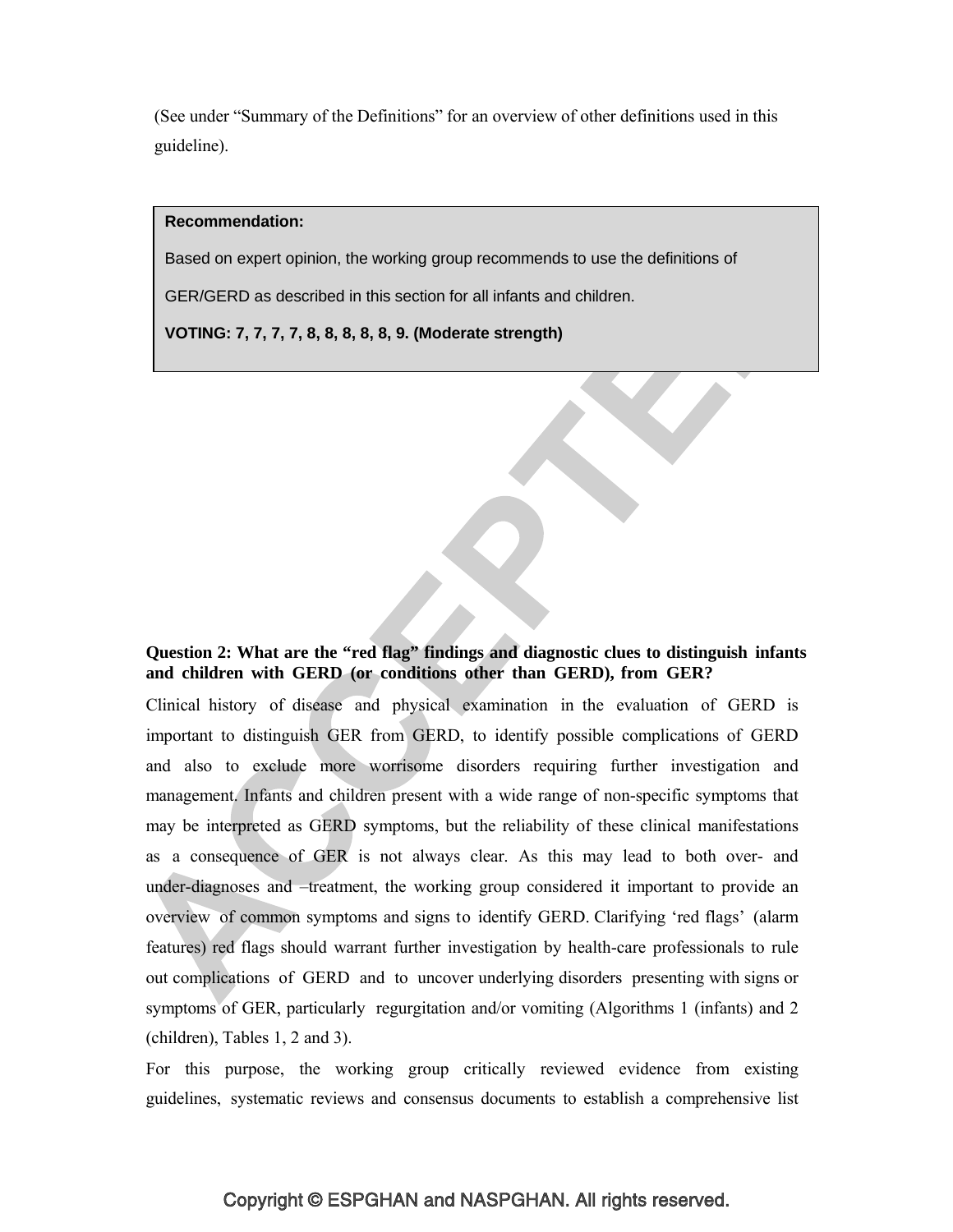(See under "Summary of the Definitions" for an overview of other definitions used in this guideline).

> **Recommendation:**
>
> Based on expert opinion, the working group recommends to use the definitions of GER/GERD as described in this section for all infants and children.
>
> **VOTING: 7, 7, 7, 7, 8, 8, 8, 8, 8, 9. (Moderate strength)**

**Question 2: What are the "red flag" findings and diagnostic clues to distinguish infants and children with GERD (or conditions other than GERD), from GER?**

Clinical history of disease and physical examination in the evaluation of GERD is important to distinguish GER from GERD, to identify possible complications of GERD and also to exclude more worrisome disorders requiring further investigation and management. Infants and children present with a wide range of non-specific symptoms that may be interpreted as GERD symptoms, but the reliability of these clinical manifestations as a consequence of GER is not always clear. As this may lead to both over- and under-diagnoses and –treatment, the working group considered it important to provide an overview of common symptoms and signs to identify GERD. Clarifying 'red flags' (alarm features) red flags should warrant further investigation by health-care professionals to rule out complications of GERD and to uncover underlying disorders presenting with signs or symptoms of GER, particularly regurgitation and/or vomiting (Algorithms 1 (infants) and 2 (children), Tables 1, 2 and 3).

For this purpose, the working group critically reviewed evidence from existing guidelines, systematic reviews and consensus documents to establish a comprehensive list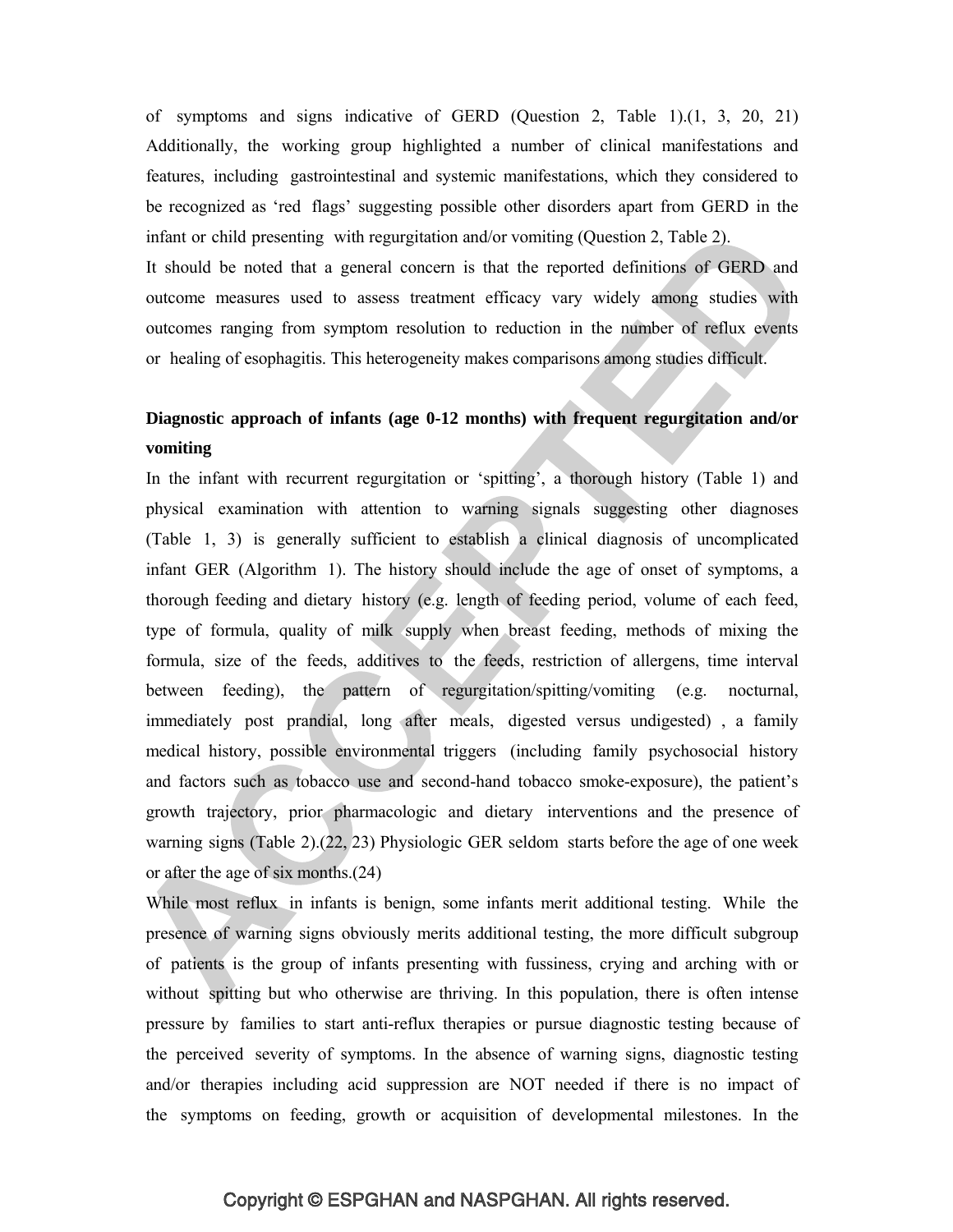of symptoms and signs indicative of GERD (Question 2, Table 1).(1, 3, 20, 21) Additionally, the working group highlighted a number of clinical manifestations and features, including gastrointestinal and systemic manifestations, which they considered to be recognized as 'red flags' suggesting possible other disorders apart from GERD in the infant or child presenting with regurgitation and/or vomiting (Question 2, Table 2).

It should be noted that a general concern is that the reported definitions of GERD and outcome measures used to assess treatment efficacy vary widely among studies with outcomes ranging from symptom resolution to reduction in the number of reflux events or healing of esophagitis. This heterogeneity makes comparisons among studies difficult.

**Diagnostic approach of infants (age 0-12 months) with frequent regurgitation and/or vomiting**

In the infant with recurrent regurgitation or 'spitting', a thorough history (Table 1) and physical examination with attention to warning signals suggesting other diagnoses (Table 1, 3) is generally sufficient to establish a clinical diagnosis of uncomplicated infant GER (Algorithm 1). The history should include the age of onset of symptoms, a thorough feeding and dietary history (e.g. length of feeding period, volume of each feed, type of formula, quality of milk supply when breast feeding, methods of mixing the formula, size of the feeds, additives to the feeds, restriction of allergens, time interval between feeding), the pattern of regurgitation/spitting/vomiting (e.g. nocturnal, immediately post prandial, long after meals, digested versus undigested) , a family medical history, possible environmental triggers (including family psychosocial history and factors such as tobacco use and second-hand tobacco smoke-exposure), the patient's growth trajectory, prior pharmacologic and dietary interventions and the presence of warning signs (Table 2).(22, 23) Physiologic GER seldom starts before the age of one week or after the age of six months.(24)

While most reflux in infants is benign, some infants merit additional testing. While the presence of warning signs obviously merits additional testing, the more difficult subgroup of patients is the group of infants presenting with fussiness, crying and arching with or without spitting but who otherwise are thriving. In this population, there is often intense pressure by families to start anti-reflux therapies or pursue diagnostic testing because of the perceived severity of symptoms. In the absence of warning signs, diagnostic testing and/or therapies including acid suppression are NOT needed if there is no impact of the symptoms on feeding, growth or acquisition of developmental milestones. In the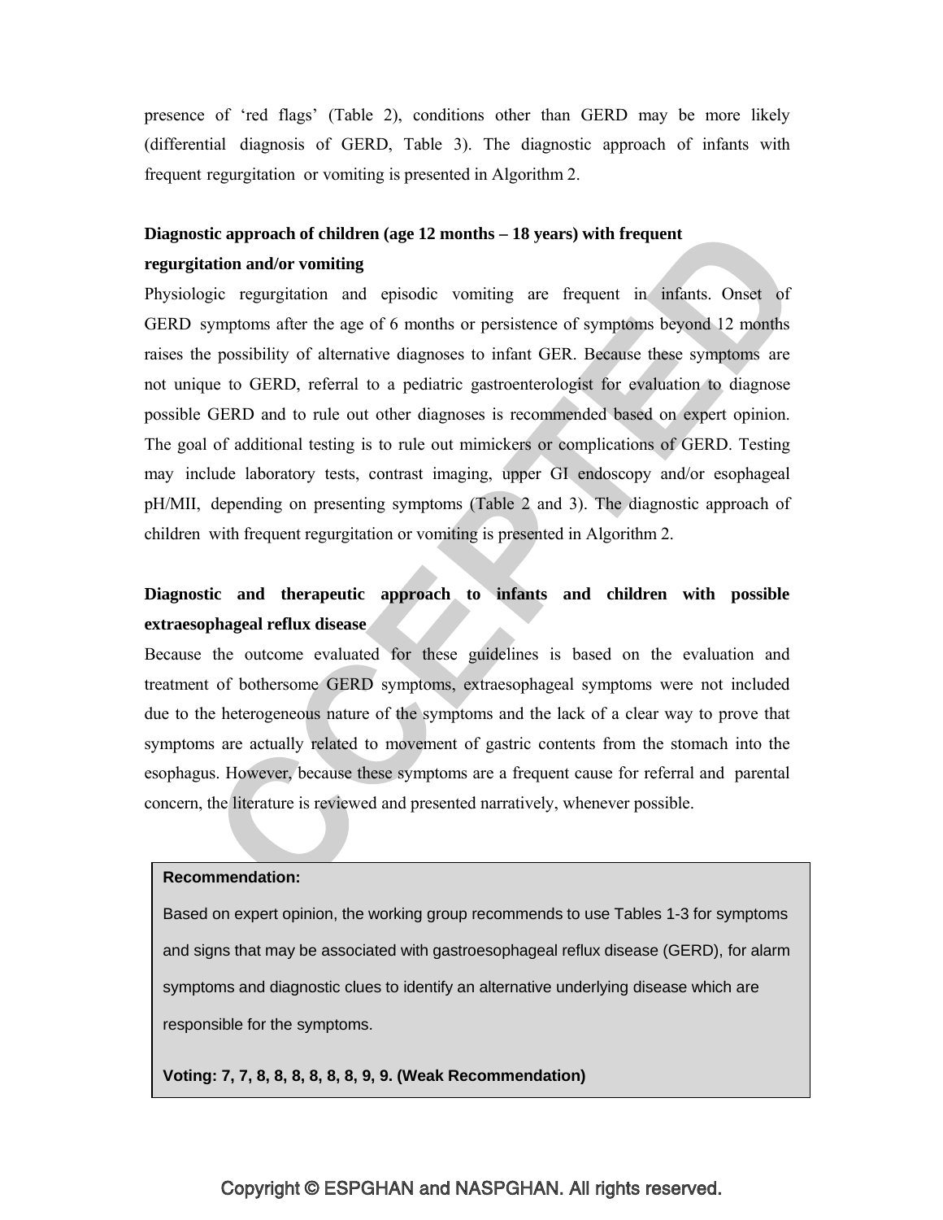presence of 'red flags' (Table 2), conditions other than GERD may be more likely (differential diagnosis of GERD, Table 3). The diagnostic approach of infants with frequent regurgitation or vomiting is presented in Algorithm 2.

**Diagnostic approach of children (age 12 months – 18 years) with frequent regurgitation and/or vomiting**

Physiologic regurgitation and episodic vomiting are frequent in infants. Onset of GERD symptoms after the age of 6 months or persistence of symptoms beyond 12 months raises the possibility of alternative diagnoses to infant GER. Because these symptoms are not unique to GERD, referral to a pediatric gastroenterologist for evaluation to diagnose possible GERD and to rule out other diagnoses is recommended based on expert opinion. The goal of additional testing is to rule out mimickers or complications of GERD. Testing may include laboratory tests, contrast imaging, upper GI endoscopy and/or esophageal pH/MII, depending on presenting symptoms (Table 2 and 3). The diagnostic approach of children with frequent regurgitation or vomiting is presented in Algorithm 2.

**Diagnostic and therapeutic approach to infants and children with possible extraesophageal reflux disease**

Because the outcome evaluated for these guidelines is based on the evaluation and treatment of bothersome GERD symptoms, extraesophageal symptoms were not included due to the heterogeneous nature of the symptoms and the lack of a clear way to prove that symptoms are actually related to movement of gastric contents from the stomach into the esophagus. However, because these symptoms are a frequent cause for referral and parental concern, the literature is reviewed and presented narratively, whenever possible.

**Recommendation:**

Based on expert opinion, the working group recommends to use Tables 1-3 for symptoms and signs that may be associated with gastroesophageal reflux disease (GERD), for alarm symptoms and diagnostic clues to identify an alternative underlying disease which are responsible for the symptoms.

**Voting: 7, 7, 8, 8, 8, 8, 8, 8, 9, 9. (Weak Recommendation)**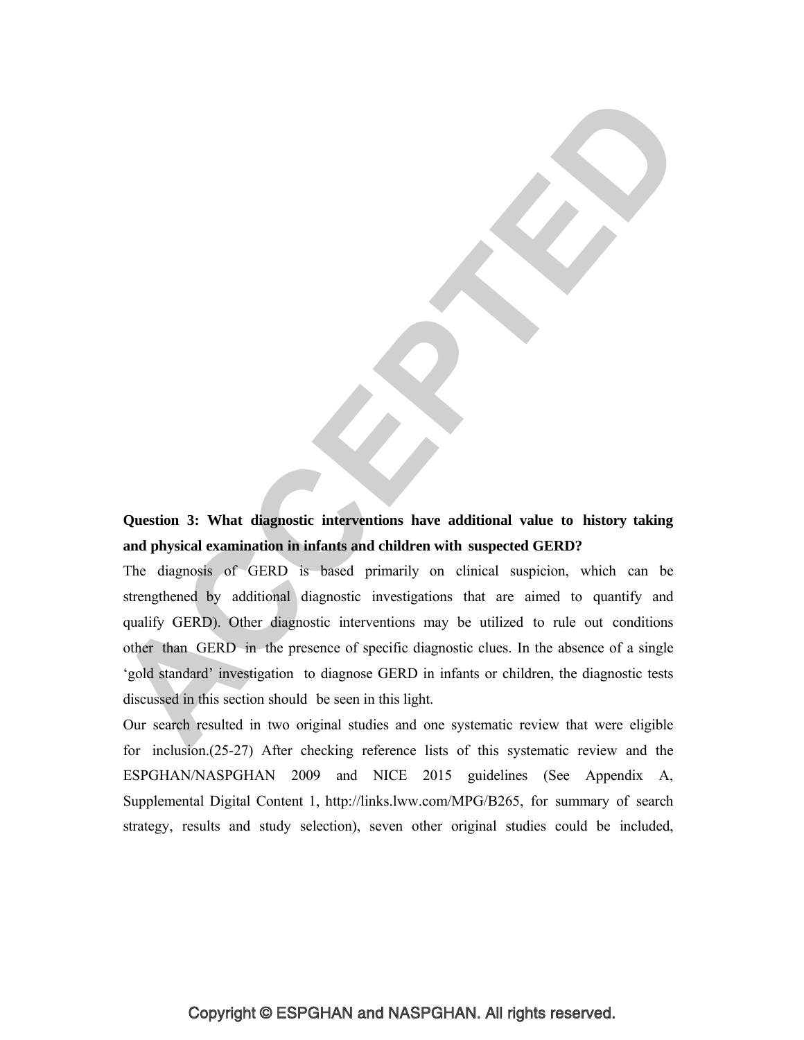**Question 3: What diagnostic interventions have additional value to history taking and physical examination in infants and children with suspected GERD?**

The diagnosis of GERD is based primarily on clinical suspicion, which can be strengthened by additional diagnostic investigations that are aimed to quantify and qualify GERD). Other diagnostic interventions may be utilized to rule out conditions other than GERD in the presence of specific diagnostic clues. In the absence of a single 'gold standard' investigation to diagnose GERD in infants or children, the diagnostic tests discussed in this section should be seen in this light.

Our search resulted in two original studies and one systematic review that were eligible for inclusion.(25-27) After checking reference lists of this systematic review and the ESPGHAN/NASPGHAN 2009 and NICE 2015 guidelines (See Appendix A, Supplemental Digital Content 1, http://links.lww.com/MPG/B265, for summary of search strategy, results and study selection), seven other original studies could be included,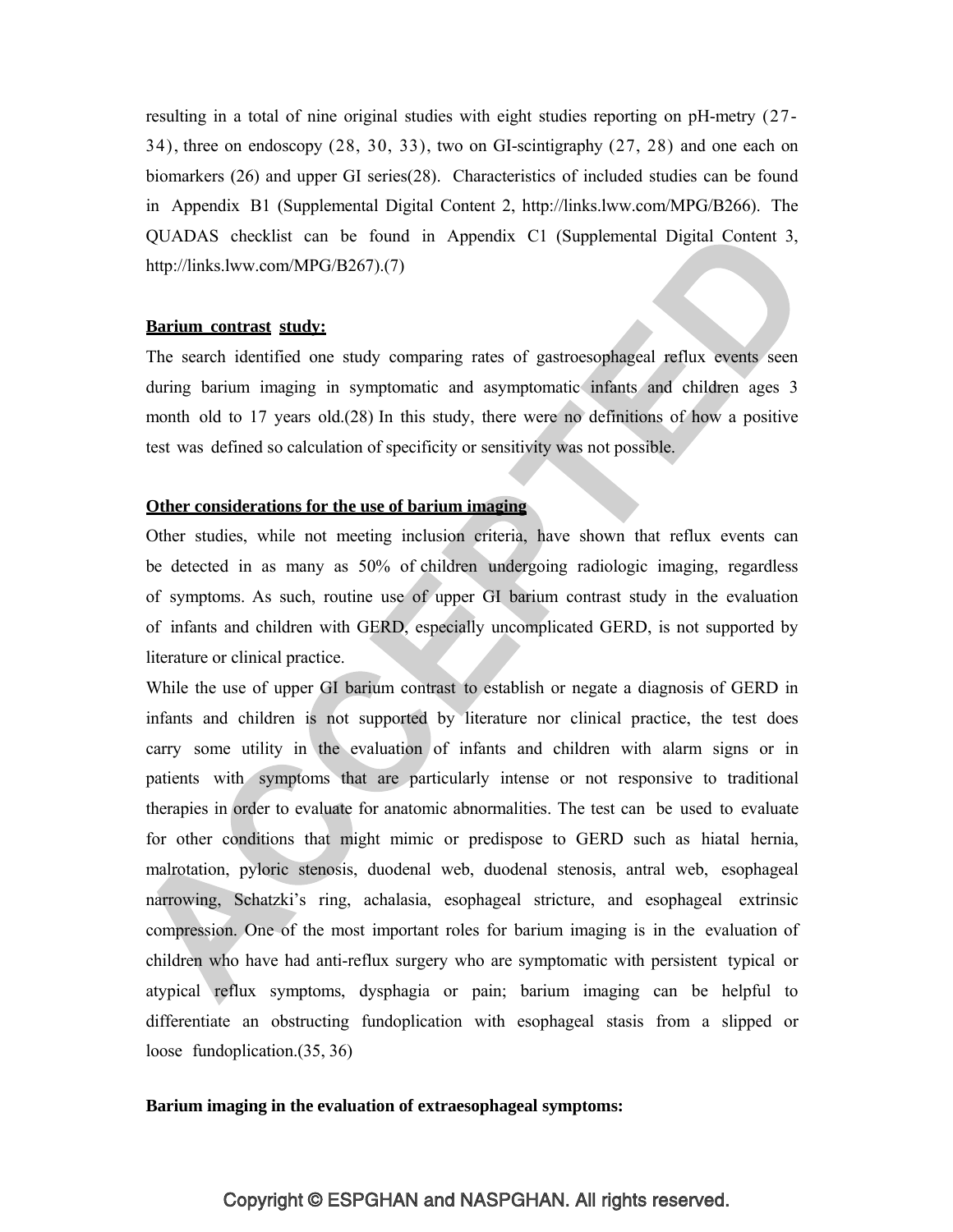resulting in a total of nine original studies with eight studies reporting on pH-metry (27-34), three on endoscopy (28, 30, 33), two on GI-scintigraphy (27, 28) and one each on biomarkers (26) and upper GI series(28). Characteristics of included studies can be found in Appendix B1 (Supplemental Digital Content 2, http://links.lww.com/MPG/B266). The QUADAS checklist can be found in Appendix C1 (Supplemental Digital Content 3, http://links.lww.com/MPG/B267).(7)

**Barium contrast study:**

The search identified one study comparing rates of gastroesophageal reflux events seen during barium imaging in symptomatic and asymptomatic infants and children ages 3 month old to 17 years old.(28) In this study, there were no definitions of how a positive test was defined so calculation of specificity or sensitivity was not possible.

**Other considerations for the use of barium imaging**

Other studies, while not meeting inclusion criteria, have shown that reflux events can be detected in as many as 50% of children undergoing radiologic imaging, regardless of symptoms. As such, routine use of upper GI barium contrast study in the evaluation of infants and children with GERD, especially uncomplicated GERD, is not supported by literature or clinical practice.

While the use of upper GI barium contrast to establish or negate a diagnosis of GERD in infants and children is not supported by literature nor clinical practice, the test does carry some utility in the evaluation of infants and children with alarm signs or in patients with symptoms that are particularly intense or not responsive to traditional therapies in order to evaluate for anatomic abnormalities. The test can be used to evaluate for other conditions that might mimic or predispose to GERD such as hiatal hernia, malrotation, pyloric stenosis, duodenal web, duodenal stenosis, antral web, esophageal narrowing, Schatzki's ring, achalasia, esophageal stricture, and esophageal extrinsic compression. One of the most important roles for barium imaging is in the evaluation of children who have had anti-reflux surgery who are symptomatic with persistent typical or atypical reflux symptoms, dysphagia or pain; barium imaging can be helpful to differentiate an obstructing fundoplication with esophageal stasis from a slipped or loose fundoplication.(35, 36)

**Barium imaging in the evaluation of extraesophageal symptoms:**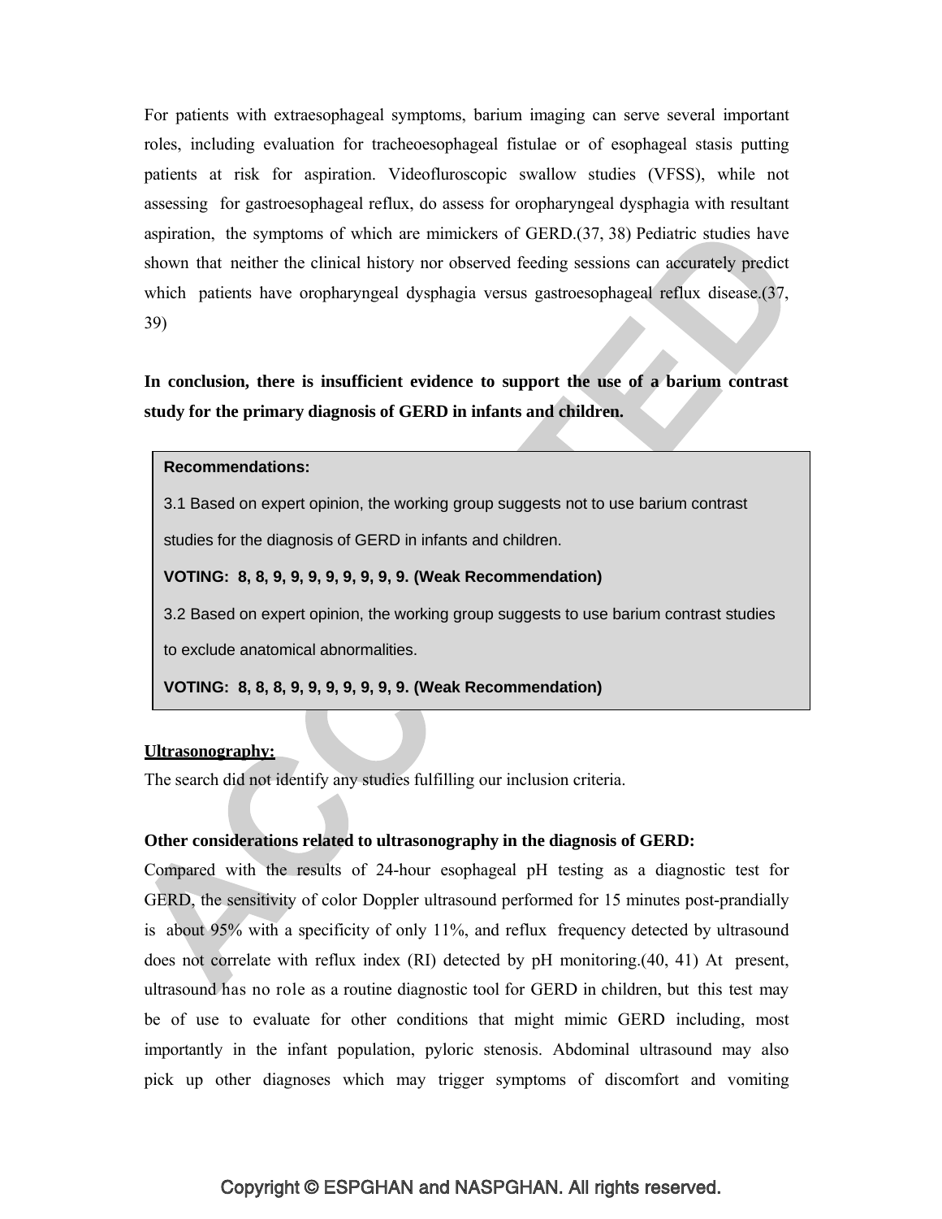For patients with extraesophageal symptoms, barium imaging can serve several important roles, including evaluation for tracheoesophageal fistulae or of esophageal stasis putting patients at risk for aspiration. Videofluroscopic swallow studies (VFSS), while not assessing for gastroesophageal reflux, do assess for oropharyngeal dysphagia with resultant aspiration, the symptoms of which are mimickers of GERD.(37, 38) Pediatric studies have shown that neither the clinical history nor observed feeding sessions can accurately predict which patients have oropharyngeal dysphagia versus gastroesophageal reflux disease.(37, 39)

**In conclusion, there is insufficient evidence to support the use of a barium contrast study for the primary diagnosis of GERD in infants and children.**

> **Recommendations:**
>
> 3.1 Based on expert opinion, the working group suggests not to use barium contrast studies for the diagnosis of GERD in infants and children.
>
> **VOTING: 8, 8, 9, 9, 9, 9, 9, 9, 9, 9. (Weak Recommendation)**
>
> 3.2 Based on expert opinion, the working group suggests to use barium contrast studies to exclude anatomical abnormalities.
>
> **VOTING: 8, 8, 8, 9, 9, 9, 9, 9, 9, 9. (Weak Recommendation)**

**<u>Ultrasonography:</u>**

The search did not identify any studies fulfilling our inclusion criteria.

**Other considerations related to ultrasonography in the diagnosis of GERD:**

Compared with the results of 24-hour esophageal pH testing as a diagnostic test for GERD, the sensitivity of color Doppler ultrasound performed for 15 minutes post-prandially is about 95% with a specificity of only 11%, and reflux frequency detected by ultrasound does not correlate with reflux index (RI) detected by pH monitoring.(40, 41) At present, ultrasound has no role as a routine diagnostic tool for GERD in children, but this test may be of use to evaluate for other conditions that might mimic GERD including, most importantly in the infant population, pyloric stenosis. Abdominal ultrasound may also pick up other diagnoses which may trigger symptoms of discomfort and vomiting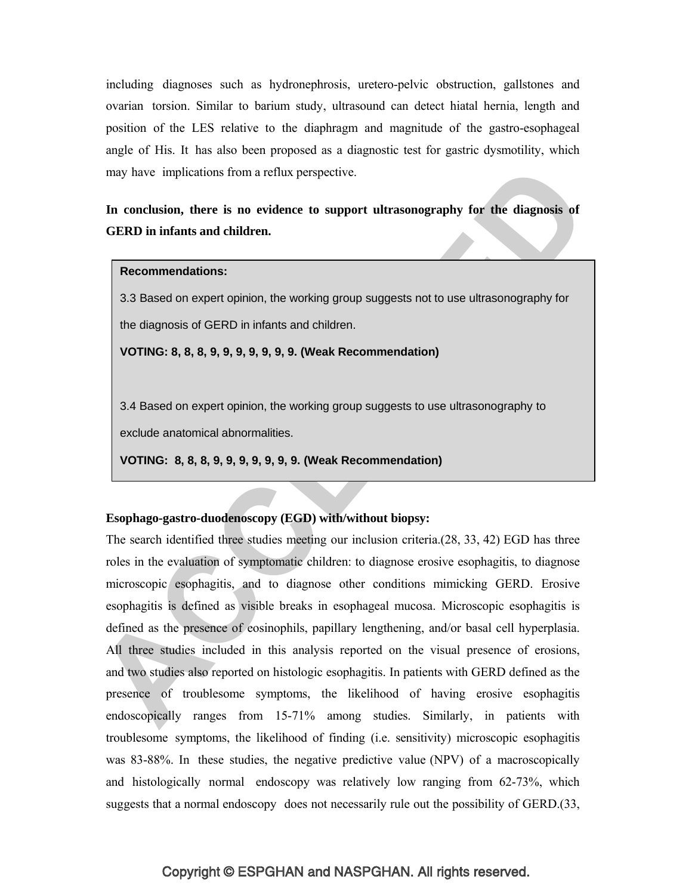including diagnoses such as hydronephrosis, uretero-pelvic obstruction, gallstones and ovarian torsion. Similar to barium study, ultrasound can detect hiatal hernia, length and position of the LES relative to the diaphragm and magnitude of the gastro-esophageal angle of His. It has also been proposed as a diagnostic test for gastric dysmotility, which may have implications from a reflux perspective.

**In conclusion, there is no evidence to support ultrasonography for the diagnosis of GERD in infants and children.**

> **Recommendations:**
>
> 3.3 Based on expert opinion, the working group suggests not to use ultrasonography for the diagnosis of GERD in infants and children.
>
> **VOTING: 8, 8, 8, 9, 9, 9, 9, 9, 9, 9. (Weak Recommendation)**
>
> 3.4 Based on expert opinion, the working group suggests to use ultrasonography to exclude anatomical abnormalities.
>
> **VOTING: 8, 8, 8, 9, 9, 9, 9, 9, 9, 9. (Weak Recommendation)**

**Esophago-gastro-duodenoscopy (EGD) with/without biopsy:**

The search identified three studies meeting our inclusion criteria.(28, 33, 42) EGD has three roles in the evaluation of symptomatic children: to diagnose erosive esophagitis, to diagnose microscopic esophagitis, and to diagnose other conditions mimicking GERD. Erosive esophagitis is defined as visible breaks in esophageal mucosa. Microscopic esophagitis is defined as the presence of eosinophils, papillary lengthening, and/or basal cell hyperplasia. All three studies included in this analysis reported on the visual presence of erosions, and two studies also reported on histologic esophagitis. In patients with GERD defined as the presence of troublesome symptoms, the likelihood of having erosive esophagitis endoscopically ranges from 15-71% among studies. Similarly, in patients with troublesome symptoms, the likelihood of finding (i.e. sensitivity) microscopic esophagitis was 83-88%. In these studies, the negative predictive value (NPV) of a macroscopically and histologically normal endoscopy was relatively low ranging from 62-73%, which suggests that a normal endoscopy does not necessarily rule out the possibility of GERD.(33,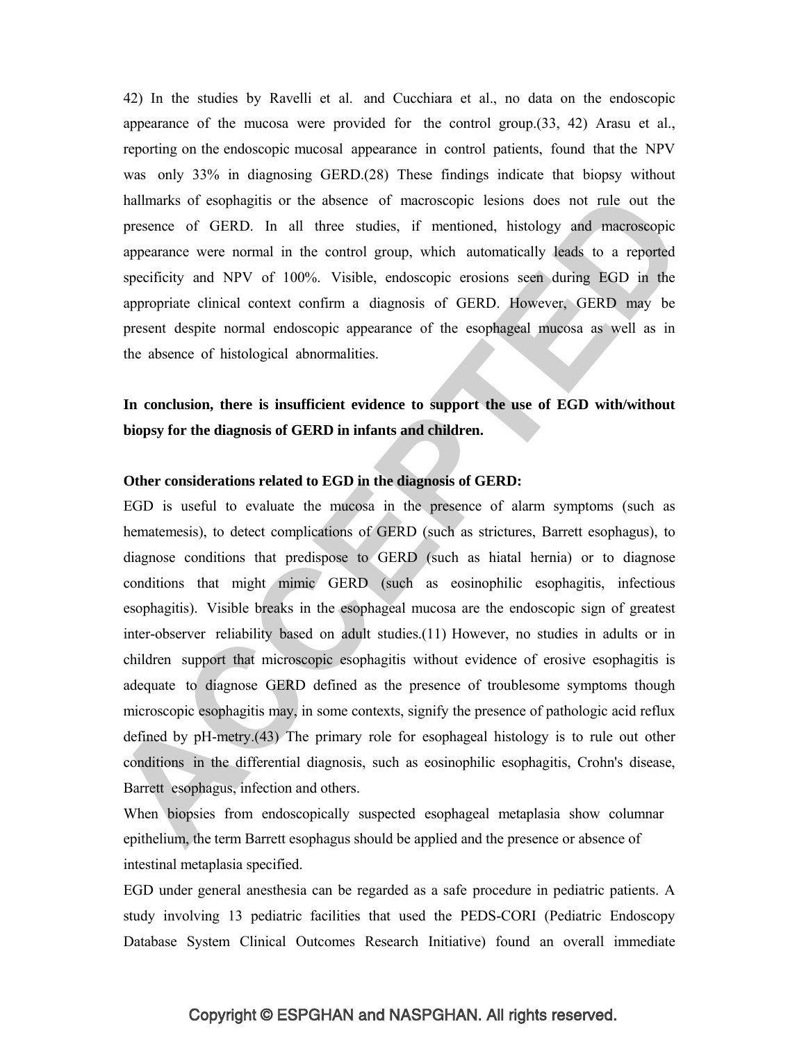42) In the studies by Ravelli et al. and Cucchiara et al., no data on the endoscopic appearance of the mucosa were provided for the control group.(33, 42) Arasu et al., reporting on the endoscopic mucosal appearance in control patients, found that the NPV was only 33% in diagnosing GERD.(28) These findings indicate that biopsy without hallmarks of esophagitis or the absence of macroscopic lesions does not rule out the presence of GERD. In all three studies, if mentioned, histology and macroscopic appearance were normal in the control group, which automatically leads to a reported specificity and NPV of 100%. Visible, endoscopic erosions seen during EGD in the appropriate clinical context confirm a diagnosis of GERD. However, GERD may be present despite normal endoscopic appearance of the esophageal mucosa as well as in the absence of histological abnormalities.

**In conclusion, there is insufficient evidence to support the use of EGD with/without biopsy for the diagnosis of GERD in infants and children.**

**Other considerations related to EGD in the diagnosis of GERD:**

EGD is useful to evaluate the mucosa in the presence of alarm symptoms (such as hematemesis), to detect complications of GERD (such as strictures, Barrett esophagus), to diagnose conditions that predispose to GERD (such as hiatal hernia) or to diagnose conditions that might mimic GERD (such as eosinophilic esophagitis, infectious esophagitis). Visible breaks in the esophageal mucosa are the endoscopic sign of greatest inter-observer reliability based on adult studies.(11) However, no studies in adults or in children support that microscopic esophagitis without evidence of erosive esophagitis is adequate to diagnose GERD defined as the presence of troublesome symptoms though microscopic esophagitis may, in some contexts, signify the presence of pathologic acid reflux defined by pH-metry.(43) The primary role for esophageal histology is to rule out other conditions in the differential diagnosis, such as eosinophilic esophagitis, Crohn's disease, Barrett esophagus, infection and others.

When biopsies from endoscopically suspected esophageal metaplasia show columnar epithelium, the term Barrett esophagus should be applied and the presence or absence of intestinal metaplasia specified.

EGD under general anesthesia can be regarded as a safe procedure in pediatric patients. A study involving 13 pediatric facilities that used the PEDS-CORI (Pediatric Endoscopy Database System Clinical Outcomes Research Initiative) found an overall immediate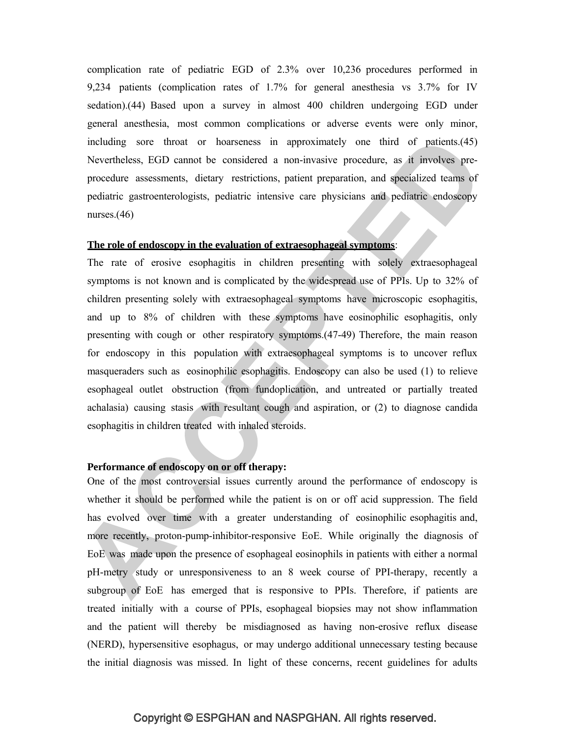complication rate of pediatric EGD of 2.3% over 10,236 procedures performed in 9,234 patients (complication rates of 1.7% for general anesthesia vs 3.7% for IV sedation).(44) Based upon a survey in almost 400 children undergoing EGD under general anesthesia, most common complications or adverse events were only minor, including sore throat or hoarseness in approximately one third of patients.(45) Nevertheless, EGD cannot be considered a non-invasive procedure, as it involves pre-procedure assessments, dietary restrictions, patient preparation, and specialized teams of pediatric gastroenterologists, pediatric intensive care physicians and pediatric endoscopy nurses.(46)

**The role of endoscopy in the evaluation of extraesophageal symptoms**:

The rate of erosive esophagitis in children presenting with solely extraesophageal symptoms is not known and is complicated by the widespread use of PPIs. Up to 32% of children presenting solely with extraesophageal symptoms have microscopic esophagitis, and up to 8% of children with these symptoms have eosinophilic esophagitis, only presenting with cough or other respiratory symptoms.(47-49) Therefore, the main reason for endoscopy in this population with extraesophageal symptoms is to uncover reflux masqueraders such as eosinophilic esophagitis. Endoscopy can also be used (1) to relieve esophageal outlet obstruction (from fundoplication, and untreated or partially treated achalasia) causing stasis with resultant cough and aspiration, or (2) to diagnose candida esophagitis in children treated with inhaled steroids.

**Performance of endoscopy on or off therapy:**

One of the most controversial issues currently around the performance of endoscopy is whether it should be performed while the patient is on or off acid suppression. The field has evolved over time with a greater understanding of eosinophilic esophagitis and, more recently, proton-pump-inhibitor-responsive EoE. While originally the diagnosis of EoE was made upon the presence of esophageal eosinophils in patients with either a normal pH-metry study or unresponsiveness to an 8 week course of PPI-therapy, recently a subgroup of EoE has emerged that is responsive to PPIs. Therefore, if patients are treated initially with a course of PPIs, esophageal biopsies may not show inflammation and the patient will thereby be misdiagnosed as having non-erosive reflux disease (NERD), hypersensitive esophagus, or may undergo additional unnecessary testing because the initial diagnosis was missed. In light of these concerns, recent guidelines for adults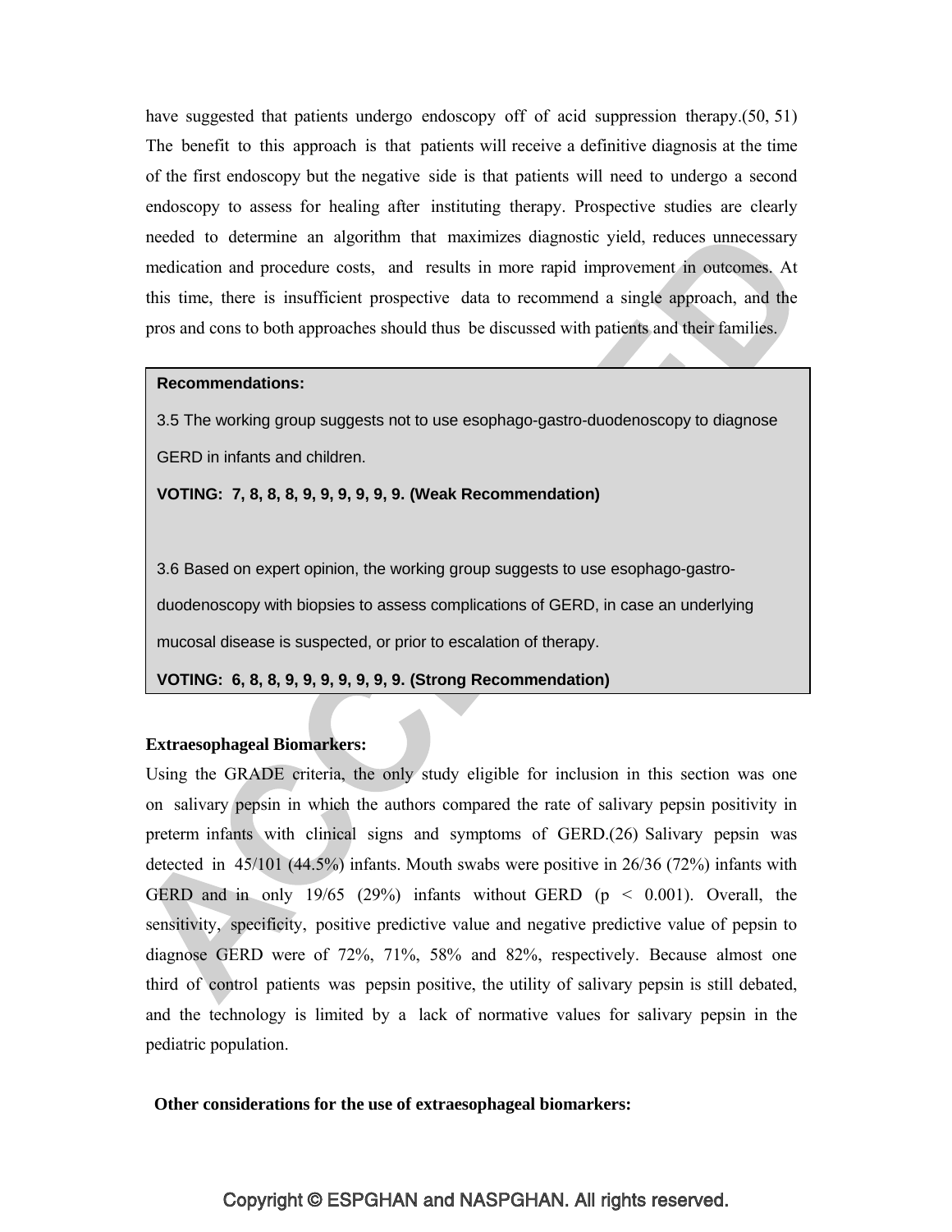have suggested that patients undergo endoscopy off of acid suppression therapy.(50, 51) The benefit to this approach is that patients will receive a definitive diagnosis at the time of the first endoscopy but the negative side is that patients will need to undergo a second endoscopy to assess for healing after instituting therapy. Prospective studies are clearly needed to determine an algorithm that maximizes diagnostic yield, reduces unnecessary medication and procedure costs, and results in more rapid improvement in outcomes. At this time, there is insufficient prospective data to recommend a single approach, and the pros and cons to both approaches should thus be discussed with patients and their families.

**Recommendations:**

3.5 The working group suggests not to use esophago-gastro-duodenoscopy to diagnose GERD in infants and children.

**VOTING: 7, 8, 8, 8, 9, 9, 9, 9, 9, 9. (Weak Recommendation)**

3.6 Based on expert opinion, the working group suggests to use esophago-gastro-duodenoscopy with biopsies to assess complications of GERD, in case an underlying mucosal disease is suspected, or prior to escalation of therapy.

**VOTING: 6, 8, 8, 9, 9, 9, 9, 9, 9, 9. (Strong Recommendation)**

**Extraesophageal Biomarkers:**

Using the GRADE criteria, the only study eligible for inclusion in this section was one on salivary pepsin in which the authors compared the rate of salivary pepsin positivity in preterm infants with clinical signs and symptoms of GERD.(26) Salivary pepsin was detected in 45/101 (44.5%) infants. Mouth swabs were positive in 26/36 (72%) infants with GERD and in only 19/65 (29%) infants without GERD ($p < 0.001$). Overall, the sensitivity, specificity, positive predictive value and negative predictive value of pepsin to diagnose GERD were of 72%, 71%, 58% and 82%, respectively. Because almost one third of control patients was pepsin positive, the utility of salivary pepsin is still debated, and the technology is limited by a lack of normative values for salivary pepsin in the pediatric population.

**Other considerations for the use of extraesophageal biomarkers:**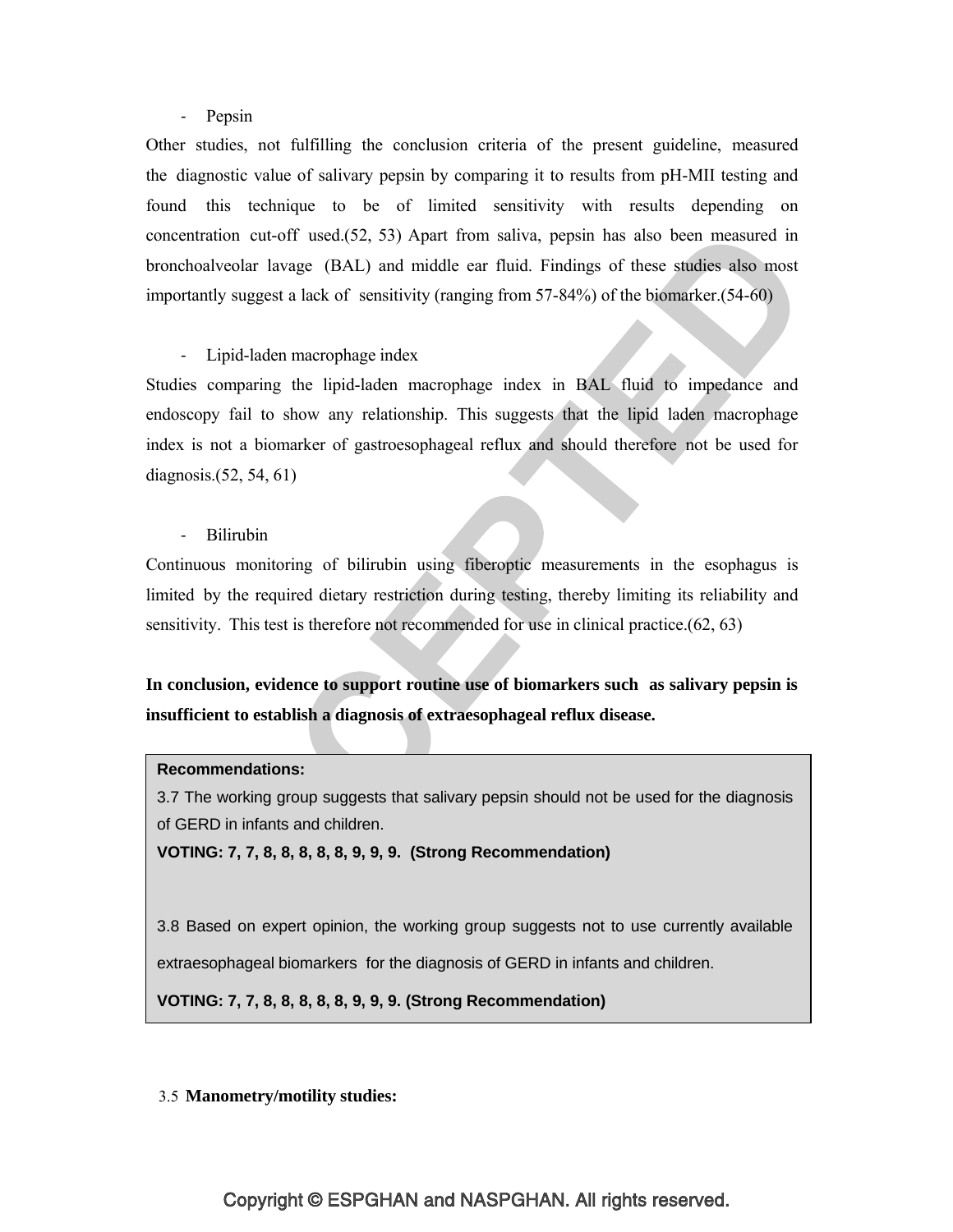- Pepsin

Other studies, not fulfilling the conclusion criteria of the present guideline, measured the diagnostic value of salivary pepsin by comparing it to results from pH-MII testing and found this technique to be of limited sensitivity with results depending on concentration cut-off used.(52, 53) Apart from saliva, pepsin has also been measured in bronchoalveolar lavage (BAL) and middle ear fluid. Findings of these studies also most importantly suggest a lack of sensitivity (ranging from 57-84%) of the biomarker.(54-60)

- Lipid-laden macrophage index

Studies comparing the lipid-laden macrophage index in BAL fluid to impedance and endoscopy fail to show any relationship. This suggests that the lipid laden macrophage index is not a biomarker of gastroesophageal reflux and should therefore not be used for diagnosis.(52, 54, 61)

- Bilirubin

Continuous monitoring of bilirubin using fiberoptic measurements in the esophagus is limited by the required dietary restriction during testing, thereby limiting its reliability and sensitivity. This test is therefore not recommended for use in clinical practice.(62, 63)

**In conclusion, evidence to support routine use of biomarkers such as salivary pepsin is insufficient to establish a diagnosis of extraesophageal reflux disease.**

**Recommendations:**

3.7 The working group suggests that salivary pepsin should not be used for the diagnosis of GERD in infants and children.

**VOTING: 7, 7, 8, 8, 8, 8, 8, 9, 9, 9. (Strong Recommendation)**

3.8 Based on expert opinion, the working group suggests not to use currently available extraesophageal biomarkers for the diagnosis of GERD in infants and children.

**VOTING: 7, 7, 8, 8, 8, 8, 8, 9, 9, 9. (Strong Recommendation)**

3.5 **Manometry/motility studies:**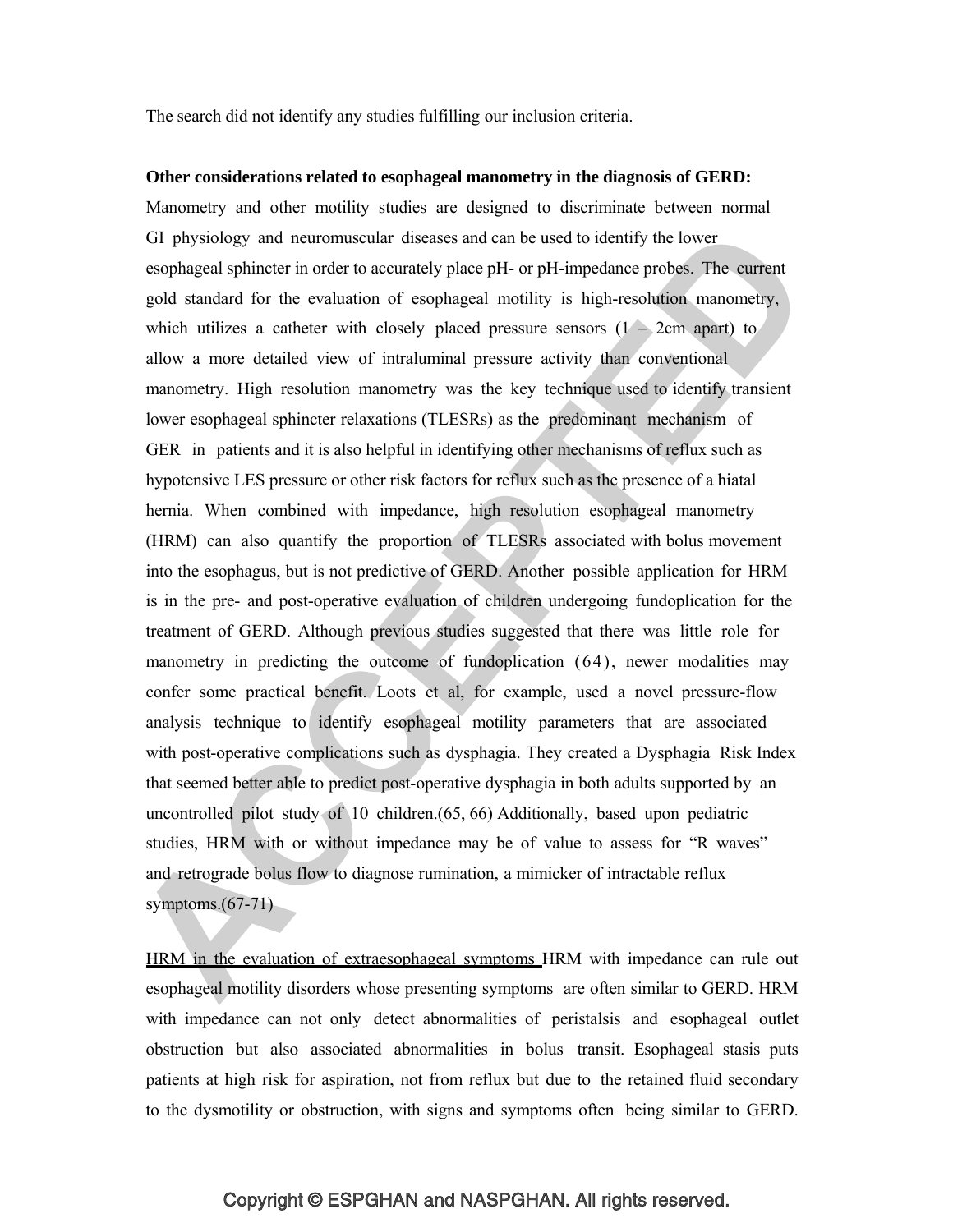The search did not identify any studies fulfilling our inclusion criteria.

**Other considerations related to esophageal manometry in the diagnosis of GERD:**

Manometry and other motility studies are designed to discriminate between normal GI physiology and neuromuscular diseases and can be used to identify the lower esophageal sphincter in order to accurately place pH- or pH-impedance probes. The current gold standard for the evaluation of esophageal motility is high-resolution manometry, which utilizes a catheter with closely placed pressure sensors (1 – 2cm apart) to allow a more detailed view of intraluminal pressure activity than conventional manometry. High resolution manometry was the key technique used to identify transient lower esophageal sphincter relaxations (TLESRs) as the predominant mechanism of GER in patients and it is also helpful in identifying other mechanisms of reflux such as hypotensive LES pressure or other risk factors for reflux such as the presence of a hiatal hernia. When combined with impedance, high resolution esophageal manometry (HRM) can also quantify the proportion of TLESRs associated with bolus movement into the esophagus, but is not predictive of GERD. Another possible application for HRM is in the pre- and post-operative evaluation of children undergoing fundoplication for the treatment of GERD. Although previous studies suggested that there was little role for manometry in predicting the outcome of fundoplication (64), newer modalities may confer some practical benefit. Loots et al, for example, used a novel pressure-flow analysis technique to identify esophageal motility parameters that are associated with post-operative complications such as dysphagia. They created a Dysphagia Risk Index that seemed better able to predict post-operative dysphagia in both adults supported by an uncontrolled pilot study of 10 children.(65, 66) Additionally, based upon pediatric studies, HRM with or without impedance may be of value to assess for "R waves" and retrograde bolus flow to diagnose rumination, a mimicker of intractable reflux symptoms.(67-71)

<u>HRM in the evaluation of extraesophageal symptoms</u> HRM with impedance can rule out esophageal motility disorders whose presenting symptoms are often similar to GERD. HRM with impedance can not only detect abnormalities of peristalsis and esophageal outlet obstruction but also associated abnormalities in bolus transit. Esophageal stasis puts patients at high risk for aspiration, not from reflux but due to the retained fluid secondary to the dysmotility or obstruction, with signs and symptoms often being similar to GERD.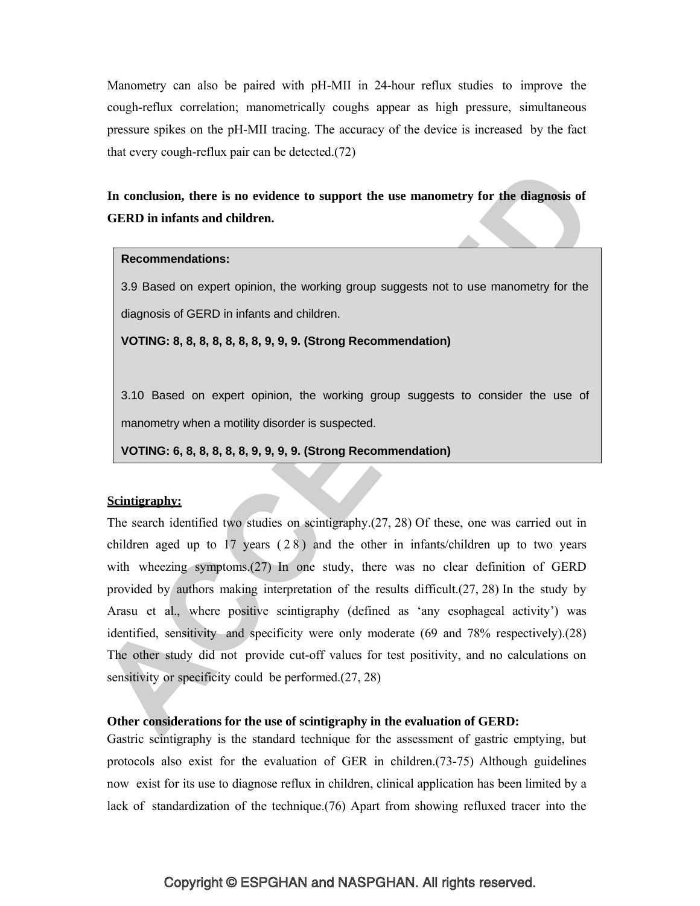Manometry can also be paired with pH-MII in 24-hour reflux studies to improve the cough-reflux correlation; manometrically coughs appear as high pressure, simultaneous pressure spikes on the pH-MII tracing. The accuracy of the device is increased by the fact that every cough-reflux pair can be detected.(72)

**In conclusion, there is no evidence to support the use manometry for the diagnosis of GERD in infants and children.**

> **Recommendations:**
>
> 3.9 Based on expert opinion, the working group suggests not to use manometry for the diagnosis of GERD in infants and children.
>
> **VOTING: 8, 8, 8, 8, 8, 8, 8, 9, 9, 9. (Strong Recommendation)**
>
> 3.10 Based on expert opinion, the working group suggests to consider the use of manometry when a motility disorder is suspected.
>
> **VOTING: 6, 8, 8, 8, 8, 8, 9, 9, 9, 9. (Strong Recommendation)**

**Scintigraphy:**

The search identified two studies on scintigraphy.(27, 28) Of these, one was carried out in children aged up to 17 years (28) and the other in infants/children up to two years with wheezing symptoms.(27) In one study, there was no clear definition of GERD provided by authors making interpretation of the results difficult.(27, 28) In the study by Arasu et al., where positive scintigraphy (defined as 'any esophageal activity') was identified, sensitivity and specificity were only moderate (69 and 78% respectively).(28) The other study did not provide cut-off values for test positivity, and no calculations on sensitivity or specificity could be performed.(27, 28)

**Other considerations for the use of scintigraphy in the evaluation of GERD:**

Gastric scintigraphy is the standard technique for the assessment of gastric emptying, but protocols also exist for the evaluation of GER in children.(73-75) Although guidelines now exist for its use to diagnose reflux in children, clinical application has been limited by a lack of standardization of the technique.(76) Apart from showing refluxed tracer into the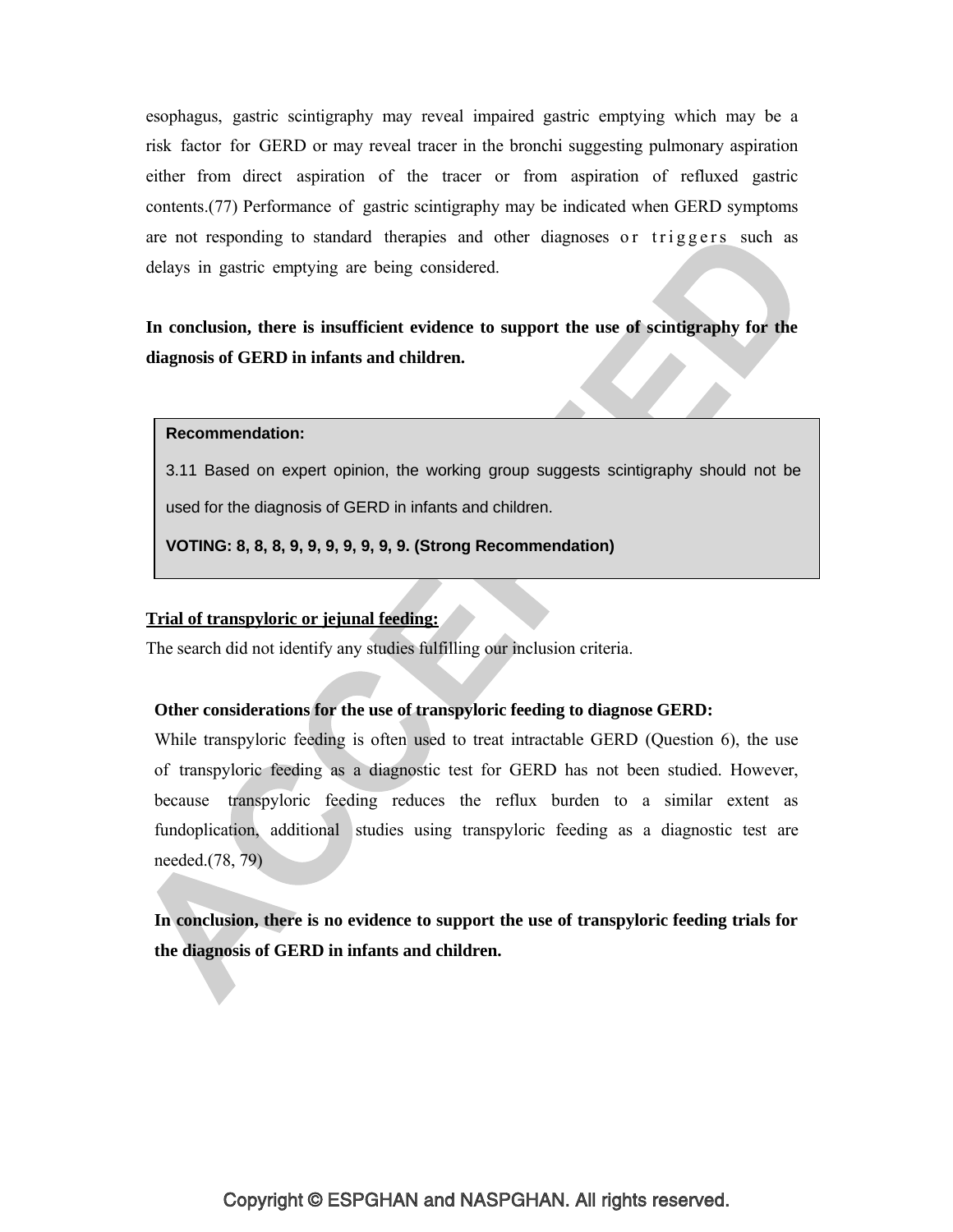esophagus, gastric scintigraphy may reveal impaired gastric emptying which may be a risk factor for GERD or may reveal tracer in the bronchi suggesting pulmonary aspiration either from direct aspiration of the tracer or from aspiration of refluxed gastric contents.(77) Performance of gastric scintigraphy may be indicated when GERD symptoms are not responding to standard therapies and other diagnoses or triggers such as delays in gastric emptying are being considered.

**In conclusion, there is insufficient evidence to support the use of scintigraphy for the diagnosis of GERD in infants and children.**

> **Recommendation:**
>
> 3.11 Based on expert opinion, the working group suggests scintigraphy should not be used for the diagnosis of GERD in infants and children.
>
> **VOTING: 8, 8, 8, 9, 9, 9, 9, 9, 9, 9. (Strong Recommendation)**

**Trial of transpyloric or jejunal feeding:**

The search did not identify any studies fulfilling our inclusion criteria.

**Other considerations for the use of transpyloric feeding to diagnose GERD:**

While transpyloric feeding is often used to treat intractable GERD (Question 6), the use of transpyloric feeding as a diagnostic test for GERD has not been studied. However, because transpyloric feeding reduces the reflux burden to a similar extent as fundoplication, additional studies using transpyloric feeding as a diagnostic test are needed.(78, 79)

**In conclusion, there is no evidence to support the use of transpyloric feeding trials for the diagnosis of GERD in infants and children.**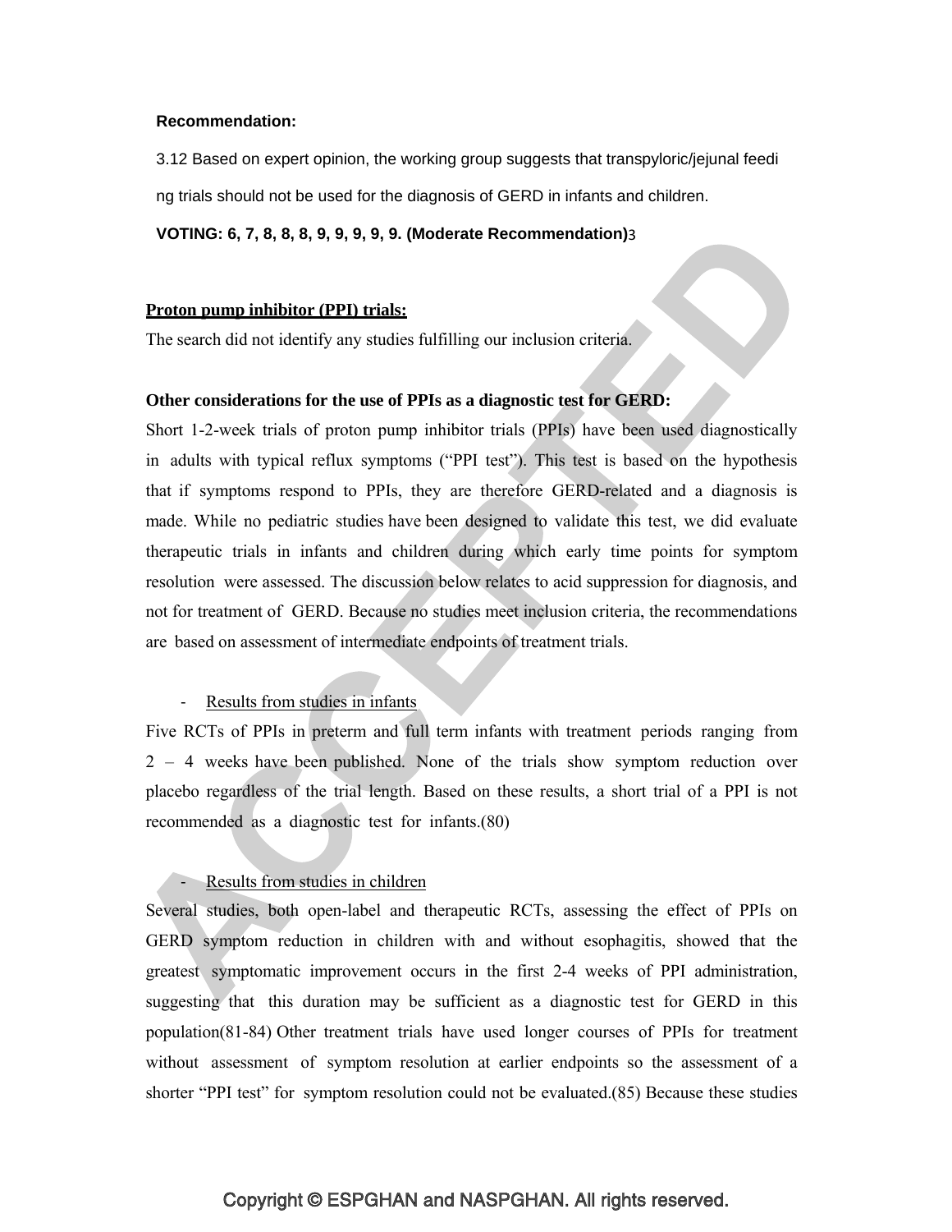**Recommendation:**

3.12 Based on expert opinion, the working group suggests that transpyloric/jejunal feeding trials should not be used for the diagnosis of GERD in infants and children.

**VOTING: 6, 7, 8, 8, 8, 9, 9, 9, 9, 9. (Moderate Recommendation)**3

**Proton pump inhibitor (PPI) trials:**

The search did not identify any studies fulfilling our inclusion criteria.

**Other considerations for the use of PPIs as a diagnostic test for GERD:**

Short 1-2-week trials of proton pump inhibitor trials (PPIs) have been used diagnostically in adults with typical reflux symptoms ("PPI test"). This test is based on the hypothesis that if symptoms respond to PPIs, they are therefore GERD-related and a diagnosis is made. While no pediatric studies have been designed to validate this test, we did evaluate therapeutic trials in infants and children during which early time points for symptom resolution were assessed. The discussion below relates to acid suppression for diagnosis, and not for treatment of GERD. Because no studies meet inclusion criteria, the recommendations are based on assessment of intermediate endpoints of treatment trials.

- Results from studies in infants

Five RCTs of PPIs in preterm and full term infants with treatment periods ranging from 2 – 4 weeks have been published. None of the trials show symptom reduction over placebo regardless of the trial length. Based on these results, a short trial of a PPI is not recommended as a diagnostic test for infants.(80)

- Results from studies in children

Several studies, both open-label and therapeutic RCTs, assessing the effect of PPIs on GERD symptom reduction in children with and without esophagitis, showed that the greatest symptomatic improvement occurs in the first 2-4 weeks of PPI administration, suggesting that this duration may be sufficient as a diagnostic test for GERD in this population(81-84) Other treatment trials have used longer courses of PPIs for treatment without assessment of symptom resolution at earlier endpoints so the assessment of a shorter "PPI test" for symptom resolution could not be evaluated.(85) Because these studies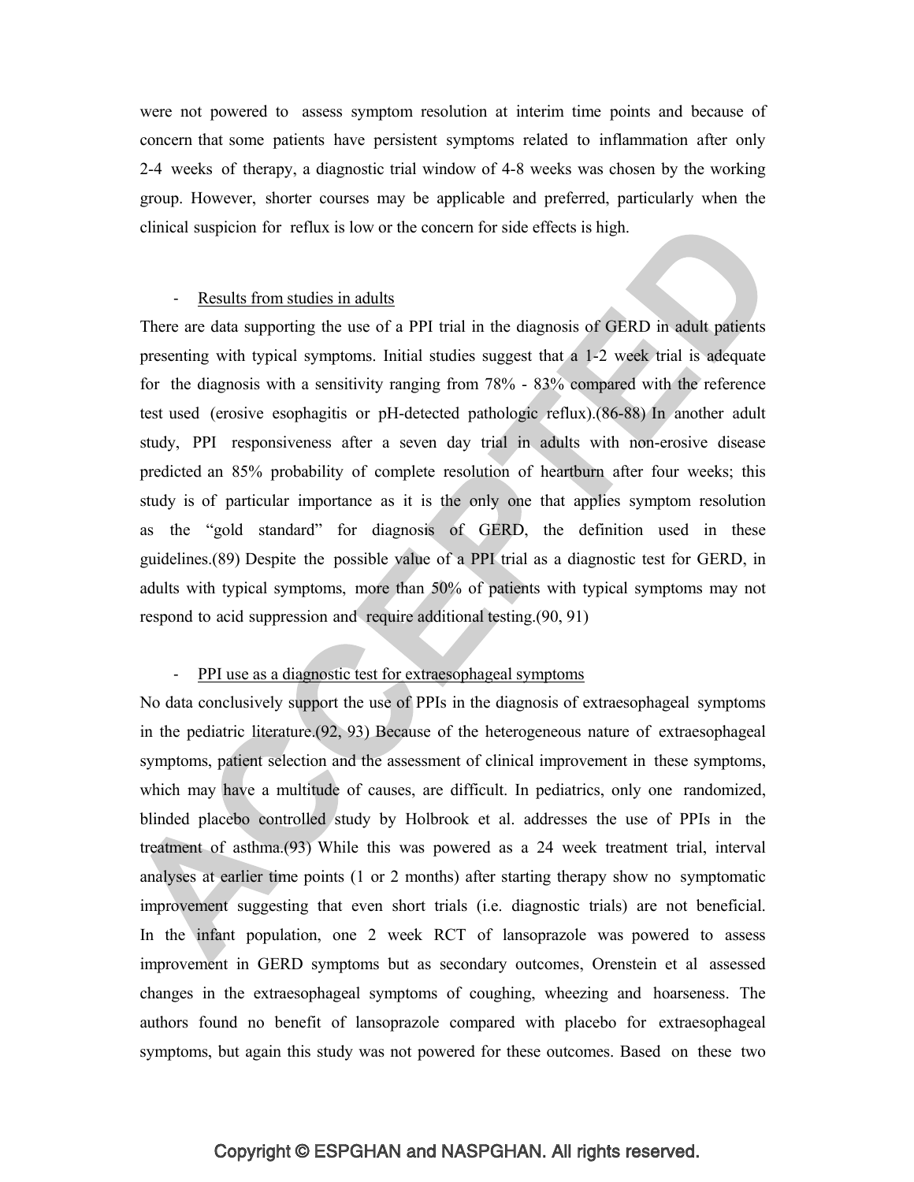were not powered to assess symptom resolution at interim time points and because of concern that some patients have persistent symptoms related to inflammation after only 2-4 weeks of therapy, a diagnostic trial window of 4-8 weeks was chosen by the working group. However, shorter courses may be applicable and preferred, particularly when the clinical suspicion for reflux is low or the concern for side effects is high.

- Results from studies in adults

There are data supporting the use of a PPI trial in the diagnosis of GERD in adult patients presenting with typical symptoms. Initial studies suggest that a 1-2 week trial is adequate for the diagnosis with a sensitivity ranging from 78% - 83% compared with the reference test used (erosive esophagitis or pH-detected pathologic reflux).(86-88) In another adult study, PPI responsiveness after a seven day trial in adults with non-erosive disease predicted an 85% probability of complete resolution of heartburn after four weeks; this study is of particular importance as it is the only one that applies symptom resolution as the "gold standard" for diagnosis of GERD, the definition used in these guidelines.(89) Despite the possible value of a PPI trial as a diagnostic test for GERD, in adults with typical symptoms, more than 50% of patients with typical symptoms may not respond to acid suppression and require additional testing.(90, 91)

- PPI use as a diagnostic test for extraesophageal symptoms

No data conclusively support the use of PPIs in the diagnosis of extraesophageal symptoms in the pediatric literature.(92, 93) Because of the heterogeneous nature of extraesophageal symptoms, patient selection and the assessment of clinical improvement in these symptoms, which may have a multitude of causes, are difficult. In pediatrics, only one randomized, blinded placebo controlled study by Holbrook et al. addresses the use of PPIs in the treatment of asthma.(93) While this was powered as a 24 week treatment trial, interval analyses at earlier time points (1 or 2 months) after starting therapy show no symptomatic improvement suggesting that even short trials (i.e. diagnostic trials) are not beneficial. In the infant population, one 2 week RCT of lansoprazole was powered to assess improvement in GERD symptoms but as secondary outcomes, Orenstein et al assessed changes in the extraesophageal symptoms of coughing, wheezing and hoarseness. The authors found no benefit of lansoprazole compared with placebo for extraesophageal symptoms, but again this study was not powered for these outcomes. Based on these two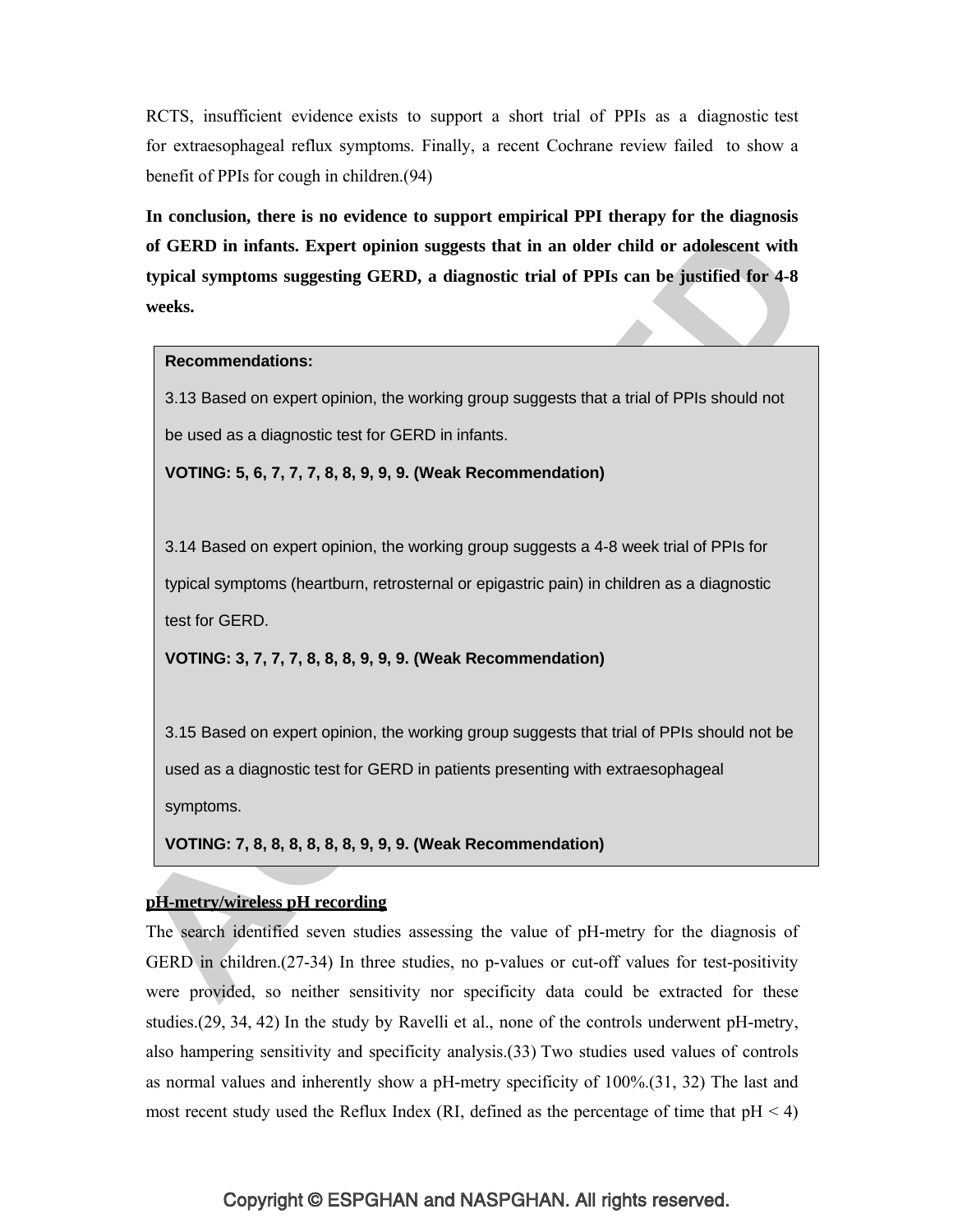RCTS, insufficient evidence exists to support a short trial of PPIs as a diagnostic test for extraesophageal reflux symptoms. Finally, a recent Cochrane review failed to show a benefit of PPIs for cough in children.(94)

**In conclusion, there is no evidence to support empirical PPI therapy for the diagnosis of GERD in infants. Expert opinion suggests that in an older child or adolescent with typical symptoms suggesting GERD, a diagnostic trial of PPIs can be justified for 4-8 weeks.**

> **Recommendations:**
>
> 3.13 Based on expert opinion, the working group suggests that a trial of PPIs should not be used as a diagnostic test for GERD in infants.
>
> **VOTING: 5, 6, 7, 7, 7, 8, 8, 9, 9, 9. (Weak Recommendation)**
>
> 3.14 Based on expert opinion, the working group suggests a 4-8 week trial of PPIs for typical symptoms (heartburn, retrosternal or epigastric pain) in children as a diagnostic test for GERD.
>
> **VOTING: 3, 7, 7, 7, 8, 8, 8, 9, 9, 9. (Weak Recommendation)**
>
> 3.15 Based on expert opinion, the working group suggests that trial of PPIs should not be used as a diagnostic test for GERD in patients presenting with extraesophageal symptoms.
>
> **VOTING: 7, 8, 8, 8, 8, 8, 8, 9, 9, 9. (Weak Recommendation)**

**pH-metry/wireless pH recording**

The search identified seven studies assessing the value of pH-metry for the diagnosis of GERD in children.(27-34) In three studies, no p-values or cut-off values for test-positivity were provided, so neither sensitivity nor specificity data could be extracted for these studies.(29, 34, 42) In the study by Ravelli et al., none of the controls underwent pH-metry, also hampering sensitivity and specificity analysis.(33) Two studies used values of controls as normal values and inherently show a pH-metry specificity of 100%.(31, 32) The last and most recent study used the Reflux Index (RI, defined as the percentage of time that pH < 4)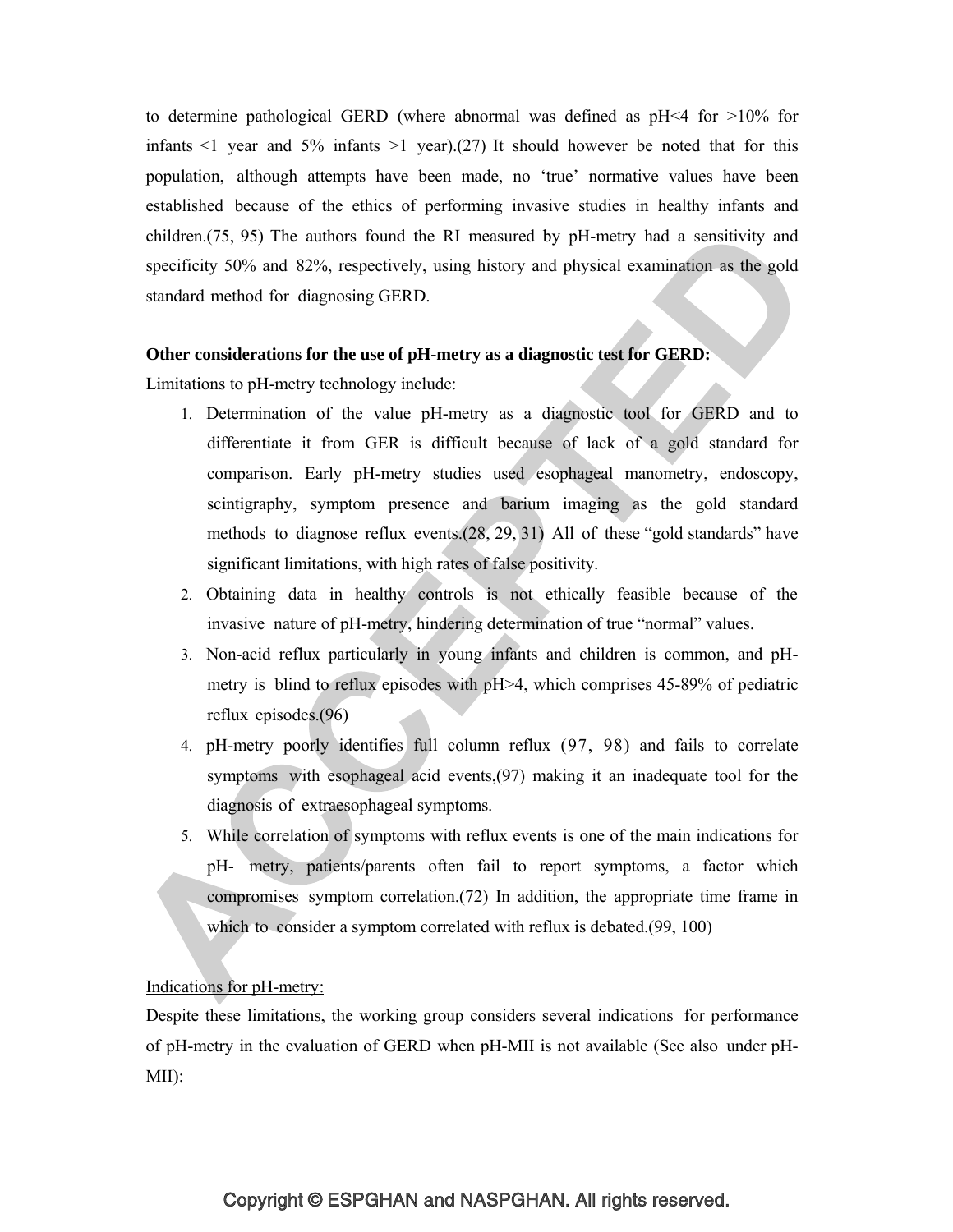to determine pathological GERD (where abnormal was defined as pH<4 for >10% for infants <1 year and 5% infants >1 year).(27) It should however be noted that for this population, although attempts have been made, no 'true' normative values have been established because of the ethics of performing invasive studies in healthy infants and children.(75, 95) The authors found the RI measured by pH-metry had a sensitivity and specificity 50% and 82%, respectively, using history and physical examination as the gold standard method for diagnosing GERD.

**Other considerations for the use of pH-metry as a diagnostic test for GERD:**

Limitations to pH-metry technology include:

1. Determination of the value pH-metry as a diagnostic tool for GERD and to differentiate it from GER is difficult because of lack of a gold standard for comparison. Early pH-metry studies used esophageal manometry, endoscopy, scintigraphy, symptom presence and barium imaging as the gold standard methods to diagnose reflux events.(28, 29, 31) All of these "gold standards" have significant limitations, with high rates of false positivity.
2. Obtaining data in healthy controls is not ethically feasible because of the invasive nature of pH-metry, hindering determination of true "normal" values.
3. Non-acid reflux particularly in young infants and children is common, and pH-metry is blind to reflux episodes with pH>4, which comprises 45-89% of pediatric reflux episodes.(96)
4. pH-metry poorly identifies full column reflux (97, 98) and fails to correlate symptoms with esophageal acid events,(97) making it an inadequate tool for the diagnosis of extraesophageal symptoms.
5. While correlation of symptoms with reflux events is one of the main indications for pH- metry, patients/parents often fail to report symptoms, a factor which compromises symptom correlation.(72) In addition, the appropriate time frame in which to consider a symptom correlated with reflux is debated.(99, 100)

Indications for pH-metry:

Despite these limitations, the working group considers several indications for performance of pH-metry in the evaluation of GERD when pH-MII is not available (See also under pH-MII):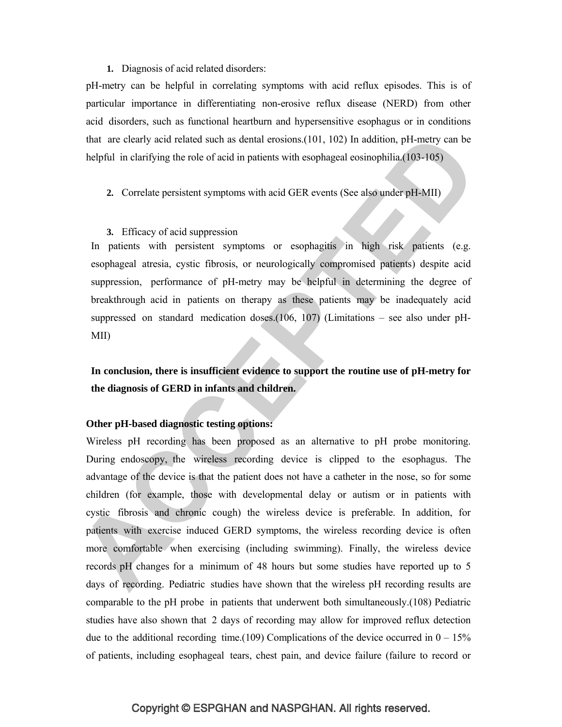1. **Diagnosis of acid related disorders:**

pH-metry can be helpful in correlating symptoms with acid reflux episodes. This is of particular importance in differentiating non-erosive reflux disease (NERD) from other acid disorders, such as functional heartburn and hypersensitive esophagus or in conditions that are clearly acid related such as dental erosions.(101, 102) In addition, pH-metry can be helpful in clarifying the role of acid in patients with esophageal eosinophilia.(103-105)

2. **Correlate persistent symptoms with acid GER events (See also under pH-MII)**

3. **Efficacy of acid suppression**

In patients with persistent symptoms or esophagitis in high risk patients (e.g. esophageal atresia, cystic fibrosis, or neurologically compromised patients) despite acid suppression, performance of pH-metry may be helpful in determining the degree of breakthrough acid in patients on therapy as these patients may be inadequately acid suppressed on standard medication doses.(106, 107) (Limitations – see also under pH-MII)

**In conclusion, there is insufficient evidence to support the routine use of pH-metry for the diagnosis of GERD in infants and children.**

**Other pH-based diagnostic testing options:**

Wireless pH recording has been proposed as an alternative to pH probe monitoring. During endoscopy, the wireless recording device is clipped to the esophagus. The advantage of the device is that the patient does not have a catheter in the nose, so for some children (for example, those with developmental delay or autism or in patients with cystic fibrosis and chronic cough) the wireless device is preferable. In addition, for patients with exercise induced GERD symptoms, the wireless recording device is often more comfortable when exercising (including swimming). Finally, the wireless device records pH changes for a minimum of 48 hours but some studies have reported up to 5 days of recording. Pediatric studies have shown that the wireless pH recording results are comparable to the pH probe in patients that underwent both simultaneously.(108) Pediatric studies have also shown that 2 days of recording may allow for improved reflux detection due to the additional recording time.(109) Complications of the device occurred in 0 – 15% of patients, including esophageal tears, chest pain, and device failure (failure to record or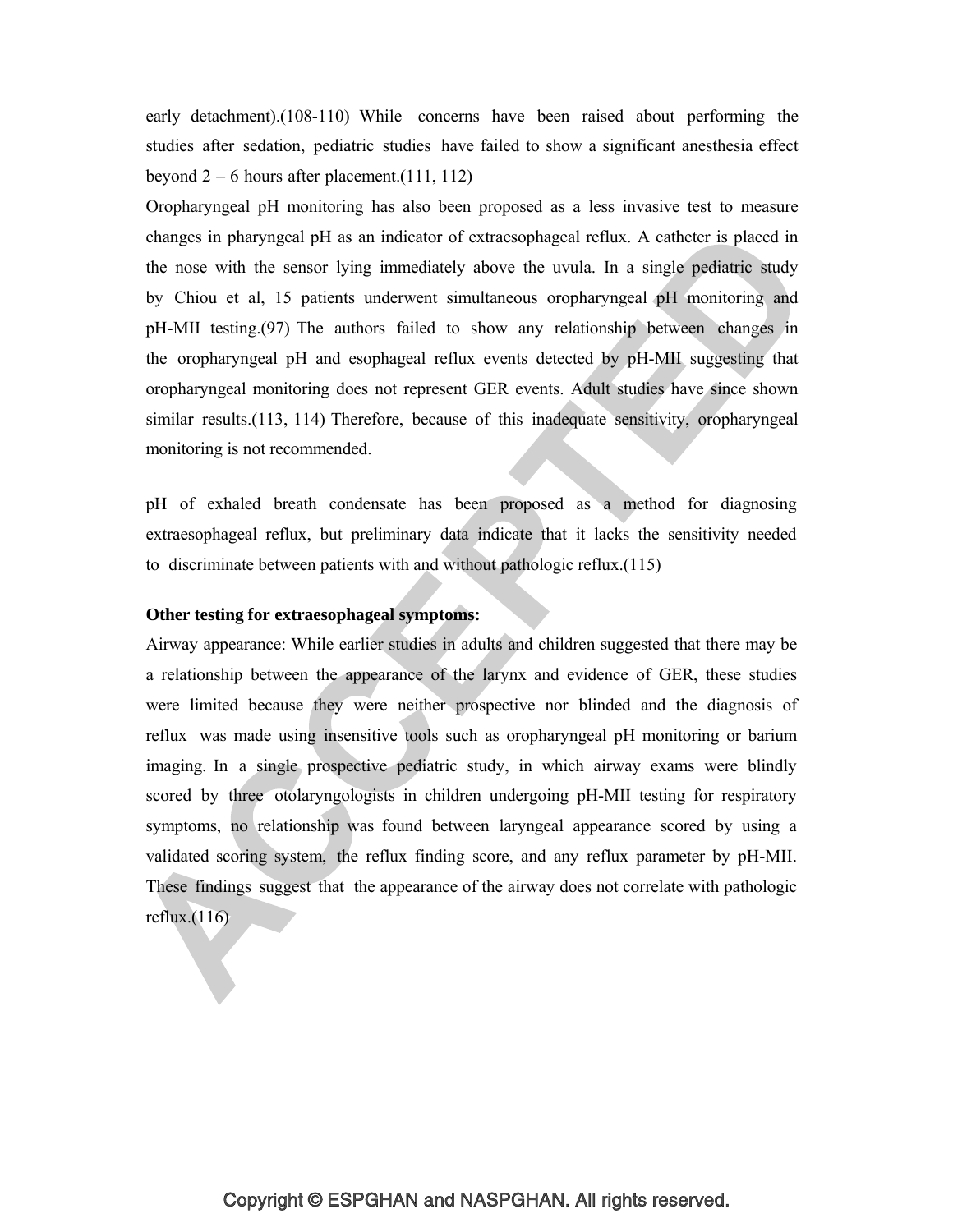early detachment).(108-110) While concerns have been raised about performing the studies after sedation, pediatric studies have failed to show a significant anesthesia effect beyond 2 – 6 hours after placement.(111, 112)

Oropharyngeal pH monitoring has also been proposed as a less invasive test to measure changes in pharyngeal pH as an indicator of extraesophageal reflux. A catheter is placed in the nose with the sensor lying immediately above the uvula. In a single pediatric study by Chiou et al, 15 patients underwent simultaneous oropharyngeal pH monitoring and pH-MII testing.(97) The authors failed to show any relationship between changes in the oropharyngeal pH and esophageal reflux events detected by pH-MII suggesting that oropharyngeal monitoring does not represent GER events. Adult studies have since shown similar results.(113, 114) Therefore, because of this inadequate sensitivity, oropharyngeal monitoring is not recommended.

pH of exhaled breath condensate has been proposed as a method for diagnosing extraesophageal reflux, but preliminary data indicate that it lacks the sensitivity needed to discriminate between patients with and without pathologic reflux.(115)

**Other testing for extraesophageal symptoms:**

Airway appearance: While earlier studies in adults and children suggested that there may be a relationship between the appearance of the larynx and evidence of GER, these studies were limited because they were neither prospective nor blinded and the diagnosis of reflux was made using insensitive tools such as oropharyngeal pH monitoring or barium imaging. In a single prospective pediatric study, in which airway exams were blindly scored by three otolaryngologists in children undergoing pH-MII testing for respiratory symptoms, no relationship was found between laryngeal appearance scored by using a validated scoring system, the reflux finding score, and any reflux parameter by pH-MII. These findings suggest that the appearance of the airway does not correlate with pathologic reflux.(116)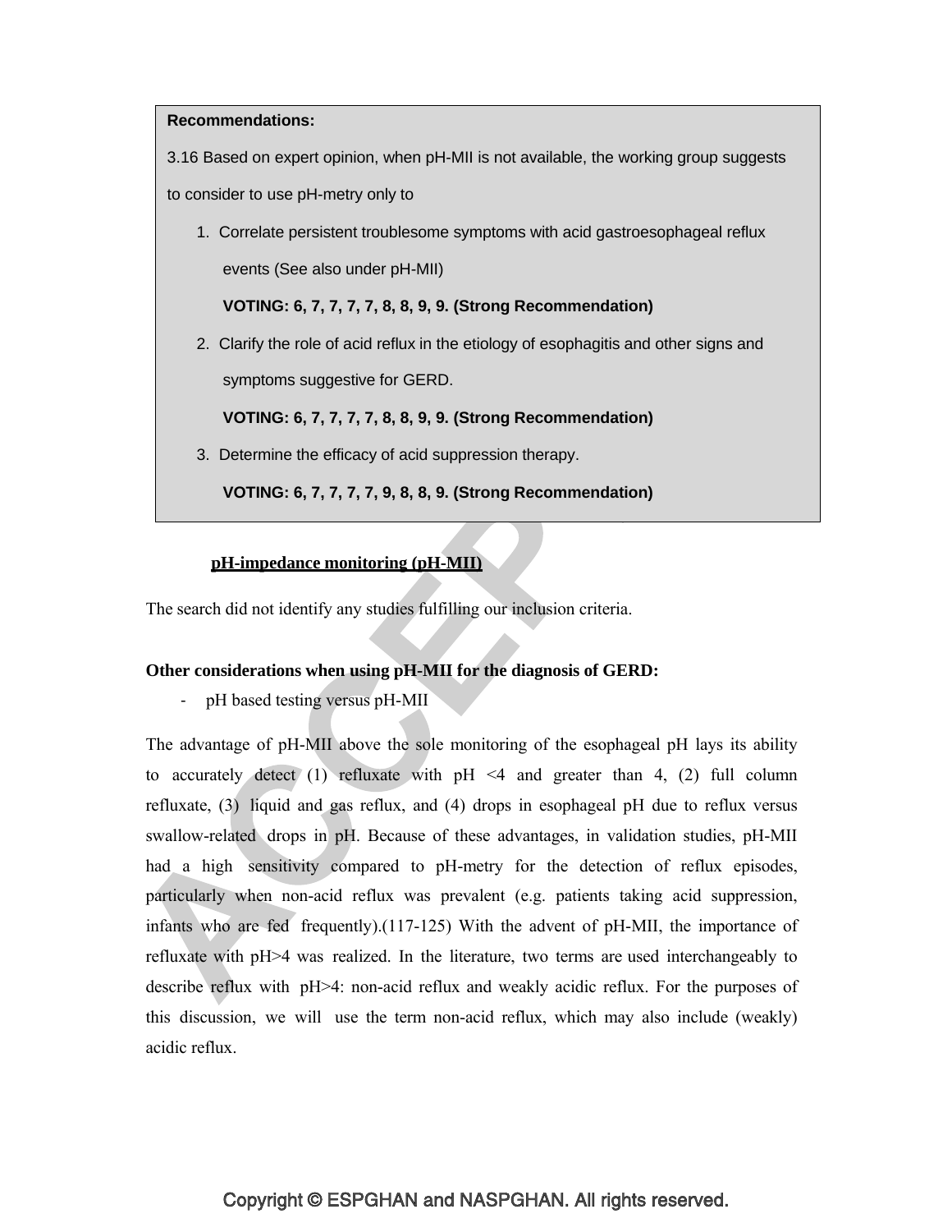> **Recommendations:**
>
> 3.16 Based on expert opinion, when pH-MII is not available, the working group suggests to consider to use pH-metry only to
>
> 1. Correlate persistent troublesome symptoms with acid gastroesophageal reflux events (See also under pH-MII)
>
>    **VOTING: 6, 7, 7, 7, 7, 8, 8, 9, 9. (Strong Recommendation)**
>
> 2. Clarify the role of acid reflux in the etiology of esophagitis and other signs and symptoms suggestive for GERD.
>
>    **VOTING: 6, 7, 7, 7, 7, 8, 8, 9, 9. (Strong Recommendation)**
>
> 3. Determine the efficacy of acid suppression therapy.
>
>    **VOTING: 6, 7, 7, 7, 7, 9, 8, 8, 9. (Strong Recommendation)**

**pH-impedance monitoring (pH-MII)**

The search did not identify any studies fulfilling our inclusion criteria.

**Other considerations when using pH-MII for the diagnosis of GERD:**

- pH based testing versus pH-MII

The advantage of pH-MII above the sole monitoring of the esophageal pH lays its ability to accurately detect (1) refluxate with pH <4 and greater than 4, (2) full column refluxate, (3) liquid and gas reflux, and (4) drops in esophageal pH due to reflux versus swallow-related drops in pH. Because of these advantages, in validation studies, pH-MII had a high sensitivity compared to pH-metry for the detection of reflux episodes, particularly when non-acid reflux was prevalent (e.g. patients taking acid suppression, infants who are fed frequently).(117-125) With the advent of pH-MII, the importance of refluxate with pH>4 was realized. In the literature, two terms are used interchangeably to describe reflux with pH>4: non-acid reflux and weakly acidic reflux. For the purposes of this discussion, we will use the term non-acid reflux, which may also include (weakly) acidic reflux.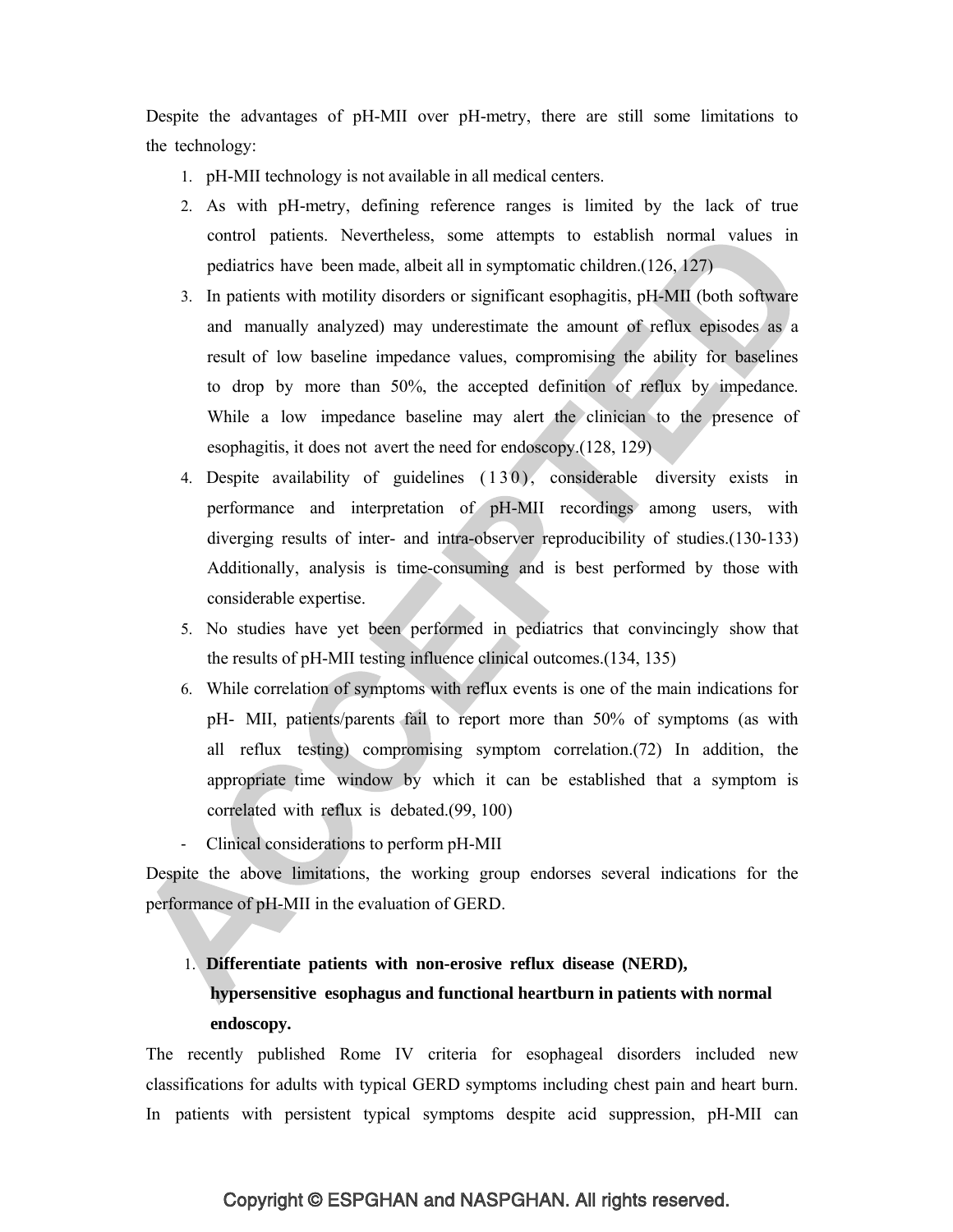Despite the advantages of pH-MII over pH-metry, there are still some limitations to the technology:

1. pH-MII technology is not available in all medical centers.
2. As with pH-metry, defining reference ranges is limited by the lack of true control patients. Nevertheless, some attempts to establish normal values in pediatrics have been made, albeit all in symptomatic children.(126, 127)
3. In patients with motility disorders or significant esophagitis, pH-MII (both software and manually analyzed) may underestimate the amount of reflux episodes as a result of low baseline impedance values, compromising the ability for baselines to drop by more than 50%, the accepted definition of reflux by impedance. While a low impedance baseline may alert the clinician to the presence of esophagitis, it does not avert the need for endoscopy.(128, 129)
4. Despite availability of guidelines (130), considerable diversity exists in performance and interpretation of pH-MII recordings among users, with diverging results of inter- and intra-observer reproducibility of studies.(130-133) Additionally, analysis is time-consuming and is best performed by those with considerable expertise.
5. No studies have yet been performed in pediatrics that convincingly show that the results of pH-MII testing influence clinical outcomes.(134, 135)
6. While correlation of symptoms with reflux events is one of the main indications for pH- MII, patients/parents fail to report more than 50% of symptoms (as with all reflux testing) compromising symptom correlation.(72) In addition, the appropriate time window by which it can be established that a symptom is correlated with reflux is debated.(99, 100)

- Clinical considerations to perform pH-MII

Despite the above limitations, the working group endorses several indications for the performance of pH-MII in the evaluation of GERD.

1. **Differentiate patients with non-erosive reflux disease (NERD), hypersensitive esophagus and functional heartburn in patients with normal endoscopy.**

The recently published Rome IV criteria for esophageal disorders included new classifications for adults with typical GERD symptoms including chest pain and heart burn. In patients with persistent typical symptoms despite acid suppression, pH-MII can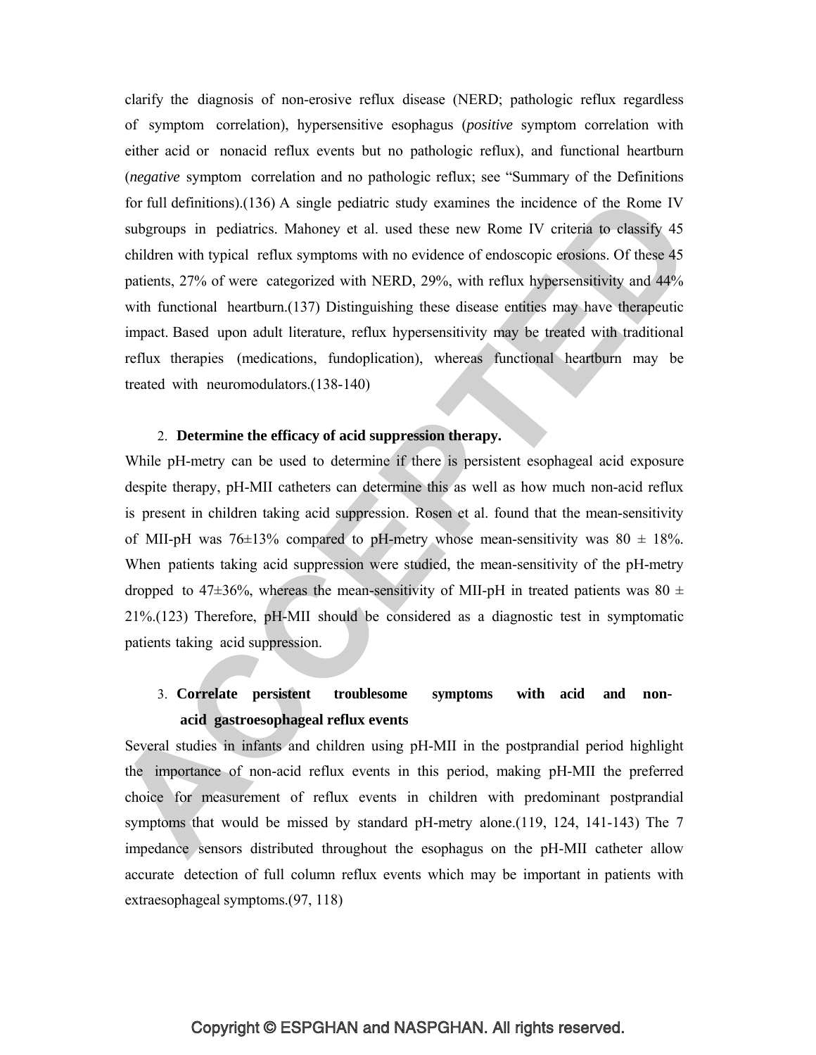clarify the diagnosis of non-erosive reflux disease (NERD; pathologic reflux regardless of symptom correlation), hypersensitive esophagus (*positive* symptom correlation with either acid or nonacid reflux events but no pathologic reflux), and functional heartburn (*negative* symptom correlation and no pathologic reflux; see "Summary of the Definitions for full definitions).(136) A single pediatric study examines the incidence of the Rome IV subgroups in pediatrics. Mahoney et al. used these new Rome IV criteria to classify 45 children with typical reflux symptoms with no evidence of endoscopic erosions. Of these 45 patients, 27% of were categorized with NERD, 29%, with reflux hypersensitivity and 44% with functional heartburn.(137) Distinguishing these disease entities may have therapeutic impact. Based upon adult literature, reflux hypersensitivity may be treated with traditional reflux therapies (medications, fundoplication), whereas functional heartburn may be treated with neuromodulators.(138-140)

2. **Determine the efficacy of acid suppression therapy.**

While pH-metry can be used to determine if there is persistent esophageal acid exposure despite therapy, pH-MII catheters can determine this as well as how much non-acid reflux is present in children taking acid suppression. Rosen et al. found that the mean-sensitivity of MII-pH was 76±13% compared to pH-metry whose mean-sensitivity was 80 ± 18%. When patients taking acid suppression were studied, the mean-sensitivity of the pH-metry dropped to 47±36%, whereas the mean-sensitivity of MII-pH in treated patients was 80 ± 21%.(123) Therefore, pH-MII should be considered as a diagnostic test in symptomatic patients taking acid suppression.

3. **Correlate persistent troublesome symptoms with acid and non-acid gastroesophageal reflux events**

Several studies in infants and children using pH-MII in the postprandial period highlight the importance of non-acid reflux events in this period, making pH-MII the preferred choice for measurement of reflux events in children with predominant postprandial symptoms that would be missed by standard pH-metry alone.(119, 124, 141-143) The 7 impedance sensors distributed throughout the esophagus on the pH-MII catheter allow accurate detection of full column reflux events which may be important in patients with extraesophageal symptoms.(97, 118)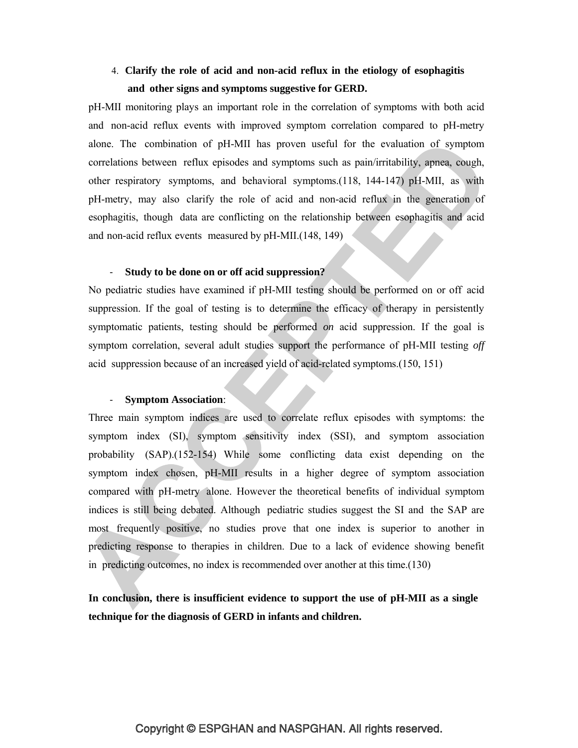4. **Clarify the role of acid and non-acid reflux in the etiology of esophagitis and other signs and symptoms suggestive for GERD.**

pH-MII monitoring plays an important role in the correlation of symptoms with both acid and non-acid reflux events with improved symptom correlation compared to pH-metry alone. The combination of pH-MII has proven useful for the evaluation of symptom correlations between reflux episodes and symptoms such as pain/irritability, apnea, cough, other respiratory symptoms, and behavioral symptoms.(118, 144-147) pH-MII, as with pH-metry, may also clarify the role of acid and non-acid reflux in the generation of esophagitis, though data are conflicting on the relationship between esophagitis and acid and non-acid reflux events measured by pH-MII.(148, 149)

- **Study to be done on or off acid suppression?**

No pediatric studies have examined if pH-MII testing should be performed on or off acid suppression. If the goal of testing is to determine the efficacy of therapy in persistently symptomatic patients, testing should be performed *on* acid suppression. If the goal is symptom correlation, several adult studies support the performance of pH-MII testing *off* acid suppression because of an increased yield of acid-related symptoms.(150, 151)

- **Symptom Association**:

Three main symptom indices are used to correlate reflux episodes with symptoms: the symptom index (SI), symptom sensitivity index (SSI), and symptom association probability (SAP).(152-154) While some conflicting data exist depending on the symptom index chosen, pH-MII results in a higher degree of symptom association compared with pH-metry alone. However the theoretical benefits of individual symptom indices is still being debated. Although pediatric studies suggest the SI and the SAP are most frequently positive, no studies prove that one index is superior to another in predicting response to therapies in children. Due to a lack of evidence showing benefit in predicting outcomes, no index is recommended over another at this time.(130)

**In conclusion, there is insufficient evidence to support the use of pH-MII as a single technique for the diagnosis of GERD in infants and children.**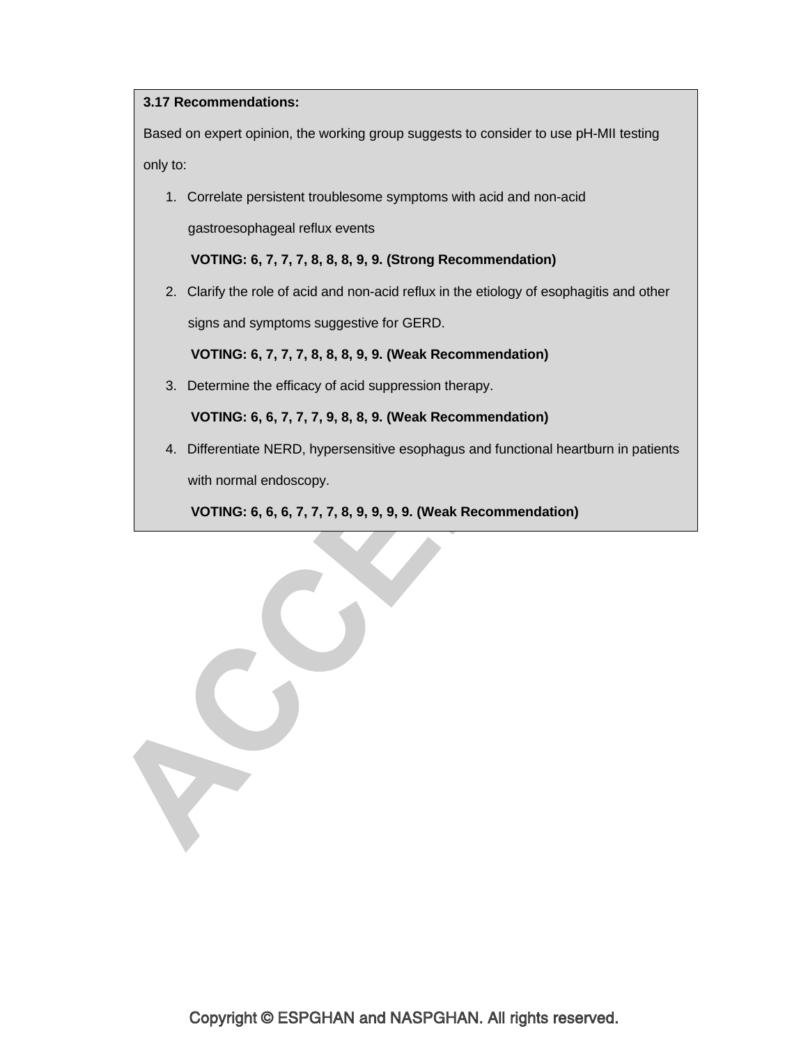**3.17 Recommendations:**

Based on expert opinion, the working group suggests to consider to use pH-MII testing only to:

1. Correlate persistent troublesome symptoms with acid and non-acid gastroesophageal reflux events

   **VOTING: 6, 7, 7, 7, 8, 8, 8, 9, 9. (Strong Recommendation)**

2. Clarify the role of acid and non-acid reflux in the etiology of esophagitis and other signs and symptoms suggestive for GERD.

   **VOTING: 6, 7, 7, 7, 8, 8, 8, 9, 9. (Weak Recommendation)**

3. Determine the efficacy of acid suppression therapy.

   **VOTING: 6, 6, 7, 7, 7, 9, 8, 8, 9. (Weak Recommendation)**

4. Differentiate NERD, hypersensitive esophagus and functional heartburn in patients with normal endoscopy.

   **VOTING: 6, 6, 6, 7, 7, 7, 8, 9, 9, 9, 9. (Weak Recommendation)**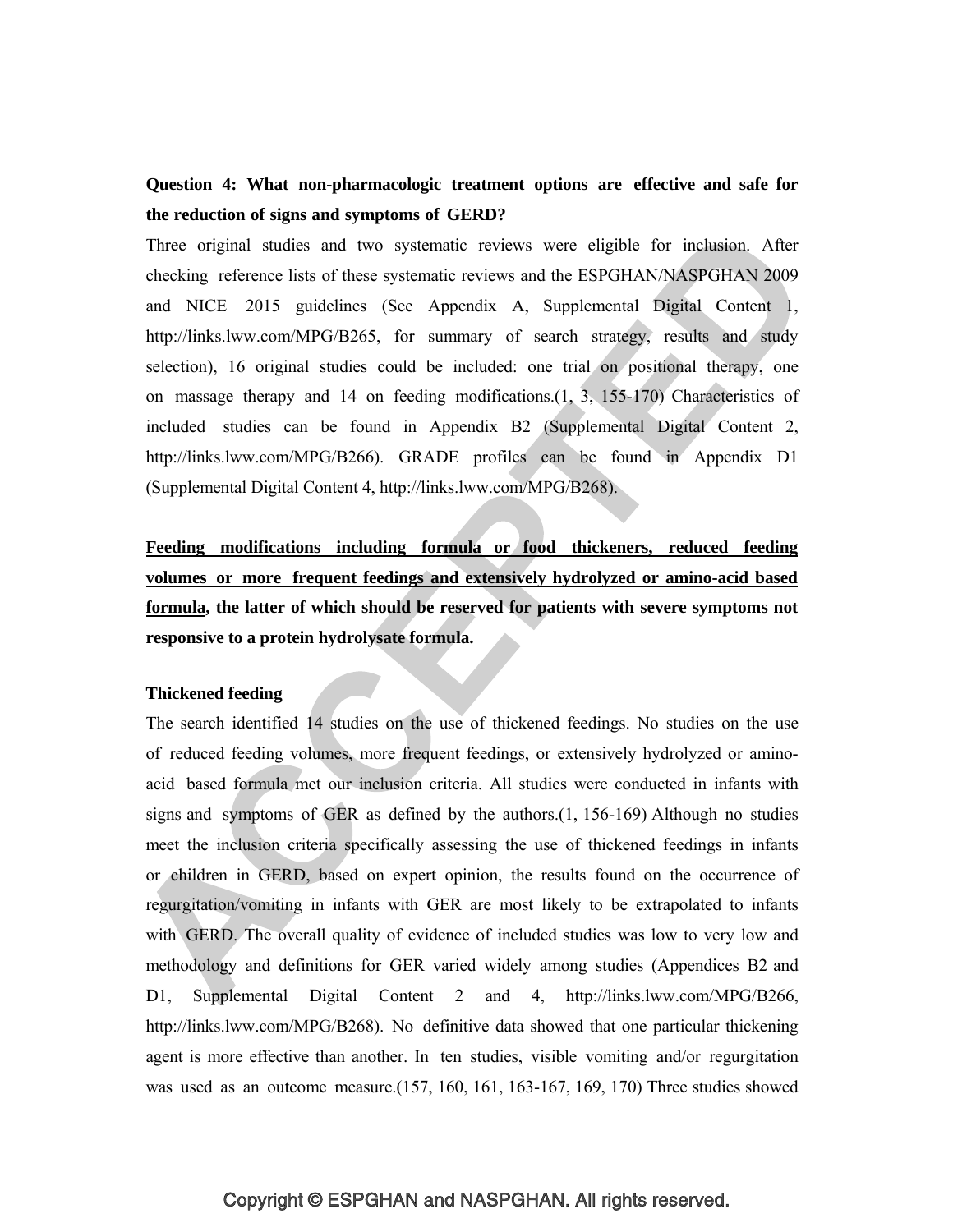**Question 4: What non-pharmacologic treatment options are effective and safe for the reduction of signs and symptoms of GERD?**

Three original studies and two systematic reviews were eligible for inclusion. After checking reference lists of these systematic reviews and the ESPGHAN/NASPGHAN 2009 and NICE 2015 guidelines (See Appendix A, Supplemental Digital Content 1, http://links.lww.com/MPG/B265, for summary of search strategy, results and study selection), 16 original studies could be included: one trial on positional therapy, one on massage therapy and 14 on feeding modifications.(1, 3, 155-170) Characteristics of included studies can be found in Appendix B2 (Supplemental Digital Content 2, http://links.lww.com/MPG/B266). GRADE profiles can be found in Appendix D1 (Supplemental Digital Content 4, http://links.lww.com/MPG/B268).

**Feeding modifications including formula or food thickeners, reduced feeding volumes or more frequent feedings and extensively hydrolyzed or amino-acid based formula, the latter of which should be reserved for patients with severe symptoms not responsive to a protein hydrolysate formula.**

**Thickened feeding**

The search identified 14 studies on the use of thickened feedings. No studies on the use of reduced feeding volumes, more frequent feedings, or extensively hydrolyzed or amino-acid based formula met our inclusion criteria. All studies were conducted in infants with signs and symptoms of GER as defined by the authors.(1, 156-169) Although no studies meet the inclusion criteria specifically assessing the use of thickened feedings in infants or children in GERD, based on expert opinion, the results found on the occurrence of regurgitation/vomiting in infants with GER are most likely to be extrapolated to infants with GERD. The overall quality of evidence of included studies was low to very low and methodology and definitions for GER varied widely among studies (Appendices B2 and D1, Supplemental Digital Content 2 and 4, http://links.lww.com/MPG/B266, http://links.lww.com/MPG/B268). No definitive data showed that one particular thickening agent is more effective than another. In ten studies, visible vomiting and/or regurgitation was used as an outcome measure.(157, 160, 161, 163-167, 169, 170) Three studies showed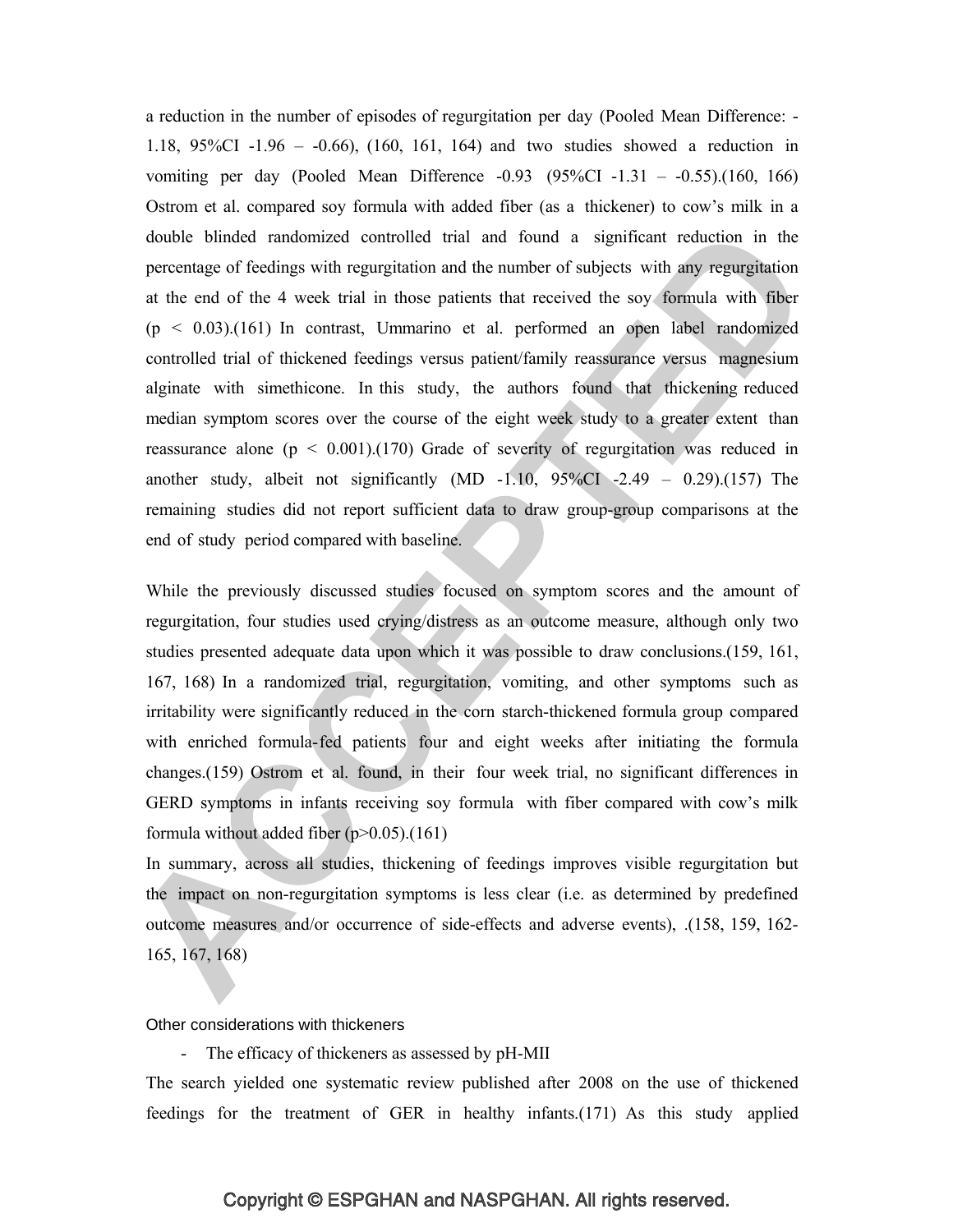a reduction in the number of episodes of regurgitation per day (Pooled Mean Difference: -1.18, 95%CI -1.96 – -0.66), (160, 161, 164) and two studies showed a reduction in vomiting per day (Pooled Mean Difference -0.93 (95%CI -1.31 – -0.55).(160, 166) Ostrom et al. compared soy formula with added fiber (as a thickener) to cow's milk in a double blinded randomized controlled trial and found a significant reduction in the percentage of feedings with regurgitation and the number of subjects with any regurgitation at the end of the 4 week trial in those patients that received the soy formula with fiber ($p < 0.03$).(161) In contrast, Ummarino et al. performed an open label randomized controlled trial of thickened feedings versus patient/family reassurance versus magnesium alginate with simethicone. In this study, the authors found that thickening reduced median symptom scores over the course of the eight week study to a greater extent than reassurance alone ($p < 0.001$).(170) Grade of severity of regurgitation was reduced in another study, albeit not significantly (MD -1.10, 95%CI -2.49 – 0.29).(157) The remaining studies did not report sufficient data to draw group-group comparisons at the end of study period compared with baseline.

While the previously discussed studies focused on symptom scores and the amount of regurgitation, four studies used crying/distress as an outcome measure, although only two studies presented adequate data upon which it was possible to draw conclusions.(159, 161, 167, 168) In a randomized trial, regurgitation, vomiting, and other symptoms such as irritability were significantly reduced in the corn starch-thickened formula group compared with enriched formula-fed patients four and eight weeks after initiating the formula changes.(159) Ostrom et al. found, in their four week trial, no significant differences in GERD symptoms in infants receiving soy formula with fiber compared with cow's milk formula without added fiber ($p>0.05$).(161)

In summary, across all studies, thickening of feedings improves visible regurgitation but the impact on non-regurgitation symptoms is less clear (i.e. as determined by predefined outcome measures and/or occurrence of side-effects and adverse events), .(158, 159, 162-165, 167, 168)

Other considerations with thickeners

- The efficacy of thickeners as assessed by pH-MII

The search yielded one systematic review published after 2008 on the use of thickened feedings for the treatment of GER in healthy infants.(171) As this study applied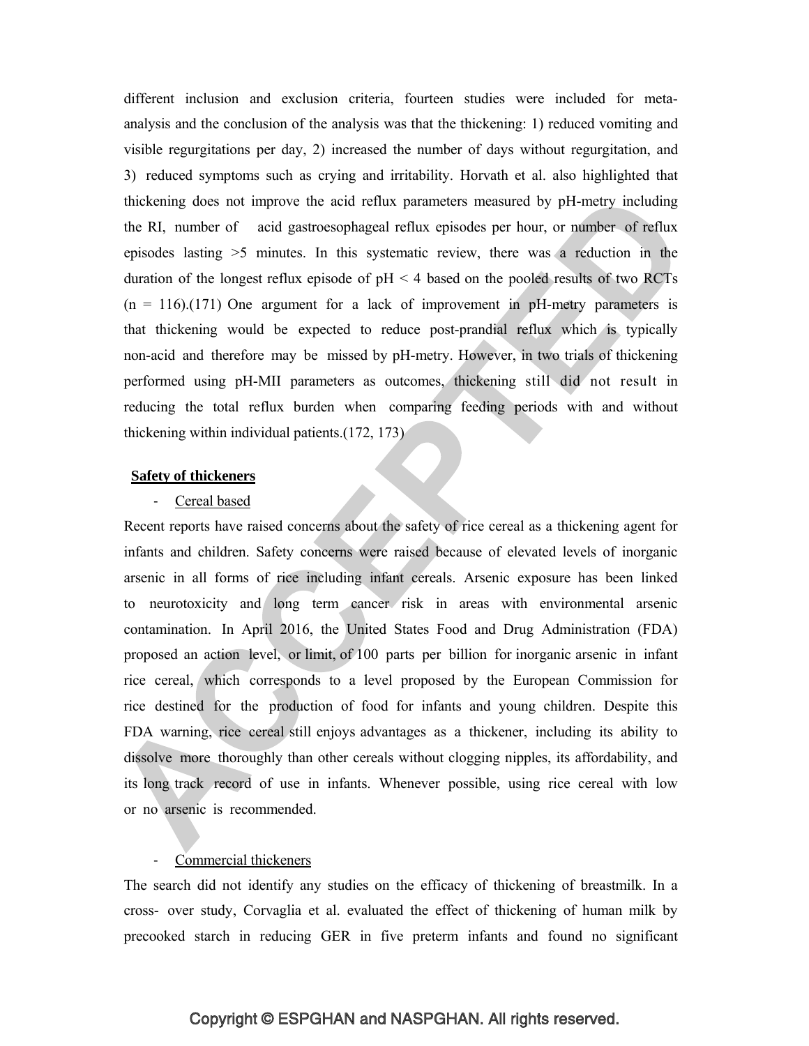different inclusion and exclusion criteria, fourteen studies were included for meta-analysis and the conclusion of the analysis was that the thickening: 1) reduced vomiting and visible regurgitations per day, 2) increased the number of days without regurgitation, and 3) reduced symptoms such as crying and irritability. Horvath et al. also highlighted that thickening does not improve the acid reflux parameters measured by pH-metry including the RI, number of acid gastroesophageal reflux episodes per hour, or number of reflux episodes lasting >5 minutes. In this systematic review, there was a reduction in the duration of the longest reflux episode of pH < 4 based on the pooled results of two RCTs (n = 116).(171) One argument for a lack of improvement in pH-metry parameters is that thickening would be expected to reduce post-prandial reflux which is typically non-acid and therefore may be missed by pH-metry. However, in two trials of thickening performed using pH-MII parameters as outcomes, thickening still did not result in reducing the total reflux burden when comparing feeding periods with and without thickening within individual patients.(172, 173)

**Safety of thickeners**

- Cereal based

Recent reports have raised concerns about the safety of rice cereal as a thickening agent for infants and children. Safety concerns were raised because of elevated levels of inorganic arsenic in all forms of rice including infant cereals. Arsenic exposure has been linked to neurotoxicity and long term cancer risk in areas with environmental arsenic contamination. In April 2016, the United States Food and Drug Administration (FDA) proposed an action level, or limit, of 100 parts per billion for inorganic arsenic in infant rice cereal, which corresponds to a level proposed by the European Commission for rice destined for the production of food for infants and young children. Despite this FDA warning, rice cereal still enjoys advantages as a thickener, including its ability to dissolve more thoroughly than other cereals without clogging nipples, its affordability, and its long track record of use in infants. Whenever possible, using rice cereal with low or no arsenic is recommended.

- Commercial thickeners

The search did not identify any studies on the efficacy of thickening of breastmilk. In a cross- over study, Corvaglia et al. evaluated the effect of thickening of human milk by precooked starch in reducing GER in five preterm infants and found no significant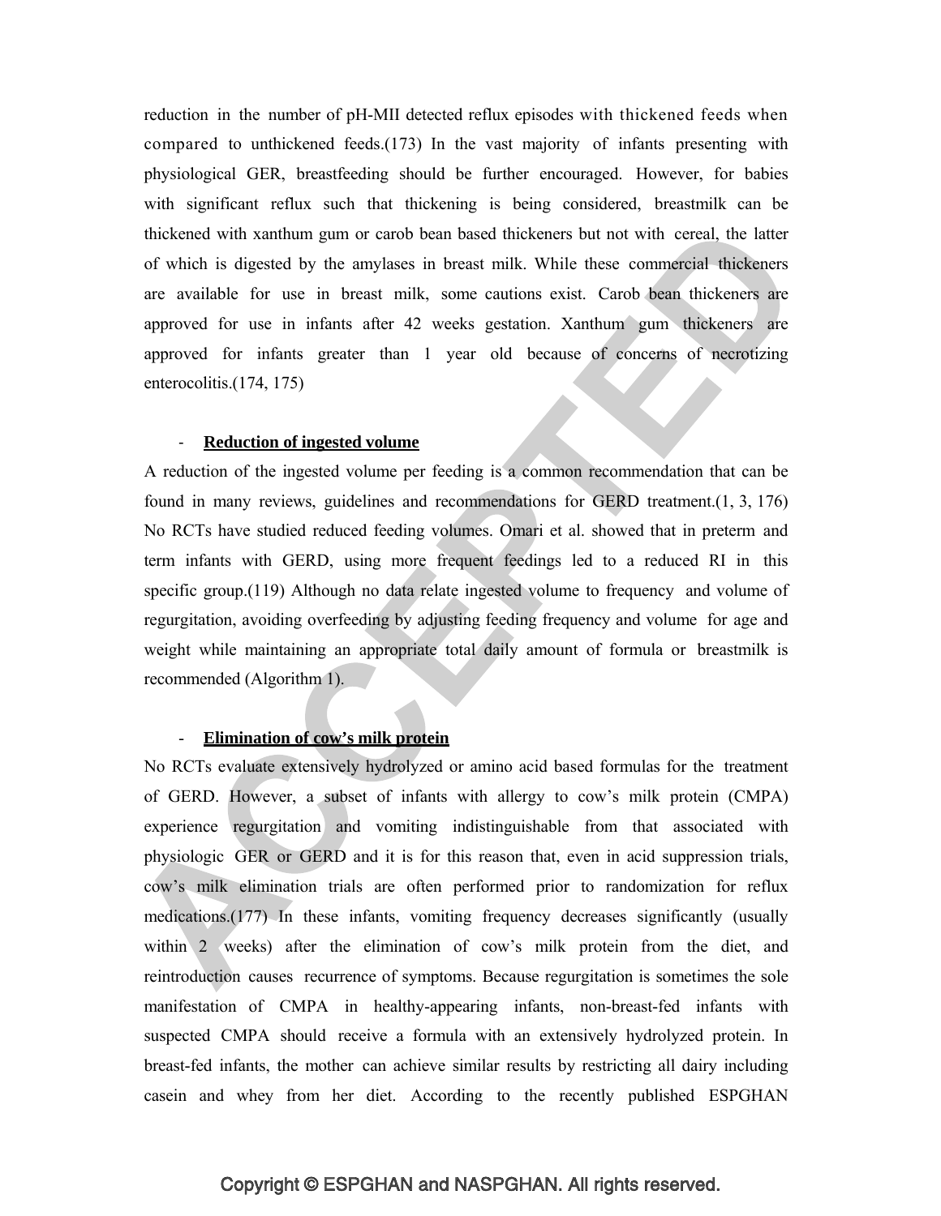reduction in the number of pH-MII detected reflux episodes with thickened feeds when compared to unthickened feeds.(173) In the vast majority of infants presenting with physiological GER, breastfeeding should be further encouraged. However, for babies with significant reflux such that thickening is being considered, breastmilk can be thickened with xanthum gum or carob bean based thickeners but not with cereal, the latter of which is digested by the amylases in breast milk. While these commercial thickeners are available for use in breast milk, some cautions exist. Carob bean thickeners are approved for use in infants after 42 weeks gestation. Xanthum gum thickeners are approved for infants greater than 1 year old because of concerns of necrotizing enterocolitis.(174, 175)

- **Reduction of ingested volume**

A reduction of the ingested volume per feeding is a common recommendation that can be found in many reviews, guidelines and recommendations for GERD treatment.(1, 3, 176) No RCTs have studied reduced feeding volumes. Omari et al. showed that in preterm and term infants with GERD, using more frequent feedings led to a reduced RI in this specific group.(119) Although no data relate ingested volume to frequency and volume of regurgitation, avoiding overfeeding by adjusting feeding frequency and volume for age and weight while maintaining an appropriate total daily amount of formula or breastmilk is recommended (Algorithm 1).

- **Elimination of cow's milk protein**

No RCTs evaluate extensively hydrolyzed or amino acid based formulas for the treatment of GERD. However, a subset of infants with allergy to cow's milk protein (CMPA) experience regurgitation and vomiting indistinguishable from that associated with physiologic GER or GERD and it is for this reason that, even in acid suppression trials, cow's milk elimination trials are often performed prior to randomization for reflux medications.(177) In these infants, vomiting frequency decreases significantly (usually within 2 weeks) after the elimination of cow's milk protein from the diet, and reintroduction causes recurrence of symptoms. Because regurgitation is sometimes the sole manifestation of CMPA in healthy-appearing infants, non-breast-fed infants with suspected CMPA should receive a formula with an extensively hydrolyzed protein. In breast-fed infants, the mother can achieve similar results by restricting all dairy including casein and whey from her diet. According to the recently published ESPGHAN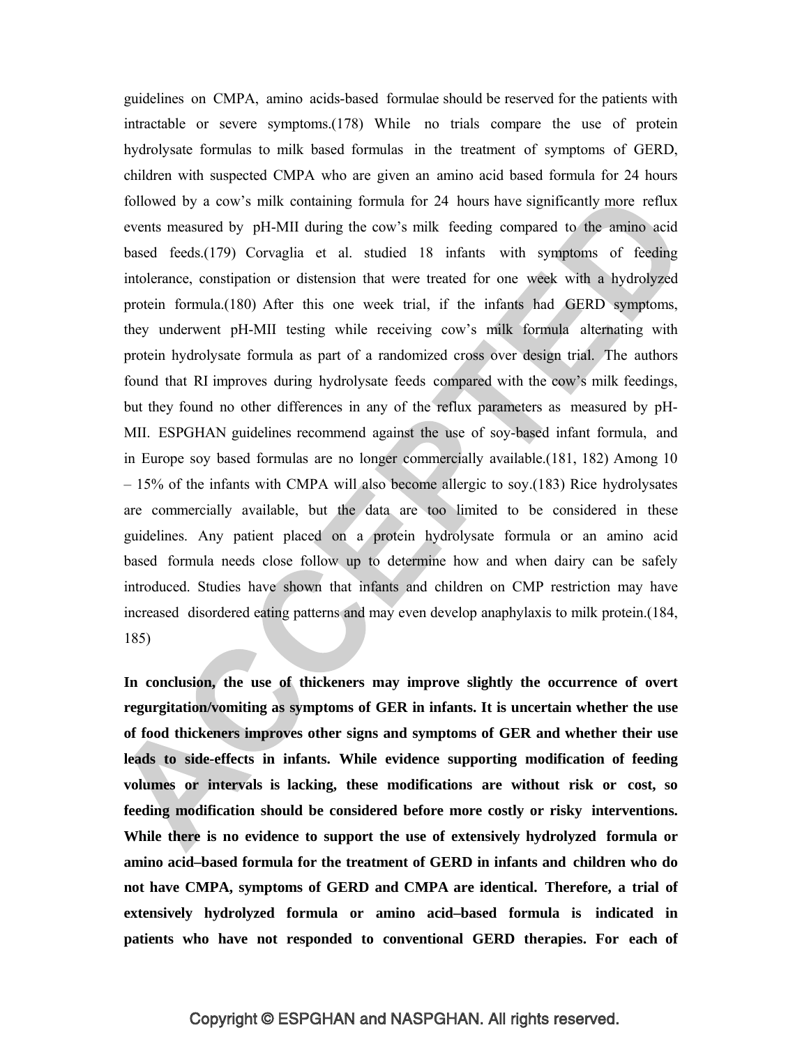guidelines on CMPA, amino acids-based formulae should be reserved for the patients with intractable or severe symptoms.(178) While no trials compare the use of protein hydrolysate formulas to milk based formulas in the treatment of symptoms of GERD, children with suspected CMPA who are given an amino acid based formula for 24 hours followed by a cow's milk containing formula for 24 hours have significantly more reflux events measured by pH-MII during the cow's milk feeding compared to the amino acid based feeds.(179) Corvaglia et al. studied 18 infants with symptoms of feeding intolerance, constipation or distension that were treated for one week with a hydrolyzed protein formula.(180) After this one week trial, if the infants had GERD symptoms, they underwent pH-MII testing while receiving cow's milk formula alternating with protein hydrolysate formula as part of a randomized cross over design trial. The authors found that RI improves during hydrolysate feeds compared with the cow's milk feedings, but they found no other differences in any of the reflux parameters as measured by pH-MII. ESPGHAN guidelines recommend against the use of soy-based infant formula, and in Europe soy based formulas are no longer commercially available.(181, 182) Among 10 – 15% of the infants with CMPA will also become allergic to soy.(183) Rice hydrolysates are commercially available, but the data are too limited to be considered in these guidelines. Any patient placed on a protein hydrolysate formula or an amino acid based formula needs close follow up to determine how and when dairy can be safely introduced. Studies have shown that infants and children on CMP restriction may have increased disordered eating patterns and may even develop anaphylaxis to milk protein.(184, 185)

**In conclusion, the use of thickeners may improve slightly the occurrence of overt regurgitation/vomiting as symptoms of GER in infants. It is uncertain whether the use of food thickeners improves other signs and symptoms of GER and whether their use leads to side-effects in infants. While evidence supporting modification of feeding volumes or intervals is lacking, these modifications are without risk or cost, so feeding modification should be considered before more costly or risky interventions. While there is no evidence to support the use of extensively hydrolyzed formula or amino acid–based formula for the treatment of GERD in infants and children who do not have CMPA, symptoms of GERD and CMPA are identical. Therefore, a trial of extensively hydrolyzed formula or amino acid–based formula is indicated in patients who have not responded to conventional GERD therapies. For each of**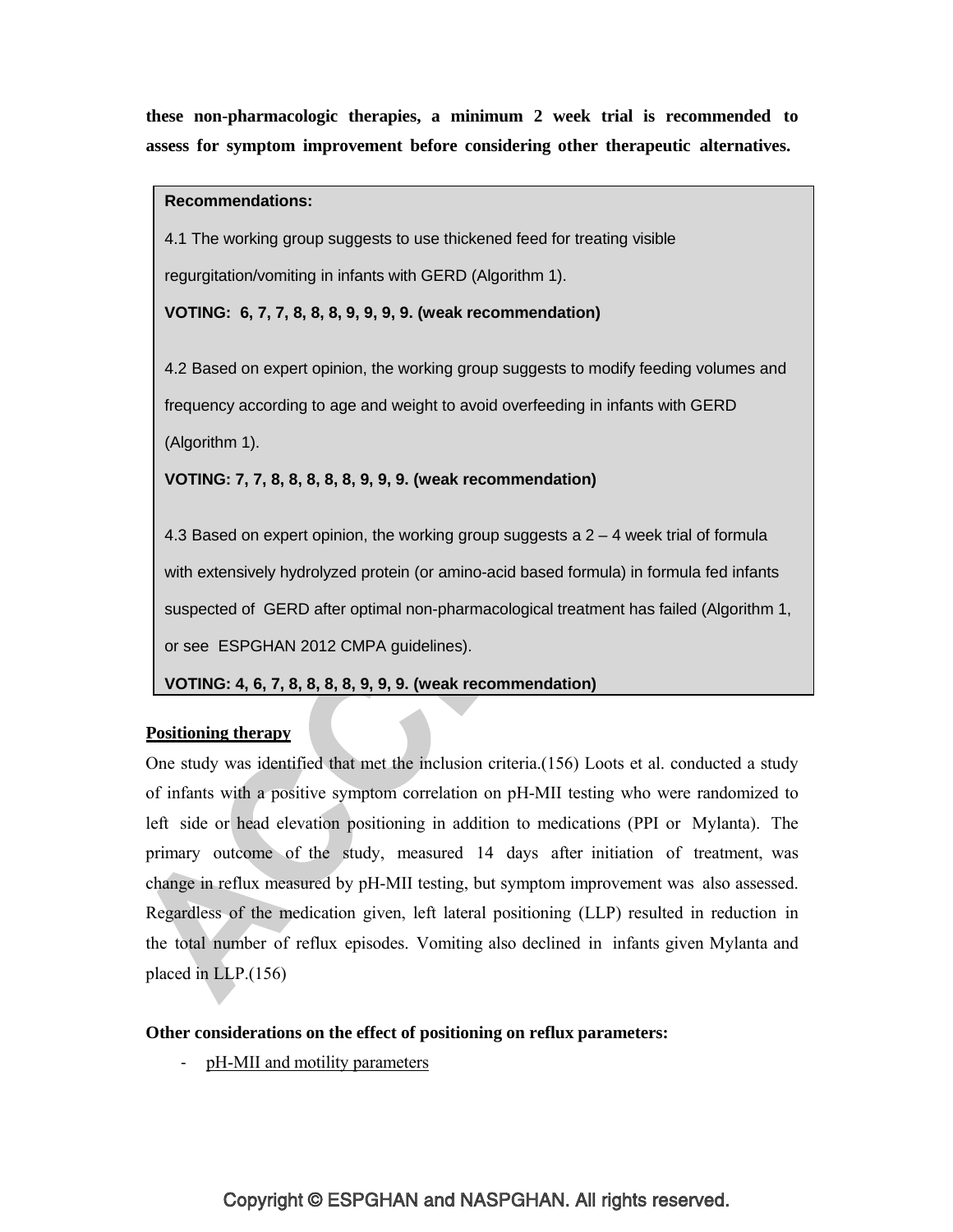**these non-pharmacologic therapies, a minimum 2 week trial is recommended to assess for symptom improvement before considering other therapeutic alternatives.**

**Recommendations:**

4.1 The working group suggests to use thickened feed for treating visible regurgitation/vomiting in infants with GERD (Algorithm 1).

**VOTING: 6, 7, 7, 8, 8, 8, 9, 9, 9, 9. (weak recommendation)**

4.2 Based on expert opinion, the working group suggests to modify feeding volumes and frequency according to age and weight to avoid overfeeding in infants with GERD (Algorithm 1).

**VOTING: 7, 7, 8, 8, 8, 8, 8, 9, 9, 9. (weak recommendation)**

4.3 Based on expert opinion, the working group suggests a 2 – 4 week trial of formula with extensively hydrolyzed protein (or amino-acid based formula) in formula fed infants suspected of GERD after optimal non-pharmacological treatment has failed (Algorithm 1, or see ESPGHAN 2012 CMPA guidelines).

**VOTING: 4, 6, 7, 8, 8, 8, 8, 9, 9, 9. (weak recommendation)**

**Positioning therapy**

One study was identified that met the inclusion criteria.(156) Loots et al. conducted a study of infants with a positive symptom correlation on pH-MII testing who were randomized to left side or head elevation positioning in addition to medications (PPI or Mylanta). The primary outcome of the study, measured 14 days after initiation of treatment, was change in reflux measured by pH-MII testing, but symptom improvement was also assessed. Regardless of the medication given, left lateral positioning (LLP) resulted in reduction in the total number of reflux episodes. Vomiting also declined in infants given Mylanta and placed in LLP.(156)

**Other considerations on the effect of positioning on reflux parameters:**

- pH-MII and motility parameters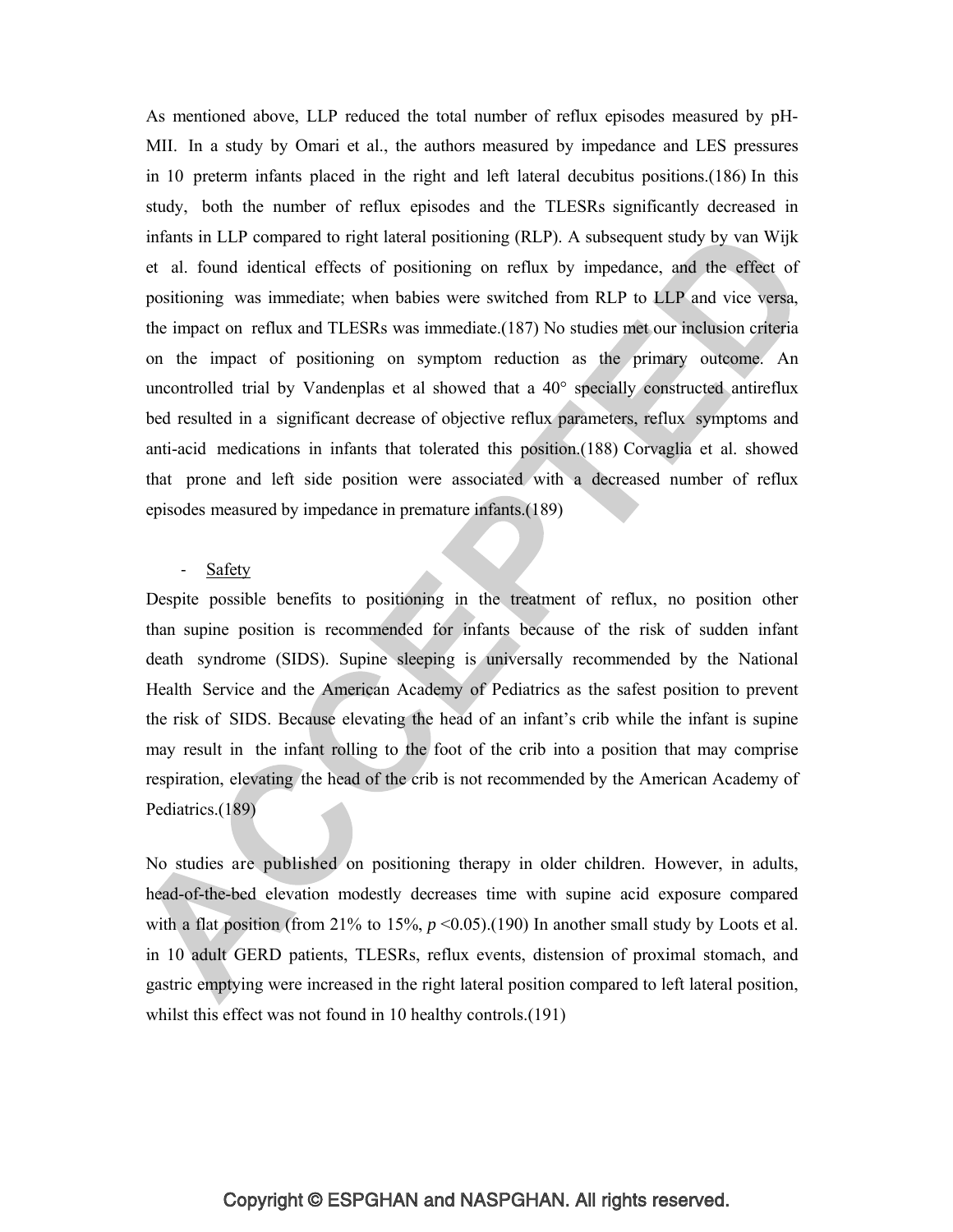As mentioned above, LLP reduced the total number of reflux episodes measured by pH-MII. In a study by Omari et al., the authors measured by impedance and LES pressures in 10 preterm infants placed in the right and left lateral decubitus positions.(186) In this study, both the number of reflux episodes and the TLESRs significantly decreased in infants in LLP compared to right lateral positioning (RLP). A subsequent study by van Wijk et al. found identical effects of positioning on reflux by impedance, and the effect of positioning was immediate; when babies were switched from RLP to LLP and vice versa, the impact on reflux and TLESRs was immediate.(187) No studies met our inclusion criteria on the impact of positioning on symptom reduction as the primary outcome. An uncontrolled trial by Vandenplas et al showed that a 40° specially constructed antireflux bed resulted in a significant decrease of objective reflux parameters, reflux symptoms and anti-acid medications in infants that tolerated this position.(188) Corvaglia et al. showed that prone and left side position were associated with a decreased number of reflux episodes measured by impedance in premature infants.(189)

- Safety

Despite possible benefits to positioning in the treatment of reflux, no position other than supine position is recommended for infants because of the risk of sudden infant death syndrome (SIDS). Supine sleeping is universally recommended by the National Health Service and the American Academy of Pediatrics as the safest position to prevent the risk of SIDS. Because elevating the head of an infant's crib while the infant is supine may result in the infant rolling to the foot of the crib into a position that may comprise respiration, elevating the head of the crib is not recommended by the American Academy of Pediatrics.(189)

No studies are published on positioning therapy in older children. However, in adults, head-of-the-bed elevation modestly decreases time with supine acid exposure compared with a flat position (from 21% to 15%, $p < 0.05$).(190) In another small study by Loots et al. in 10 adult GERD patients, TLESRs, reflux events, distension of proximal stomach, and gastric emptying were increased in the right lateral position compared to left lateral position, whilst this effect was not found in 10 healthy controls.(191)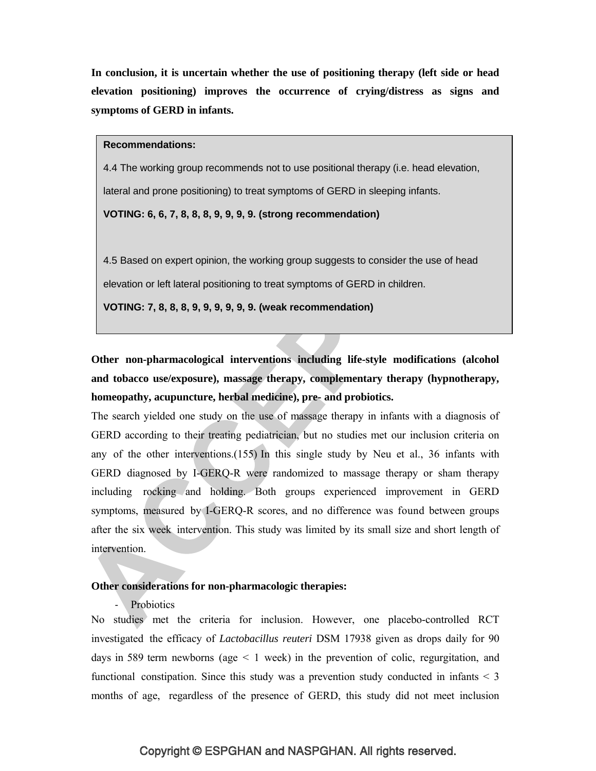**In conclusion, it is uncertain whether the use of positioning therapy (left side or head elevation positioning) improves the occurrence of crying/distress as signs and symptoms of GERD in infants.**

> **Recommendations:**
>
> 4.4 The working group recommends not to use positional therapy (i.e. head elevation, lateral and prone positioning) to treat symptoms of GERD in sleeping infants.
>
> **VOTING: 6, 6, 7, 8, 8, 8, 9, 9, 9, 9. (strong recommendation)**
>
> 4.5 Based on expert opinion, the working group suggests to consider the use of head elevation or left lateral positioning to treat symptoms of GERD in children.
>
> **VOTING: 7, 8, 8, 8, 9, 9, 9, 9, 9, 9. (weak recommendation)**

**Other non-pharmacological interventions including life-style modifications (alcohol and tobacco use/exposure), massage therapy, complementary therapy (hypnotherapy, homeopathy, acupuncture, herbal medicine), pre- and probiotics.**

The search yielded one study on the use of massage therapy in infants with a diagnosis of GERD according to their treating pediatrician, but no studies met our inclusion criteria on any of the other interventions.(155) In this single study by Neu et al., 36 infants with GERD diagnosed by I-GERQ-R were randomized to massage therapy or sham therapy including rocking and holding. Both groups experienced improvement in GERD symptoms, measured by I-GERQ-R scores, and no difference was found between groups after the six week intervention. This study was limited by its small size and short length of intervention.

**Other considerations for non-pharmacologic therapies:**

- Probiotics

No studies met the criteria for inclusion. However, one placebo-controlled RCT investigated the efficacy of *Lactobacillus reuteri* DSM 17938 given as drops daily for 90 days in 589 term newborns (age < 1 week) in the prevention of colic, regurgitation, and functional constipation. Since this study was a prevention study conducted in infants < 3 months of age, regardless of the presence of GERD, this study did not meet inclusion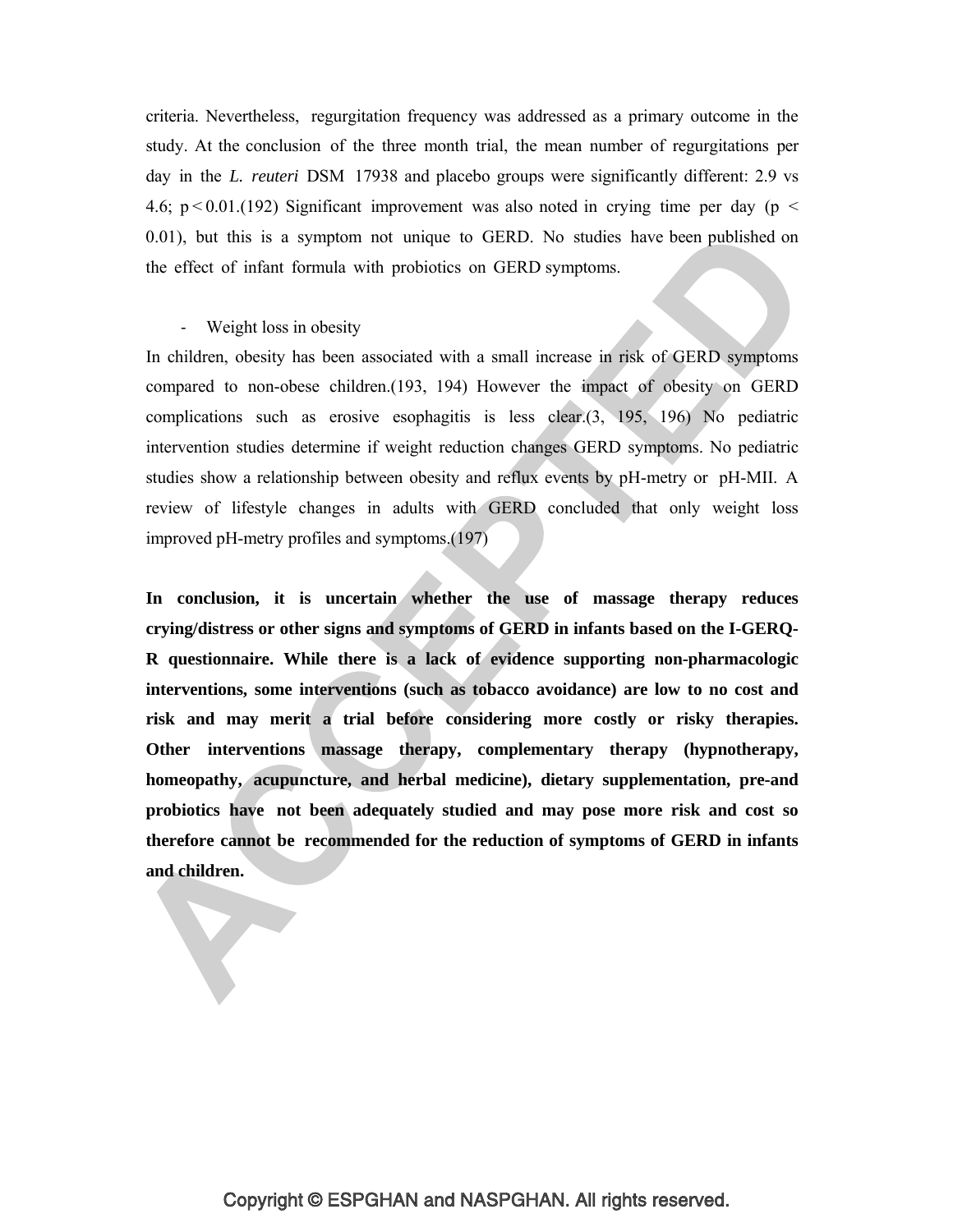criteria. Nevertheless, regurgitation frequency was addressed as a primary outcome in the study. At the conclusion of the three month trial, the mean number of regurgitations per day in the *L. reuteri* DSM 17938 and placebo groups were significantly different: 2.9 vs 4.6; $p < 0.01$.(192) Significant improvement was also noted in crying time per day ($p < 0.01$), but this is a symptom not unique to GERD. No studies have been published on the effect of infant formula with probiotics on GERD symptoms.

- Weight loss in obesity

In children, obesity has been associated with a small increase in risk of GERD symptoms compared to non-obese children.(193, 194) However the impact of obesity on GERD complications such as erosive esophagitis is less clear.(3, 195, 196) No pediatric intervention studies determine if weight reduction changes GERD symptoms. No pediatric studies show a relationship between obesity and reflux events by pH-metry or pH-MII. A review of lifestyle changes in adults with GERD concluded that only weight loss improved pH-metry profiles and symptoms.(197)

**In conclusion, it is uncertain whether the use of massage therapy reduces crying/distress or other signs and symptoms of GERD in infants based on the I-GERQ-R questionnaire. While there is a lack of evidence supporting non-pharmacologic interventions, some interventions (such as tobacco avoidance) are low to no cost and risk and may merit a trial before considering more costly or risky therapies. Other interventions massage therapy, complementary therapy (hypnotherapy, homeopathy, acupuncture, and herbal medicine), dietary supplementation, pre-and probiotics have not been adequately studied and may pose more risk and cost so therefore cannot be recommended for the reduction of symptoms of GERD in infants and children.**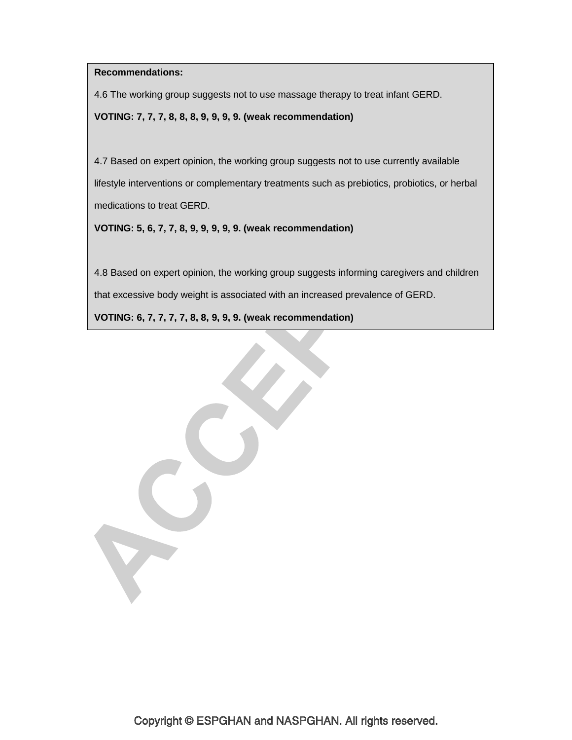**Recommendations:**

4.6 The working group suggests not to use massage therapy to treat infant GERD.

**VOTING: 7, 7, 7, 8, 8, 8, 9, 9, 9, 9. (weak recommendation)**

4.7 Based on expert opinion, the working group suggests not to use currently available lifestyle interventions or complementary treatments such as prebiotics, probiotics, or herbal medications to treat GERD.

**VOTING: 5, 6, 7, 7, 8, 9, 9, 9, 9, 9. (weak recommendation)**

4.8 Based on expert opinion, the working group suggests informing caregivers and children that excessive body weight is associated with an increased prevalence of GERD.

**VOTING: 6, 7, 7, 7, 7, 8, 8, 9, 9, 9. (weak recommendation)**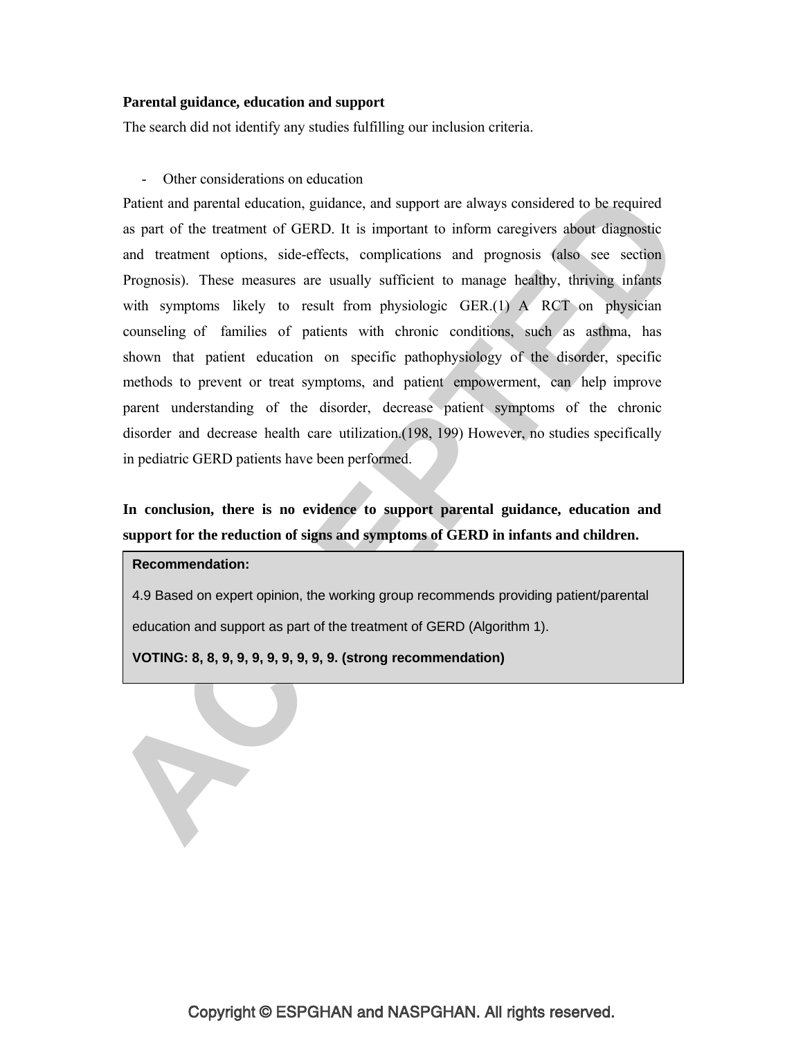**Parental guidance, education and support**

The search did not identify any studies fulfilling our inclusion criteria.

- Other considerations on education

Patient and parental education, guidance, and support are always considered to be required as part of the treatment of GERD. It is important to inform caregivers about diagnostic and treatment options, side-effects, complications and prognosis (also see section Prognosis). These measures are usually sufficient to manage healthy, thriving infants with symptoms likely to result from physiologic GER.(1) A RCT on physician counseling of families of patients with chronic conditions, such as asthma, has shown that patient education on specific pathophysiology of the disorder, specific methods to prevent or treat symptoms, and patient empowerment, can help improve parent understanding of the disorder, decrease patient symptoms of the chronic disorder and decrease health care utilization.(198, 199) However, no studies specifically in pediatric GERD patients have been performed.

**In conclusion, there is no evidence to support parental guidance, education and support for the reduction of signs and symptoms of GERD in infants and children.**

**Recommendation:**

4.9 Based on expert opinion, the working group recommends providing patient/parental education and support as part of the treatment of GERD (Algorithm 1).

**VOTING: 8, 8, 9, 9, 9, 9, 9, 9, 9, 9. (strong recommendation)**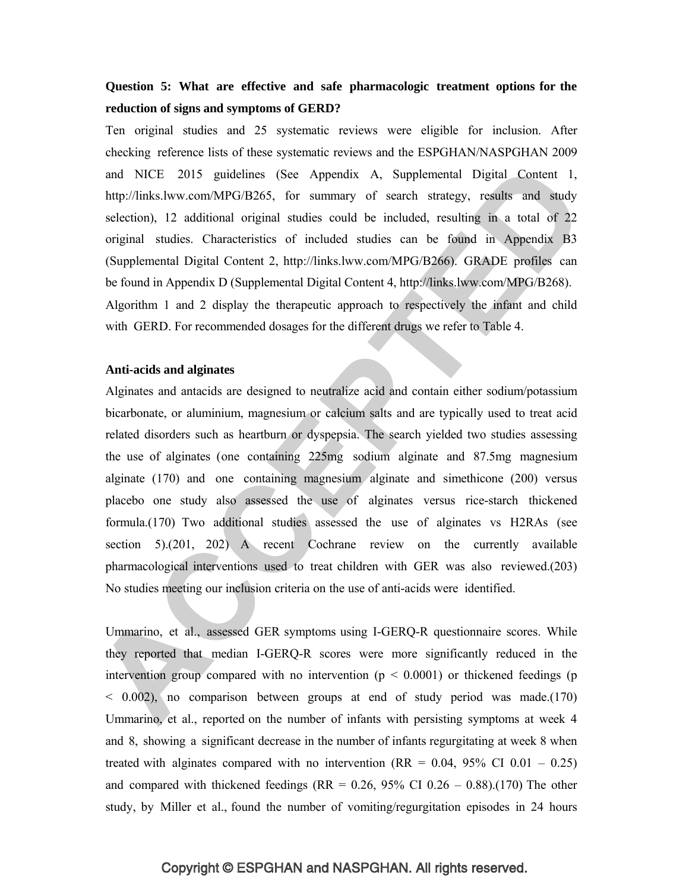**Question 5: What are effective and safe pharmacologic treatment options for the reduction of signs and symptoms of GERD?**

Ten original studies and 25 systematic reviews were eligible for inclusion. After checking reference lists of these systematic reviews and the ESPGHAN/NASPGHAN 2009 and NICE 2015 guidelines (See Appendix A, Supplemental Digital Content 1, http://links.lww.com/MPG/B265, for summary of search strategy, results and study selection), 12 additional original studies could be included, resulting in a total of 22 original studies. Characteristics of included studies can be found in Appendix B3 (Supplemental Digital Content 2, http://links.lww.com/MPG/B266). GRADE profiles can be found in Appendix D (Supplemental Digital Content 4, http://links.lww.com/MPG/B268). Algorithm 1 and 2 display the therapeutic approach to respectively the infant and child with GERD. For recommended dosages for the different drugs we refer to Table 4.

**Anti-acids and alginates**

Alginates and antacids are designed to neutralize acid and contain either sodium/potassium bicarbonate, or aluminium, magnesium or calcium salts and are typically used to treat acid related disorders such as heartburn or dyspepsia. The search yielded two studies assessing the use of alginates (one containing 225mg sodium alginate and 87.5mg magnesium alginate (170) and one containing magnesium alginate and simethicone (200) versus placebo one study also assessed the use of alginates versus rice-starch thickened formula.(170) Two additional studies assessed the use of alginates vs H2RAs (see section 5).(201, 202) A recent Cochrane review on the currently available pharmacological interventions used to treat children with GER was also reviewed.(203) No studies meeting our inclusion criteria on the use of anti-acids were identified.

Ummarino, et al., assessed GER symptoms using I-GERQ-R questionnaire scores. While they reported that median I-GERQ-R scores were more significantly reduced in the intervention group compared with no intervention ($p < 0.0001$) or thickened feedings ($p < 0.002$), no comparison between groups at end of study period was made.(170) Ummarino, et al., reported on the number of infants with persisting symptoms at week 4 and 8, showing a significant decrease in the number of infants regurgitating at week 8 when treated with alginates compared with no intervention (RR = 0.04, 95% CI 0.01 – 0.25) and compared with thickened feedings (RR = 0.26, 95% CI 0.26 – 0.88).(170) The other study, by Miller et al., found the number of vomiting/regurgitation episodes in 24 hours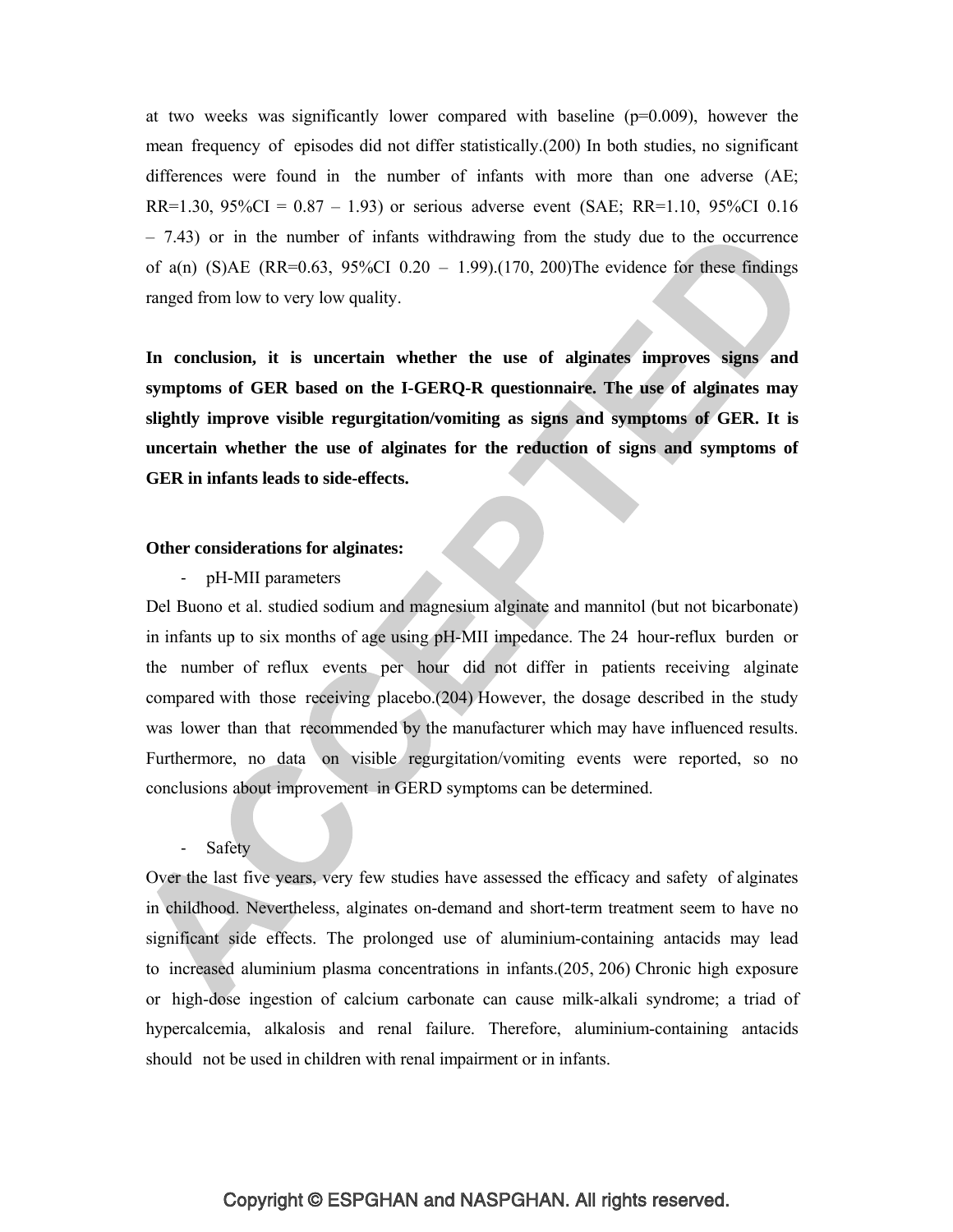at two weeks was significantly lower compared with baseline (p=0.009), however the mean frequency of episodes did not differ statistically.(200) In both studies, no significant differences were found in the number of infants with more than one adverse (AE; RR=1.30, 95%CI = 0.87 – 1.93) or serious adverse event (SAE; RR=1.10, 95%CI 0.16 – 7.43) or in the number of infants withdrawing from the study due to the occurrence of a(n) (S)AE (RR=0.63, 95%CI 0.20 – 1.99).(170, 200)The evidence for these findings ranged from low to very low quality.

**In conclusion, it is uncertain whether the use of alginates improves signs and symptoms of GER based on the I-GERQ-R questionnaire. The use of alginates may slightly improve visible regurgitation/vomiting as signs and symptoms of GER. It is uncertain whether the use of alginates for the reduction of signs and symptoms of GER in infants leads to side-effects.**

**Other considerations for alginates:**

- pH-MII parameters

Del Buono et al. studied sodium and magnesium alginate and mannitol (but not bicarbonate) in infants up to six months of age using pH-MII impedance. The 24 hour-reflux burden or the number of reflux events per hour did not differ in patients receiving alginate compared with those receiving placebo.(204) However, the dosage described in the study was lower than that recommended by the manufacturer which may have influenced results. Furthermore, no data on visible regurgitation/vomiting events were reported, so no conclusions about improvement in GERD symptoms can be determined.

- Safety

Over the last five years, very few studies have assessed the efficacy and safety of alginates in childhood. Nevertheless, alginates on-demand and short-term treatment seem to have no significant side effects. The prolonged use of aluminium-containing antacids may lead to increased aluminium plasma concentrations in infants.(205, 206) Chronic high exposure or high-dose ingestion of calcium carbonate can cause milk-alkali syndrome; a triad of hypercalcemia, alkalosis and renal failure. Therefore, aluminium-containing antacids should not be used in children with renal impairment or in infants.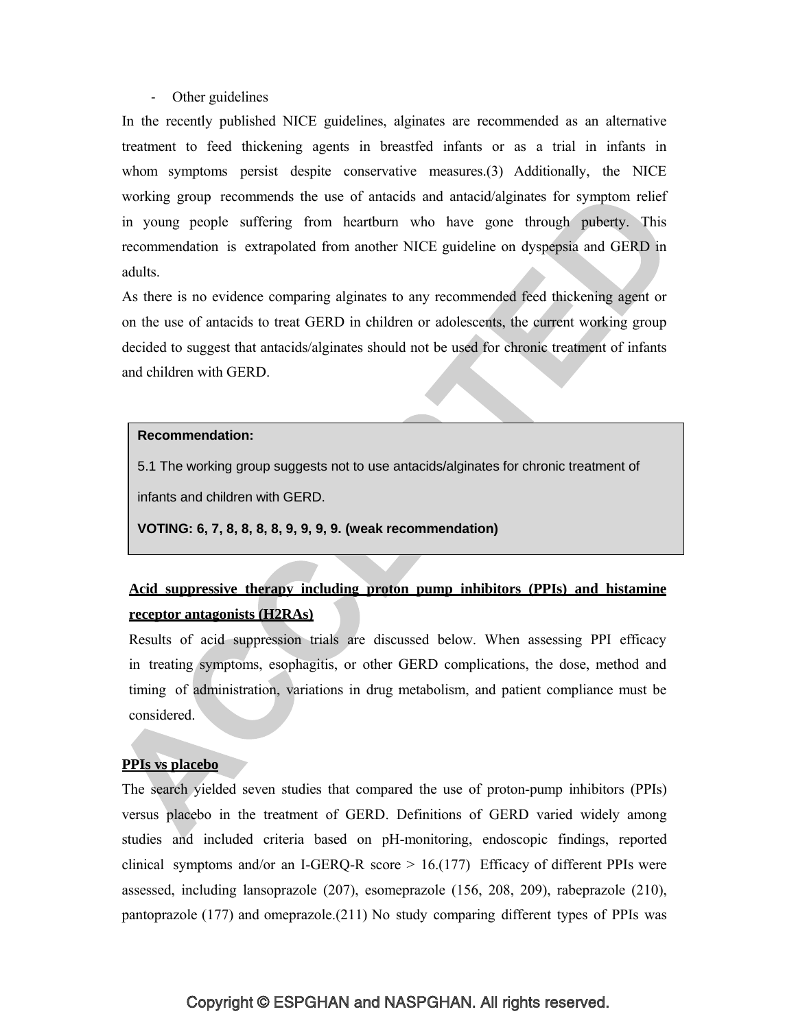- Other guidelines

In the recently published NICE guidelines, alginates are recommended as an alternative treatment to feed thickening agents in breastfed infants or as a trial in infants in whom symptoms persist despite conservative measures.(3) Additionally, the NICE working group recommends the use of antacids and antacid/alginates for symptom relief in young people suffering from heartburn who have gone through puberty. This recommendation is extrapolated from another NICE guideline on dyspepsia and GERD in adults.

As there is no evidence comparing alginates to any recommended feed thickening agent or on the use of antacids to treat GERD in children or adolescents, the current working group decided to suggest that antacids/alginates should not be used for chronic treatment of infants and children with GERD.

> **Recommendation:**
>
> 5.1 The working group suggests not to use antacids/alginates for chronic treatment of infants and children with GERD.
>
> **VOTING: 6, 7, 8, 8, 8, 8, 9, 9, 9, 9. (weak recommendation)**

**Acid suppressive therapy including proton pump inhibitors (PPIs) and histamine receptor antagonists (H2RAs)**

Results of acid suppression trials are discussed below. When assessing PPI efficacy in treating symptoms, esophagitis, or other GERD complications, the dose, method and timing of administration, variations in drug metabolism, and patient compliance must be considered.

**PPIs vs placebo**

The search yielded seven studies that compared the use of proton-pump inhibitors (PPIs) versus placebo in the treatment of GERD. Definitions of GERD varied widely among studies and included criteria based on pH-monitoring, endoscopic findings, reported clinical symptoms and/or an I-GERQ-R score > 16.(177) Efficacy of different PPIs were assessed, including lansoprazole (207), esomeprazole (156, 208, 209), rabeprazole (210), pantoprazole (177) and omeprazole.(211) No study comparing different types of PPIs was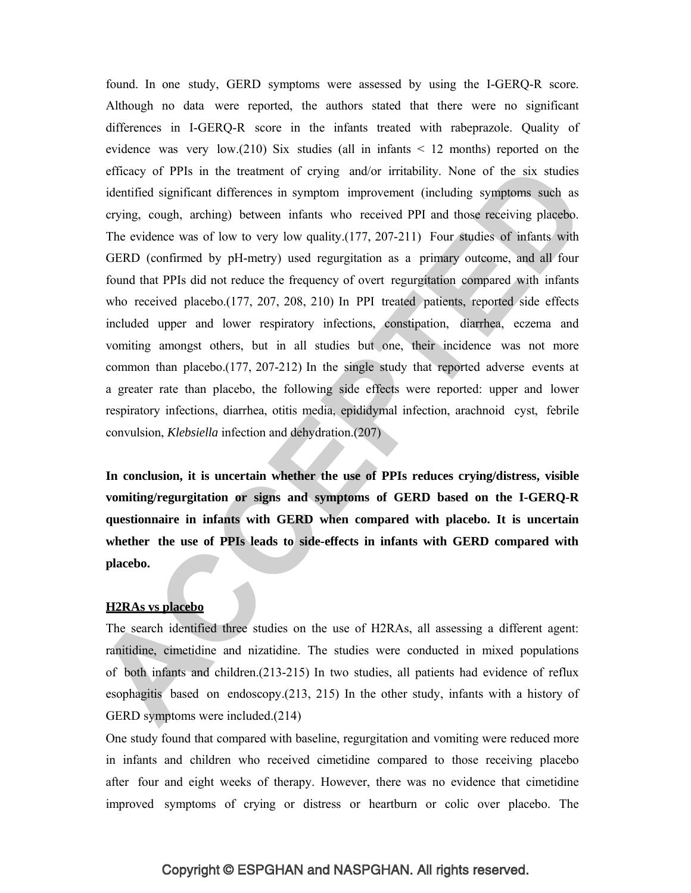found. In one study, GERD symptoms were assessed by using the I-GERQ-R score. Although no data were reported, the authors stated that there were no significant differences in I-GERQ-R score in the infants treated with rabeprazole. Quality of evidence was very low.(210) Six studies (all in infants < 12 months) reported on the efficacy of PPIs in the treatment of crying and/or irritability. None of the six studies identified significant differences in symptom improvement (including symptoms such as crying, cough, arching) between infants who received PPI and those receiving placebo. The evidence was of low to very low quality.(177, 207-211) Four studies of infants with GERD (confirmed by pH-metry) used regurgitation as a primary outcome, and all four found that PPIs did not reduce the frequency of overt regurgitation compared with infants who received placebo.(177, 207, 208, 210) In PPI treated patients, reported side effects included upper and lower respiratory infections, constipation, diarrhea, eczema and vomiting amongst others, but in all studies but one, their incidence was not more common than placebo.(177, 207-212) In the single study that reported adverse events at a greater rate than placebo, the following side effects were reported: upper and lower respiratory infections, diarrhea, otitis media, epididymal infection, arachnoid cyst, febrile convulsion, *Klebsiella* infection and dehydration.(207)

**In conclusion, it is uncertain whether the use of PPIs reduces crying/distress, visible vomiting/regurgitation or signs and symptoms of GERD based on the I-GERQ-R questionnaire in infants with GERD when compared with placebo. It is uncertain whether the use of PPIs leads to side-effects in infants with GERD compared with placebo.**

**H2RAs vs placebo**

The search identified three studies on the use of H2RAs, all assessing a different agent: ranitidine, cimetidine and nizatidine. The studies were conducted in mixed populations of both infants and children.(213-215) In two studies, all patients had evidence of reflux esophagitis based on endoscopy.(213, 215) In the other study, infants with a history of GERD symptoms were included.(214)

One study found that compared with baseline, regurgitation and vomiting were reduced more in infants and children who received cimetidine compared to those receiving placebo after four and eight weeks of therapy. However, there was no evidence that cimetidine improved symptoms of crying or distress or heartburn or colic over placebo. The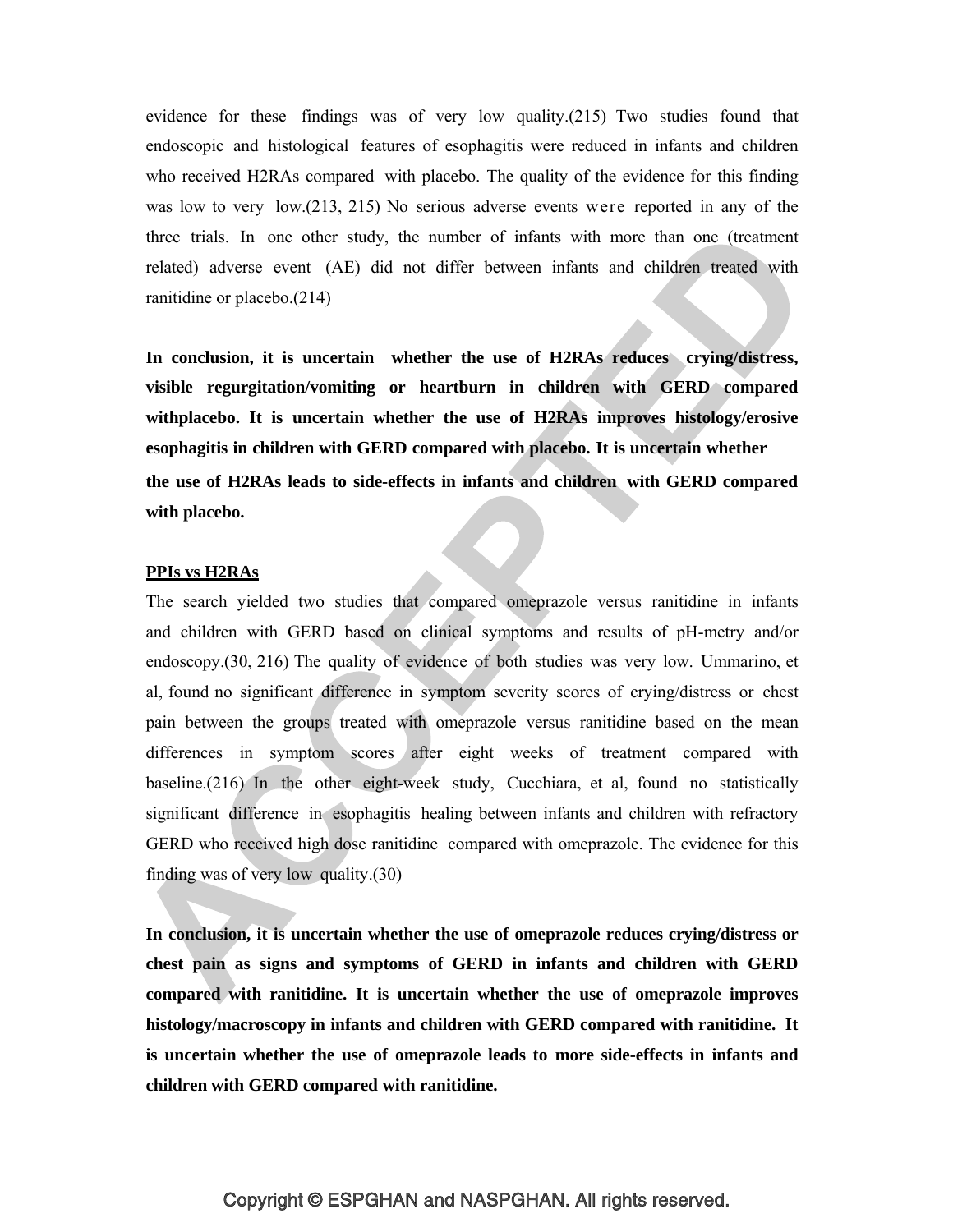evidence for these findings was of very low quality.(215) Two studies found that endoscopic and histological features of esophagitis were reduced in infants and children who received H2RAs compared with placebo. The quality of the evidence for this finding was low to very low.(213, 215) No serious adverse events were reported in any of the three trials. In one other study, the number of infants with more than one (treatment related) adverse event (AE) did not differ between infants and children treated with ranitidine or placebo.(214)

**In conclusion, it is uncertain whether the use of H2RAs reduces crying/distress, visible regurgitation/vomiting or heartburn in children with GERD compared withplacebo. It is uncertain whether the use of H2RAs improves histology/erosive esophagitis in children with GERD compared with placebo. It is uncertain whether the use of H2RAs leads to side-effects in infants and children with GERD compared with placebo.**

**PPIs vs H2RAs**

The search yielded two studies that compared omeprazole versus ranitidine in infants and children with GERD based on clinical symptoms and results of pH-metry and/or endoscopy.(30, 216) The quality of evidence of both studies was very low. Ummarino, et al, found no significant difference in symptom severity scores of crying/distress or chest pain between the groups treated with omeprazole versus ranitidine based on the mean differences in symptom scores after eight weeks of treatment compared with baseline.(216) In the other eight-week study, Cucchiara, et al, found no statistically significant difference in esophagitis healing between infants and children with refractory GERD who received high dose ranitidine compared with omeprazole. The evidence for this finding was of very low quality.(30)

**In conclusion, it is uncertain whether the use of omeprazole reduces crying/distress or chest pain as signs and symptoms of GERD in infants and children with GERD compared with ranitidine. It is uncertain whether the use of omeprazole improves histology/macroscopy in infants and children with GERD compared with ranitidine. It is uncertain whether the use of omeprazole leads to more side-effects in infants and children with GERD compared with ranitidine.**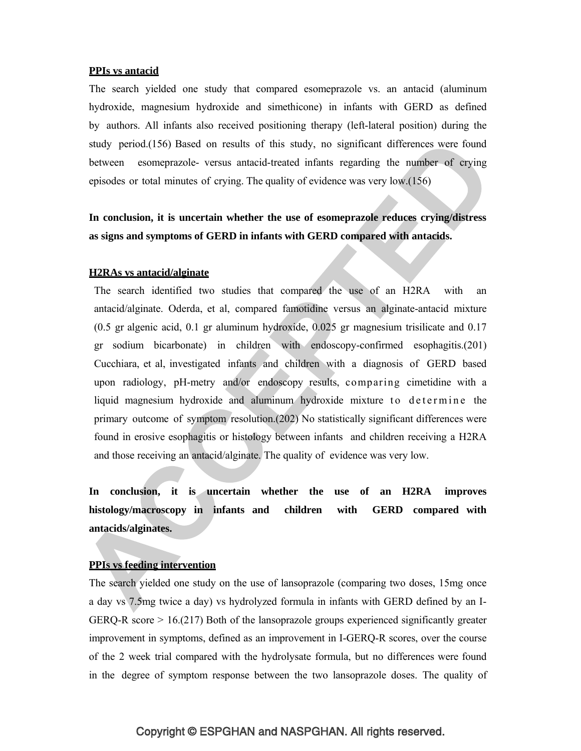**PPIs vs antacid**

The search yielded one study that compared esomeprazole vs. an antacid (aluminum hydroxide, magnesium hydroxide and simethicone) in infants with GERD as defined by authors. All infants also received positioning therapy (left-lateral position) during the study period.(156) Based on results of this study, no significant differences were found between esomeprazole- versus antacid-treated infants regarding the number of crying episodes or total minutes of crying. The quality of evidence was very low.(156)

**In conclusion, it is uncertain whether the use of esomeprazole reduces crying/distress as signs and symptoms of GERD in infants with GERD compared with antacids.**

**H2RAs vs antacid/alginate**

The search identified two studies that compared the use of an H2RA with an antacid/alginate. Oderda, et al, compared famotidine versus an alginate-antacid mixture (0.5 gr algenic acid, 0.1 gr aluminum hydroxide, 0.025 gr magnesium trisilicate and 0.17 gr sodium bicarbonate) in children with endoscopy-confirmed esophagitis.(201) Cucchiara, et al, investigated infants and children with a diagnosis of GERD based upon radiology, pH-metry and/or endoscopy results, comparing cimetidine with a liquid magnesium hydroxide and aluminum hydroxide mixture to determine the primary outcome of symptom resolution.(202) No statistically significant differences were found in erosive esophagitis or histology between infants and children receiving a H2RA and those receiving an antacid/alginate. The quality of evidence was very low.

**In conclusion, it is uncertain whether the use of an H2RA improves histology/macroscopy in infants and children with GERD compared with antacids/alginates.**

**PPIs vs feeding intervention**

The search yielded one study on the use of lansoprazole (comparing two doses, 15mg once a day vs 7.5mg twice a day) vs hydrolyzed formula in infants with GERD defined by an I-GERQ-R score > 16.(217) Both of the lansoprazole groups experienced significantly greater improvement in symptoms, defined as an improvement in I-GERQ-R scores, over the course of the 2 week trial compared with the hydrolysate formula, but no differences were found in the degree of symptom response between the two lansoprazole doses. The quality of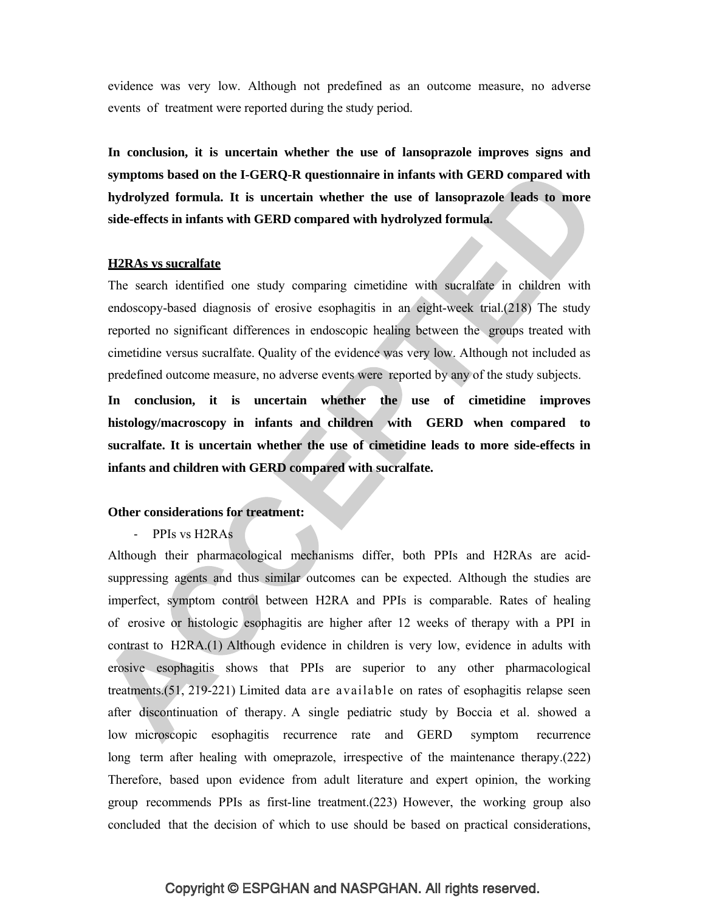evidence was very low. Although not predefined as an outcome measure, no adverse events of treatment were reported during the study period.

**In conclusion, it is uncertain whether the use of lansoprazole improves signs and symptoms based on the I-GERQ-R questionnaire in infants with GERD compared with hydrolyzed formula. It is uncertain whether the use of lansoprazole leads to more side-effects in infants with GERD compared with hydrolyzed formula.**

**H2RAs vs sucralfate**

The search identified one study comparing cimetidine with sucralfate in children with endoscopy-based diagnosis of erosive esophagitis in an eight-week trial.(218) The study reported no significant differences in endoscopic healing between the groups treated with cimetidine versus sucralfate. Quality of the evidence was very low. Although not included as predefined outcome measure, no adverse events were reported by any of the study subjects.

**In conclusion, it is uncertain whether the use of cimetidine improves histology/macroscopy in infants and children with GERD when compared to sucralfate. It is uncertain whether the use of cimetidine leads to more side-effects in infants and children with GERD compared with sucralfate.**

**Other considerations for treatment:**

- PPIs vs H2RAs

Although their pharmacological mechanisms differ, both PPIs and H2RAs are acid-suppressing agents and thus similar outcomes can be expected. Although the studies are imperfect, symptom control between H2RA and PPIs is comparable. Rates of healing of erosive or histologic esophagitis are higher after 12 weeks of therapy with a PPI in contrast to H2RA.(1) Although evidence in children is very low, evidence in adults with erosive esophagitis shows that PPIs are superior to any other pharmacological treatments.(51, 219-221) Limited data are available on rates of esophagitis relapse seen after discontinuation of therapy. A single pediatric study by Boccia et al. showed a low microscopic esophagitis recurrence rate and GERD symptom recurrence long term after healing with omeprazole, irrespective of the maintenance therapy.(222) Therefore, based upon evidence from adult literature and expert opinion, the working group recommends PPIs as first-line treatment.(223) However, the working group also concluded that the decision of which to use should be based on practical considerations,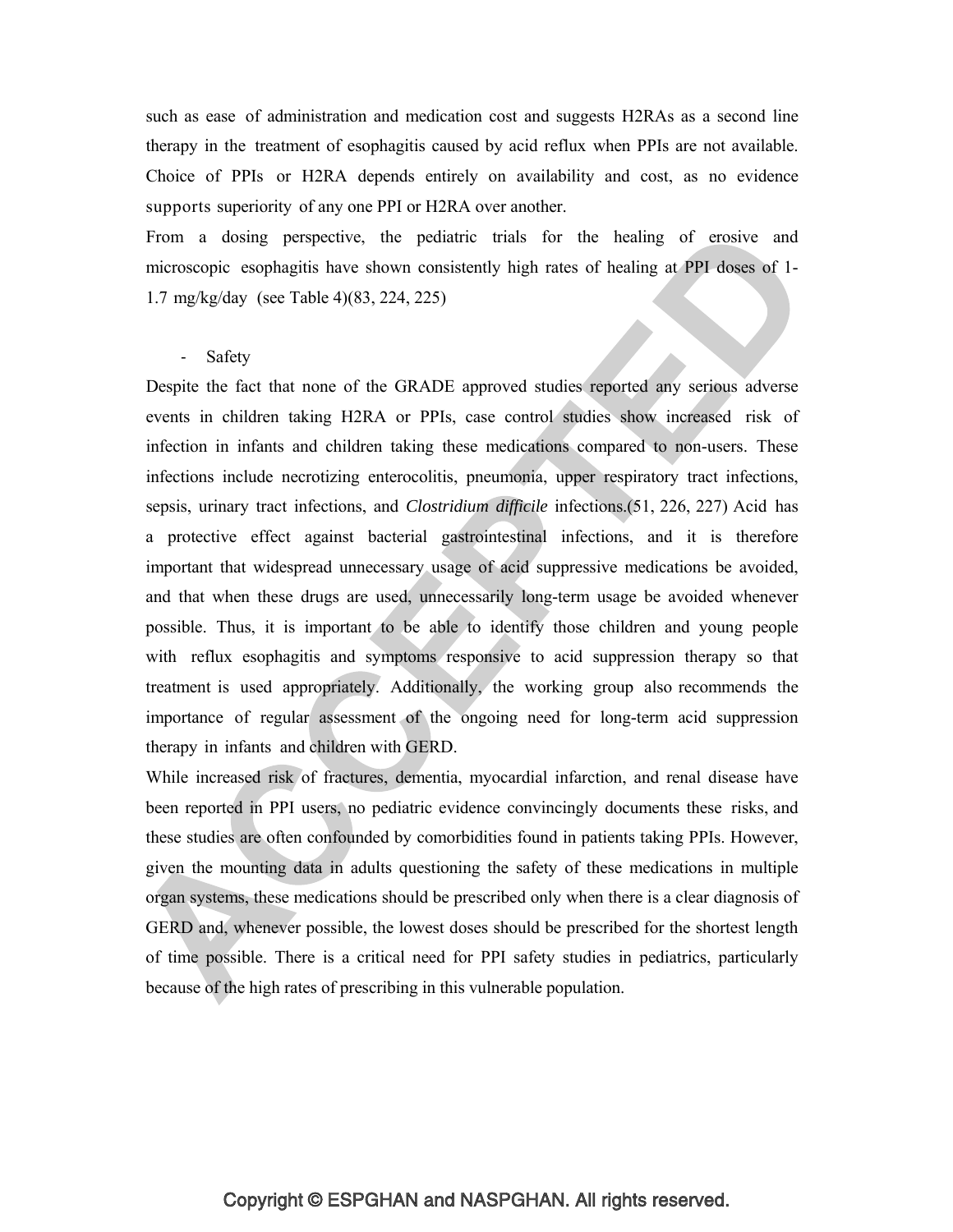such as ease of administration and medication cost and suggests H2RAs as a second line therapy in the treatment of esophagitis caused by acid reflux when PPIs are not available. Choice of PPIs or H2RA depends entirely on availability and cost, as no evidence supports superiority of any one PPI or H2RA over another.

From a dosing perspective, the pediatric trials for the healing of erosive and microscopic esophagitis have shown consistently high rates of healing at PPI doses of 1-1.7 mg/kg/day (see Table 4)(83, 224, 225)

- Safety

Despite the fact that none of the GRADE approved studies reported any serious adverse events in children taking H2RA or PPIs, case control studies show increased risk of infection in infants and children taking these medications compared to non-users. These infections include necrotizing enterocolitis, pneumonia, upper respiratory tract infections, sepsis, urinary tract infections, and *Clostridium difficile* infections.(51, 226, 227) Acid has a protective effect against bacterial gastrointestinal infections, and it is therefore important that widespread unnecessary usage of acid suppressive medications be avoided, and that when these drugs are used, unnecessarily long-term usage be avoided whenever possible. Thus, it is important to be able to identify those children and young people with reflux esophagitis and symptoms responsive to acid suppression therapy so that treatment is used appropriately. Additionally, the working group also recommends the importance of regular assessment of the ongoing need for long-term acid suppression therapy in infants and children with GERD.

While increased risk of fractures, dementia, myocardial infarction, and renal disease have been reported in PPI users, no pediatric evidence convincingly documents these risks, and these studies are often confounded by comorbidities found in patients taking PPIs. However, given the mounting data in adults questioning the safety of these medications in multiple organ systems, these medications should be prescribed only when there is a clear diagnosis of GERD and, whenever possible, the lowest doses should be prescribed for the shortest length of time possible. There is a critical need for PPI safety studies in pediatrics, particularly because of the high rates of prescribing in this vulnerable population.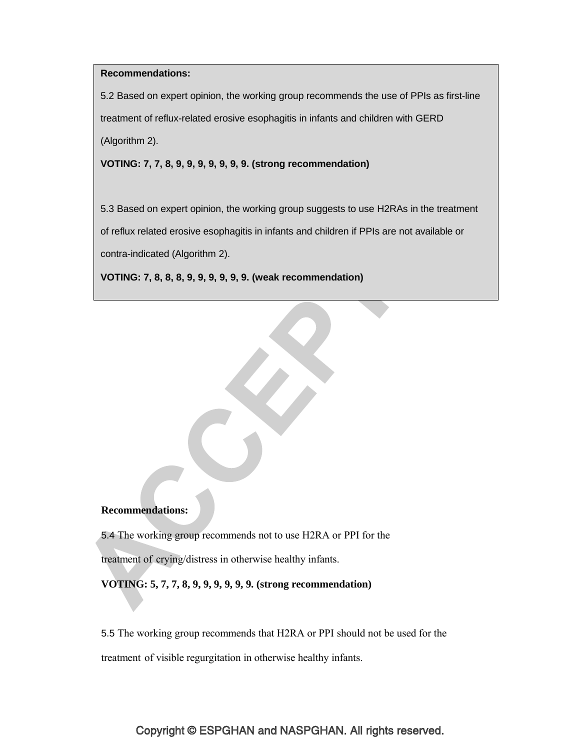**Recommendations:**

5.2 Based on expert opinion, the working group recommends the use of PPIs as first-line treatment of reflux-related erosive esophagitis in infants and children with GERD (Algorithm 2).

**VOTING: 7, 7, 8, 9, 9, 9, 9, 9, 9, 9. (strong recommendation)**

5.3 Based on expert opinion, the working group suggests to use H2RAs in the treatment of reflux related erosive esophagitis in infants and children if PPIs are not available or contra-indicated (Algorithm 2).

**VOTING: 7, 8, 8, 8, 9, 9, 9, 9, 9, 9. (weak recommendation)**

**Recommendations:**

5.4 The working group recommends not to use H2RA or PPI for the treatment of crying/distress in otherwise healthy infants.

**VOTING: 5, 7, 7, 8, 9, 9, 9, 9, 9, 9. (strong recommendation)**

5.5 The working group recommends that H2RA or PPI should not be used for the treatment of visible regurgitation in otherwise healthy infants.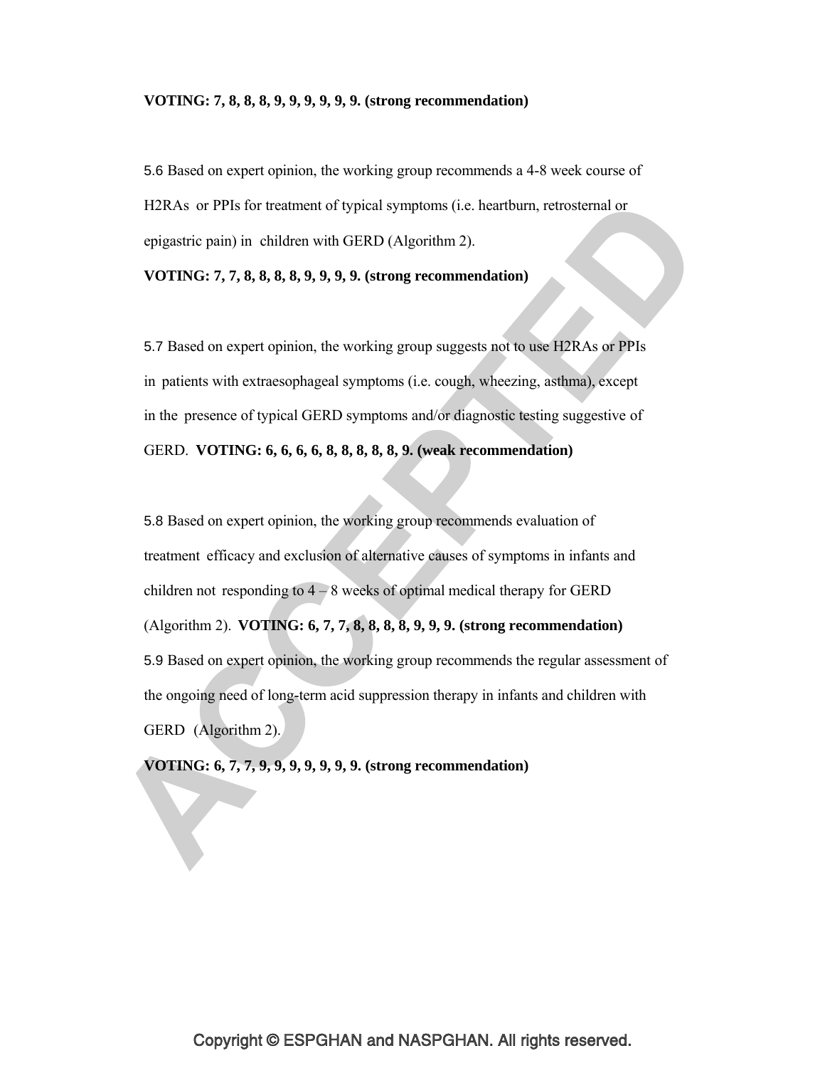**VOTING: 7, 8, 8, 8, 9, 9, 9, 9, 9, 9. (strong recommendation)**

5.6 Based on expert opinion, the working group recommends a 4-8 week course of H2RAs or PPIs for treatment of typical symptoms (i.e. heartburn, retrosternal or epigastric pain) in children with GERD (Algorithm 2).

**VOTING: 7, 7, 8, 8, 8, 8, 9, 9, 9, 9. (strong recommendation)**

5.7 Based on expert opinion, the working group suggests not to use H2RAs or PPIs in patients with extraesophageal symptoms (i.e. cough, wheezing, asthma), except in the presence of typical GERD symptoms and/or diagnostic testing suggestive of GERD. **VOTING: 6, 6, 6, 6, 8, 8, 8, 8, 8, 9. (weak recommendation)**

5.8 Based on expert opinion, the working group recommends evaluation of treatment efficacy and exclusion of alternative causes of symptoms in infants and children not responding to 4 – 8 weeks of optimal medical therapy for GERD (Algorithm 2). **VOTING: 6, 7, 7, 8, 8, 8, 8, 9, 9, 9. (strong recommendation)**

5.9 Based on expert opinion, the working group recommends the regular assessment of the ongoing need of long-term acid suppression therapy in infants and children with GERD (Algorithm 2).

**VOTING: 6, 7, 7, 9, 9, 9, 9, 9, 9, 9. (strong recommendation)**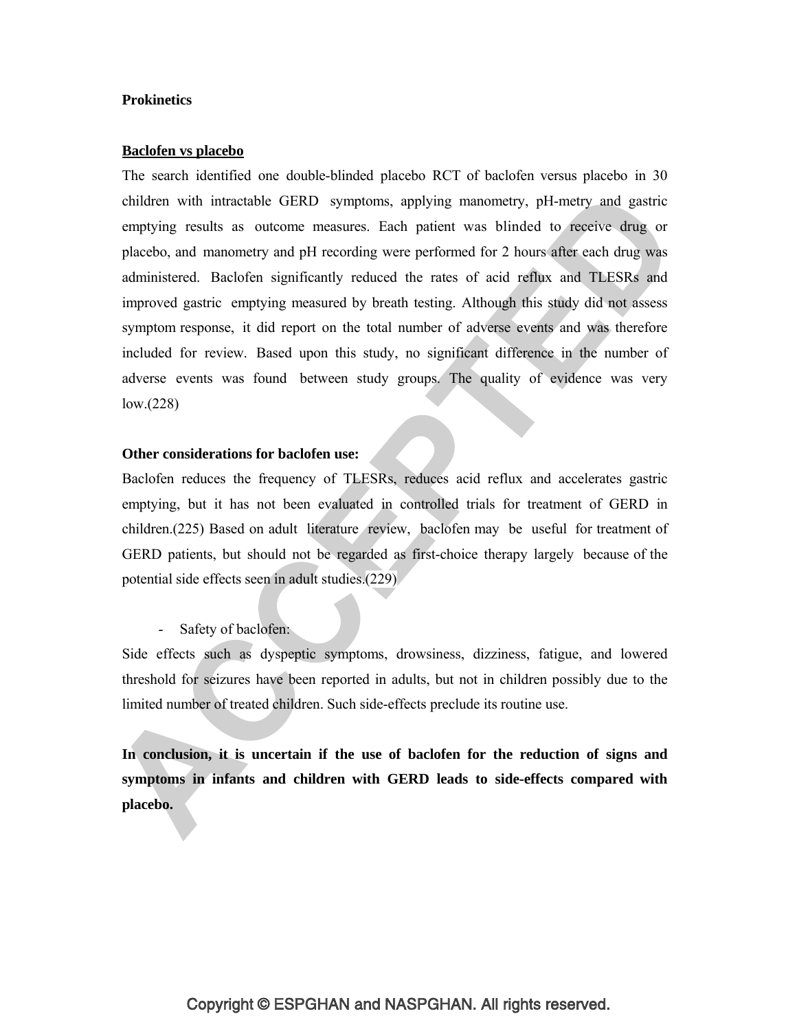**Prokinetics**

**Baclofen vs placebo**

The search identified one double-blinded placebo RCT of baclofen versus placebo in 30 children with intractable GERD symptoms, applying manometry, pH-metry and gastric emptying results as outcome measures. Each patient was blinded to receive drug or placebo, and manometry and pH recording were performed for 2 hours after each drug was administered. Baclofen significantly reduced the rates of acid reflux and TLESRs and improved gastric emptying measured by breath testing. Although this study did not assess symptom response, it did report on the total number of adverse events and was therefore included for review. Based upon this study, no significant difference in the number of adverse events was found between study groups. The quality of evidence was very low.(228)

**Other considerations for baclofen use:**

Baclofen reduces the frequency of TLESRs, reduces acid reflux and accelerates gastric emptying, but it has not been evaluated in controlled trials for treatment of GERD in children.(225) Based on adult literature review, baclofen may be useful for treatment of GERD patients, but should not be regarded as first-choice therapy largely because of the potential side effects seen in adult studies.(229)

- Safety of baclofen:

Side effects such as dyspeptic symptoms, drowsiness, dizziness, fatigue, and lowered threshold for seizures have been reported in adults, but not in children possibly due to the limited number of treated children. Such side-effects preclude its routine use.

**In conclusion, it is uncertain if the use of baclofen for the reduction of signs and symptoms in infants and children with GERD leads to side-effects compared with placebo.**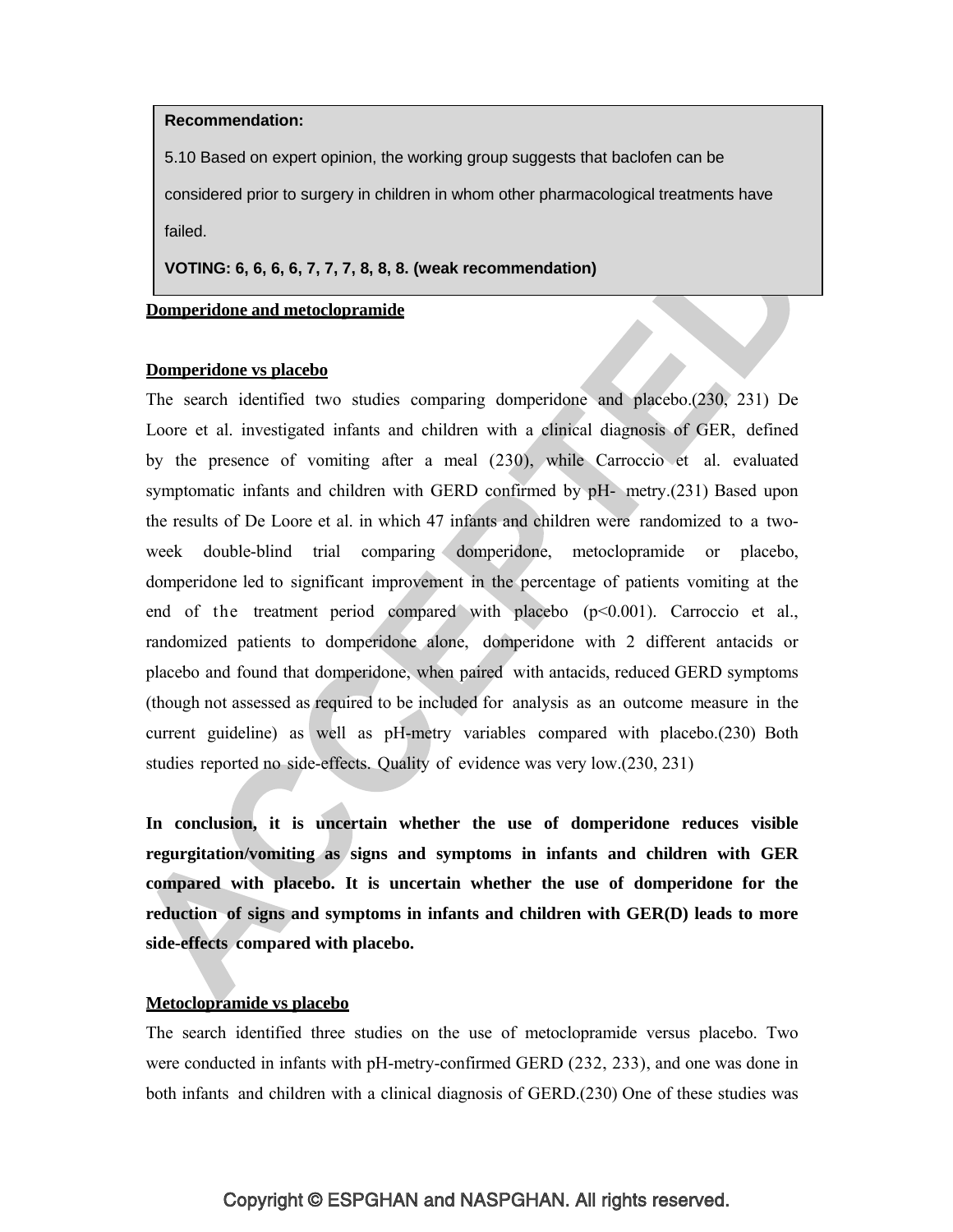**Recommendation:**

5.10 Based on expert opinion, the working group suggests that baclofen can be considered prior to surgery in children in whom other pharmacological treatments have failed.

**VOTING: 6, 6, 6, 6, 7, 7, 7, 8, 8, 8. (weak recommendation)**

**Domperidone and metoclopramide**

**Domperidone vs placebo**

The search identified two studies comparing domperidone and placebo.(230, 231) De Loore et al. investigated infants and children with a clinical diagnosis of GER, defined by the presence of vomiting after a meal (230), while Carroccio et al. evaluated symptomatic infants and children with GERD confirmed by pH- metry.(231) Based upon the results of De Loore et al. in which 47 infants and children were randomized to a two-week double-blind trial comparing domperidone, metoclopramide or placebo, domperidone led to significant improvement in the percentage of patients vomiting at the end of the treatment period compared with placebo ($p<0.001$). Carroccio et al., randomized patients to domperidone alone, domperidone with 2 different antacids or placebo and found that domperidone, when paired with antacids, reduced GERD symptoms (though not assessed as required to be included for analysis as an outcome measure in the current guideline) as well as pH-metry variables compared with placebo.(230) Both studies reported no side-effects. Quality of evidence was very low.(230, 231)

**In conclusion, it is uncertain whether the use of domperidone reduces visible regurgitation/vomiting as signs and symptoms in infants and children with GER compared with placebo. It is uncertain whether the use of domperidone for the reduction of signs and symptoms in infants and children with GER(D) leads to more side-effects compared with placebo.**

**Metoclopramide vs placebo**

The search identified three studies on the use of metoclopramide versus placebo. Two were conducted in infants with pH-metry-confirmed GERD (232, 233), and one was done in both infants and children with a clinical diagnosis of GERD.(230) One of these studies was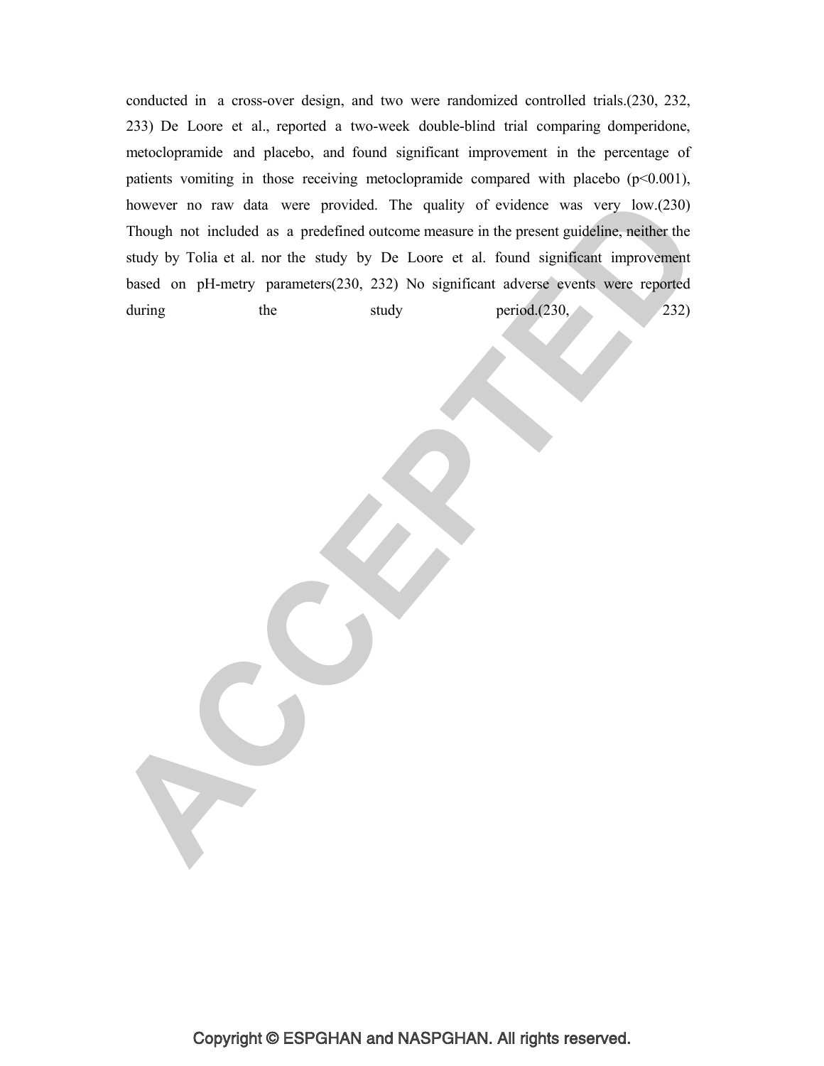conducted in a cross-over design, and two were randomized controlled trials.(230, 232, 233) De Loore et al., reported a two-week double-blind trial comparing domperidone, metoclopramide and placebo, and found significant improvement in the percentage of patients vomiting in those receiving metoclopramide compared with placebo ($p<0.001$), however no raw data were provided. The quality of evidence was very low.(230) Though not included as a predefined outcome measure in the present guideline, neither the study by Tolia et al. nor the study by De Loore et al. found significant improvement based on pH-metry parameters(230, 232) No significant adverse events were reported during the study period.(230, 232)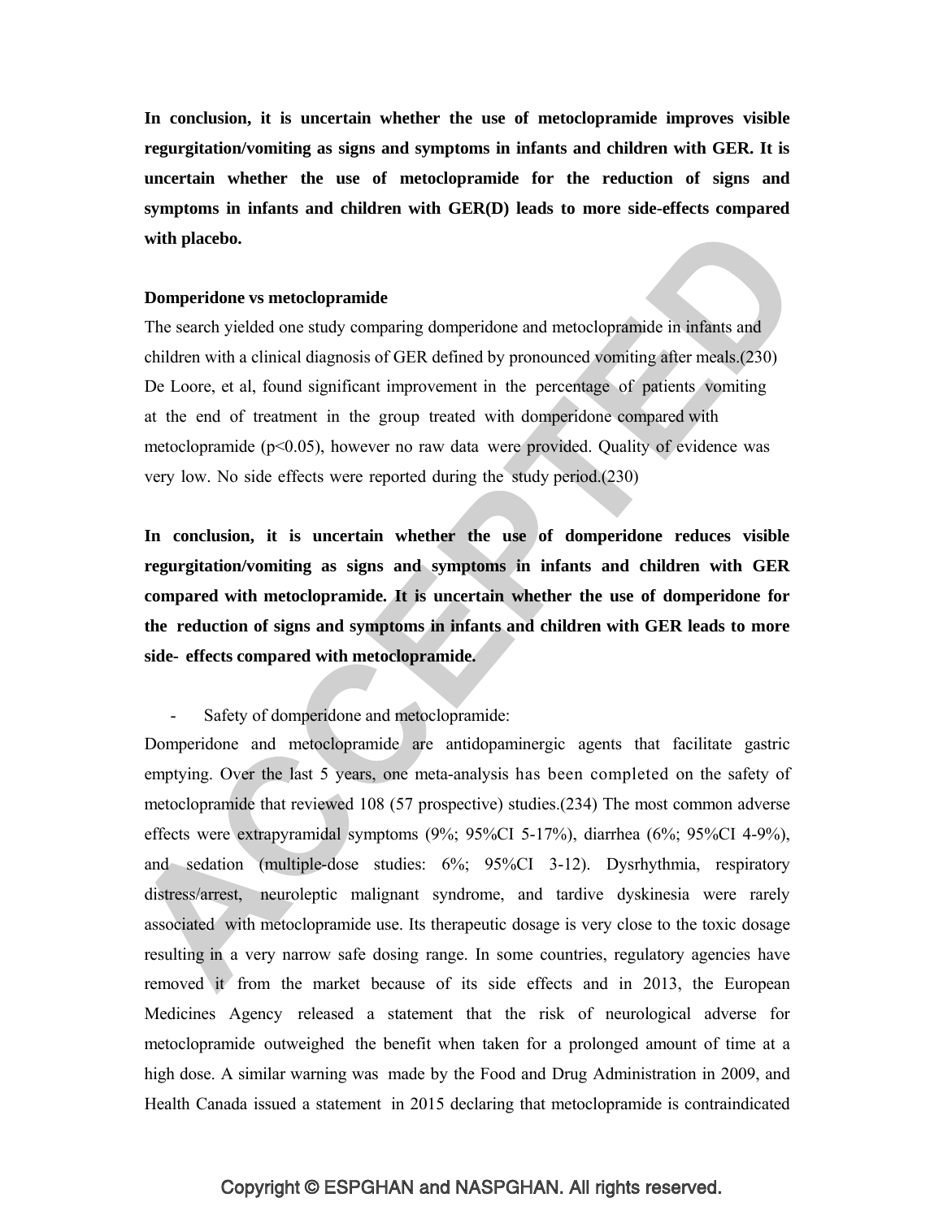**In conclusion, it is uncertain whether the use of metoclopramide improves visible regurgitation/vomiting as signs and symptoms in infants and children with GER. It is uncertain whether the use of metoclopramide for the reduction of signs and symptoms in infants and children with GER(D) leads to more side-effects compared with placebo.**

**Domperidone vs metoclopramide**

The search yielded one study comparing domperidone and metoclopramide in infants and children with a clinical diagnosis of GER defined by pronounced vomiting after meals.(230) De Loore, et al, found significant improvement in the percentage of patients vomiting at the end of treatment in the group treated with domperidone compared with metoclopramide ($p<0.05$), however no raw data were provided. Quality of evidence was very low. No side effects were reported during the study period.(230)

**In conclusion, it is uncertain whether the use of domperidone reduces visible regurgitation/vomiting as signs and symptoms in infants and children with GER compared with metoclopramide. It is uncertain whether the use of domperidone for the reduction of signs and symptoms in infants and children with GER leads to more side- effects compared with metoclopramide.**

- Safety of domperidone and metoclopramide:

Domperidone and metoclopramide are antidopaminergic agents that facilitate gastric emptying. Over the last 5 years, one meta-analysis has been completed on the safety of metoclopramide that reviewed 108 (57 prospective) studies.(234) The most common adverse effects were extrapyramidal symptoms (9%; 95%CI 5-17%), diarrhea (6%; 95%CI 4-9%), and sedation (multiple-dose studies: 6%; 95%CI 3-12). Dysrhythmia, respiratory distress/arrest, neuroleptic malignant syndrome, and tardive dyskinesia were rarely associated with metoclopramide use. Its therapeutic dosage is very close to the toxic dosage resulting in a very narrow safe dosing range. In some countries, regulatory agencies have removed it from the market because of its side effects and in 2013, the European Medicines Agency released a statement that the risk of neurological adverse for metoclopramide outweighed the benefit when taken for a prolonged amount of time at a high dose. A similar warning was made by the Food and Drug Administration in 2009, and Health Canada issued a statement in 2015 declaring that metoclopramide is contraindicated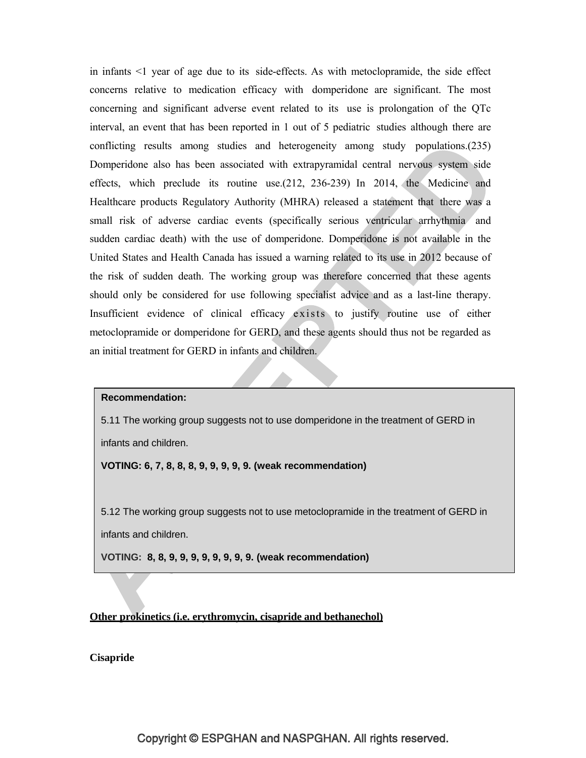in infants <1 year of age due to its side-effects. As with metoclopramide, the side effect concerns relative to medication efficacy with domperidone are significant. The most concerning and significant adverse event related to its use is prolongation of the QTc interval, an event that has been reported in 1 out of 5 pediatric studies although there are conflicting results among studies and heterogeneity among study populations.(235) Domperidone also has been associated with extrapyramidal central nervous system side effects, which preclude its routine use.(212, 236-239) In 2014, the Medicine and Healthcare products Regulatory Authority (MHRA) released a statement that there was a small risk of adverse cardiac events (specifically serious ventricular arrhythmia and sudden cardiac death) with the use of domperidone. Domperidone is not available in the United States and Health Canada has issued a warning related to its use in 2012 because of the risk of sudden death. The working group was therefore concerned that these agents should only be considered for use following specialist advice and as a last-line therapy. Insufficient evidence of clinical efficacy exists to justify routine use of either metoclopramide or domperidone for GERD, and these agents should thus not be regarded as an initial treatment for GERD in infants and children.

**Recommendation:**

5.11 The working group suggests not to use domperidone in the treatment of GERD in infants and children.

**VOTING: 6, 7, 8, 8, 8, 9, 9, 9, 9, 9. (weak recommendation)**

5.12 The working group suggests not to use metoclopramide in the treatment of GERD in infants and children.

**VOTING: 8, 8, 9, 9, 9, 9, 9, 9, 9, 9. (weak recommendation)**

**Other prokinetics (i.e. erythromycin, cisapride and bethanechol)**

**Cisapride**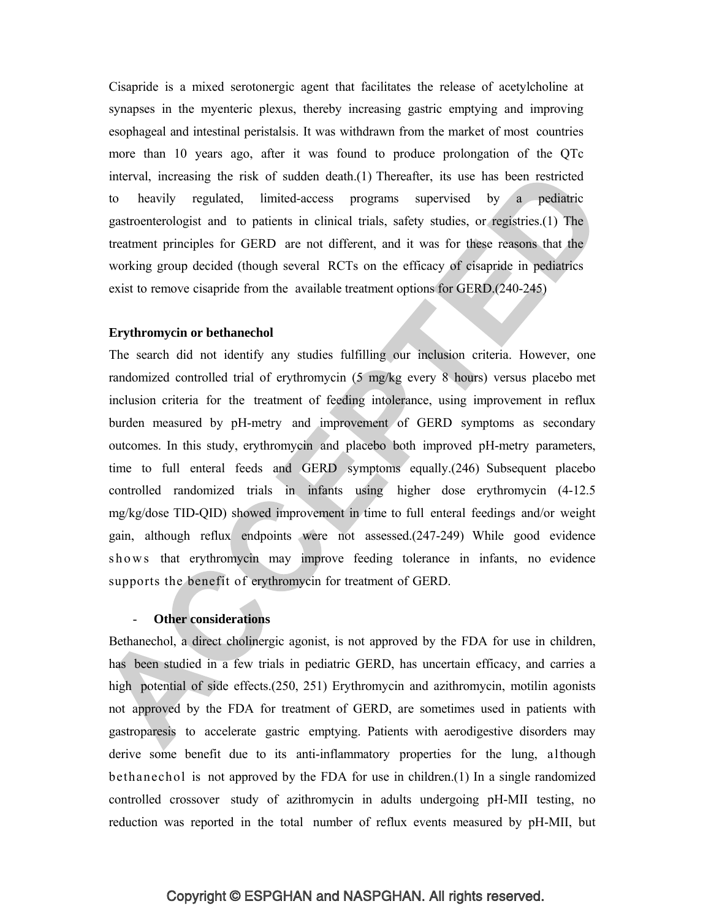Cisapride is a mixed serotonergic agent that facilitates the release of acetylcholine at synapses in the myenteric plexus, thereby increasing gastric emptying and improving esophageal and intestinal peristalsis. It was withdrawn from the market of most countries more than 10 years ago, after it was found to produce prolongation of the QTc interval, increasing the risk of sudden death.(1) Thereafter, its use has been restricted to heavily regulated, limited-access programs supervised by a pediatric gastroenterologist and to patients in clinical trials, safety studies, or registries.(1) The treatment principles for GERD are not different, and it was for these reasons that the working group decided (though several RCTs on the efficacy of cisapride in pediatrics exist to remove cisapride from the available treatment options for GERD.(240-245)

**Erythromycin or bethanechol**

The search did not identify any studies fulfilling our inclusion criteria. However, one randomized controlled trial of erythromycin (5 mg/kg every 8 hours) versus placebo met inclusion criteria for the treatment of feeding intolerance, using improvement in reflux burden measured by pH-metry and improvement of GERD symptoms as secondary outcomes. In this study, erythromycin and placebo both improved pH-metry parameters, time to full enteral feeds and GERD symptoms equally.(246) Subsequent placebo controlled randomized trials in infants using higher dose erythromycin (4-12.5 mg/kg/dose TID-QID) showed improvement in time to full enteral feedings and/or weight gain, although reflux endpoints were not assessed.(247-249) While good evidence shows that erythromycin may improve feeding tolerance in infants, no evidence supports the benefit of erythromycin for treatment of GERD.

- **Other considerations**

Bethanechol, a direct cholinergic agonist, is not approved by the FDA for use in children, has been studied in a few trials in pediatric GERD, has uncertain efficacy, and carries a high potential of side effects.(250, 251) Erythromycin and azithromycin, motilin agonists not approved by the FDA for treatment of GERD, are sometimes used in patients with gastroparesis to accelerate gastric emptying. Patients with aerodigestive disorders may derive some benefit due to its anti-inflammatory properties for the lung, although bethanechol is not approved by the FDA for use in children.(1) In a single randomized controlled crossover study of azithromycin in adults undergoing pH-MII testing, no reduction was reported in the total number of reflux events measured by pH-MII, but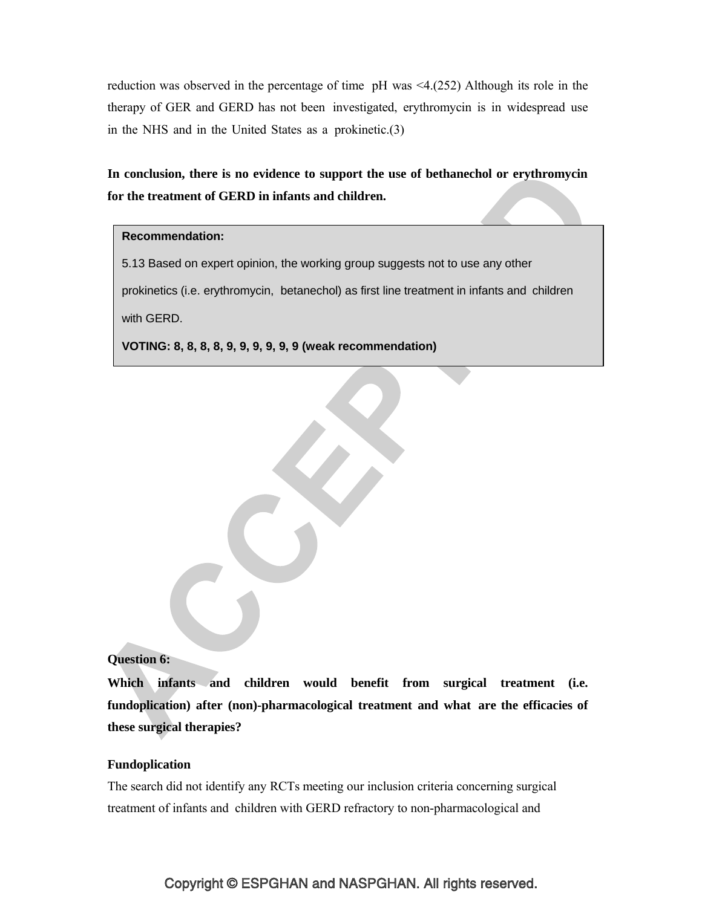reduction was observed in the percentage of time pH was <4.(252) Although its role in the therapy of GER and GERD has not been investigated, erythromycin is in widespread use in the NHS and in the United States as a prokinetic.(3)

**In conclusion, there is no evidence to support the use of bethanechol or erythromycin for the treatment of GERD in infants and children.**

> **Recommendation:**
>
> 5.13 Based on expert opinion, the working group suggests not to use any other prokinetics (i.e. erythromycin, betanechol) as first line treatment in infants and children with GERD.
>
> **VOTING: 8, 8, 8, 8, 9, 9, 9, 9, 9, 9 (weak recommendation)**

**Question 6:**

**Which infants and children would benefit from surgical treatment (i.e. fundoplication) after (non)-pharmacological treatment and what are the efficacies of these surgical therapies?**

**Fundoplication**

The search did not identify any RCTs meeting our inclusion criteria concerning surgical treatment of infants and children with GERD refractory to non-pharmacological and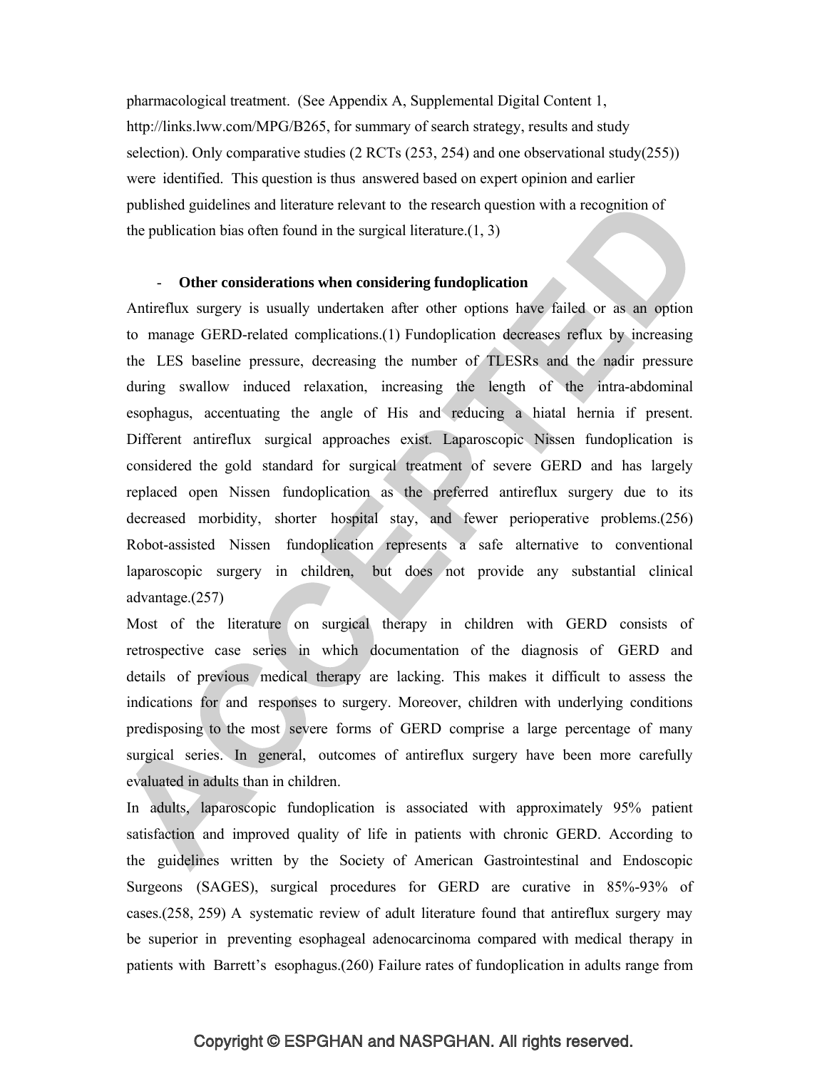pharmacological treatment. (See Appendix A, Supplemental Digital Content 1, http://links.lww.com/MPG/B265, for summary of search strategy, results and study selection). Only comparative studies (2 RCTs (253, 254) and one observational study(255)) were identified. This question is thus answered based on expert opinion and earlier published guidelines and literature relevant to the research question with a recognition of the publication bias often found in the surgical literature.(1, 3)

- **Other considerations when considering fundoplication**

Antireflux surgery is usually undertaken after other options have failed or as an option to manage GERD-related complications.(1) Fundoplication decreases reflux by increasing the LES baseline pressure, decreasing the number of TLESRs and the nadir pressure during swallow induced relaxation, increasing the length of the intra-abdominal esophagus, accentuating the angle of His and reducing a hiatal hernia if present. Different antireflux surgical approaches exist. Laparoscopic Nissen fundoplication is considered the gold standard for surgical treatment of severe GERD and has largely replaced open Nissen fundoplication as the preferred antireflux surgery due to its decreased morbidity, shorter hospital stay, and fewer perioperative problems.(256) Robot-assisted Nissen fundoplication represents a safe alternative to conventional laparoscopic surgery in children, but does not provide any substantial clinical advantage.(257)

Most of the literature on surgical therapy in children with GERD consists of retrospective case series in which documentation of the diagnosis of GERD and details of previous medical therapy are lacking. This makes it difficult to assess the indications for and responses to surgery. Moreover, children with underlying conditions predisposing to the most severe forms of GERD comprise a large percentage of many surgical series. In general, outcomes of antireflux surgery have been more carefully evaluated in adults than in children.

In adults, laparoscopic fundoplication is associated with approximately 95% patient satisfaction and improved quality of life in patients with chronic GERD. According to the guidelines written by the Society of American Gastrointestinal and Endoscopic Surgeons (SAGES), surgical procedures for GERD are curative in 85%-93% of cases.(258, 259) A systematic review of adult literature found that antireflux surgery may be superior in preventing esophageal adenocarcinoma compared with medical therapy in patients with Barrett's esophagus.(260) Failure rates of fundoplication in adults range from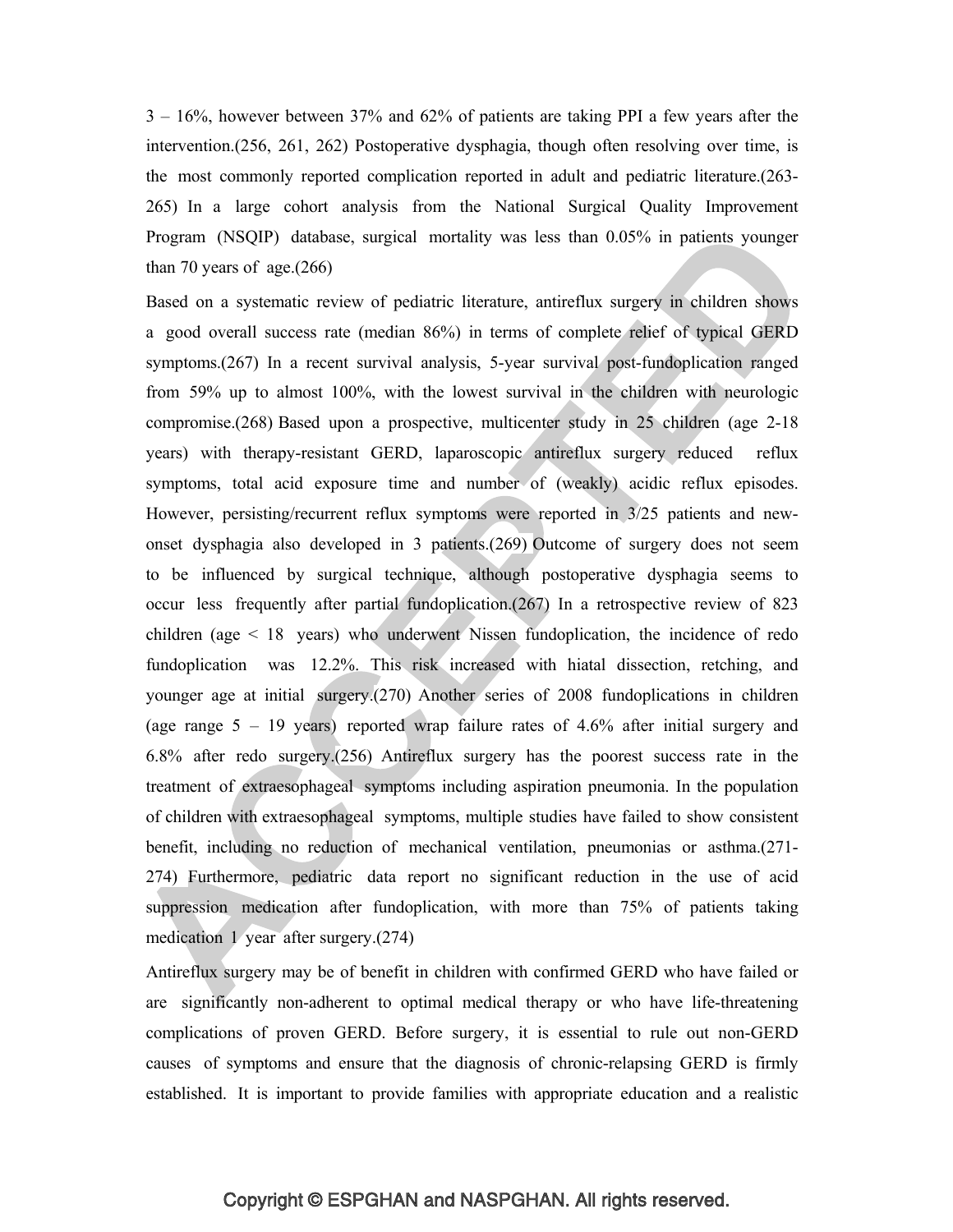3 – 16%, however between 37% and 62% of patients are taking PPI a few years after the intervention.(256, 261, 262) Postoperative dysphagia, though often resolving over time, is the most commonly reported complication reported in adult and pediatric literature.(263-265) In a large cohort analysis from the National Surgical Quality Improvement Program (NSQIP) database, surgical mortality was less than 0.05% in patients younger than 70 years of age.(266)

Based on a systematic review of pediatric literature, antireflux surgery in children shows a good overall success rate (median 86%) in terms of complete relief of typical GERD symptoms.(267) In a recent survival analysis, 5-year survival post-fundoplication ranged from 59% up to almost 100%, with the lowest survival in the children with neurologic compromise.(268) Based upon a prospective, multicenter study in 25 children (age 2-18 years) with therapy-resistant GERD, laparoscopic antireflux surgery reduced reflux symptoms, total acid exposure time and number of (weakly) acidic reflux episodes. However, persisting/recurrent reflux symptoms were reported in 3/25 patients and new-onset dysphagia also developed in 3 patients.(269) Outcome of surgery does not seem to be influenced by surgical technique, although postoperative dysphagia seems to occur less frequently after partial fundoplication.(267) In a retrospective review of 823 children (age < 18 years) who underwent Nissen fundoplication, the incidence of redo fundoplication was 12.2%. This risk increased with hiatal dissection, retching, and younger age at initial surgery.(270) Another series of 2008 fundoplications in children (age range 5 – 19 years) reported wrap failure rates of 4.6% after initial surgery and 6.8% after redo surgery.(256) Antireflux surgery has the poorest success rate in the treatment of extraesophageal symptoms including aspiration pneumonia. In the population of children with extraesophageal symptoms, multiple studies have failed to show consistent benefit, including no reduction of mechanical ventilation, pneumonias or asthma.(271-274) Furthermore, pediatric data report no significant reduction in the use of acid suppression medication after fundoplication, with more than 75% of patients taking medication 1 year after surgery.(274)

Antireflux surgery may be of benefit in children with confirmed GERD who have failed or are significantly non-adherent to optimal medical therapy or who have life-threatening complications of proven GERD. Before surgery, it is essential to rule out non-GERD causes of symptoms and ensure that the diagnosis of chronic-relapsing GERD is firmly established. It is important to provide families with appropriate education and a realistic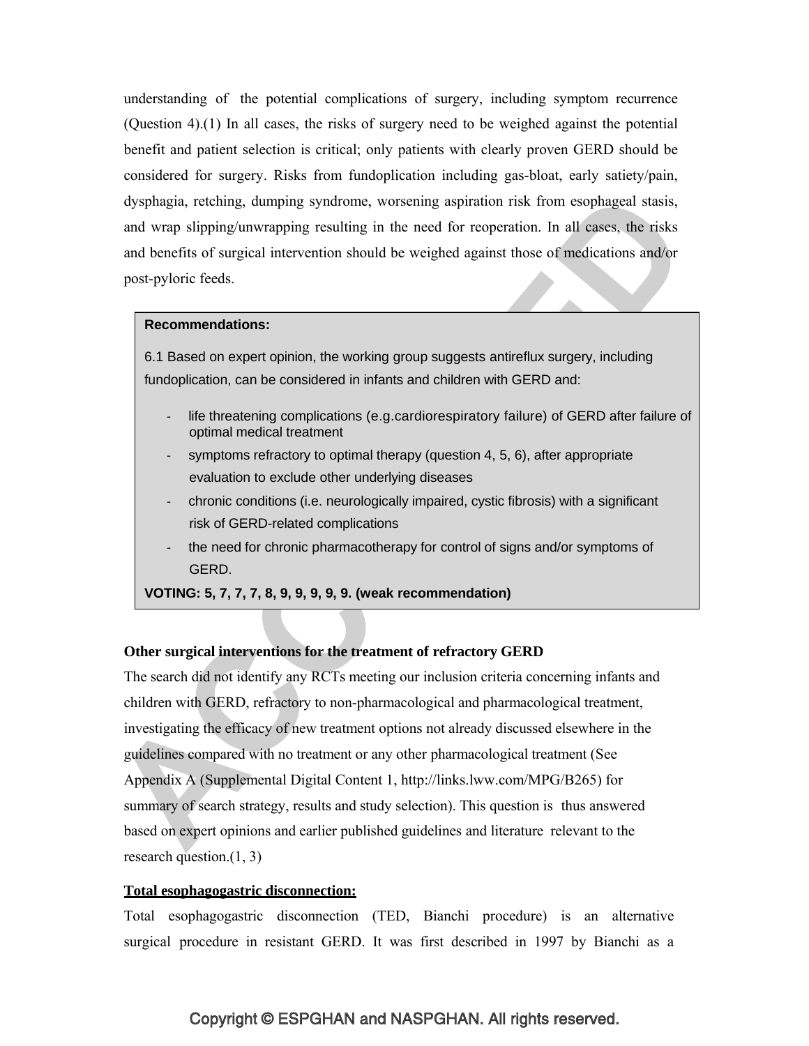understanding of the potential complications of surgery, including symptom recurrence (Question 4).(1) In all cases, the risks of surgery need to be weighed against the potential benefit and patient selection is critical; only patients with clearly proven GERD should be considered for surgery. Risks from fundoplication including gas-bloat, early satiety/pain, dysphagia, retching, dumping syndrome, worsening aspiration risk from esophageal stasis, and wrap slipping/unwrapping resulting in the need for reoperation. In all cases, the risks and benefits of surgical intervention should be weighed against those of medications and/or post-pyloric feeds.

**Recommendations:**

6.1 Based on expert opinion, the working group suggests antireflux surgery, including fundoplication, can be considered in infants and children with GERD and:

- life threatening complications (e.g.cardiorespiratory failure) of GERD after failure of optimal medical treatment
- symptoms refractory to optimal therapy (question 4, 5, 6), after appropriate evaluation to exclude other underlying diseases
- chronic conditions (i.e. neurologically impaired, cystic fibrosis) with a significant risk of GERD-related complications
- the need for chronic pharmacotherapy for control of signs and/or symptoms of GERD.

**VOTING: 5, 7, 7, 7, 8, 9, 9, 9, 9, 9. (weak recommendation)**

**Other surgical interventions for the treatment of refractory GERD**

The search did not identify any RCTs meeting our inclusion criteria concerning infants and children with GERD, refractory to non-pharmacological and pharmacological treatment, investigating the efficacy of new treatment options not already discussed elsewhere in the guidelines compared with no treatment or any other pharmacological treatment (See Appendix A (Supplemental Digital Content 1, http://links.lww.com/MPG/B265) for summary of search strategy, results and study selection). This question is thus answered based on expert opinions and earlier published guidelines and literature relevant to the research question.(1, 3)

**Total esophagogastric disconnection:**

Total esophagogastric disconnection (TED, Bianchi procedure) is an alternative surgical procedure in resistant GERD. It was first described in 1997 by Bianchi as a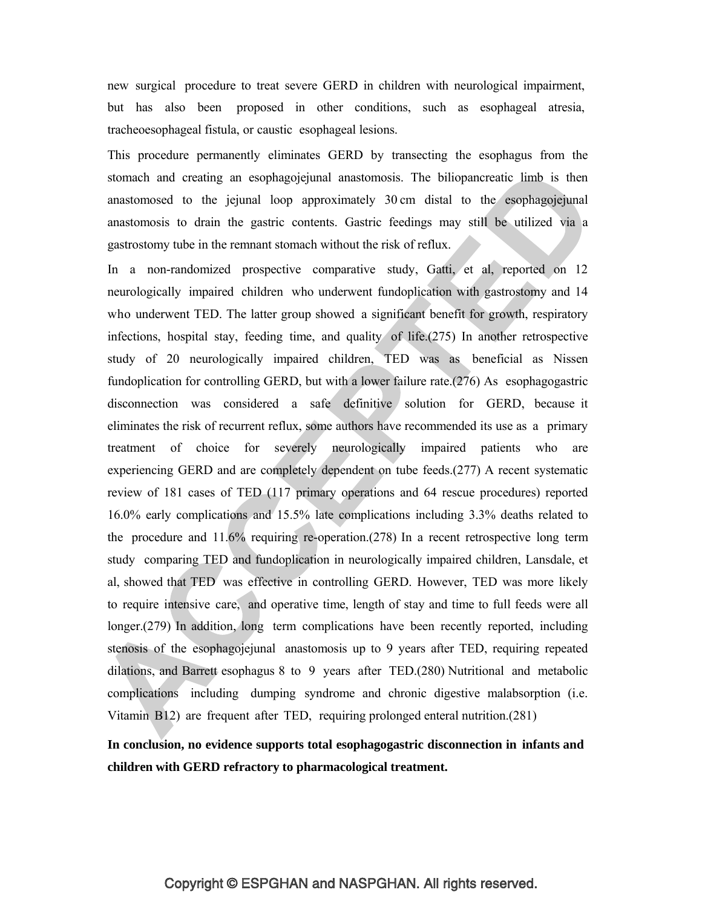new surgical procedure to treat severe GERD in children with neurological impairment, but has also been proposed in other conditions, such as esophageal atresia, tracheoesophageal fistula, or caustic esophageal lesions.

This procedure permanently eliminates GERD by transecting the esophagus from the stomach and creating an esophagojejunal anastomosis. The biliopancreatic limb is then anastomosed to the jejunal loop approximately 30 cm distal to the esophagojejunal anastomosis to drain the gastric contents. Gastric feedings may still be utilized via a gastrostomy tube in the remnant stomach without the risk of reflux.

In a non-randomized prospective comparative study, Gatti, et al, reported on 12 neurologically impaired children who underwent fundoplication with gastrostomy and 14 who underwent TED. The latter group showed a significant benefit for growth, respiratory infections, hospital stay, feeding time, and quality of life.(275) In another retrospective study of 20 neurologically impaired children, TED was as beneficial as Nissen fundoplication for controlling GERD, but with a lower failure rate.(276) As esophagogastric disconnection was considered a safe definitive solution for GERD, because it eliminates the risk of recurrent reflux, some authors have recommended its use as a primary treatment of choice for severely neurologically impaired patients who are experiencing GERD and are completely dependent on tube feeds.(277) A recent systematic review of 181 cases of TED (117 primary operations and 64 rescue procedures) reported 16.0% early complications and 15.5% late complications including 3.3% deaths related to the procedure and 11.6% requiring re-operation.(278) In a recent retrospective long term study comparing TED and fundoplication in neurologically impaired children, Lansdale, et al, showed that TED was effective in controlling GERD. However, TED was more likely to require intensive care, and operative time, length of stay and time to full feeds were all longer.(279) In addition, long term complications have been recently reported, including stenosis of the esophagojejunal anastomosis up to 9 years after TED, requiring repeated dilations, and Barrett esophagus 8 to 9 years after TED.(280) Nutritional and metabolic complications including dumping syndrome and chronic digestive malabsorption (i.e. Vitamin B12) are frequent after TED, requiring prolonged enteral nutrition.(281)

**In conclusion, no evidence supports total esophagogastric disconnection in infants and children with GERD refractory to pharmacological treatment.**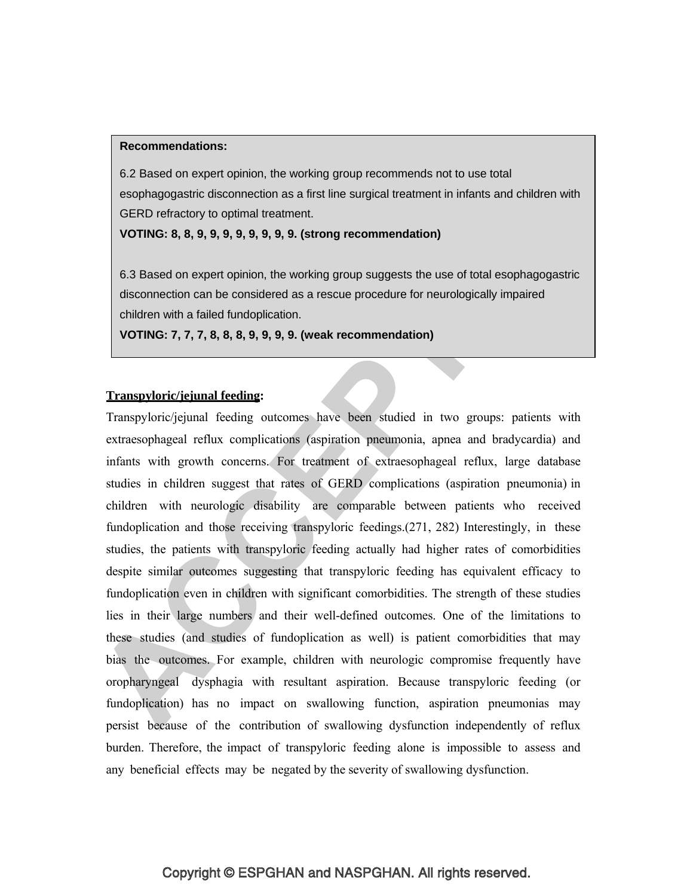**Recommendations:**

6.2 Based on expert opinion, the working group recommends not to use total esophagogastric disconnection as a first line surgical treatment in infants and children with GERD refractory to optimal treatment.

**VOTING: 8, 8, 9, 9, 9, 9, 9, 9, 9, 9. (strong recommendation)**

6.3 Based on expert opinion, the working group suggests the use of total esophagogastric disconnection can be considered as a rescue procedure for neurologically impaired children with a failed fundoplication.

**VOTING: 7, 7, 7, 8, 8, 8, 9, 9, 9, 9. (weak recommendation)**

**Transpyloric/jejunal feeding:**

Transpyloric/jejunal feeding outcomes have been studied in two groups: patients with extraesophageal reflux complications (aspiration pneumonia, apnea and bradycardia) and infants with growth concerns. For treatment of extraesophageal reflux, large database studies in children suggest that rates of GERD complications (aspiration pneumonia) in children with neurologic disability are comparable between patients who received fundoplication and those receiving transpyloric feedings.(271, 282) Interestingly, in these studies, the patients with transpyloric feeding actually had higher rates of comorbidities despite similar outcomes suggesting that transpyloric feeding has equivalent efficacy to fundoplication even in children with significant comorbidities. The strength of these studies lies in their large numbers and their well-defined outcomes. One of the limitations to these studies (and studies of fundoplication as well) is patient comorbidities that may bias the outcomes. For example, children with neurologic compromise frequently have oropharyngeal dysphagia with resultant aspiration. Because transpyloric feeding (or fundoplication) has no impact on swallowing function, aspiration pneumonias may persist because of the contribution of swallowing dysfunction independently of reflux burden. Therefore, the impact of transpyloric feeding alone is impossible to assess and any beneficial effects may be negated by the severity of swallowing dysfunction.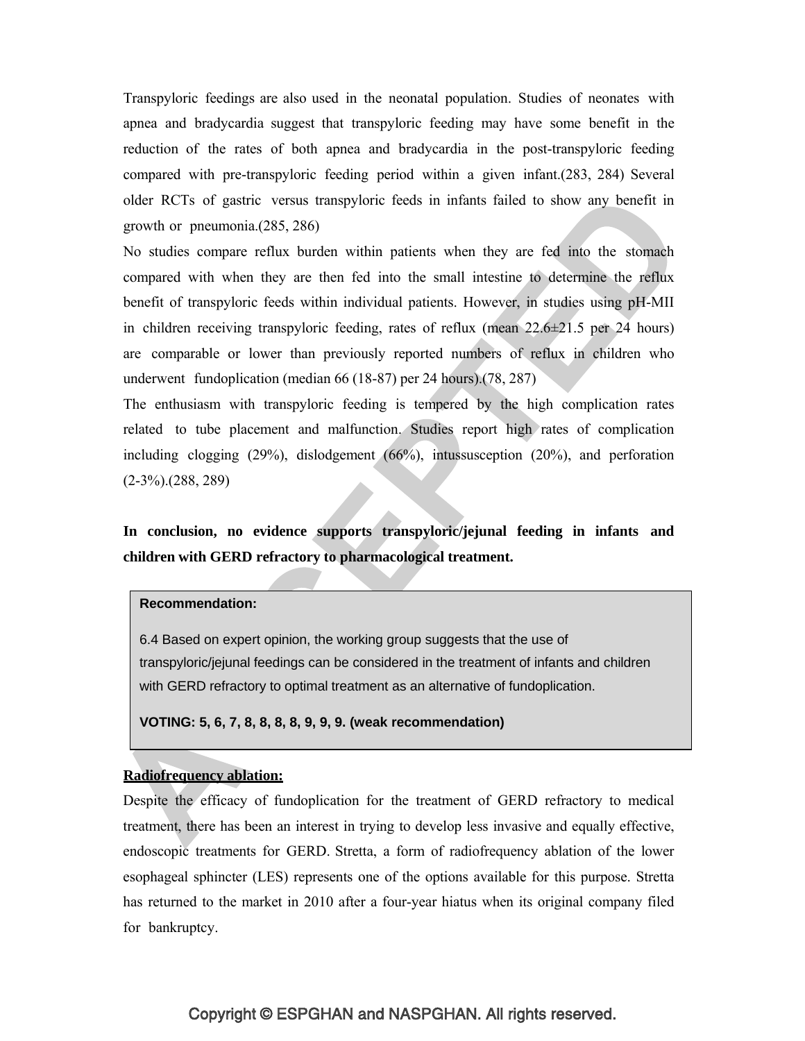Transpyloric feedings are also used in the neonatal population. Studies of neonates with apnea and bradycardia suggest that transpyloric feeding may have some benefit in the reduction of the rates of both apnea and bradycardia in the post-transpyloric feeding compared with pre-transpyloric feeding period within a given infant.(283, 284) Several older RCTs of gastric versus transpyloric feeds in infants failed to show any benefit in growth or pneumonia.(285, 286)

No studies compare reflux burden within patients when they are fed into the stomach compared with when they are then fed into the small intestine to determine the reflux benefit of transpyloric feeds within individual patients. However, in studies using pH-MII in children receiving transpyloric feeding, rates of reflux (mean 22.6±21.5 per 24 hours) are comparable or lower than previously reported numbers of reflux in children who underwent fundoplication (median 66 (18-87) per 24 hours).(78, 287)

The enthusiasm with transpyloric feeding is tempered by the high complication rates related to tube placement and malfunction. Studies report high rates of complication including clogging (29%), dislodgement (66%), intussusception (20%), and perforation (2-3%).(288, 289)

**In conclusion, no evidence supports transpyloric/jejunal feeding in infants and children with GERD refractory to pharmacological treatment.**

> **Recommendation:**
>
> 6.4 Based on expert opinion, the working group suggests that the use of transpyloric/jejunal feedings can be considered in the treatment of infants and children with GERD refractory to optimal treatment as an alternative of fundoplication.
>
> **VOTING: 5, 6, 7, 8, 8, 8, 8, 9, 9, 9. (weak recommendation)**

**<u>Radiofrequency ablation:</u>**

Despite the efficacy of fundoplication for the treatment of GERD refractory to medical treatment, there has been an interest in trying to develop less invasive and equally effective, endoscopic treatments for GERD. Stretta, a form of radiofrequency ablation of the lower esophageal sphincter (LES) represents one of the options available for this purpose. Stretta has returned to the market in 2010 after a four-year hiatus when its original company filed for bankruptcy.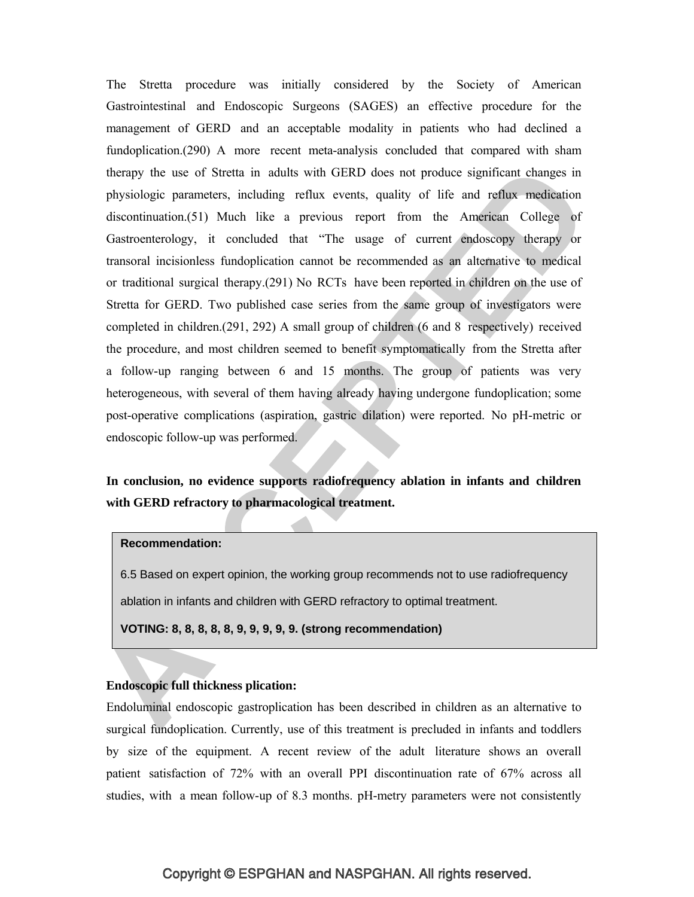The Stretta procedure was initially considered by the Society of American Gastrointestinal and Endoscopic Surgeons (SAGES) an effective procedure for the management of GERD and an acceptable modality in patients who had declined a fundoplication.(290) A more recent meta-analysis concluded that compared with sham therapy the use of Stretta in adults with GERD does not produce significant changes in physiologic parameters, including reflux events, quality of life and reflux medication discontinuation.(51) Much like a previous report from the American College of Gastroenterology, it concluded that "The usage of current endoscopy therapy or transoral incisionless fundoplication cannot be recommended as an alternative to medical or traditional surgical therapy.(291) No RCTs have been reported in children on the use of Stretta for GERD. Two published case series from the same group of investigators were completed in children.(291, 292) A small group of children (6 and 8 respectively) received the procedure, and most children seemed to benefit symptomatically from the Stretta after a follow-up ranging between 6 and 15 months. The group of patients was very heterogeneous, with several of them having already having undergone fundoplication; some post-operative complications (aspiration, gastric dilation) were reported. No pH-metric or endoscopic follow-up was performed.

**In conclusion, no evidence supports radiofrequency ablation in infants and children with GERD refractory to pharmacological treatment.**

> **Recommendation:**
>
> 6.5 Based on expert opinion, the working group recommends not to use radiofrequency ablation in infants and children with GERD refractory to optimal treatment.
>
> **VOTING: 8, 8, 8, 8, 8, 9, 9, 9, 9, 9. (strong recommendation)**

**Endoscopic full thickness plication:**

Endoluminal endoscopic gastroplication has been described in children as an alternative to surgical fundoplication. Currently, use of this treatment is precluded in infants and toddlers by size of the equipment. A recent review of the adult literature shows an overall patient satisfaction of 72% with an overall PPI discontinuation rate of 67% across all studies, with a mean follow-up of 8.3 months. pH-metry parameters were not consistently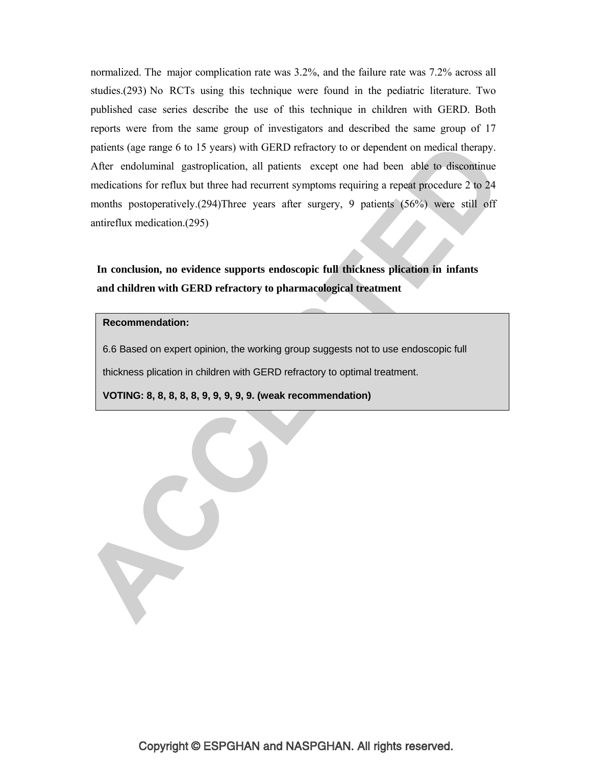normalized. The major complication rate was 3.2%, and the failure rate was 7.2% across all studies.(293) No RCTs using this technique were found in the pediatric literature. Two published case series describe the use of this technique in children with GERD. Both reports were from the same group of investigators and described the same group of 17 patients (age range 6 to 15 years) with GERD refractory to or dependent on medical therapy. After endoluminal gastroplication, all patients except one had been able to discontinue medications for reflux but three had recurrent symptoms requiring a repeat procedure 2 to 24 months postoperatively.(294)Three years after surgery, 9 patients (56%) were still off antireflux medication.(295)

**In conclusion, no evidence supports endoscopic full thickness plication in infants and children with GERD refractory to pharmacological treatment**

**Recommendation:**

6.6 Based on expert opinion, the working group suggests not to use endoscopic full thickness plication in children with GERD refractory to optimal treatment.

**VOTING: 8, 8, 8, 8, 8, 9, 9, 9, 9, 9. (weak recommendation)**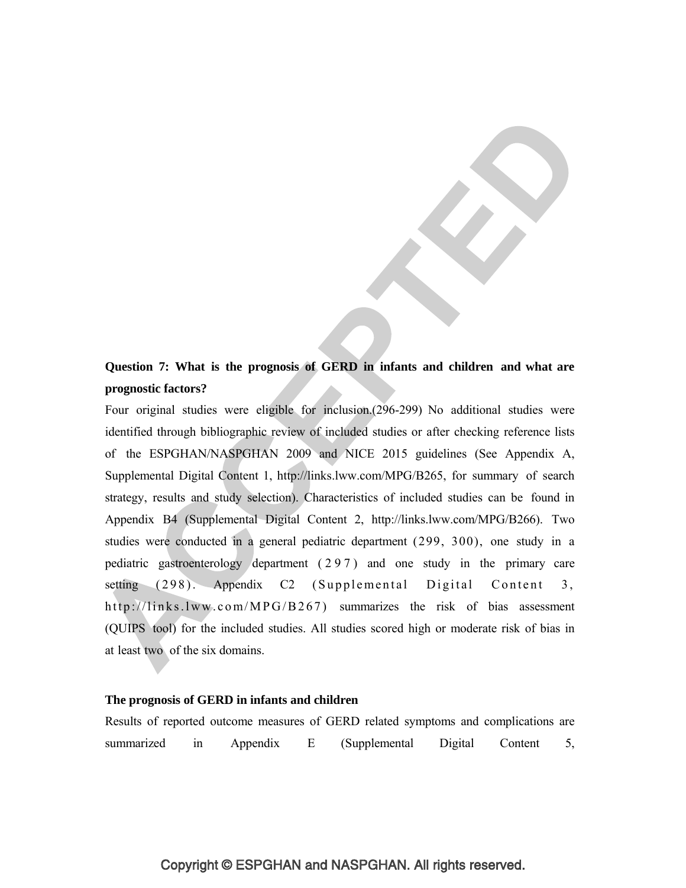**Question 7: What is the prognosis of GERD in infants and children and what are prognostic factors?**

Four original studies were eligible for inclusion.(296-299) No additional studies were identified through bibliographic review of included studies or after checking reference lists of the ESPGHAN/NASPGHAN 2009 and NICE 2015 guidelines (See Appendix A, Supplemental Digital Content 1, http://links.lww.com/MPG/B265, for summary of search strategy, results and study selection). Characteristics of included studies can be found in Appendix B4 (Supplemental Digital Content 2, http://links.lww.com/MPG/B266). Two studies were conducted in a general pediatric department (299, 300), one study in a pediatric gastroenterology department (297) and one study in the primary care setting (298). Appendix C2 (Supplemental Digital Content 3, http://links.lww.com/MPG/B267) summarizes the risk of bias assessment (QUIPS tool) for the included studies. All studies scored high or moderate risk of bias in at least two of the six domains.

**The prognosis of GERD in infants and children**

Results of reported outcome measures of GERD related symptoms and complications are summarized in Appendix E (Supplemental Digital Content 5,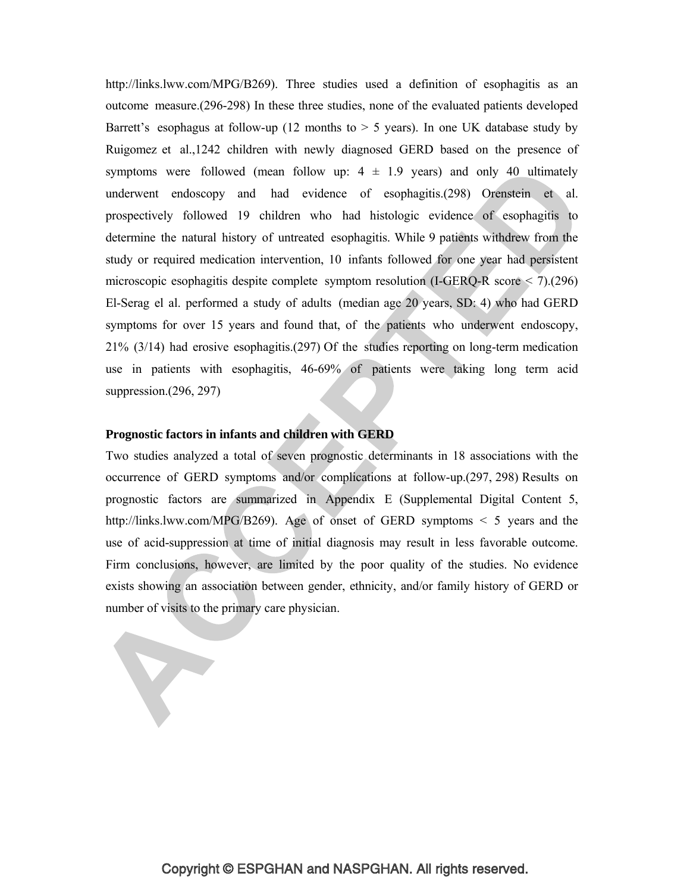http://links.lww.com/MPG/B269). Three studies used a definition of esophagitis as an outcome measure.(296-298) In these three studies, none of the evaluated patients developed Barrett's esophagus at follow-up (12 months to > 5 years). In one UK database study by Ruigomez et al.,1242 children with newly diagnosed GERD based on the presence of symptoms were followed (mean follow up: 4 ± 1.9 years) and only 40 ultimately underwent endoscopy and had evidence of esophagitis.(298) Orenstein et al. prospectively followed 19 children who had histologic evidence of esophagitis to determine the natural history of untreated esophagitis. While 9 patients withdrew from the study or required medication intervention, 10 infants followed for one year had persistent microscopic esophagitis despite complete symptom resolution (I-GERQ-R score < 7).(296) El-Serag el al. performed a study of adults (median age 20 years, SD: 4) who had GERD symptoms for over 15 years and found that, of the patients who underwent endoscopy, 21% (3/14) had erosive esophagitis.(297) Of the studies reporting on long-term medication use in patients with esophagitis, 46-69% of patients were taking long term acid suppression.(296, 297)

**Prognostic factors in infants and children with GERD**

Two studies analyzed a total of seven prognostic determinants in 18 associations with the occurrence of GERD symptoms and/or complications at follow-up.(297, 298) Results on prognostic factors are summarized in Appendix E (Supplemental Digital Content 5, http://links.lww.com/MPG/B269). Age of onset of GERD symptoms < 5 years and the use of acid-suppression at time of initial diagnosis may result in less favorable outcome. Firm conclusions, however, are limited by the poor quality of the studies. No evidence exists showing an association between gender, ethnicity, and/or family history of GERD or number of visits to the primary care physician.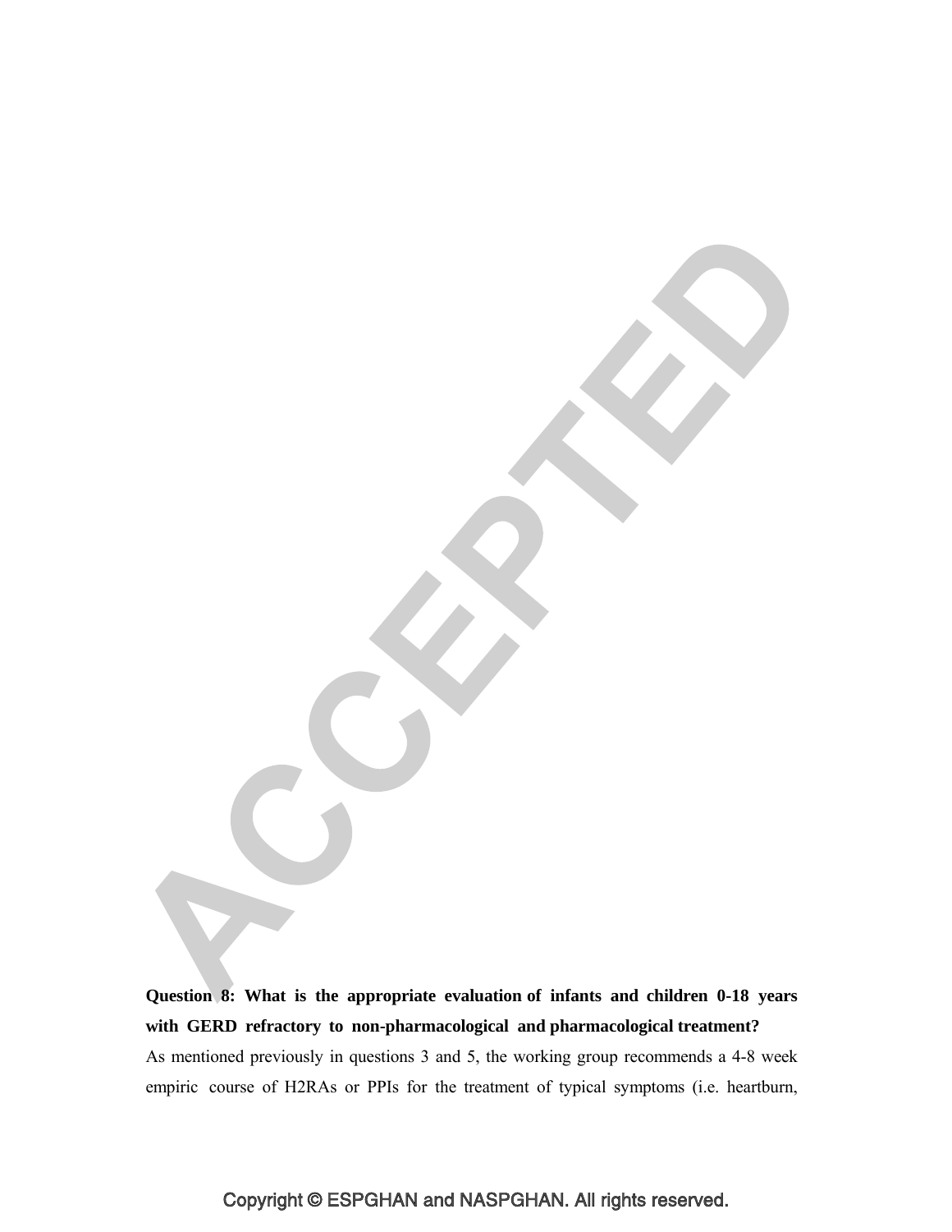**Question 8: What is the appropriate evaluation of infants and children 0-18 years with GERD refractory to non-pharmacological and pharmacological treatment?**

As mentioned previously in questions 3 and 5, the working group recommends a 4-8 week empiric course of H2RAs or PPIs for the treatment of typical symptoms (i.e. heartburn,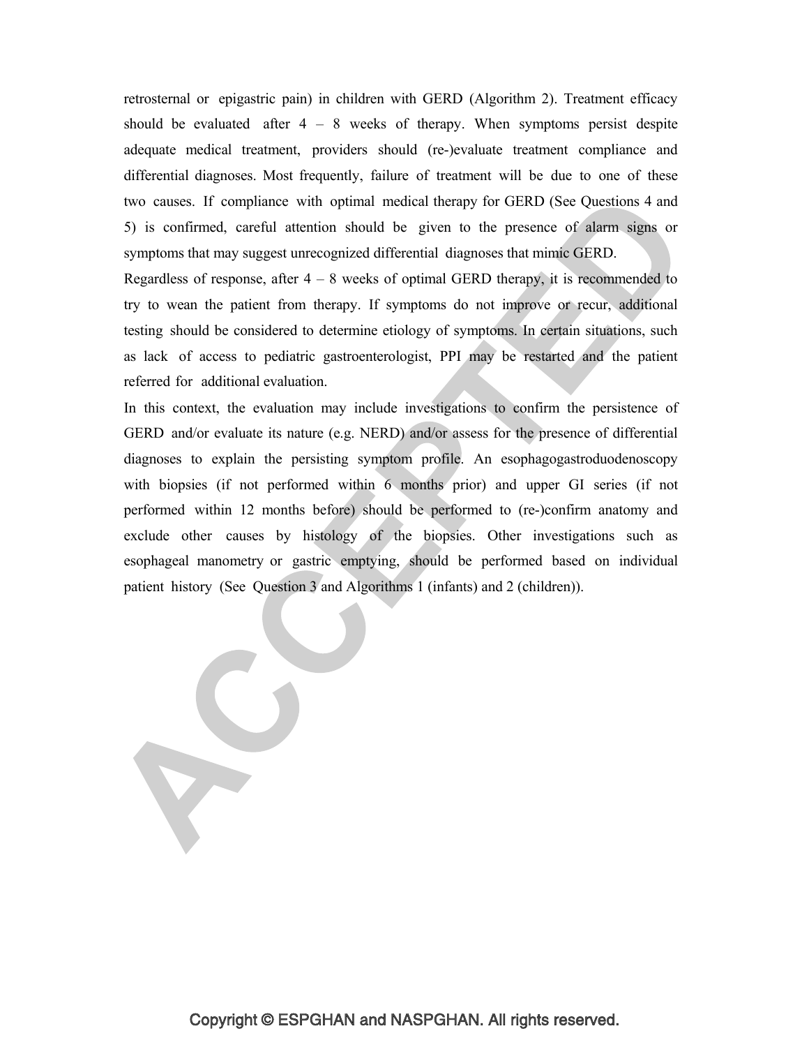retrosternal or epigastric pain) in children with GERD (Algorithm 2). Treatment efficacy should be evaluated after 4 – 8 weeks of therapy. When symptoms persist despite adequate medical treatment, providers should (re-)evaluate treatment compliance and differential diagnoses. Most frequently, failure of treatment will be due to one of these two causes. If compliance with optimal medical therapy for GERD (See Questions 4 and 5) is confirmed, careful attention should be given to the presence of alarm signs or symptoms that may suggest unrecognized differential diagnoses that mimic GERD.

Regardless of response, after 4 – 8 weeks of optimal GERD therapy, it is recommended to try to wean the patient from therapy. If symptoms do not improve or recur, additional testing should be considered to determine etiology of symptoms. In certain situations, such as lack of access to pediatric gastroenterologist, PPI may be restarted and the patient referred for additional evaluation.

In this context, the evaluation may include investigations to confirm the persistence of GERD and/or evaluate its nature (e.g. NERD) and/or assess for the presence of differential diagnoses to explain the persisting symptom profile. An esophagogastroduodenoscopy with biopsies (if not performed within 6 months prior) and upper GI series (if not performed within 12 months before) should be performed to (re-)confirm anatomy and exclude other causes by histology of the biopsies. Other investigations such as esophageal manometry or gastric emptying, should be performed based on individual patient history (See Question 3 and Algorithms 1 (infants) and 2 (children)).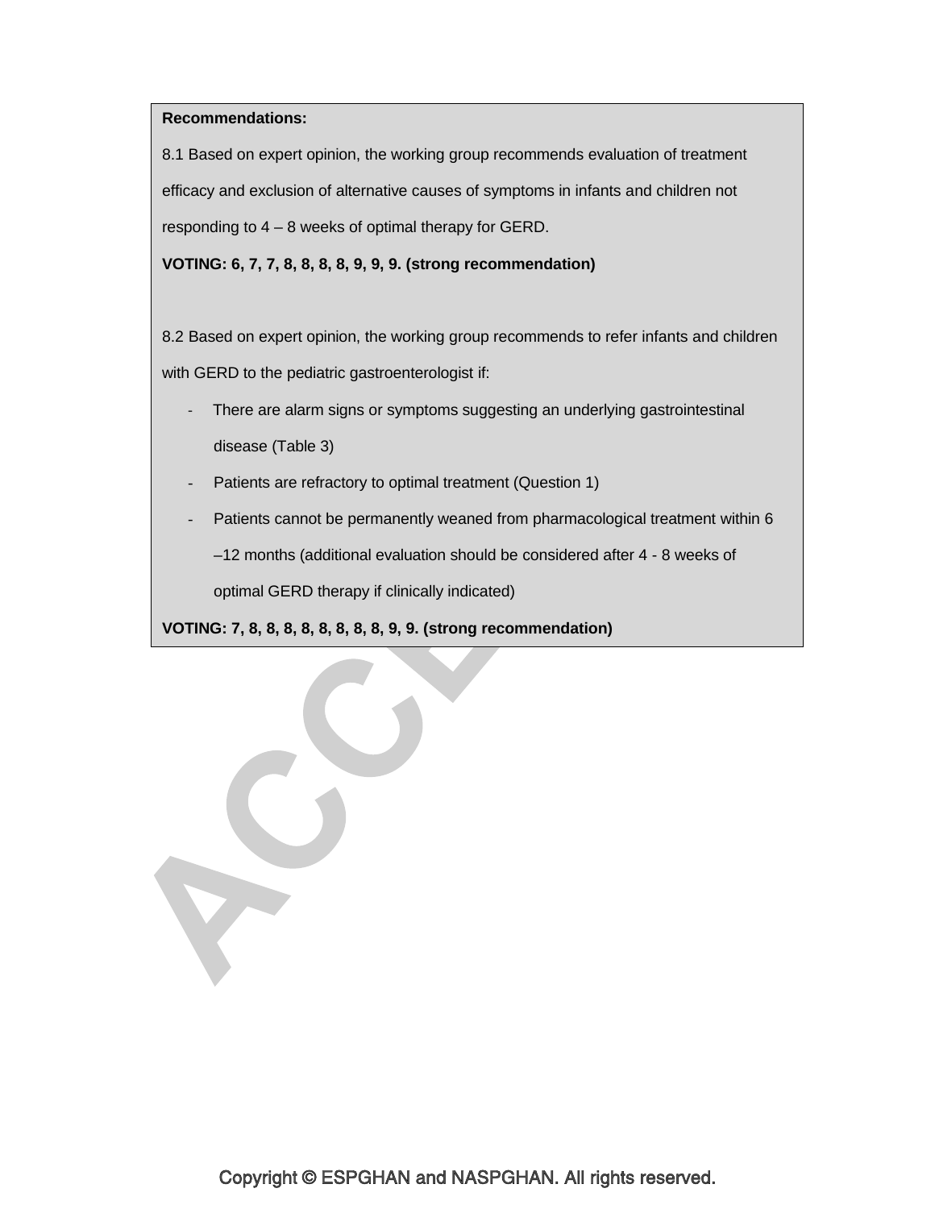**Recommendations:**

8.1 Based on expert opinion, the working group recommends evaluation of treatment efficacy and exclusion of alternative causes of symptoms in infants and children not responding to 4 – 8 weeks of optimal therapy for GERD.

**VOTING: 6, 7, 7, 8, 8, 8, 8, 9, 9, 9. (strong recommendation)**

8.2 Based on expert opinion, the working group recommends to refer infants and children with GERD to the pediatric gastroenterologist if:

- There are alarm signs or symptoms suggesting an underlying gastrointestinal disease (Table 3)
- Patients are refractory to optimal treatment (Question 1)
- Patients cannot be permanently weaned from pharmacological treatment within 6 –12 months (additional evaluation should be considered after 4 - 8 weeks of optimal GERD therapy if clinically indicated)

**VOTING: 7, 8, 8, 8, 8, 8, 8, 8, 9, 9. (strong recommendation)**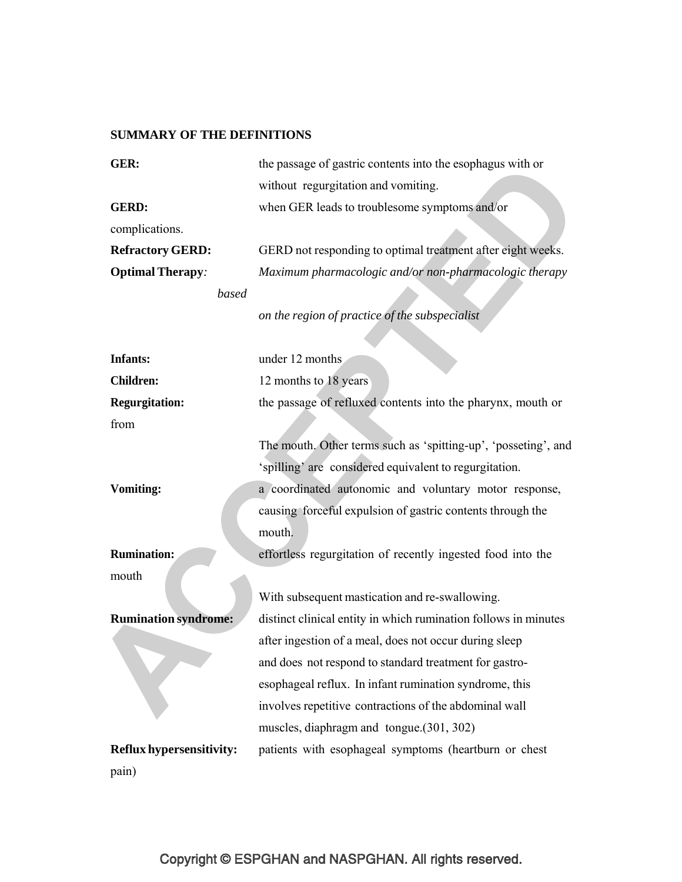**SUMMARY OF THE DEFINITIONS**

**GER:** the passage of gastric contents into the esophagus with or without regurgitation and vomiting.

**GERD:** when GER leads to troublesome symptoms and/or complications.

**Refractory GERD:** GERD not responding to optimal treatment after eight weeks.

**Optimal Therapy***:* *Maximum pharmacologic and/or non-pharmacologic therapy based on the region of practice of the subspecialist*

**Infants:** under 12 months

**Children:** 12 months to 18 years

**Regurgitation:** the passage of refluxed contents into the pharynx, mouth or from The mouth. Other terms such as 'spitting-up', 'posseting', and 'spilling' are considered equivalent to regurgitation.

**Vomiting:** a coordinated autonomic and voluntary motor response, causing forceful expulsion of gastric contents through the mouth.

**Rumination:** effortless regurgitation of recently ingested food into the mouth With subsequent mastication and re-swallowing.

**Rumination syndrome:** distinct clinical entity in which rumination follows in minutes after ingestion of a meal, does not occur during sleep and does not respond to standard treatment for gastro-esophageal reflux. In infant rumination syndrome, this involves repetitive contractions of the abdominal wall muscles, diaphragm and tongue.(301, 302)

**Reflux hypersensitivity:** patients with esophageal symptoms (heartburn or chest pain)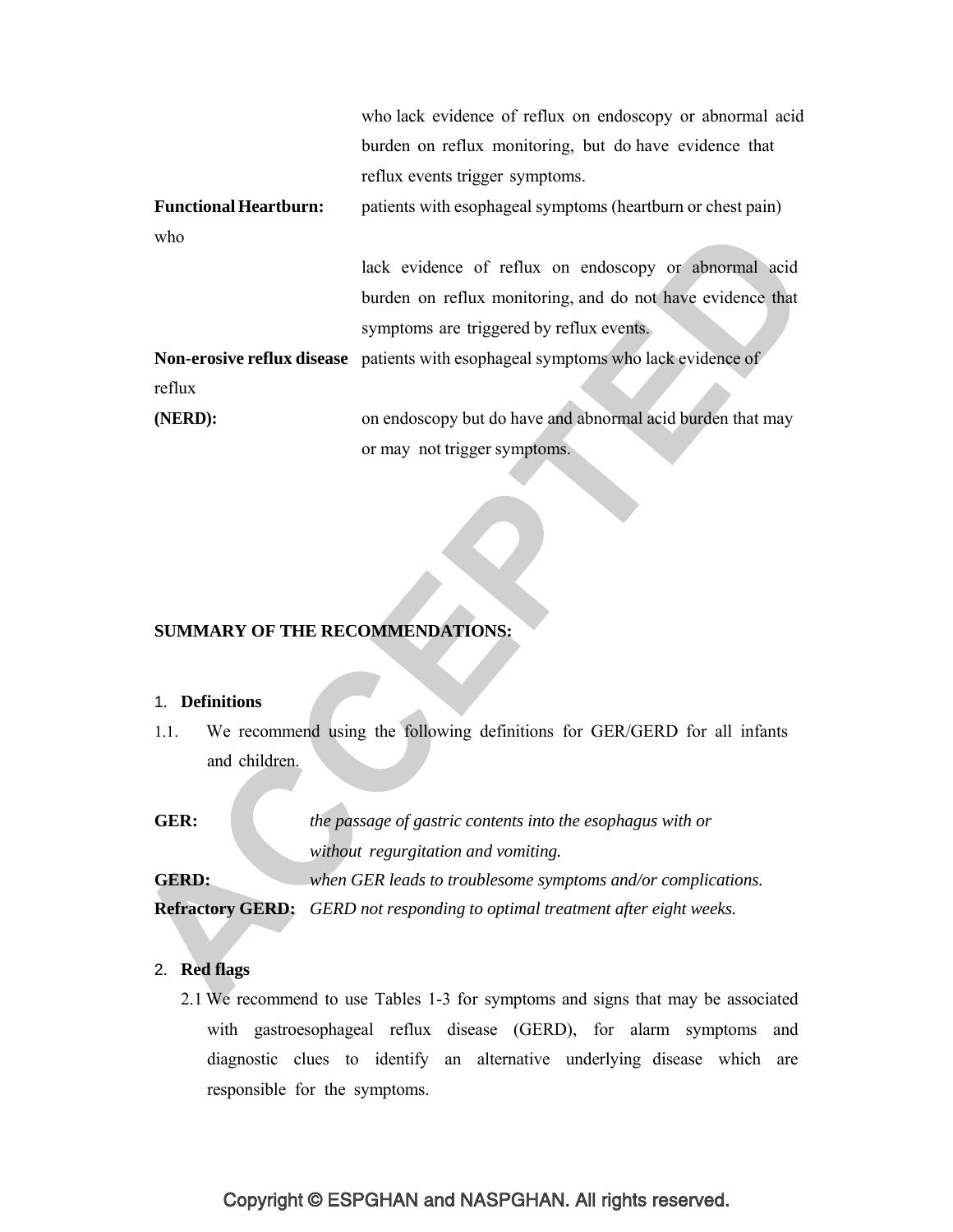who lack evidence of reflux on endoscopy or abnormal acid burden on reflux monitoring, but do have evidence that reflux events trigger symptoms.

**Functional Heartburn:** patients with esophageal symptoms (heartburn or chest pain) who lack evidence of reflux on endoscopy or abnormal acid burden on reflux monitoring, and do not have evidence that symptoms are triggered by reflux events.

**Non-erosive reflux disease (NERD):** patients with esophageal symptoms who lack evidence of reflux on endoscopy but do have and abnormal acid burden that may or may not trigger symptoms.

**SUMMARY OF THE RECOMMENDATIONS:**

1. **Definitions**

1.1. We recommend using the following definitions for GER/GERD for all infants and children.

**GER:** *the passage of gastric contents into the esophagus with or without regurgitation and vomiting.*

**GERD:** *when GER leads to troublesome symptoms and/or complications.*

**Refractory GERD:** *GERD not responding to optimal treatment after eight weeks.*

2. **Red flags**

2.1 We recommend to use Tables 1-3 for symptoms and signs that may be associated with gastroesophageal reflux disease (GERD), for alarm symptoms and diagnostic clues to identify an alternative underlying disease which are responsible for the symptoms.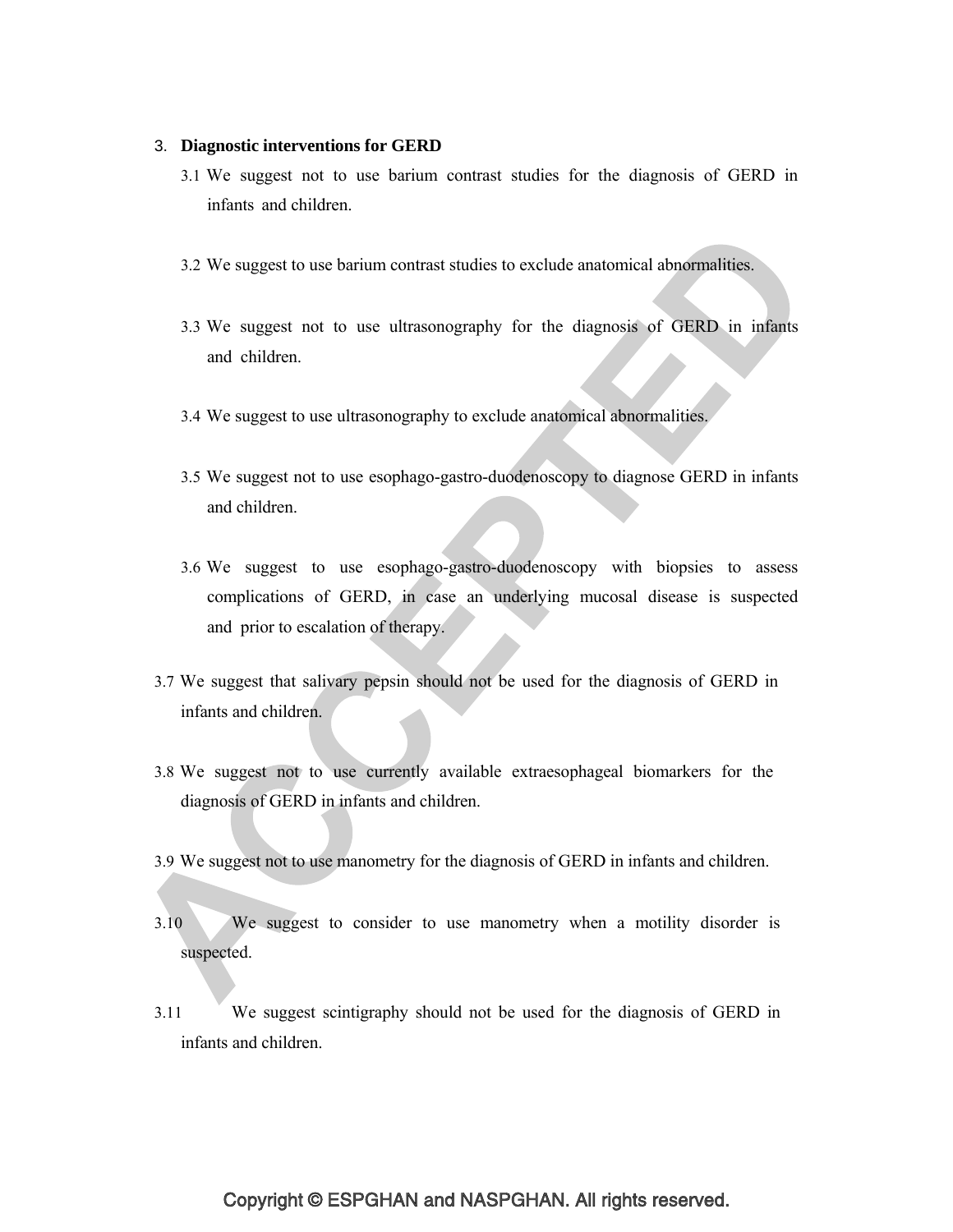3. **Diagnostic interventions for GERD**

3.1 We suggest not to use barium contrast studies for the diagnosis of GERD in infants and children.

3.2 We suggest to use barium contrast studies to exclude anatomical abnormalities.

3.3 We suggest not to use ultrasonography for the diagnosis of GERD in infants and children.

3.4 We suggest to use ultrasonography to exclude anatomical abnormalities.

3.5 We suggest not to use esophago-gastro-duodenoscopy to diagnose GERD in infants and children.

3.6 We suggest to use esophago-gastro-duodenoscopy with biopsies to assess complications of GERD, in case an underlying mucosal disease is suspected and prior to escalation of therapy.

3.7 We suggest that salivary pepsin should not be used for the diagnosis of GERD in infants and children.

3.8 We suggest not to use currently available extraesophageal biomarkers for the diagnosis of GERD in infants and children.

3.9 We suggest not to use manometry for the diagnosis of GERD in infants and children.

3.10 We suggest to consider to use manometry when a motility disorder is suspected.

3.11 We suggest scintigraphy should not be used for the diagnosis of GERD in infants and children.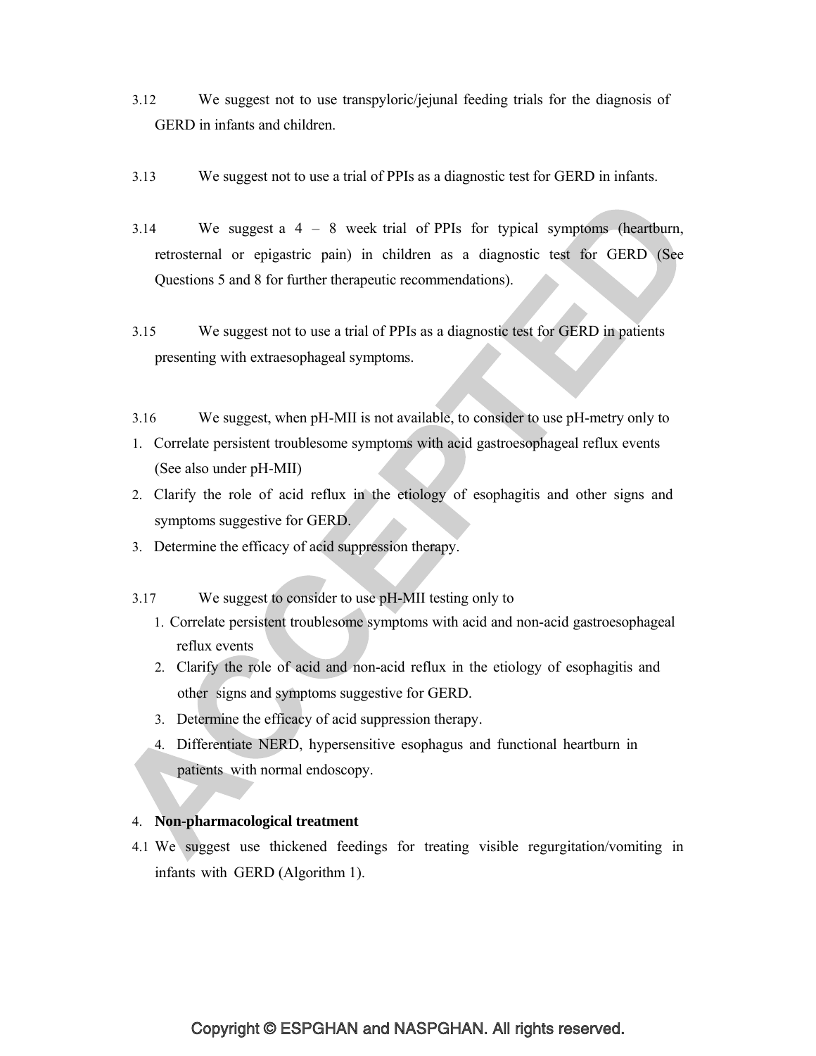3.12 We suggest not to use transpyloric/jejunal feeding trials for the diagnosis of GERD in infants and children.

3.13 We suggest not to use a trial of PPIs as a diagnostic test for GERD in infants.

3.14 We suggest a 4 – 8 week trial of PPIs for typical symptoms (heartburn, retrosternal or epigastric pain) in children as a diagnostic test for GERD (See Questions 5 and 8 for further therapeutic recommendations).

3.15 We suggest not to use a trial of PPIs as a diagnostic test for GERD in patients presenting with extraesophageal symptoms.

3.16 We suggest, when pH-MII is not available, to consider to use pH-metry only to

1. Correlate persistent troublesome symptoms with acid gastroesophageal reflux events (See also under pH-MII)
2. Clarify the role of acid reflux in the etiology of esophagitis and other signs and symptoms suggestive for GERD.
3. Determine the efficacy of acid suppression therapy.

3.17 We suggest to consider to use pH-MII testing only to

1. Correlate persistent troublesome symptoms with acid and non-acid gastroesophageal reflux events
2. Clarify the role of acid and non-acid reflux in the etiology of esophagitis and other signs and symptoms suggestive for GERD.
3. Determine the efficacy of acid suppression therapy.
4. Differentiate NERD, hypersensitive esophagus and functional heartburn in patients with normal endoscopy.

4. **Non-pharmacological treatment**

4.1 We suggest use thickened feedings for treating visible regurgitation/vomiting in infants with GERD (Algorithm 1).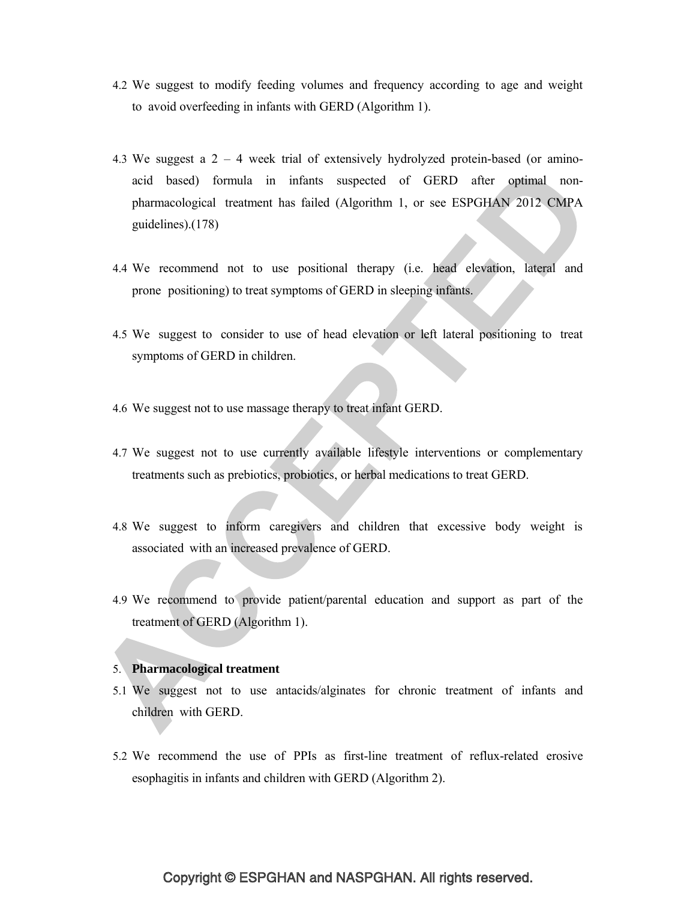4.2 We suggest to modify feeding volumes and frequency according to age and weight to avoid overfeeding in infants with GERD (Algorithm 1).

4.3 We suggest a 2 – 4 week trial of extensively hydrolyzed protein-based (or amino-acid based) formula in infants suspected of GERD after optimal non-pharmacological treatment has failed (Algorithm 1, or see ESPGHAN 2012 CMPA guidelines).(178)

4.4 We recommend not to use positional therapy (i.e. head elevation, lateral and prone positioning) to treat symptoms of GERD in sleeping infants.

4.5 We suggest to consider to use of head elevation or left lateral positioning to treat symptoms of GERD in children.

4.6 We suggest not to use massage therapy to treat infant GERD.

4.7 We suggest not to use currently available lifestyle interventions or complementary treatments such as prebiotics, probiotics, or herbal medications to treat GERD.

4.8 We suggest to inform caregivers and children that excessive body weight is associated with an increased prevalence of GERD.

4.9 We recommend to provide patient/parental education and support as part of the treatment of GERD (Algorithm 1).

5. **Pharmacological treatment**

5.1 We suggest not to use antacids/alginates for chronic treatment of infants and children with GERD.

5.2 We recommend the use of PPIs as first-line treatment of reflux-related erosive esophagitis in infants and children with GERD (Algorithm 2).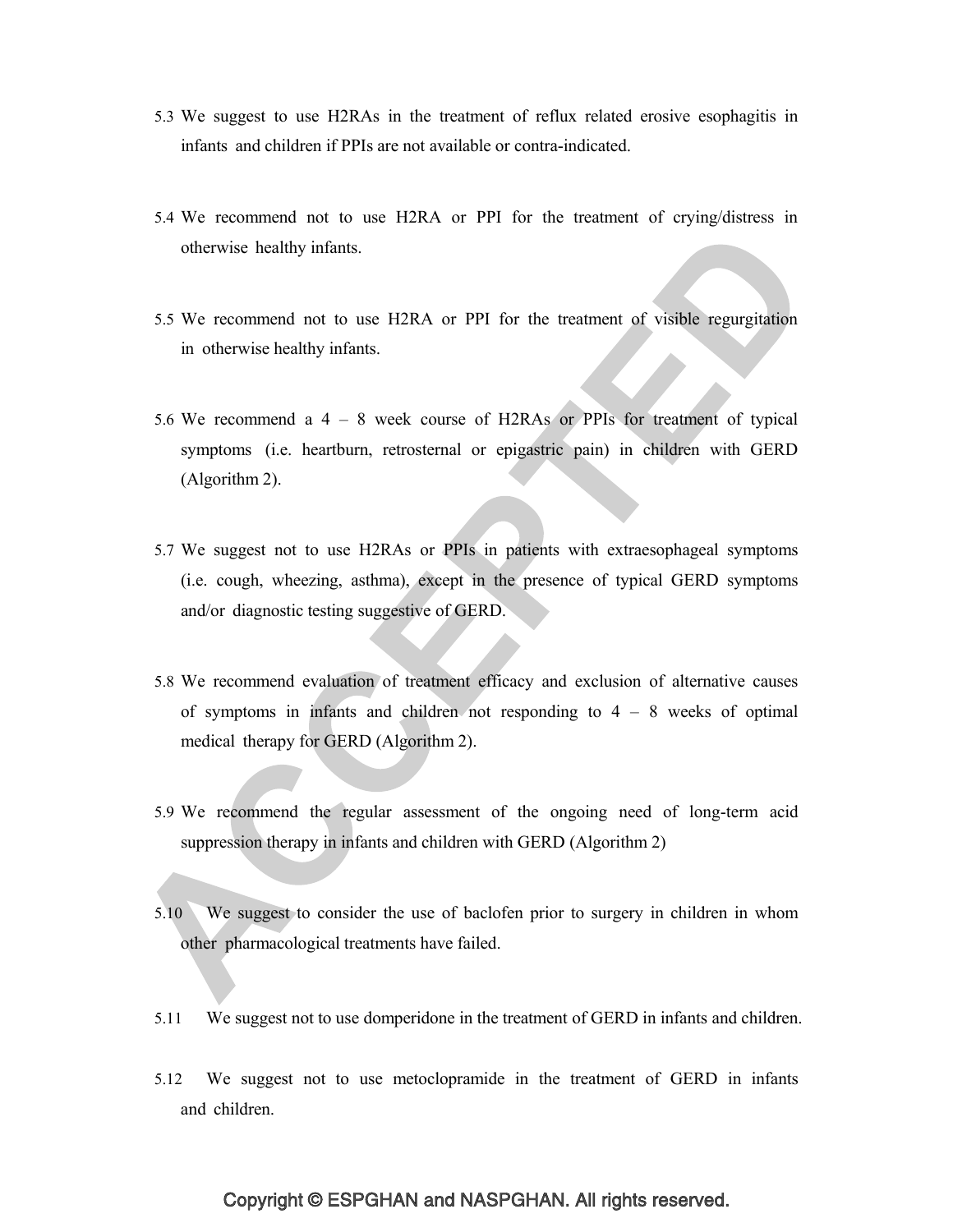5.3 We suggest to use H2RAs in the treatment of reflux related erosive esophagitis in infants and children if PPIs are not available or contra-indicated.

5.4 We recommend not to use H2RA or PPI for the treatment of crying/distress in otherwise healthy infants.

5.5 We recommend not to use H2RA or PPI for the treatment of visible regurgitation in otherwise healthy infants.

5.6 We recommend a 4 – 8 week course of H2RAs or PPIs for treatment of typical symptoms (i.e. heartburn, retrosternal or epigastric pain) in children with GERD (Algorithm 2).

5.7 We suggest not to use H2RAs or PPIs in patients with extraesophageal symptoms (i.e. cough, wheezing, asthma), except in the presence of typical GERD symptoms and/or diagnostic testing suggestive of GERD.

5.8 We recommend evaluation of treatment efficacy and exclusion of alternative causes of symptoms in infants and children not responding to 4 – 8 weeks of optimal medical therapy for GERD (Algorithm 2).

5.9 We recommend the regular assessment of the ongoing need of long-term acid suppression therapy in infants and children with GERD (Algorithm 2)

5.10 We suggest to consider the use of baclofen prior to surgery in children in whom other pharmacological treatments have failed.

5.11 We suggest not to use domperidone in the treatment of GERD in infants and children.

5.12 We suggest not to use metoclopramide in the treatment of GERD in infants and children.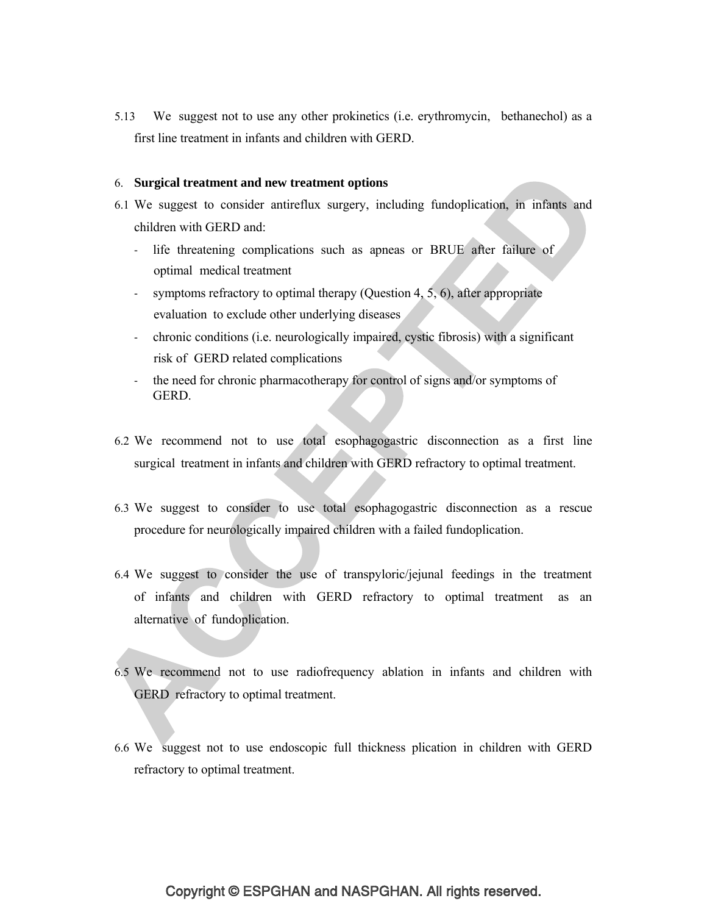5.13 We suggest not to use any other prokinetics (i.e. erythromycin, bethanechol) as a first line treatment in infants and children with GERD.

6. **Surgical treatment and new treatment options**

6.1 We suggest to consider antireflux surgery, including fundoplication, in infants and children with GERD and:

- life threatening complications such as apneas or BRUE after failure of optimal medical treatment
- symptoms refractory to optimal therapy (Question 4, 5, 6), after appropriate evaluation to exclude other underlying diseases
- chronic conditions (i.e. neurologically impaired, cystic fibrosis) with a significant risk of GERD related complications
- the need for chronic pharmacotherapy for control of signs and/or symptoms of GERD.

6.2 We recommend not to use total esophagogastric disconnection as a first line surgical treatment in infants and children with GERD refractory to optimal treatment.

6.3 We suggest to consider to use total esophagogastric disconnection as a rescue procedure for neurologically impaired children with a failed fundoplication.

6.4 We suggest to consider the use of transpyloric/jejunal feedings in the treatment of infants and children with GERD refractory to optimal treatment as an alternative of fundoplication.

6.5 We recommend not to use radiofrequency ablation in infants and children with GERD refractory to optimal treatment.

6.6 We suggest not to use endoscopic full thickness plication in children with GERD refractory to optimal treatment.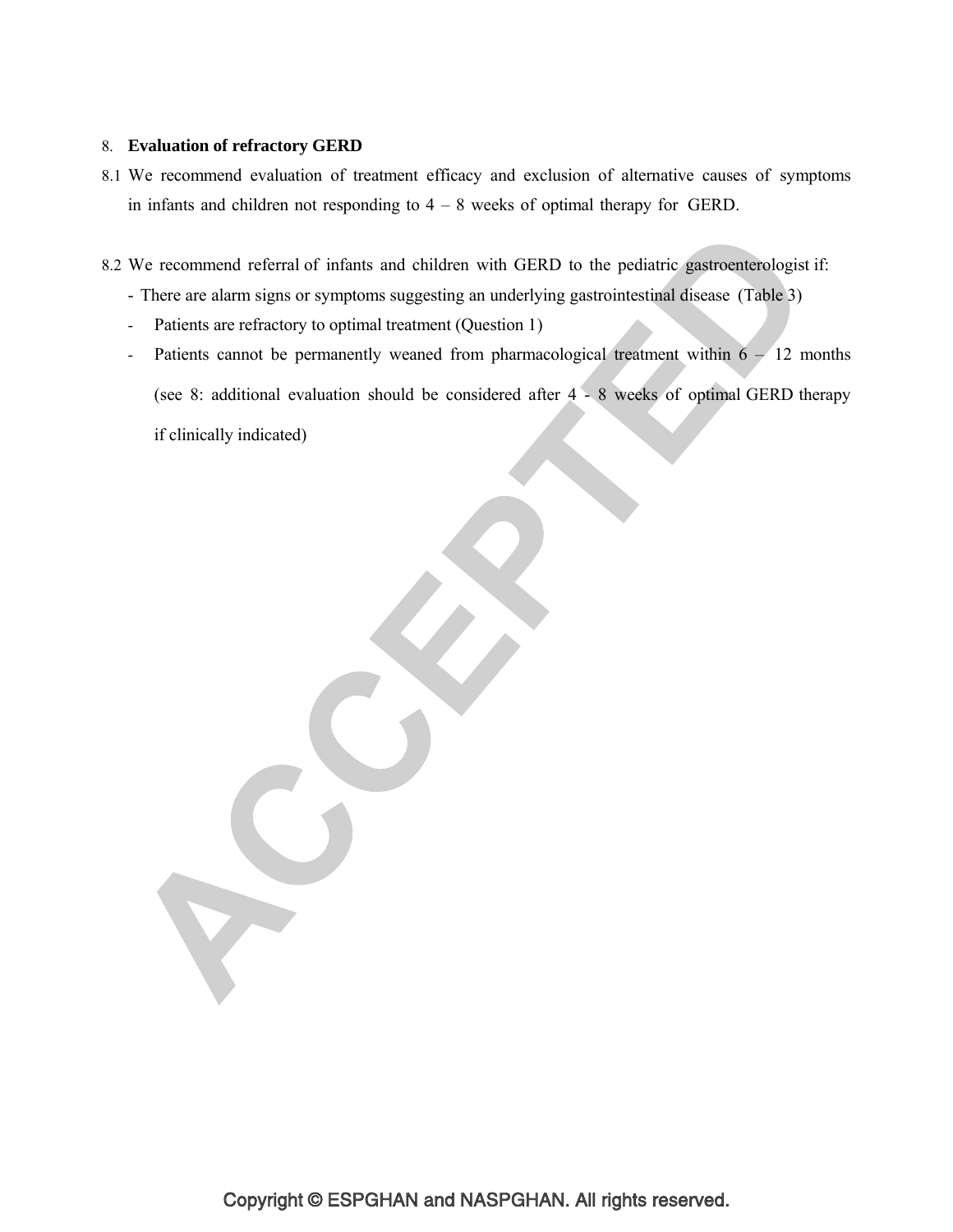8. **Evaluation of refractory GERD**

8.1 We recommend evaluation of treatment efficacy and exclusion of alternative causes of symptoms in infants and children not responding to 4 – 8 weeks of optimal therapy for GERD.

8.2 We recommend referral of infants and children with GERD to the pediatric gastroenterologist if:

- There are alarm signs or symptoms suggesting an underlying gastrointestinal disease (Table 3)
- Patients are refractory to optimal treatment (Question 1)
- Patients cannot be permanently weaned from pharmacological treatment within 6 – 12 months (see 8: additional evaluation should be considered after 4 - 8 weeks of optimal GERD therapy if clinically indicated)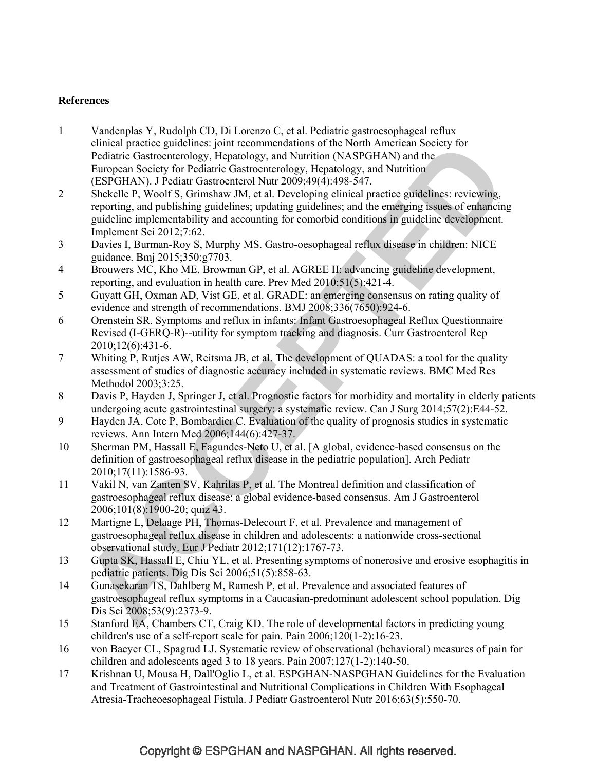**References**

1. Vandenplas Y, Rudolph CD, Di Lorenzo C, et al. Pediatric gastroesophageal reflux clinical practice guidelines: joint recommendations of the North American Society for Pediatric Gastroenterology, Hepatology, and Nutrition (NASPGHAN) and the European Society for Pediatric Gastroenterology, Hepatology, and Nutrition (ESPGHAN). J Pediatr Gastroenterol Nutr 2009;49(4):498-547.
2. Shekelle P, Woolf S, Grimshaw JM, et al. Developing clinical practice guidelines: reviewing, reporting, and publishing guidelines; updating guidelines; and the emerging issues of enhancing guideline implementability and accounting for comorbid conditions in guideline development. Implement Sci 2012;7:62.
3. Davies I, Burman-Roy S, Murphy MS. Gastro-oesophageal reflux disease in children: NICE guidance. Bmj 2015;350:g7703.
4. Brouwers MC, Kho ME, Browman GP, et al. AGREE II: advancing guideline development, reporting, and evaluation in health care. Prev Med 2010;51(5):421-4.
5. Guyatt GH, Oxman AD, Vist GE, et al. GRADE: an emerging consensus on rating quality of evidence and strength of recommendations. BMJ 2008;336(7650):924-6.
6. Orenstein SR. Symptoms and reflux in infants: Infant Gastroesophageal Reflux Questionnaire Revised (I-GERQ-R)--utility for symptom tracking and diagnosis. Curr Gastroenterol Rep 2010;12(6):431-6.
7. Whiting P, Rutjes AW, Reitsma JB, et al. The development of QUADAS: a tool for the quality assessment of studies of diagnostic accuracy included in systematic reviews. BMC Med Res Methodol 2003;3:25.
8. Davis P, Hayden J, Springer J, et al. Prognostic factors for morbidity and mortality in elderly patients undergoing acute gastrointestinal surgery: a systematic review. Can J Surg 2014;57(2):E44-52.
9. Hayden JA, Cote P, Bombardier C. Evaluation of the quality of prognosis studies in systematic reviews. Ann Intern Med 2006;144(6):427-37.
10. Sherman PM, Hassall E, Fagundes-Neto U, et al. [A global, evidence-based consensus on the definition of gastroesophageal reflux disease in the pediatric population]. Arch Pediatr 2010;17(11):1586-93.
11. Vakil N, van Zanten SV, Kahrilas P, et al. The Montreal definition and classification of gastroesophageal reflux disease: a global evidence-based consensus. Am J Gastroenterol 2006;101(8):1900-20; quiz 43.
12. Martigne L, Delaage PH, Thomas-Delecourt F, et al. Prevalence and management of gastroesophageal reflux disease in children and adolescents: a nationwide cross-sectional observational study. Eur J Pediatr 2012;171(12):1767-73.
13. Gupta SK, Hassall E, Chiu YL, et al. Presenting symptoms of nonerosive and erosive esophagitis in pediatric patients. Dig Dis Sci 2006;51(5):858-63.
14. Gunasekaran TS, Dahlberg M, Ramesh P, et al. Prevalence and associated features of gastroesophageal reflux symptoms in a Caucasian-predominant adolescent school population. Dig Dis Sci 2008;53(9):2373-9.
15. Stanford EA, Chambers CT, Craig KD. The role of developmental factors in predicting young children's use of a self-report scale for pain. Pain 2006;120(1-2):16-23.
16. von Baeyer CL, Spagrud LJ. Systematic review of observational (behavioral) measures of pain for children and adolescents aged 3 to 18 years. Pain 2007;127(1-2):140-50.
17. Krishnan U, Mousa H, Dall'Oglio L, et al. ESPGHAN-NASPGHAN Guidelines for the Evaluation and Treatment of Gastrointestinal and Nutritional Complications in Children With Esophageal Atresia-Tracheoesophageal Fistula. J Pediatr Gastroenterol Nutr 2016;63(5):550-70.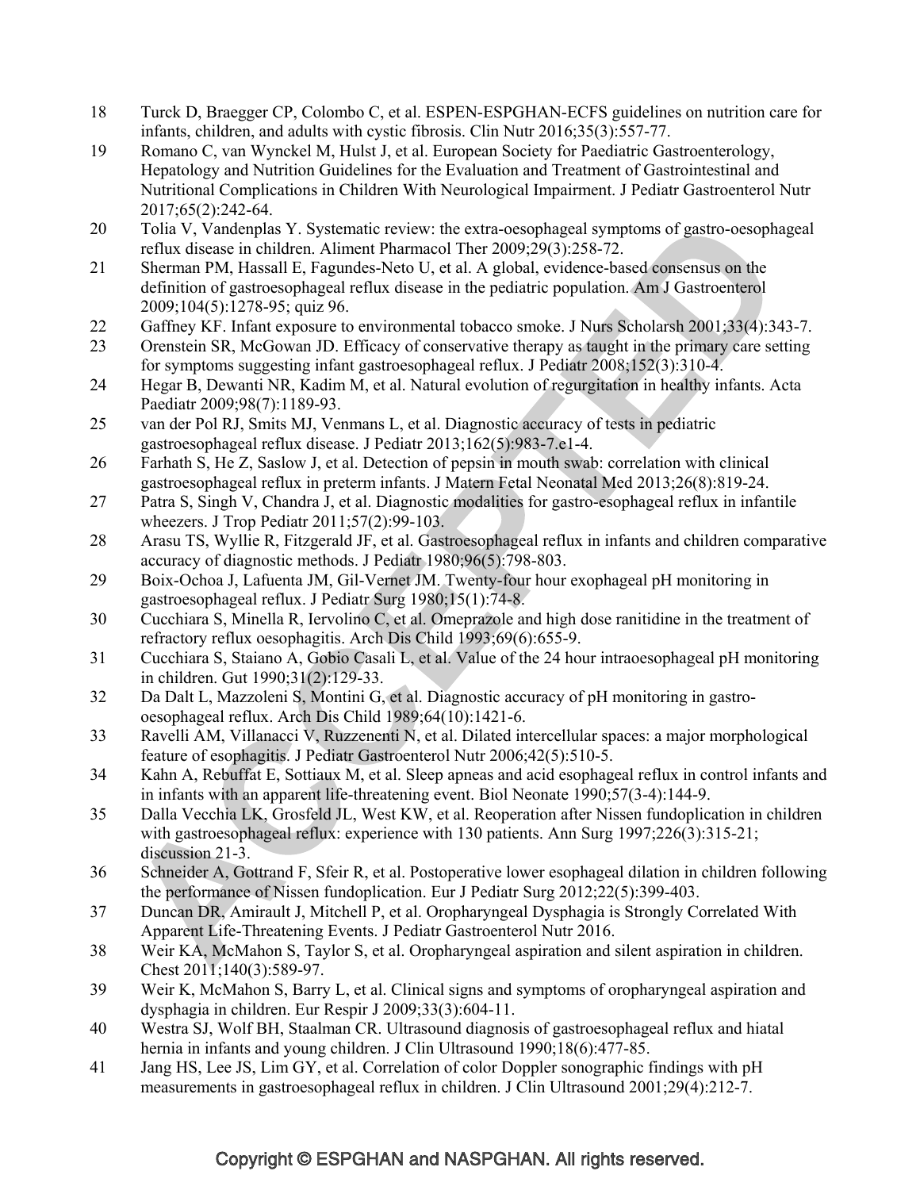18 Turck D, Braegger CP, Colombo C, et al. ESPEN-ESPGHAN-ECFS guidelines on nutrition care for infants, children, and adults with cystic fibrosis. Clin Nutr 2016;35(3):557-77.

19 Romano C, van Wynckel M, Hulst J, et al. European Society for Paediatric Gastroenterology, Hepatology and Nutrition Guidelines for the Evaluation and Treatment of Gastrointestinal and Nutritional Complications in Children With Neurological Impairment. J Pediatr Gastroenterol Nutr 2017;65(2):242-64.

20 Tolia V, Vandenplas Y. Systematic review: the extra-oesophageal symptoms of gastro-oesophageal reflux disease in children. Aliment Pharmacol Ther 2009;29(3):258-72.

21 Sherman PM, Hassall E, Fagundes-Neto U, et al. A global, evidence-based consensus on the definition of gastroesophageal reflux disease in the pediatric population. Am J Gastroenterol 2009;104(5):1278-95; quiz 96.

22 Gaffney KF. Infant exposure to environmental tobacco smoke. J Nurs Scholarsh 2001;33(4):343-7.

23 Orenstein SR, McGowan JD. Efficacy of conservative therapy as taught in the primary care setting for symptoms suggesting infant gastroesophageal reflux. J Pediatr 2008;152(3):310-4.

24 Hegar B, Dewanti NR, Kadim M, et al. Natural evolution of regurgitation in healthy infants. Acta Paediatr 2009;98(7):1189-93.

25 van der Pol RJ, Smits MJ, Venmans L, et al. Diagnostic accuracy of tests in pediatric gastroesophageal reflux disease. J Pediatr 2013;162(5):983-7.e1-4.

26 Farhath S, He Z, Saslow J, et al. Detection of pepsin in mouth swab: correlation with clinical gastroesophageal reflux in preterm infants. J Matern Fetal Neonatal Med 2013;26(8):819-24.

27 Patra S, Singh V, Chandra J, et al. Diagnostic modalities for gastro-esophageal reflux in infantile wheezers. J Trop Pediatr 2011;57(2):99-103.

28 Arasu TS, Wyllie R, Fitzgerald JF, et al. Gastroesophageal reflux in infants and children comparative accuracy of diagnostic methods. J Pediatr 1980;96(5):798-803.

29 Boix-Ochoa J, Lafuenta JM, Gil-Vernet JM. Twenty-four hour exophageal pH monitoring in gastroesophageal reflux. J Pediatr Surg 1980;15(1):74-8.

30 Cucchiara S, Minella R, Iervolino C, et al. Omeprazole and high dose ranitidine in the treatment of refractory reflux oesophagitis. Arch Dis Child 1993;69(6):655-9.

31 Cucchiara S, Staiano A, Gobio Casali L, et al. Value of the 24 hour intraoesophageal pH monitoring in children. Gut 1990;31(2):129-33.

32 Da Dalt L, Mazzoleni S, Montini G, et al. Diagnostic accuracy of pH monitoring in gastro-oesophageal reflux. Arch Dis Child 1989;64(10):1421-6.

33 Ravelli AM, Villanacci V, Ruzzenenti N, et al. Dilated intercellular spaces: a major morphological feature of esophagitis. J Pediatr Gastroenterol Nutr 2006;42(5):510-5.

34 Kahn A, Rebuffat E, Sottiaux M, et al. Sleep apneas and acid esophageal reflux in control infants and in infants with an apparent life-threatening event. Biol Neonate 1990;57(3-4):144-9.

35 Dalla Vecchia LK, Grosfeld JL, West KW, et al. Reoperation after Nissen fundoplication in children with gastroesophageal reflux: experience with 130 patients. Ann Surg 1997;226(3):315-21; discussion 21-3.

36 Schneider A, Gottrand F, Sfeir R, et al. Postoperative lower esophageal dilation in children following the performance of Nissen fundoplication. Eur J Pediatr Surg 2012;22(5):399-403.

37 Duncan DR, Amirault J, Mitchell P, et al. Oropharyngeal Dysphagia is Strongly Correlated With Apparent Life-Threatening Events. J Pediatr Gastroenterol Nutr 2016.

38 Weir KA, McMahon S, Taylor S, et al. Oropharyngeal aspiration and silent aspiration in children. Chest 2011;140(3):589-97.

39 Weir K, McMahon S, Barry L, et al. Clinical signs and symptoms of oropharyngeal aspiration and dysphagia in children. Eur Respir J 2009;33(3):604-11.

40 Westra SJ, Wolf BH, Staalman CR. Ultrasound diagnosis of gastroesophageal reflux and hiatal hernia in infants and young children. J Clin Ultrasound 1990;18(6):477-85.

41 Jang HS, Lee JS, Lim GY, et al. Correlation of color Doppler sonographic findings with pH measurements in gastroesophageal reflux in children. J Clin Ultrasound 2001;29(4):212-7.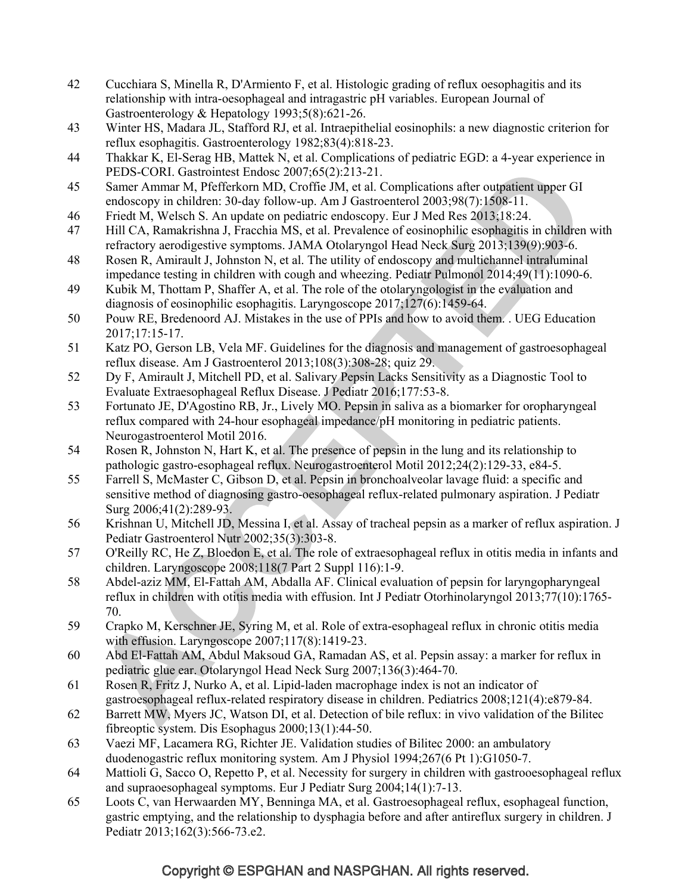42 Cucchiara S, Minella R, D'Armiento F, et al. Histologic grading of reflux oesophagitis and its relationship with intra-oesophageal and intragastric pH variables. European Journal of Gastroenterology & Hepatology 1993;5(8):621-26.

43 Winter HS, Madara JL, Stafford RJ, et al. Intraepithelial eosinophils: a new diagnostic criterion for reflux esophagitis. Gastroenterology 1982;83(4):818-23.

44 Thakkar K, El-Serag HB, Mattek N, et al. Complications of pediatric EGD: a 4-year experience in PEDS-CORI. Gastrointest Endosc 2007;65(2):213-21.

45 Samer Ammar M, Pfefferkorn MD, Croffie JM, et al. Complications after outpatient upper GI endoscopy in children: 30-day follow-up. Am J Gastroenterol 2003;98(7):1508-11.

46 Friedt M, Welsch S. An update on pediatric endoscopy. Eur J Med Res 2013;18:24.

47 Hill CA, Ramakrishna J, Fracchia MS, et al. Prevalence of eosinophilic esophagitis in children with refractory aerodigestive symptoms. JAMA Otolaryngol Head Neck Surg 2013;139(9):903-6.

48 Rosen R, Amirault J, Johnston N, et al. The utility of endoscopy and multichannel intraluminal impedance testing in children with cough and wheezing. Pediatr Pulmonol 2014;49(11):1090-6.

49 Kubik M, Thottam P, Shaffer A, et al. The role of the otolaryngologist in the evaluation and diagnosis of eosinophilic esophagitis. Laryngoscope 2017;127(6):1459-64.

50 Pouw RE, Bredenoord AJ. Mistakes in the use of PPIs and how to avoid them. . UEG Education 2017;17:15-17.

51 Katz PO, Gerson LB, Vela MF. Guidelines for the diagnosis and management of gastroesophageal reflux disease. Am J Gastroenterol 2013;108(3):308-28; quiz 29.

52 Dy F, Amirault J, Mitchell PD, et al. Salivary Pepsin Lacks Sensitivity as a Diagnostic Tool to Evaluate Extraesophageal Reflux Disease. J Pediatr 2016;177:53-8.

53 Fortunato JE, D'Agostino RB, Jr., Lively MO. Pepsin in saliva as a biomarker for oropharyngeal reflux compared with 24-hour esophageal impedance/pH monitoring in pediatric patients. Neurogastroenterol Motil 2016.

54 Rosen R, Johnston N, Hart K, et al. The presence of pepsin in the lung and its relationship to pathologic gastro-esophageal reflux. Neurogastroenterol Motil 2012;24(2):129-33, e84-5.

55 Farrell S, McMaster C, Gibson D, et al. Pepsin in bronchoalveolar lavage fluid: a specific and sensitive method of diagnosing gastro-oesophageal reflux-related pulmonary aspiration. J Pediatr Surg 2006;41(2):289-93.

56 Krishnan U, Mitchell JD, Messina I, et al. Assay of tracheal pepsin as a marker of reflux aspiration. J Pediatr Gastroenterol Nutr 2002;35(3):303-8.

57 O'Reilly RC, He Z, Bloedon E, et al. The role of extraesophageal reflux in otitis media in infants and children. Laryngoscope 2008;118(7 Part 2 Suppl 116):1-9.

58 Abdel-aziz MM, El-Fattah AM, Abdalla AF. Clinical evaluation of pepsin for laryngopharyngeal reflux in children with otitis media with effusion. Int J Pediatr Otorhinolaryngol 2013;77(10):1765-70.

59 Crapko M, Kerschner JE, Syring M, et al. Role of extra-esophageal reflux in chronic otitis media with effusion. Laryngoscope 2007;117(8):1419-23.

60 Abd El-Fattah AM, Abdul Maksoud GA, Ramadan AS, et al. Pepsin assay: a marker for reflux in pediatric glue ear. Otolaryngol Head Neck Surg 2007;136(3):464-70.

61 Rosen R, Fritz J, Nurko A, et al. Lipid-laden macrophage index is not an indicator of gastroesophageal reflux-related respiratory disease in children. Pediatrics 2008;121(4):e879-84.

62 Barrett MW, Myers JC, Watson DI, et al. Detection of bile reflux: in vivo validation of the Bilitec fibreoptic system. Dis Esophagus 2000;13(1):44-50.

63 Vaezi MF, Lacamera RG, Richter JE. Validation studies of Bilitec 2000: an ambulatory duodenogastric reflux monitoring system. Am J Physiol 1994;267(6 Pt 1):G1050-7.

64 Mattioli G, Sacco O, Repetto P, et al. Necessity for surgery in children with gastrooesophageal reflux and supraoesophageal symptoms. Eur J Pediatr Surg 2004;14(1):7-13.

65 Loots C, van Herwaarden MY, Benninga MA, et al. Gastroesophageal reflux, esophageal function, gastric emptying, and the relationship to dysphagia before and after antireflux surgery in children. J Pediatr 2013;162(3):566-73.e2.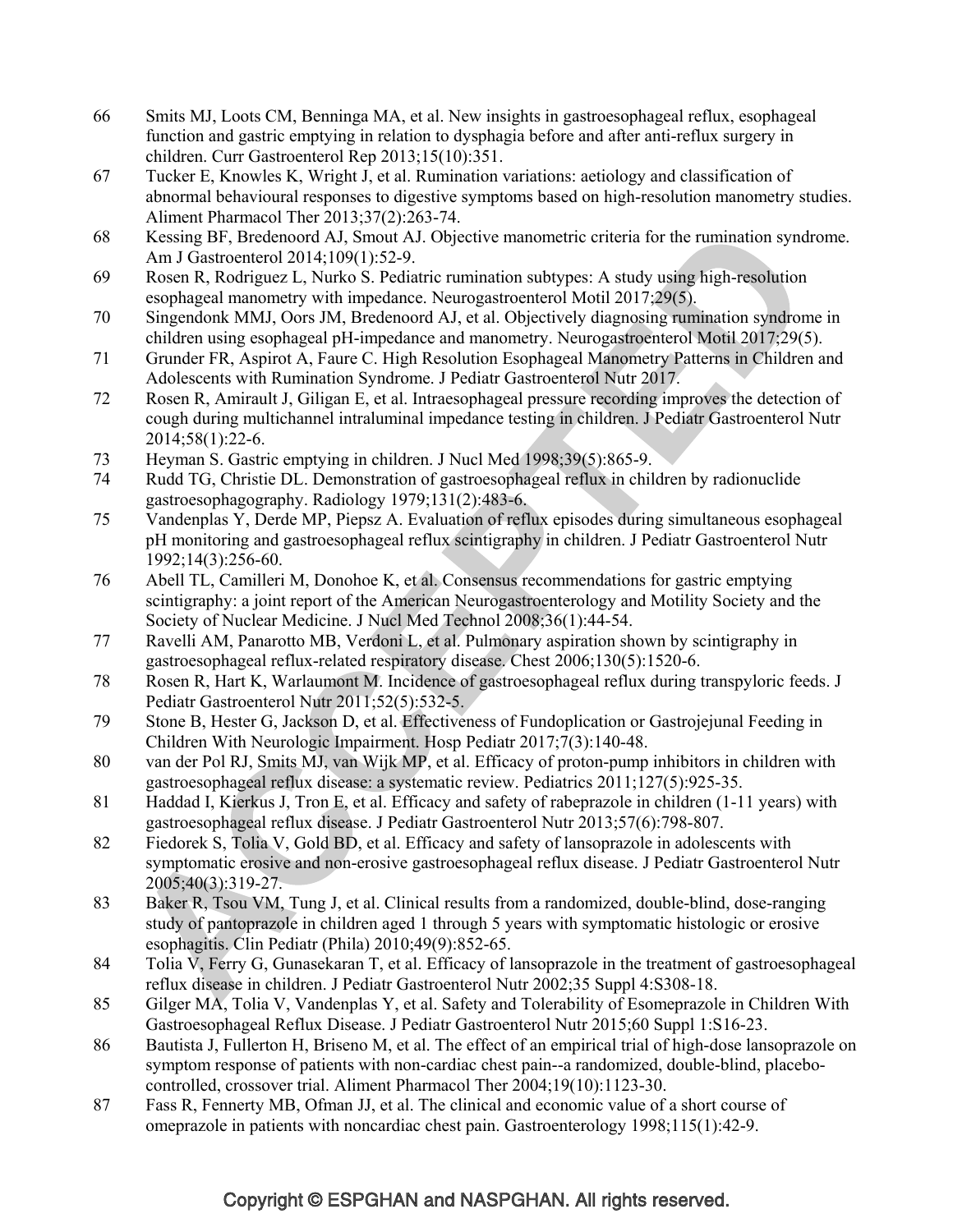66 Smits MJ, Loots CM, Benninga MA, et al. New insights in gastroesophageal reflux, esophageal function and gastric emptying in relation to dysphagia before and after anti-reflux surgery in children. Curr Gastroenterol Rep 2013;15(10):351.

67 Tucker E, Knowles K, Wright J, et al. Rumination variations: aetiology and classification of abnormal behavioural responses to digestive symptoms based on high-resolution manometry studies. Aliment Pharmacol Ther 2013;37(2):263-74.

68 Kessing BF, Bredenoord AJ, Smout AJ. Objective manometric criteria for the rumination syndrome. Am J Gastroenterol 2014;109(1):52-9.

69 Rosen R, Rodriguez L, Nurko S. Pediatric rumination subtypes: A study using high-resolution esophageal manometry with impedance. Neurogastroenterol Motil 2017;29(5).

70 Singendonk MMJ, Oors JM, Bredenoord AJ, et al. Objectively diagnosing rumination syndrome in children using esophageal pH-impedance and manometry. Neurogastroenterol Motil 2017;29(5).

71 Grunder FR, Aspirot A, Faure C. High Resolution Esophageal Manometry Patterns in Children and Adolescents with Rumination Syndrome. J Pediatr Gastroenterol Nutr 2017.

72 Rosen R, Amirault J, Giligan E, et al. Intraesophageal pressure recording improves the detection of cough during multichannel intraluminal impedance testing in children. J Pediatr Gastroenterol Nutr 2014;58(1):22-6.

73 Heyman S. Gastric emptying in children. J Nucl Med 1998;39(5):865-9.

74 Rudd TG, Christie DL. Demonstration of gastroesophageal reflux in children by radionuclide gastroesophagography. Radiology 1979;131(2):483-6.

75 Vandenplas Y, Derde MP, Piepsz A. Evaluation of reflux episodes during simultaneous esophageal pH monitoring and gastroesophageal reflux scintigraphy in children. J Pediatr Gastroenterol Nutr 1992;14(3):256-60.

76 Abell TL, Camilleri M, Donohoe K, et al. Consensus recommendations for gastric emptying scintigraphy: a joint report of the American Neurogastroenterology and Motility Society and the Society of Nuclear Medicine. J Nucl Med Technol 2008;36(1):44-54.

77 Ravelli AM, Panarotto MB, Verdoni L, et al. Pulmonary aspiration shown by scintigraphy in gastroesophageal reflux-related respiratory disease. Chest 2006;130(5):1520-6.

78 Rosen R, Hart K, Warlaumont M. Incidence of gastroesophageal reflux during transpyloric feeds. J Pediatr Gastroenterol Nutr 2011;52(5):532-5.

79 Stone B, Hester G, Jackson D, et al. Effectiveness of Fundoplication or Gastrojejunal Feeding in Children With Neurologic Impairment. Hosp Pediatr 2017;7(3):140-48.

80 van der Pol RJ, Smits MJ, van Wijk MP, et al. Efficacy of proton-pump inhibitors in children with gastroesophageal reflux disease: a systematic review. Pediatrics 2011;127(5):925-35.

81 Haddad I, Kierkus J, Tron E, et al. Efficacy and safety of rabeprazole in children (1-11 years) with gastroesophageal reflux disease. J Pediatr Gastroenterol Nutr 2013;57(6):798-807.

82 Fiedorek S, Tolia V, Gold BD, et al. Efficacy and safety of lansoprazole in adolescents with symptomatic erosive and non-erosive gastroesophageal reflux disease. J Pediatr Gastroenterol Nutr 2005;40(3):319-27.

83 Baker R, Tsou VM, Tung J, et al. Clinical results from a randomized, double-blind, dose-ranging study of pantoprazole in children aged 1 through 5 years with symptomatic histologic or erosive esophagitis. Clin Pediatr (Phila) 2010;49(9):852-65.

84 Tolia V, Ferry G, Gunasekaran T, et al. Efficacy of lansoprazole in the treatment of gastroesophageal reflux disease in children. J Pediatr Gastroenterol Nutr 2002;35 Suppl 4:S308-18.

85 Gilger MA, Tolia V, Vandenplas Y, et al. Safety and Tolerability of Esomeprazole in Children With Gastroesophageal Reflux Disease. J Pediatr Gastroenterol Nutr 2015;60 Suppl 1:S16-23.

86 Bautista J, Fullerton H, Briseno M, et al. The effect of an empirical trial of high-dose lansoprazole on symptom response of patients with non-cardiac chest pain--a randomized, double-blind, placebo-controlled, crossover trial. Aliment Pharmacol Ther 2004;19(10):1123-30.

87 Fass R, Fennerty MB, Ofman JJ, et al. The clinical and economic value of a short course of omeprazole in patients with noncardiac chest pain. Gastroenterology 1998;115(1):42-9.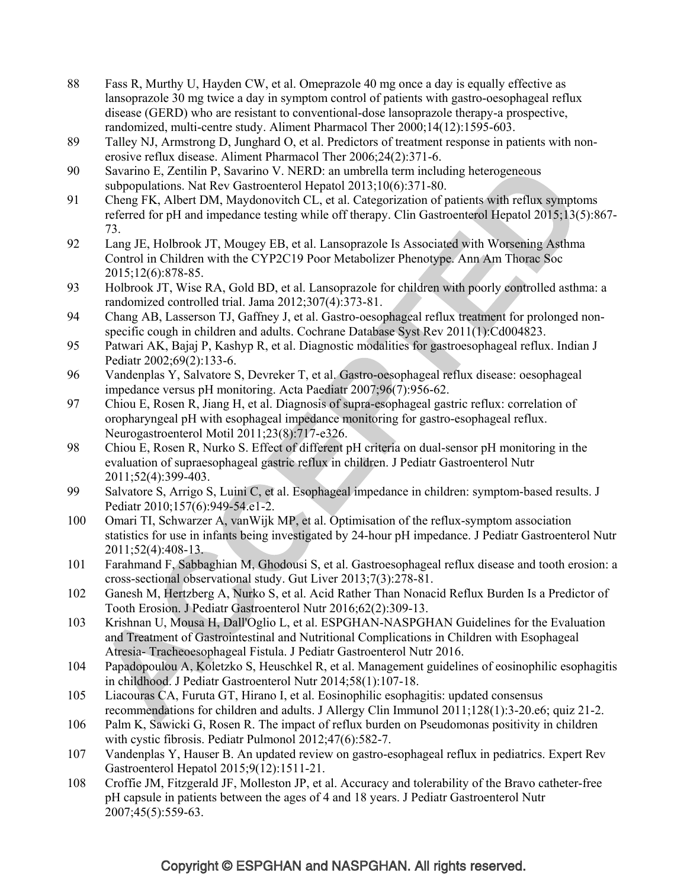88 Fass R, Murthy U, Hayden CW, et al. Omeprazole 40 mg once a day is equally effective as lansoprazole 30 mg twice a day in symptom control of patients with gastro-oesophageal reflux disease (GERD) who are resistant to conventional-dose lansoprazole therapy-a prospective, randomized, multi-centre study. Aliment Pharmacol Ther 2000;14(12):1595-603.

89 Talley NJ, Armstrong D, Junghard O, et al. Predictors of treatment response in patients with non-erosive reflux disease. Aliment Pharmacol Ther 2006;24(2):371-6.

90 Savarino E, Zentilin P, Savarino V. NERD: an umbrella term including heterogeneous subpopulations. Nat Rev Gastroenterol Hepatol 2013;10(6):371-80.

91 Cheng FK, Albert DM, Maydonovitch CL, et al. Categorization of patients with reflux symptoms referred for pH and impedance testing while off therapy. Clin Gastroenterol Hepatol 2015;13(5):867-73.

92 Lang JE, Holbrook JT, Mougey EB, et al. Lansoprazole Is Associated with Worsening Asthma Control in Children with the CYP2C19 Poor Metabolizer Phenotype. Ann Am Thorac Soc 2015;12(6):878-85.

93 Holbrook JT, Wise RA, Gold BD, et al. Lansoprazole for children with poorly controlled asthma: a randomized controlled trial. Jama 2012;307(4):373-81.

94 Chang AB, Lasserson TJ, Gaffney J, et al. Gastro-oesophageal reflux treatment for prolonged non-specific cough in children and adults. Cochrane Database Syst Rev 2011(1):Cd004823.

95 Patwari AK, Bajaj P, Kashyp R, et al. Diagnostic modalities for gastroesophageal reflux. Indian J Pediatr 2002;69(2):133-6.

96 Vandenplas Y, Salvatore S, Devreker T, et al. Gastro-oesophageal reflux disease: oesophageal impedance versus pH monitoring. Acta Paediatr 2007;96(7):956-62.

97 Chiou E, Rosen R, Jiang H, et al. Diagnosis of supra-esophageal gastric reflux: correlation of oropharyngeal pH with esophageal impedance monitoring for gastro-esophageal reflux. Neurogastroenterol Motil 2011;23(8):717-e326.

98 Chiou E, Rosen R, Nurko S. Effect of different pH criteria on dual-sensor pH monitoring in the evaluation of supraesophageal gastric reflux in children. J Pediatr Gastroenterol Nutr 2011;52(4):399-403.

99 Salvatore S, Arrigo S, Luini C, et al. Esophageal impedance in children: symptom-based results. J Pediatr 2010;157(6):949-54.e1-2.

100 Omari TI, Schwarzer A, vanWijk MP, et al. Optimisation of the reflux-symptom association statistics for use in infants being investigated by 24-hour pH impedance. J Pediatr Gastroenterol Nutr 2011;52(4):408-13.

101 Farahmand F, Sabbaghian M, Ghodousi S, et al. Gastroesophageal reflux disease and tooth erosion: a cross-sectional observational study. Gut Liver 2013;7(3):278-81.

102 Ganesh M, Hertzberg A, Nurko S, et al. Acid Rather Than Nonacid Reflux Burden Is a Predictor of Tooth Erosion. J Pediatr Gastroenterol Nutr 2016;62(2):309-13.

103 Krishnan U, Mousa H, Dall'Oglio L, et al. ESPGHAN-NASPGHAN Guidelines for the Evaluation and Treatment of Gastrointestinal and Nutritional Complications in Children with Esophageal Atresia- Tracheoesophageal Fistula. J Pediatr Gastroenterol Nutr 2016.

104 Papadopoulou A, Koletzko S, Heuschkel R, et al. Management guidelines of eosinophilic esophagitis in childhood. J Pediatr Gastroenterol Nutr 2014;58(1):107-18.

105 Liacouras CA, Furuta GT, Hirano I, et al. Eosinophilic esophagitis: updated consensus recommendations for children and adults. J Allergy Clin Immunol 2011;128(1):3-20.e6; quiz 21-2.

106 Palm K, Sawicki G, Rosen R. The impact of reflux burden on Pseudomonas positivity in children with cystic fibrosis. Pediatr Pulmonol 2012;47(6):582-7.

107 Vandenplas Y, Hauser B. An updated review on gastro-esophageal reflux in pediatrics. Expert Rev Gastroenterol Hepatol 2015;9(12):1511-21.

108 Croffie JM, Fitzgerald JF, Molleston JP, et al. Accuracy and tolerability of the Bravo catheter-free pH capsule in patients between the ages of 4 and 18 years. J Pediatr Gastroenterol Nutr 2007;45(5):559-63.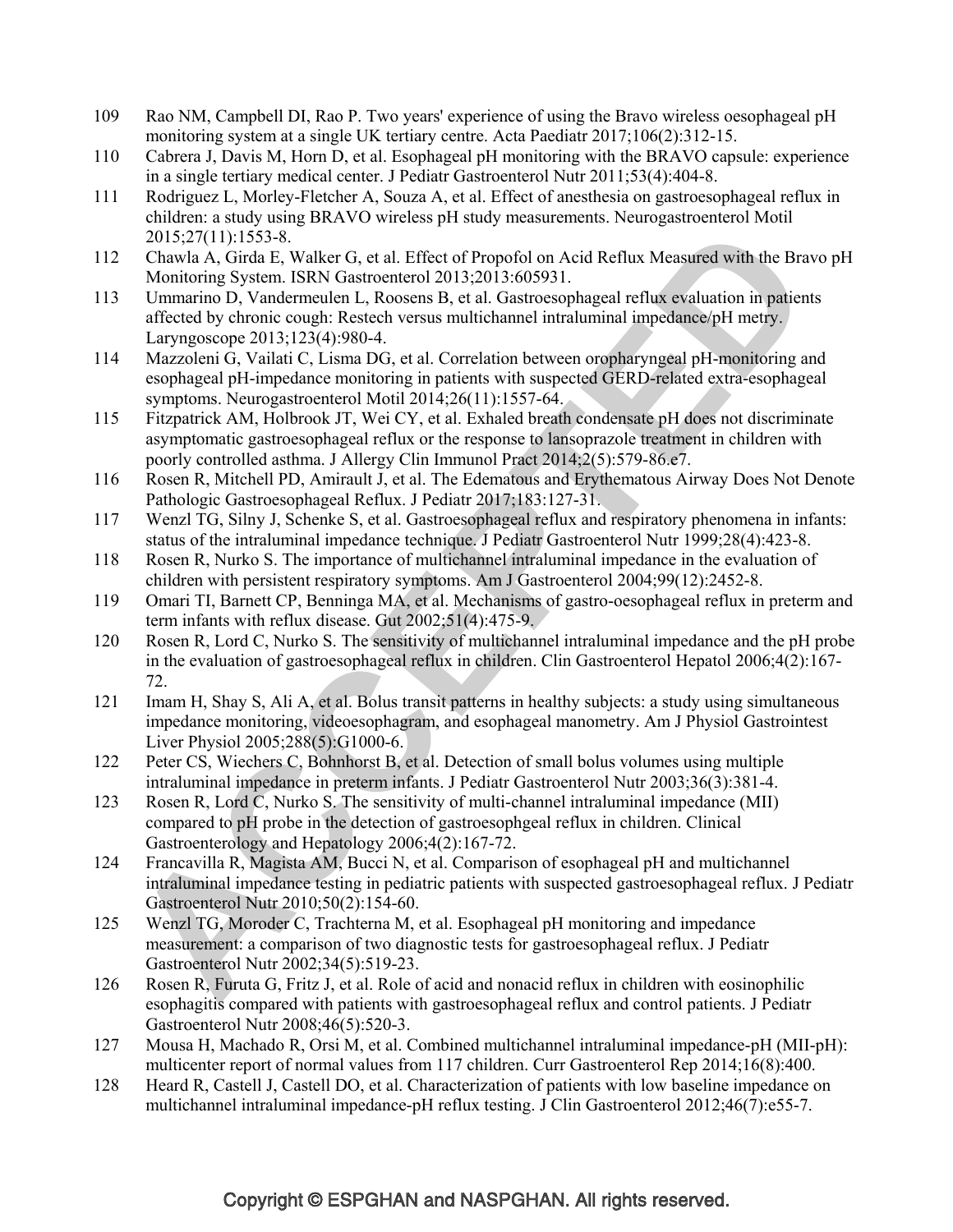109 Rao NM, Campbell DI, Rao P. Two years' experience of using the Bravo wireless oesophageal pH monitoring system at a single UK tertiary centre. Acta Paediatr 2017;106(2):312-15.

110 Cabrera J, Davis M, Horn D, et al. Esophageal pH monitoring with the BRAVO capsule: experience in a single tertiary medical center. J Pediatr Gastroenterol Nutr 2011;53(4):404-8.

111 Rodriguez L, Morley-Fletcher A, Souza A, et al. Effect of anesthesia on gastroesophageal reflux in children: a study using BRAVO wireless pH study measurements. Neurogastroenterol Motil 2015;27(11):1553-8.

112 Chawla A, Girda E, Walker G, et al. Effect of Propofol on Acid Reflux Measured with the Bravo pH Monitoring System. ISRN Gastroenterol 2013;2013:605931.

113 Ummarino D, Vandermeulen L, Roosens B, et al. Gastroesophageal reflux evaluation in patients affected by chronic cough: Restech versus multichannel intraluminal impedance/pH metry. Laryngoscope 2013;123(4):980-4.

114 Mazzoleni G, Vailati C, Lisma DG, et al. Correlation between oropharyngeal pH-monitoring and esophageal pH-impedance monitoring in patients with suspected GERD-related extra-esophageal symptoms. Neurogastroenterol Motil 2014;26(11):1557-64.

115 Fitzpatrick AM, Holbrook JT, Wei CY, et al. Exhaled breath condensate pH does not discriminate asymptomatic gastroesophageal reflux or the response to lansoprazole treatment in children with poorly controlled asthma. J Allergy Clin Immunol Pract 2014;2(5):579-86.e7.

116 Rosen R, Mitchell PD, Amirault J, et al. The Edematous and Erythematous Airway Does Not Denote Pathologic Gastroesophageal Reflux. J Pediatr 2017;183:127-31.

117 Wenzl TG, Silny J, Schenke S, et al. Gastroesophageal reflux and respiratory phenomena in infants: status of the intraluminal impedance technique. J Pediatr Gastroenterol Nutr 1999;28(4):423-8.

118 Rosen R, Nurko S. The importance of multichannel intraluminal impedance in the evaluation of children with persistent respiratory symptoms. Am J Gastroenterol 2004;99(12):2452-8.

119 Omari TI, Barnett CP, Benninga MA, et al. Mechanisms of gastro-oesophageal reflux in preterm and term infants with reflux disease. Gut 2002;51(4):475-9.

120 Rosen R, Lord C, Nurko S. The sensitivity of multichannel intraluminal impedance and the pH probe in the evaluation of gastroesophageal reflux in children. Clin Gastroenterol Hepatol 2006;4(2):167-72.

121 Imam H, Shay S, Ali A, et al. Bolus transit patterns in healthy subjects: a study using simultaneous impedance monitoring, videoesophagram, and esophageal manometry. Am J Physiol Gastrointest Liver Physiol 2005;288(5):G1000-6.

122 Peter CS, Wiechers C, Bohnhorst B, et al. Detection of small bolus volumes using multiple intraluminal impedance in preterm infants. J Pediatr Gastroenterol Nutr 2003;36(3):381-4.

123 Rosen R, Lord C, Nurko S. The sensitivity of multi-channel intraluminal impedance (MII) compared to pH probe in the detection of gastroesophgeal reflux in children. Clinical Gastroenterology and Hepatology 2006;4(2):167-72.

124 Francavilla R, Magista AM, Bucci N, et al. Comparison of esophageal pH and multichannel intraluminal impedance testing in pediatric patients with suspected gastroesophageal reflux. J Pediatr Gastroenterol Nutr 2010;50(2):154-60.

125 Wenzl TG, Moroder C, Trachterna M, et al. Esophageal pH monitoring and impedance measurement: a comparison of two diagnostic tests for gastroesophageal reflux. J Pediatr Gastroenterol Nutr 2002;34(5):519-23.

126 Rosen R, Furuta G, Fritz J, et al. Role of acid and nonacid reflux in children with eosinophilic esophagitis compared with patients with gastroesophageal reflux and control patients. J Pediatr Gastroenterol Nutr 2008;46(5):520-3.

127 Mousa H, Machado R, Orsi M, et al. Combined multichannel intraluminal impedance-pH (MII-pH): multicenter report of normal values from 117 children. Curr Gastroenterol Rep 2014;16(8):400.

128 Heard R, Castell J, Castell DO, et al. Characterization of patients with low baseline impedance on multichannel intraluminal impedance-pH reflux testing. J Clin Gastroenterol 2012;46(7):e55-7.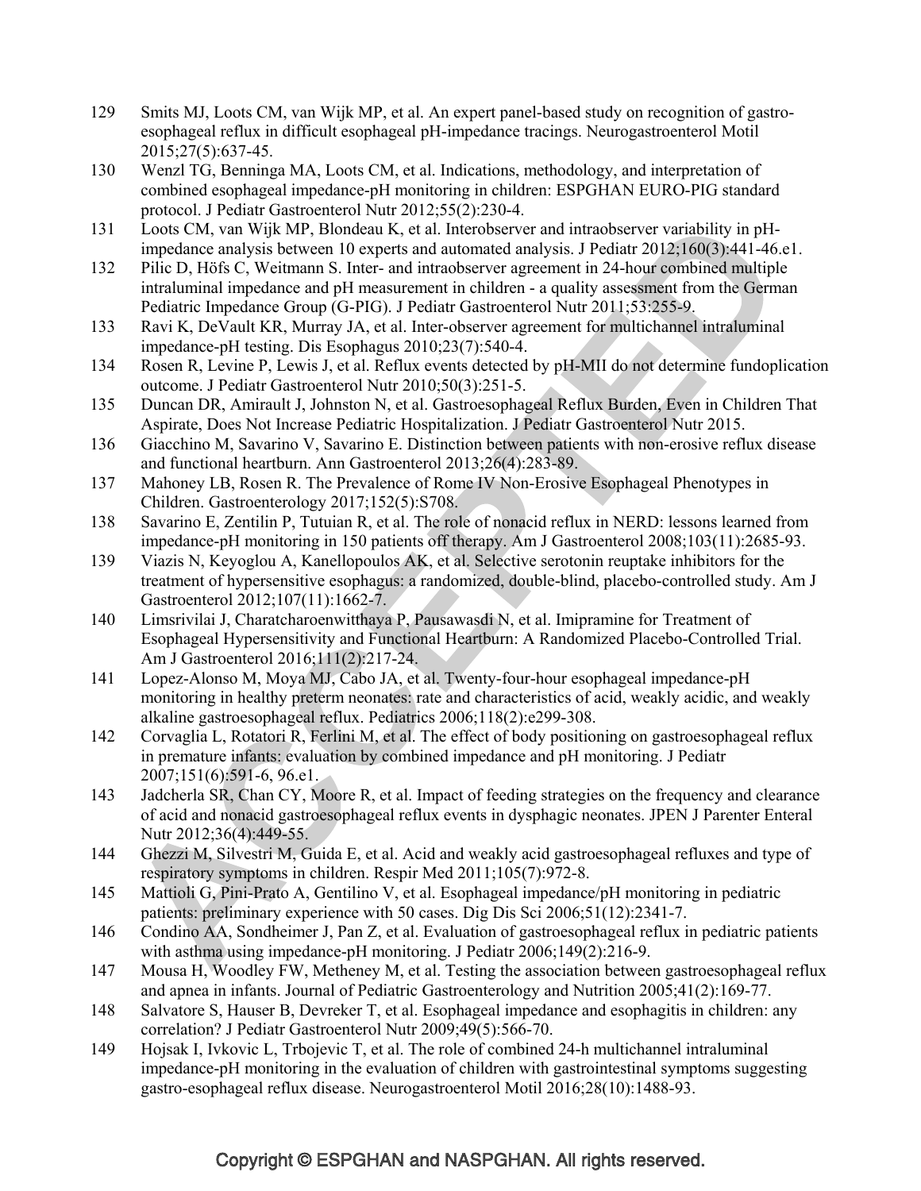129 Smits MJ, Loots CM, van Wijk MP, et al. An expert panel-based study on recognition of gastro-esophageal reflux in difficult esophageal pH-impedance tracings. Neurogastroenterol Motil 2015;27(5):637-45.

130 Wenzl TG, Benninga MA, Loots CM, et al. Indications, methodology, and interpretation of combined esophageal impedance-pH monitoring in children: ESPGHAN EURO-PIG standard protocol. J Pediatr Gastroenterol Nutr 2012;55(2):230-4.

131 Loots CM, van Wijk MP, Blondeau K, et al. Interobserver and intraobserver variability in pH-impedance analysis between 10 experts and automated analysis. J Pediatr 2012;160(3):441-46.e1.

132 Pilic D, Höfs C, Weitmann S. Inter- and intraobserver agreement in 24-hour combined multiple intraluminal impedance and pH measurement in children - a quality assessment from the German Pediatric Impedance Group (G-PIG). J Pediatr Gastroenterol Nutr 2011;53:255-9.

133 Ravi K, DeVault KR, Murray JA, et al. Inter-observer agreement for multichannel intraluminal impedance-pH testing. Dis Esophagus 2010;23(7):540-4.

134 Rosen R, Levine P, Lewis J, et al. Reflux events detected by pH-MII do not determine fundoplication outcome. J Pediatr Gastroenterol Nutr 2010;50(3):251-5.

135 Duncan DR, Amirault J, Johnston N, et al. Gastroesophageal Reflux Burden, Even in Children That Aspirate, Does Not Increase Pediatric Hospitalization. J Pediatr Gastroenterol Nutr 2015.

136 Giacchino M, Savarino V, Savarino E. Distinction between patients with non-erosive reflux disease and functional heartburn. Ann Gastroenterol 2013;26(4):283-89.

137 Mahoney LB, Rosen R. The Prevalence of Rome IV Non-Erosive Esophageal Phenotypes in Children. Gastroenterology 2017;152(5):S708.

138 Savarino E, Zentilin P, Tutuian R, et al. The role of nonacid reflux in NERD: lessons learned from impedance-pH monitoring in 150 patients off therapy. Am J Gastroenterol 2008;103(11):2685-93.

139 Viazis N, Keyoglou A, Kanellopoulos AK, et al. Selective serotonin reuptake inhibitors for the treatment of hypersensitive esophagus: a randomized, double-blind, placebo-controlled study. Am J Gastroenterol 2012;107(11):1662-7.

140 Limsrivilai J, Charatcharoenwitthaya P, Pausawasdi N, et al. Imipramine for Treatment of Esophageal Hypersensitivity and Functional Heartburn: A Randomized Placebo-Controlled Trial. Am J Gastroenterol 2016;111(2):217-24.

141 Lopez-Alonso M, Moya MJ, Cabo JA, et al. Twenty-four-hour esophageal impedance-pH monitoring in healthy preterm neonates: rate and characteristics of acid, weakly acidic, and weakly alkaline gastroesophageal reflux. Pediatrics 2006;118(2):e299-308.

142 Corvaglia L, Rotatori R, Ferlini M, et al. The effect of body positioning on gastroesophageal reflux in premature infants: evaluation by combined impedance and pH monitoring. J Pediatr 2007;151(6):591-6, 96.e1.

143 Jadcherla SR, Chan CY, Moore R, et al. Impact of feeding strategies on the frequency and clearance of acid and nonacid gastroesophageal reflux events in dysphagic neonates. JPEN J Parenter Enteral Nutr 2012;36(4):449-55.

144 Ghezzi M, Silvestri M, Guida E, et al. Acid and weakly acid gastroesophageal refluxes and type of respiratory symptoms in children. Respir Med 2011;105(7):972-8.

145 Mattioli G, Pini-Prato A, Gentilino V, et al. Esophageal impedance/pH monitoring in pediatric patients: preliminary experience with 50 cases. Dig Dis Sci 2006;51(12):2341-7.

146 Condino AA, Sondheimer J, Pan Z, et al. Evaluation of gastroesophageal reflux in pediatric patients with asthma using impedance-pH monitoring. J Pediatr 2006;149(2):216-9.

147 Mousa H, Woodley FW, Metheney M, et al. Testing the association between gastroesophageal reflux and apnea in infants. Journal of Pediatric Gastroenterology and Nutrition 2005;41(2):169-77.

148 Salvatore S, Hauser B, Devreker T, et al. Esophageal impedance and esophagitis in children: any correlation? J Pediatr Gastroenterol Nutr 2009;49(5):566-70.

149 Hojsak I, Ivkovic L, Trbojevic T, et al. The role of combined 24-h multichannel intraluminal impedance-pH monitoring in the evaluation of children with gastrointestinal symptoms suggesting gastro-esophageal reflux disease. Neurogastroenterol Motil 2016;28(10):1488-93.

Copyright © ESPGHAN and NASPGHAN. All rights reserved.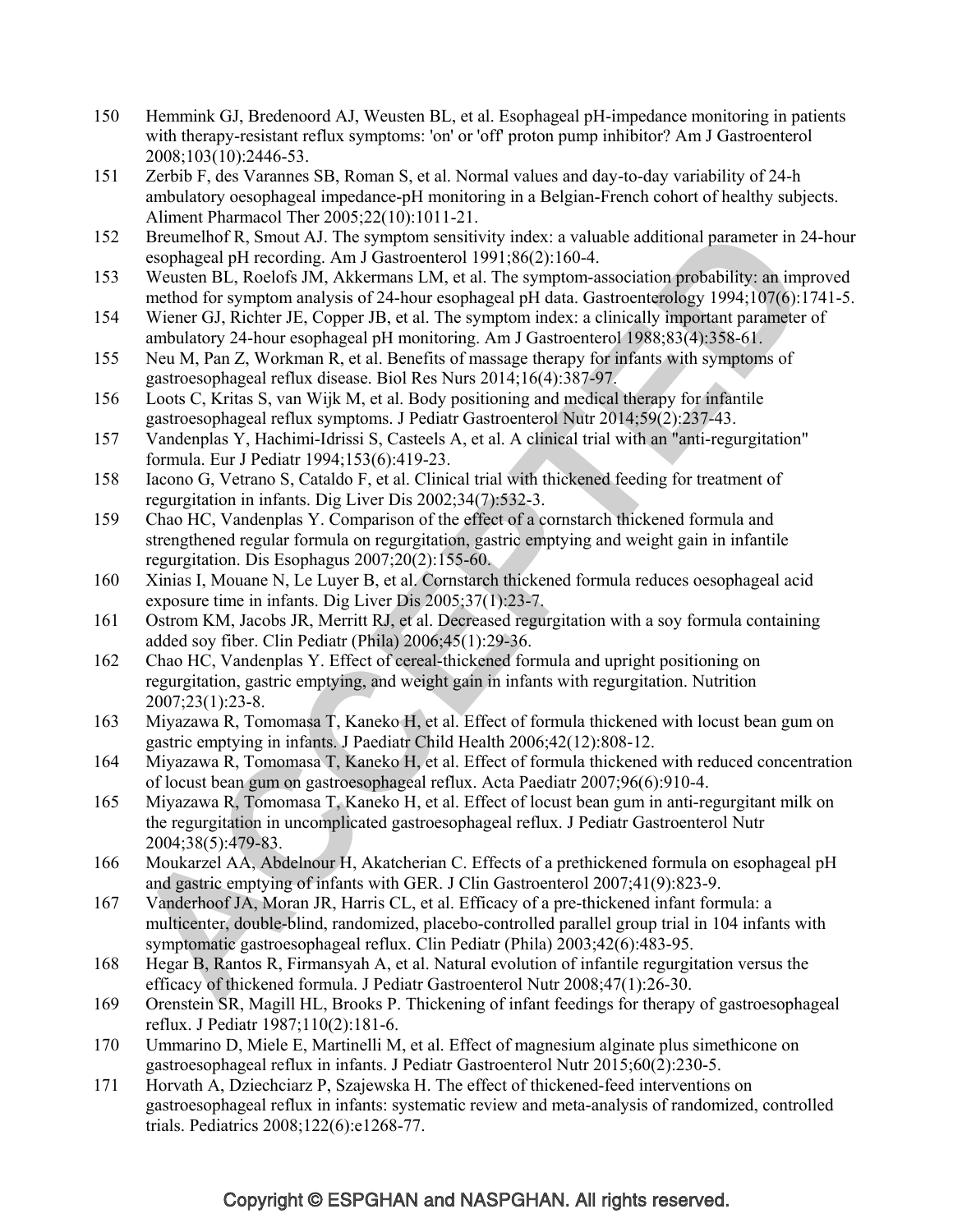150 Hemmink GJ, Bredenoord AJ, Weusten BL, et al. Esophageal pH-impedance monitoring in patients with therapy-resistant reflux symptoms: 'on' or 'off' proton pump inhibitor? Am J Gastroenterol 2008;103(10):2446-53.

151 Zerbib F, des Varannes SB, Roman S, et al. Normal values and day-to-day variability of 24-h ambulatory oesophageal impedance-pH monitoring in a Belgian-French cohort of healthy subjects. Aliment Pharmacol Ther 2005;22(10):1011-21.

152 Breumelhof R, Smout AJ. The symptom sensitivity index: a valuable additional parameter in 24-hour esophageal pH recording. Am J Gastroenterol 1991;86(2):160-4.

153 Weusten BL, Roelofs JM, Akkermans LM, et al. The symptom-association probability: an improved method for symptom analysis of 24-hour esophageal pH data. Gastroenterology 1994;107(6):1741-5.

154 Wiener GJ, Richter JE, Copper JB, et al. The symptom index: a clinically important parameter of ambulatory 24-hour esophageal pH monitoring. Am J Gastroenterol 1988;83(4):358-61.

155 Neu M, Pan Z, Workman R, et al. Benefits of massage therapy for infants with symptoms of gastroesophageal reflux disease. Biol Res Nurs 2014;16(4):387-97.

156 Loots C, Kritas S, van Wijk M, et al. Body positioning and medical therapy for infantile gastroesophageal reflux symptoms. J Pediatr Gastroenterol Nutr 2014;59(2):237-43.

157 Vandenplas Y, Hachimi-Idrissi S, Casteels A, et al. A clinical trial with an "anti-regurgitation" formula. Eur J Pediatr 1994;153(6):419-23.

158 Iacono G, Vetrano S, Cataldo F, et al. Clinical trial with thickened feeding for treatment of regurgitation in infants. Dig Liver Dis 2002;34(7):532-3.

159 Chao HC, Vandenplas Y. Comparison of the effect of a cornstarch thickened formula and strengthened regular formula on regurgitation, gastric emptying and weight gain in infantile regurgitation. Dis Esophagus 2007;20(2):155-60.

160 Xinias I, Mouane N, Le Luyer B, et al. Cornstarch thickened formula reduces oesophageal acid exposure time in infants. Dig Liver Dis 2005;37(1):23-7.

161 Ostrom KM, Jacobs JR, Merritt RJ, et al. Decreased regurgitation with a soy formula containing added soy fiber. Clin Pediatr (Phila) 2006;45(1):29-36.

162 Chao HC, Vandenplas Y. Effect of cereal-thickened formula and upright positioning on regurgitation, gastric emptying, and weight gain in infants with regurgitation. Nutrition 2007;23(1):23-8.

163 Miyazawa R, Tomomasa T, Kaneko H, et al. Effect of formula thickened with locust bean gum on gastric emptying in infants. J Paediatr Child Health 2006;42(12):808-12.

164 Miyazawa R, Tomomasa T, Kaneko H, et al. Effect of formula thickened with reduced concentration of locust bean gum on gastroesophageal reflux. Acta Paediatr 2007;96(6):910-4.

165 Miyazawa R, Tomomasa T, Kaneko H, et al. Effect of locust bean gum in anti-regurgitant milk on the regurgitation in uncomplicated gastroesophageal reflux. J Pediatr Gastroenterol Nutr 2004;38(5):479-83.

166 Moukarzel AA, Abdelnour H, Akatcherian C. Effects of a prethickened formula on esophageal pH and gastric emptying of infants with GER. J Clin Gastroenterol 2007;41(9):823-9.

167 Vanderhoof JA, Moran JR, Harris CL, et al. Efficacy of a pre-thickened infant formula: a multicenter, double-blind, randomized, placebo-controlled parallel group trial in 104 infants with symptomatic gastroesophageal reflux. Clin Pediatr (Phila) 2003;42(6):483-95.

168 Hegar B, Rantos R, Firmansyah A, et al. Natural evolution of infantile regurgitation versus the efficacy of thickened formula. J Pediatr Gastroenterol Nutr 2008;47(1):26-30.

169 Orenstein SR, Magill HL, Brooks P. Thickening of infant feedings for therapy of gastroesophageal reflux. J Pediatr 1987;110(2):181-6.

170 Ummarino D, Miele E, Martinelli M, et al. Effect of magnesium alginate plus simethicone on gastroesophageal reflux in infants. J Pediatr Gastroenterol Nutr 2015;60(2):230-5.

171 Horvath A, Dziechciarz P, Szajewska H. The effect of thickened-feed interventions on gastroesophageal reflux in infants: systematic review and meta-analysis of randomized, controlled trials. Pediatrics 2008;122(6):e1268-77.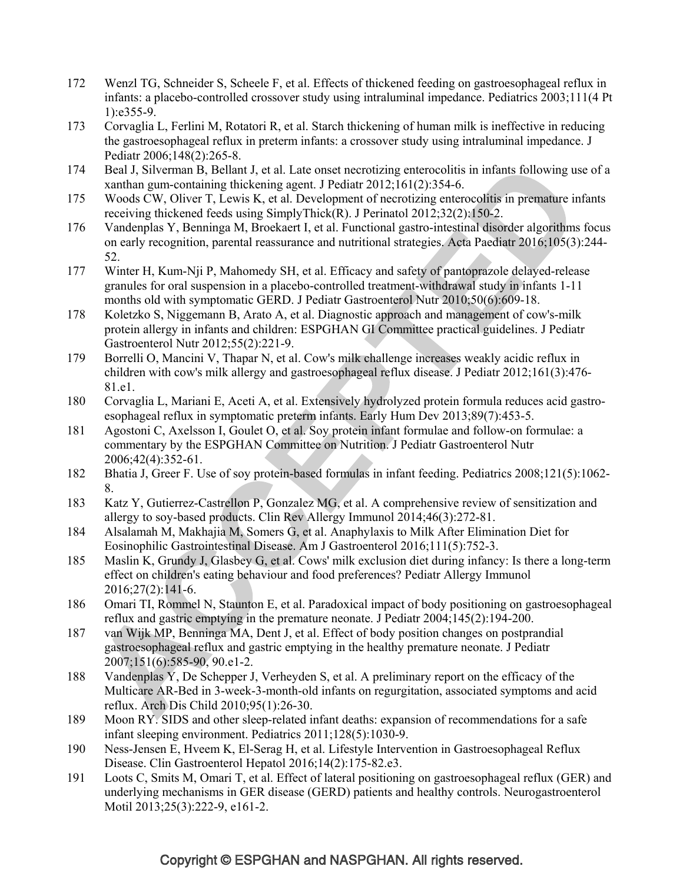172 Wenzl TG, Schneider S, Scheele F, et al. Effects of thickened feeding on gastroesophageal reflux in infants: a placebo-controlled crossover study using intraluminal impedance. Pediatrics 2003;111(4 Pt 1):e355-9.

173 Corvaglia L, Ferlini M, Rotatori R, et al. Starch thickening of human milk is ineffective in reducing the gastroesophageal reflux in preterm infants: a crossover study using intraluminal impedance. J Pediatr 2006;148(2):265-8.

174 Beal J, Silverman B, Bellant J, et al. Late onset necrotizing enterocolitis in infants following use of a xanthan gum-containing thickening agent. J Pediatr 2012;161(2):354-6.

175 Woods CW, Oliver T, Lewis K, et al. Development of necrotizing enterocolitis in premature infants receiving thickened feeds using SimplyThick(R). J Perinatol 2012;32(2):150-2.

176 Vandenplas Y, Benninga M, Broekaert I, et al. Functional gastro-intestinal disorder algorithms focus on early recognition, parental reassurance and nutritional strategies. Acta Paediatr 2016;105(3):244-52.

177 Winter H, Kum-Nji P, Mahomedy SH, et al. Efficacy and safety of pantoprazole delayed-release granules for oral suspension in a placebo-controlled treatment-withdrawal study in infants 1-11 months old with symptomatic GERD. J Pediatr Gastroenterol Nutr 2010;50(6):609-18.

178 Koletzko S, Niggemann B, Arato A, et al. Diagnostic approach and management of cow's-milk protein allergy in infants and children: ESPGHAN GI Committee practical guidelines. J Pediatr Gastroenterol Nutr 2012;55(2):221-9.

179 Borrelli O, Mancini V, Thapar N, et al. Cow's milk challenge increases weakly acidic reflux in children with cow's milk allergy and gastroesophageal reflux disease. J Pediatr 2012;161(3):476-81.e1.

180 Corvaglia L, Mariani E, Aceti A, et al. Extensively hydrolyzed protein formula reduces acid gastro-esophageal reflux in symptomatic preterm infants. Early Hum Dev 2013;89(7):453-5.

181 Agostoni C, Axelsson I, Goulet O, et al. Soy protein infant formulae and follow-on formulae: a commentary by the ESPGHAN Committee on Nutrition. J Pediatr Gastroenterol Nutr 2006;42(4):352-61.

182 Bhatia J, Greer F. Use of soy protein-based formulas in infant feeding. Pediatrics 2008;121(5):1062-8.

183 Katz Y, Gutierrez-Castrellon P, Gonzalez MG, et al. A comprehensive review of sensitization and allergy to soy-based products. Clin Rev Allergy Immunol 2014;46(3):272-81.

184 Alsalamah M, Makhajia M, Somers G, et al. Anaphylaxis to Milk After Elimination Diet for Eosinophilic Gastrointestinal Disease. Am J Gastroenterol 2016;111(5):752-3.

185 Maslin K, Grundy J, Glasbey G, et al. Cows' milk exclusion diet during infancy: Is there a long-term effect on children's eating behaviour and food preferences? Pediatr Allergy Immunol 2016;27(2):141-6.

186 Omari TI, Rommel N, Staunton E, et al. Paradoxical impact of body positioning on gastroesophageal reflux and gastric emptying in the premature neonate. J Pediatr 2004;145(2):194-200.

187 van Wijk MP, Benninga MA, Dent J, et al. Effect of body position changes on postprandial gastroesophageal reflux and gastric emptying in the healthy premature neonate. J Pediatr 2007;151(6):585-90, 90.e1-2.

188 Vandenplas Y, De Schepper J, Verheyden S, et al. A preliminary report on the efficacy of the Multicare AR-Bed in 3-week-3-month-old infants on regurgitation, associated symptoms and acid reflux. Arch Dis Child 2010;95(1):26-30.

189 Moon RY. SIDS and other sleep-related infant deaths: expansion of recommendations for a safe infant sleeping environment. Pediatrics 2011;128(5):1030-9.

190 Ness-Jensen E, Hveem K, El-Serag H, et al. Lifestyle Intervention in Gastroesophageal Reflux Disease. Clin Gastroenterol Hepatol 2016;14(2):175-82.e3.

191 Loots C, Smits M, Omari T, et al. Effect of lateral positioning on gastroesophageal reflux (GER) and underlying mechanisms in GER disease (GERD) patients and healthy controls. Neurogastroenterol Motil 2013;25(3):222-9, e161-2.

Copyright © ESPGHAN and NASPGHAN. All rights reserved.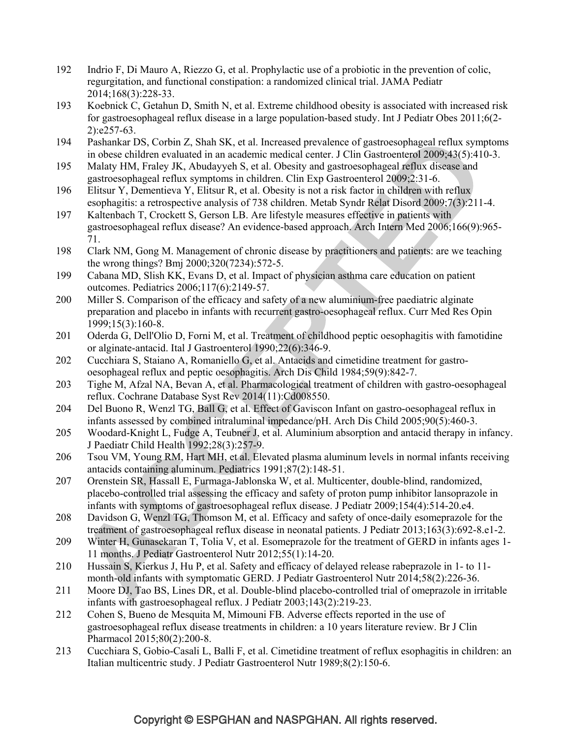192 Indrio F, Di Mauro A, Riezzo G, et al. Prophylactic use of a probiotic in the prevention of colic, regurgitation, and functional constipation: a randomized clinical trial. JAMA Pediatr 2014;168(3):228-33.

193 Koebnick C, Getahun D, Smith N, et al. Extreme childhood obesity is associated with increased risk for gastroesophageal reflux disease in a large population-based study. Int J Pediatr Obes 2011;6(2-2):e257-63.

194 Pashankar DS, Corbin Z, Shah SK, et al. Increased prevalence of gastroesophageal reflux symptoms in obese children evaluated in an academic medical center. J Clin Gastroenterol 2009;43(5):410-3.

195 Malaty HM, Fraley JK, Abudayyeh S, et al. Obesity and gastroesophageal reflux disease and gastroesophageal reflux symptoms in children. Clin Exp Gastroenterol 2009;2:31-6.

196 Elitsur Y, Dementieva Y, Elitsur R, et al. Obesity is not a risk factor in children with reflux esophagitis: a retrospective analysis of 738 children. Metab Syndr Relat Disord 2009;7(3):211-4.

197 Kaltenbach T, Crockett S, Gerson LB. Are lifestyle measures effective in patients with gastroesophageal reflux disease? An evidence-based approach. Arch Intern Med 2006;166(9):965-71.

198 Clark NM, Gong M. Management of chronic disease by practitioners and patients: are we teaching the wrong things? Bmj 2000;320(7234):572-5.

199 Cabana MD, Slish KK, Evans D, et al. Impact of physician asthma care education on patient outcomes. Pediatrics 2006;117(6):2149-57.

200 Miller S. Comparison of the efficacy and safety of a new aluminium-free paediatric alginate preparation and placebo in infants with recurrent gastro-oesophageal reflux. Curr Med Res Opin 1999;15(3):160-8.

201 Oderda G, Dell'Olio D, Forni M, et al. Treatment of childhood peptic oesophagitis with famotidine or alginate-antacid. Ital J Gastroenterol 1990;22(6):346-9.

202 Cucchiara S, Staiano A, Romaniello G, et al. Antacids and cimetidine treatment for gastro-oesophageal reflux and peptic oesophagitis. Arch Dis Child 1984;59(9):842-7.

203 Tighe M, Afzal NA, Bevan A, et al. Pharmacological treatment of children with gastro-oesophageal reflux. Cochrane Database Syst Rev 2014(11):Cd008550.

204 Del Buono R, Wenzl TG, Ball G, et al. Effect of Gaviscon Infant on gastro-oesophageal reflux in infants assessed by combined intraluminal impedance/pH. Arch Dis Child 2005;90(5):460-3.

205 Woodard-Knight L, Fudge A, Teubner J, et al. Aluminium absorption and antacid therapy in infancy. J Paediatr Child Health 1992;28(3):257-9.

206 Tsou VM, Young RM, Hart MH, et al. Elevated plasma aluminum levels in normal infants receiving antacids containing aluminum. Pediatrics 1991;87(2):148-51.

207 Orenstein SR, Hassall E, Furmaga-Jablonska W, et al. Multicenter, double-blind, randomized, placebo-controlled trial assessing the efficacy and safety of proton pump inhibitor lansoprazole in infants with symptoms of gastroesophageal reflux disease. J Pediatr 2009;154(4):514-20.e4.

208 Davidson G, Wenzl TG, Thomson M, et al. Efficacy and safety of once-daily esomeprazole for the treatment of gastroesophageal reflux disease in neonatal patients. J Pediatr 2013;163(3):692-8.e1-2.

209 Winter H, Gunasekaran T, Tolia V, et al. Esomeprazole for the treatment of GERD in infants ages 1-11 months. J Pediatr Gastroenterol Nutr 2012;55(1):14-20.

210 Hussain S, Kierkus J, Hu P, et al. Safety and efficacy of delayed release rabeprazole in 1- to 11-month-old infants with symptomatic GERD. J Pediatr Gastroenterol Nutr 2014;58(2):226-36.

211 Moore DJ, Tao BS, Lines DR, et al. Double-blind placebo-controlled trial of omeprazole in irritable infants with gastroesophageal reflux. J Pediatr 2003;143(2):219-23.

212 Cohen S, Bueno de Mesquita M, Mimouni FB. Adverse effects reported in the use of gastroesophageal reflux disease treatments in children: a 10 years literature review. Br J Clin Pharmacol 2015;80(2):200-8.

213 Cucchiara S, Gobio-Casali L, Balli F, et al. Cimetidine treatment of reflux esophagitis in children: an Italian multicentric study. J Pediatr Gastroenterol Nutr 1989;8(2):150-6.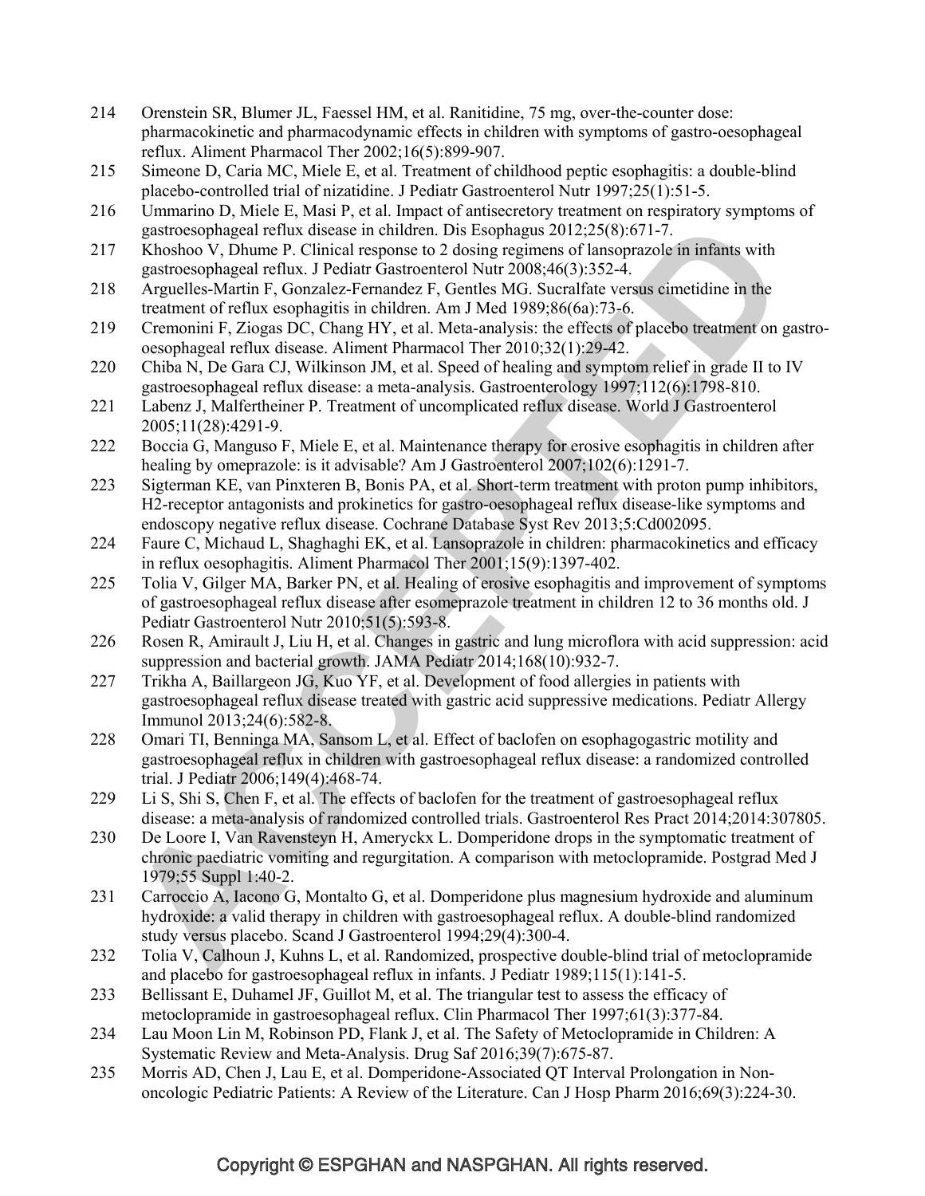214 Orenstein SR, Blumer JL, Faessel HM, et al. Ranitidine, 75 mg, over-the-counter dose: pharmacokinetic and pharmacodynamic effects in children with symptoms of gastro-oesophageal reflux. Aliment Pharmacol Ther 2002;16(5):899-907.

215 Simeone D, Caria MC, Miele E, et al. Treatment of childhood peptic esophagitis: a double-blind placebo-controlled trial of nizatidine. J Pediatr Gastroenterol Nutr 1997;25(1):51-5.

216 Ummarino D, Miele E, Masi P, et al. Impact of antisecretory treatment on respiratory symptoms of gastroesophageal reflux disease in children. Dis Esophagus 2012;25(8):671-7.

217 Khoshoo V, Dhume P. Clinical response to 2 dosing regimens of lansoprazole in infants with gastroesophageal reflux. J Pediatr Gastroenterol Nutr 2008;46(3):352-4.

218 Arguelles-Martin F, Gonzalez-Fernandez F, Gentles MG. Sucralfate versus cimetidine in the treatment of reflux esophagitis in children. Am J Med 1989;86(6a):73-6.

219 Cremonini F, Ziogas DC, Chang HY, et al. Meta-analysis: the effects of placebo treatment on gastro-oesophageal reflux disease. Aliment Pharmacol Ther 2010;32(1):29-42.

220 Chiba N, De Gara CJ, Wilkinson JM, et al. Speed of healing and symptom relief in grade II to IV gastroesophageal reflux disease: a meta-analysis. Gastroenterology 1997;112(6):1798-810.

221 Labenz J, Malfertheiner P. Treatment of uncomplicated reflux disease. World J Gastroenterol 2005;11(28):4291-9.

222 Boccia G, Manguso F, Miele E, et al. Maintenance therapy for erosive esophagitis in children after healing by omeprazole: is it advisable? Am J Gastroenterol 2007;102(6):1291-7.

223 Sigterman KE, van Pinxteren B, Bonis PA, et al. Short-term treatment with proton pump inhibitors, H2-receptor antagonists and prokinetics for gastro-oesophageal reflux disease-like symptoms and endoscopy negative reflux disease. Cochrane Database Syst Rev 2013;5:Cd002095.

224 Faure C, Michaud L, Shaghaghi EK, et al. Lansoprazole in children: pharmacokinetics and efficacy in reflux oesophagitis. Aliment Pharmacol Ther 2001;15(9):1397-402.

225 Tolia V, Gilger MA, Barker PN, et al. Healing of erosive esophagitis and improvement of symptoms of gastroesophageal reflux disease after esomeprazole treatment in children 12 to 36 months old. J Pediatr Gastroenterol Nutr 2010;51(5):593-8.

226 Rosen R, Amirault J, Liu H, et al. Changes in gastric and lung microflora with acid suppression: acid suppression and bacterial growth. JAMA Pediatr 2014;168(10):932-7.

227 Trikha A, Baillargeon JG, Kuo YF, et al. Development of food allergies in patients with gastroesophageal reflux disease treated with gastric acid suppressive medications. Pediatr Allergy Immunol 2013;24(6):582-8.

228 Omari TI, Benninga MA, Sansom L, et al. Effect of baclofen on esophagogastric motility and gastroesophageal reflux in children with gastroesophageal reflux disease: a randomized controlled trial. J Pediatr 2006;149(4):468-74.

229 Li S, Shi S, Chen F, et al. The effects of baclofen for the treatment of gastroesophageal reflux disease: a meta-analysis of randomized controlled trials. Gastroenterol Res Pract 2014;2014:307805.

230 De Loore I, Van Ravensteyn H, Ameryckx L. Domperidone drops in the symptomatic treatment of chronic paediatric vomiting and regurgitation. A comparison with metoclopramide. Postgrad Med J 1979;55 Suppl 1:40-2.

231 Carroccio A, Iacono G, Montalto G, et al. Domperidone plus magnesium hydroxide and aluminum hydroxide: a valid therapy in children with gastroesophageal reflux. A double-blind randomized study versus placebo. Scand J Gastroenterol 1994;29(4):300-4.

232 Tolia V, Calhoun J, Kuhns L, et al. Randomized, prospective double-blind trial of metoclopramide and placebo for gastroesophageal reflux in infants. J Pediatr 1989;115(1):141-5.

233 Bellissant E, Duhamel JF, Guillot M, et al. The triangular test to assess the efficacy of metoclopramide in gastroesophageal reflux. Clin Pharmacol Ther 1997;61(3):377-84.

234 Lau Moon Lin M, Robinson PD, Flank J, et al. The Safety of Metoclopramide in Children: A Systematic Review and Meta-Analysis. Drug Saf 2016;39(7):675-87.

235 Morris AD, Chen J, Lau E, et al. Domperidone-Associated QT Interval Prolongation in Non-oncologic Pediatric Patients: A Review of the Literature. Can J Hosp Pharm 2016;69(3):224-30.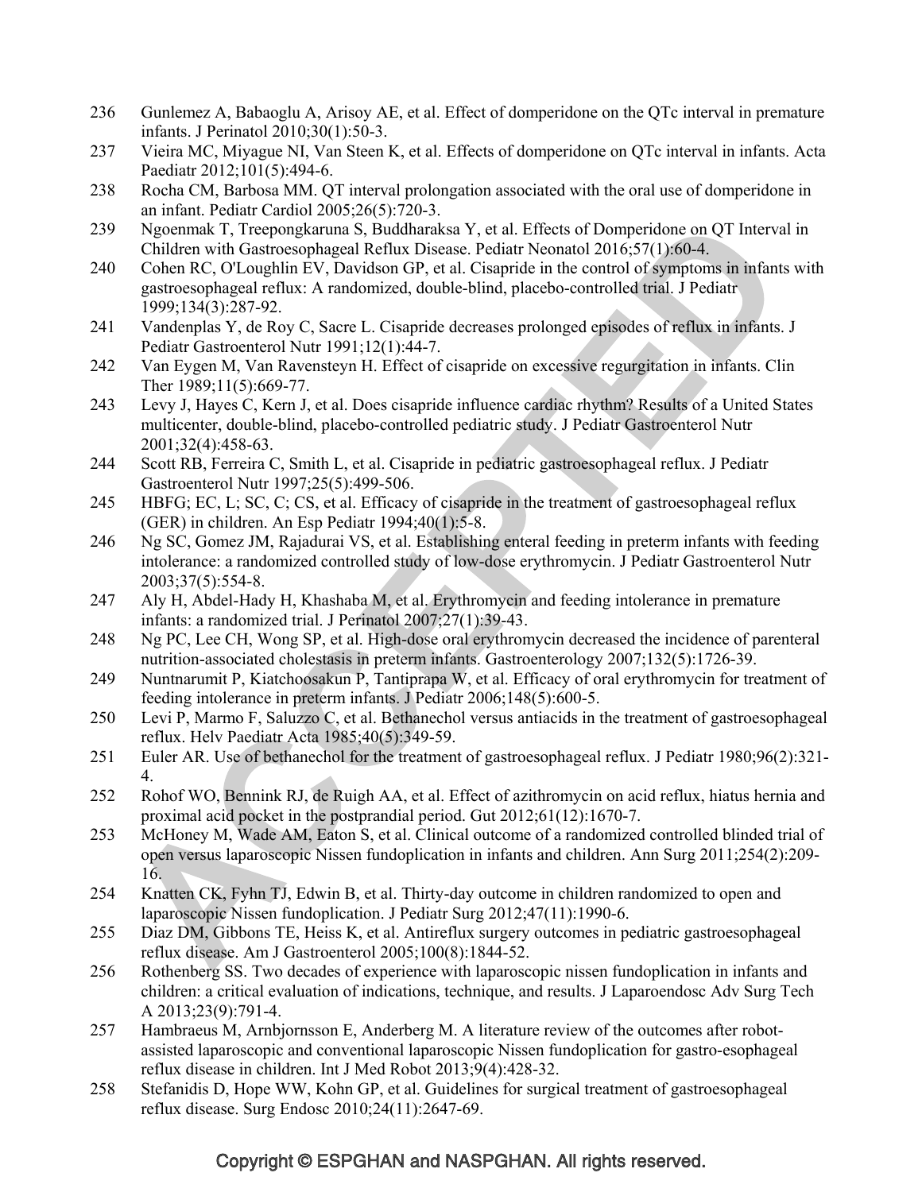236 Gunlemez A, Babaoglu A, Arisoy AE, et al. Effect of domperidone on the QTc interval in premature infants. J Perinatol 2010;30(1):50-3.

237 Vieira MC, Miyague NI, Van Steen K, et al. Effects of domperidone on QTc interval in infants. Acta Paediatr 2012;101(5):494-6.

238 Rocha CM, Barbosa MM. QT interval prolongation associated with the oral use of domperidone in an infant. Pediatr Cardiol 2005;26(5):720-3.

239 Ngoenmak T, Treepongkaruna S, Buddharaksa Y, et al. Effects of Domperidone on QT Interval in Children with Gastroesophageal Reflux Disease. Pediatr Neonatol 2016;57(1):60-4.

240 Cohen RC, O'Loughlin EV, Davidson GP, et al. Cisapride in the control of symptoms in infants with gastroesophageal reflux: A randomized, double-blind, placebo-controlled trial. J Pediatr 1999;134(3):287-92.

241 Vandenplas Y, de Roy C, Sacre L. Cisapride decreases prolonged episodes of reflux in infants. J Pediatr Gastroenterol Nutr 1991;12(1):44-7.

242 Van Eygen M, Van Ravensteyn H. Effect of cisapride on excessive regurgitation in infants. Clin Ther 1989;11(5):669-77.

243 Levy J, Hayes C, Kern J, et al. Does cisapride influence cardiac rhythm? Results of a United States multicenter, double-blind, placebo-controlled pediatric study. J Pediatr Gastroenterol Nutr 2001;32(4):458-63.

244 Scott RB, Ferreira C, Smith L, et al. Cisapride in pediatric gastroesophageal reflux. J Pediatr Gastroenterol Nutr 1997;25(5):499-506.

245 HBFG; EC, L; SC, C; CS, et al. Efficacy of cisapride in the treatment of gastroesophageal reflux (GER) in children. An Esp Pediatr 1994;40(1):5-8.

246 Ng SC, Gomez JM, Rajadurai VS, et al. Establishing enteral feeding in preterm infants with feeding intolerance: a randomized controlled study of low-dose erythromycin. J Pediatr Gastroenterol Nutr 2003;37(5):554-8.

247 Aly H, Abdel-Hady H, Khashaba M, et al. Erythromycin and feeding intolerance in premature infants: a randomized trial. J Perinatol 2007;27(1):39-43.

248 Ng PC, Lee CH, Wong SP, et al. High-dose oral erythromycin decreased the incidence of parenteral nutrition-associated cholestasis in preterm infants. Gastroenterology 2007;132(5):1726-39.

249 Nuntnarumit P, Kiatchoosakun P, Tantiprapa W, et al. Efficacy of oral erythromycin for treatment of feeding intolerance in preterm infants. J Pediatr 2006;148(5):600-5.

250 Levi P, Marmo F, Saluzzo C, et al. Bethanechol versus antiacids in the treatment of gastroesophageal reflux. Helv Paediatr Acta 1985;40(5):349-59.

251 Euler AR. Use of bethanechol for the treatment of gastroesophageal reflux. J Pediatr 1980;96(2):321-4.

252 Rohof WO, Bennink RJ, de Ruigh AA, et al. Effect of azithromycin on acid reflux, hiatus hernia and proximal acid pocket in the postprandial period. Gut 2012;61(12):1670-7.

253 McHoney M, Wade AM, Eaton S, et al. Clinical outcome of a randomized controlled blinded trial of open versus laparoscopic Nissen fundoplication in infants and children. Ann Surg 2011;254(2):209-16.

254 Knatten CK, Fyhn TJ, Edwin B, et al. Thirty-day outcome in children randomized to open and laparoscopic Nissen fundoplication. J Pediatr Surg 2012;47(11):1990-6.

255 Diaz DM, Gibbons TE, Heiss K, et al. Antireflux surgery outcomes in pediatric gastroesophageal reflux disease. Am J Gastroenterol 2005;100(8):1844-52.

256 Rothenberg SS. Two decades of experience with laparoscopic nissen fundoplication in infants and children: a critical evaluation of indications, technique, and results. J Laparoendosc Adv Surg Tech A 2013;23(9):791-4.

257 Hambraeus M, Arnbjornsson E, Anderberg M. A literature review of the outcomes after robot-assisted laparoscopic and conventional laparoscopic Nissen fundoplication for gastro-esophageal reflux disease in children. Int J Med Robot 2013;9(4):428-32.

258 Stefanidis D, Hope WW, Kohn GP, et al. Guidelines for surgical treatment of gastroesophageal reflux disease. Surg Endosc 2010;24(11):2647-69.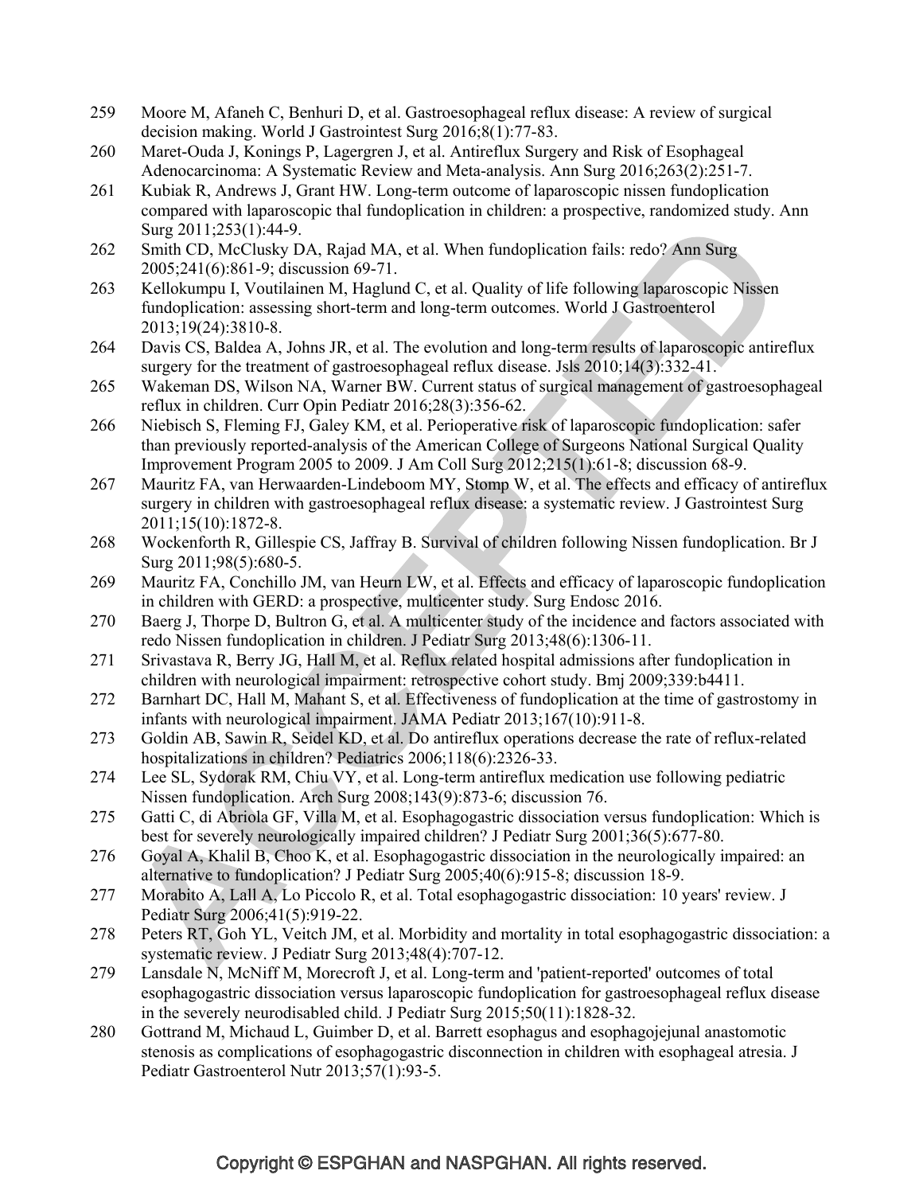259 Moore M, Afaneh C, Benhuri D, et al. Gastroesophageal reflux disease: A review of surgical decision making. World J Gastrointest Surg 2016;8(1):77-83.

260 Maret-Ouda J, Konings P, Lagergren J, et al. Antireflux Surgery and Risk of Esophageal Adenocarcinoma: A Systematic Review and Meta-analysis. Ann Surg 2016;263(2):251-7.

261 Kubiak R, Andrews J, Grant HW. Long-term outcome of laparoscopic nissen fundoplication compared with laparoscopic thal fundoplication in children: a prospective, randomized study. Ann Surg 2011;253(1):44-9.

262 Smith CD, McClusky DA, Rajad MA, et al. When fundoplication fails: redo? Ann Surg 2005;241(6):861-9; discussion 69-71.

263 Kellokumpu I, Voutilainen M, Haglund C, et al. Quality of life following laparoscopic Nissen fundoplication: assessing short-term and long-term outcomes. World J Gastroenterol 2013;19(24):3810-8.

264 Davis CS, Baldea A, Johns JR, et al. The evolution and long-term results of laparoscopic antireflux surgery for the treatment of gastroesophageal reflux disease. Jsls 2010;14(3):332-41.

265 Wakeman DS, Wilson NA, Warner BW. Current status of surgical management of gastroesophageal reflux in children. Curr Opin Pediatr 2016;28(3):356-62.

266 Niebisch S, Fleming FJ, Galey KM, et al. Perioperative risk of laparoscopic fundoplication: safer than previously reported-analysis of the American College of Surgeons National Surgical Quality Improvement Program 2005 to 2009. J Am Coll Surg 2012;215(1):61-8; discussion 68-9.

267 Mauritz FA, van Herwaarden-Lindeboom MY, Stomp W, et al. The effects and efficacy of antireflux surgery in children with gastroesophageal reflux disease: a systematic review. J Gastrointest Surg 2011;15(10):1872-8.

268 Wockenforth R, Gillespie CS, Jaffray B. Survival of children following Nissen fundoplication. Br J Surg 2011;98(5):680-5.

269 Mauritz FA, Conchillo JM, van Heurn LW, et al. Effects and efficacy of laparoscopic fundoplication in children with GERD: a prospective, multicenter study. Surg Endosc 2016.

270 Baerg J, Thorpe D, Bultron G, et al. A multicenter study of the incidence and factors associated with redo Nissen fundoplication in children. J Pediatr Surg 2013;48(6):1306-11.

271 Srivastava R, Berry JG, Hall M, et al. Reflux related hospital admissions after fundoplication in children with neurological impairment: retrospective cohort study. Bmj 2009;339:b4411.

272 Barnhart DC, Hall M, Mahant S, et al. Effectiveness of fundoplication at the time of gastrostomy in infants with neurological impairment. JAMA Pediatr 2013;167(10):911-8.

273 Goldin AB, Sawin R, Seidel KD, et al. Do antireflux operations decrease the rate of reflux-related hospitalizations in children? Pediatrics 2006;118(6):2326-33.

274 Lee SL, Sydorak RM, Chiu VY, et al. Long-term antireflux medication use following pediatric Nissen fundoplication. Arch Surg 2008;143(9):873-6; discussion 76.

275 Gatti C, di Abriola GF, Villa M, et al. Esophagogastric dissociation versus fundoplication: Which is best for severely neurologically impaired children? J Pediatr Surg 2001;36(5):677-80.

276 Goyal A, Khalil B, Choo K, et al. Esophagogastric dissociation in the neurologically impaired: an alternative to fundoplication? J Pediatr Surg 2005;40(6):915-8; discussion 18-9.

277 Morabito A, Lall A, Lo Piccolo R, et al. Total esophagogastric dissociation: 10 years' review. J Pediatr Surg 2006;41(5):919-22.

278 Peters RT, Goh YL, Veitch JM, et al. Morbidity and mortality in total esophagogastric dissociation: a systematic review. J Pediatr Surg 2013;48(4):707-12.

279 Lansdale N, McNiff M, Morecroft J, et al. Long-term and 'patient-reported' outcomes of total esophagogastric dissociation versus laparoscopic fundoplication for gastroesophageal reflux disease in the severely neurodisabled child. J Pediatr Surg 2015;50(11):1828-32.

280 Gottrand M, Michaud L, Guimber D, et al. Barrett esophagus and esophagojejunal anastomotic stenosis as complications of esophagogastric disconnection in children with esophageal atresia. J Pediatr Gastroenterol Nutr 2013;57(1):93-5.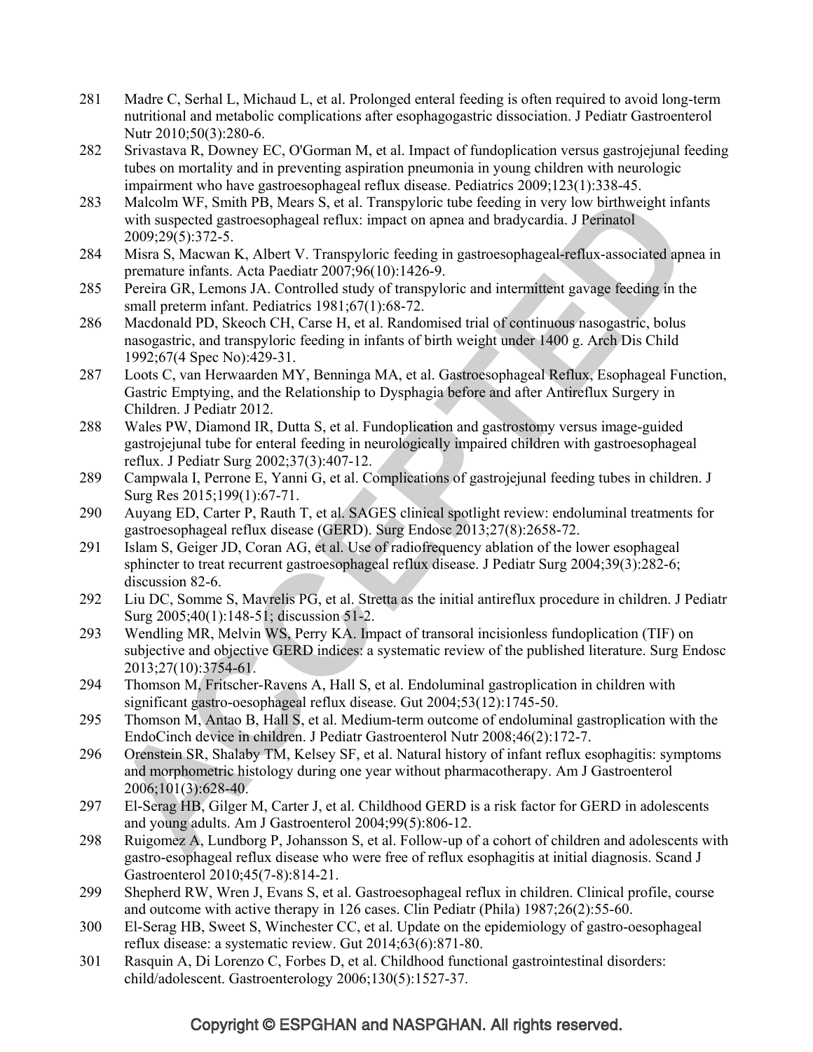281 Madre C, Serhal L, Michaud L, et al. Prolonged enteral feeding is often required to avoid long-term nutritional and metabolic complications after esophagogastric dissociation. J Pediatr Gastroenterol Nutr 2010;50(3):280-6.

282 Srivastava R, Downey EC, O'Gorman M, et al. Impact of fundoplication versus gastrojejunal feeding tubes on mortality and in preventing aspiration pneumonia in young children with neurologic impairment who have gastroesophageal reflux disease. Pediatrics 2009;123(1):338-45.

283 Malcolm WF, Smith PB, Mears S, et al. Transpyloric tube feeding in very low birthweight infants with suspected gastroesophageal reflux: impact on apnea and bradycardia. J Perinatol 2009;29(5):372-5.

284 Misra S, Macwan K, Albert V. Transpyloric feeding in gastroesophageal-reflux-associated apnea in premature infants. Acta Paediatr 2007;96(10):1426-9.

285 Pereira GR, Lemons JA. Controlled study of transpyloric and intermittent gavage feeding in the small preterm infant. Pediatrics 1981;67(1):68-72.

286 Macdonald PD, Skeoch CH, Carse H, et al. Randomised trial of continuous nasogastric, bolus nasogastric, and transpyloric feeding in infants of birth weight under 1400 g. Arch Dis Child 1992;67(4 Spec No):429-31.

287 Loots C, van Herwaarden MY, Benninga MA, et al. Gastroesophageal Reflux, Esophageal Function, Gastric Emptying, and the Relationship to Dysphagia before and after Antireflux Surgery in Children. J Pediatr 2012.

288 Wales PW, Diamond IR, Dutta S, et al. Fundoplication and gastrostomy versus image-guided gastrojejunal tube for enteral feeding in neurologically impaired children with gastroesophageal reflux. J Pediatr Surg 2002;37(3):407-12.

289 Campwala I, Perrone E, Yanni G, et al. Complications of gastrojejunal feeding tubes in children. J Surg Res 2015;199(1):67-71.

290 Auyang ED, Carter P, Rauth T, et al. SAGES clinical spotlight review: endoluminal treatments for gastroesophageal reflux disease (GERD). Surg Endosc 2013;27(8):2658-72.

291 Islam S, Geiger JD, Coran AG, et al. Use of radiofrequency ablation of the lower esophageal sphincter to treat recurrent gastroesophageal reflux disease. J Pediatr Surg 2004;39(3):282-6; discussion 82-6.

292 Liu DC, Somme S, Mavrelis PG, et al. Stretta as the initial antireflux procedure in children. J Pediatr Surg 2005;40(1):148-51; discussion 51-2.

293 Wendling MR, Melvin WS, Perry KA. Impact of transoral incisionless fundoplication (TIF) on subjective and objective GERD indices: a systematic review of the published literature. Surg Endosc 2013;27(10):3754-61.

294 Thomson M, Fritscher-Ravens A, Hall S, et al. Endoluminal gastroplication in children with significant gastro-oesophageal reflux disease. Gut 2004;53(12):1745-50.

295 Thomson M, Antao B, Hall S, et al. Medium-term outcome of endoluminal gastroplication with the EndoCinch device in children. J Pediatr Gastroenterol Nutr 2008;46(2):172-7.

296 Orenstein SR, Shalaby TM, Kelsey SF, et al. Natural history of infant reflux esophagitis: symptoms and morphometric histology during one year without pharmacotherapy. Am J Gastroenterol 2006;101(3):628-40.

297 El-Serag HB, Gilger M, Carter J, et al. Childhood GERD is a risk factor for GERD in adolescents and young adults. Am J Gastroenterol 2004;99(5):806-12.

298 Ruigomez A, Lundborg P, Johansson S, et al. Follow-up of a cohort of children and adolescents with gastro-esophageal reflux disease who were free of reflux esophagitis at initial diagnosis. Scand J Gastroenterol 2010;45(7-8):814-21.

299 Shepherd RW, Wren J, Evans S, et al. Gastroesophageal reflux in children. Clinical profile, course and outcome with active therapy in 126 cases. Clin Pediatr (Phila) 1987;26(2):55-60.

300 El-Serag HB, Sweet S, Winchester CC, et al. Update on the epidemiology of gastro-oesophageal reflux disease: a systematic review. Gut 2014;63(6):871-80.

301 Rasquin A, Di Lorenzo C, Forbes D, et al. Childhood functional gastrointestinal disorders: child/adolescent. Gastroenterology 2006;130(5):1527-37.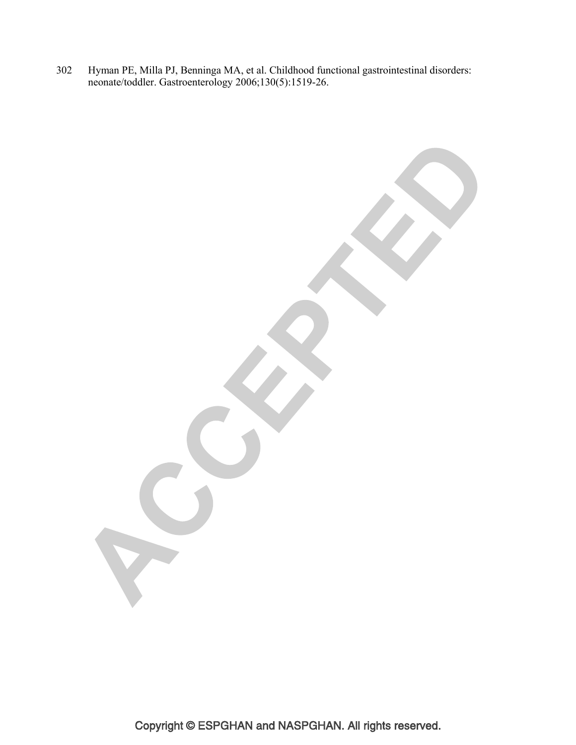302 Hyman PE, Milla PJ, Benninga MA, et al. Childhood functional gastrointestinal disorders: neonate/toddler. Gastroenterology 2006;130(5):1519-26.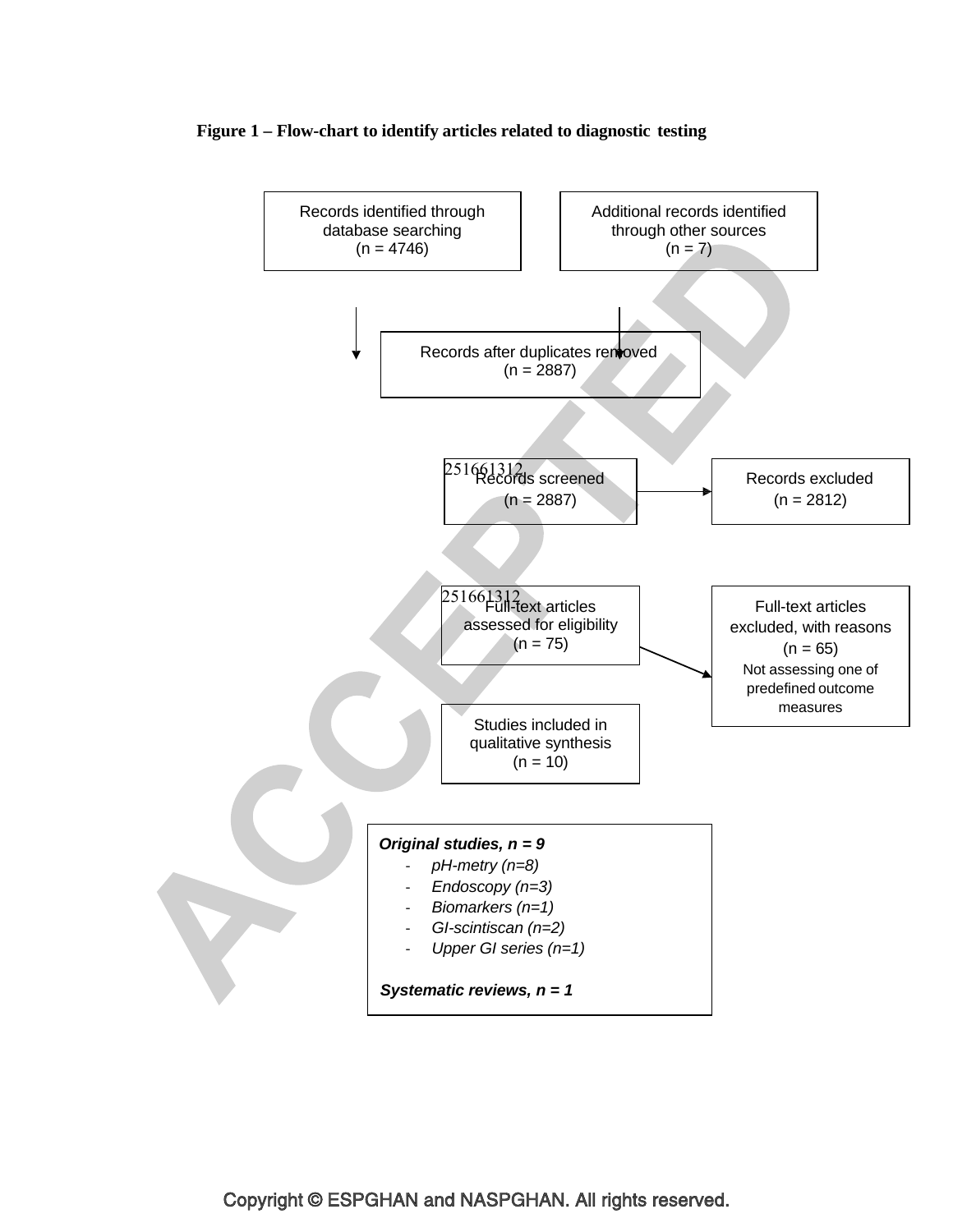**Figure 1 – Flow-chart to identify articles related to diagnostic testing**

Records identified through database searching (n = 4746)

Additional records identified through other sources (n = 7)

Records after duplicates removed (n = 2887)

Records screened (n = 2887)

Records excluded (n = 2812)

Full-text articles assessed for eligibility (n = 75)

Full-text articles excluded, with reasons (n = 65)
Not assessing one of predefined outcome measures

Studies included in qualitative synthesis (n = 10)

***Original studies, n = 9***

- *pH-metry (n=8)*
- *Endoscopy (n=3)*
- *Biomarkers (n=1)*
- *GI-scintiscan (n=2)*
- *Upper GI series (n=1)*

***Systematic reviews, n = 1***

Copyright © ESPGHAN and NASPGHAN. All rights reserved.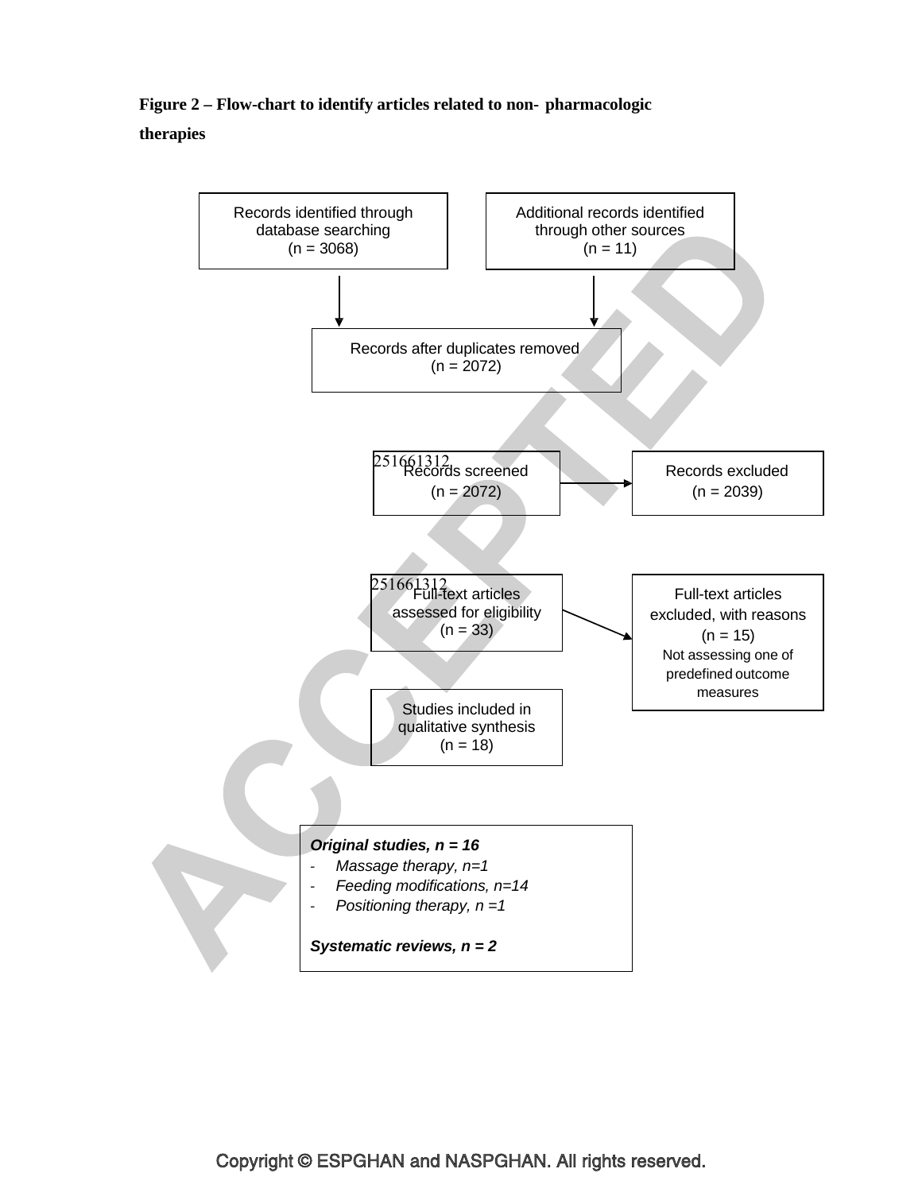**Figure 2 – Flow-chart to identify articles related to non- pharmacologic therapies**

Records identified through database searching (n = 3068)

Additional records identified through other sources (n = 11)

Records after duplicates removed (n = 2072)

Records screened (n = 2072)

Records excluded (n = 2039)

Full-text articles assessed for eligibility (n = 33)

Full-text articles excluded, with reasons (n = 15)
Not assessing one of predefined outcome measures

Studies included in qualitative synthesis (n = 18)

***Original studies, n = 16***

- *Massage therapy, n=1*
- *Feeding modifications, n=14*
- *Positioning therapy, n =1*

***Systematic reviews, n = 2***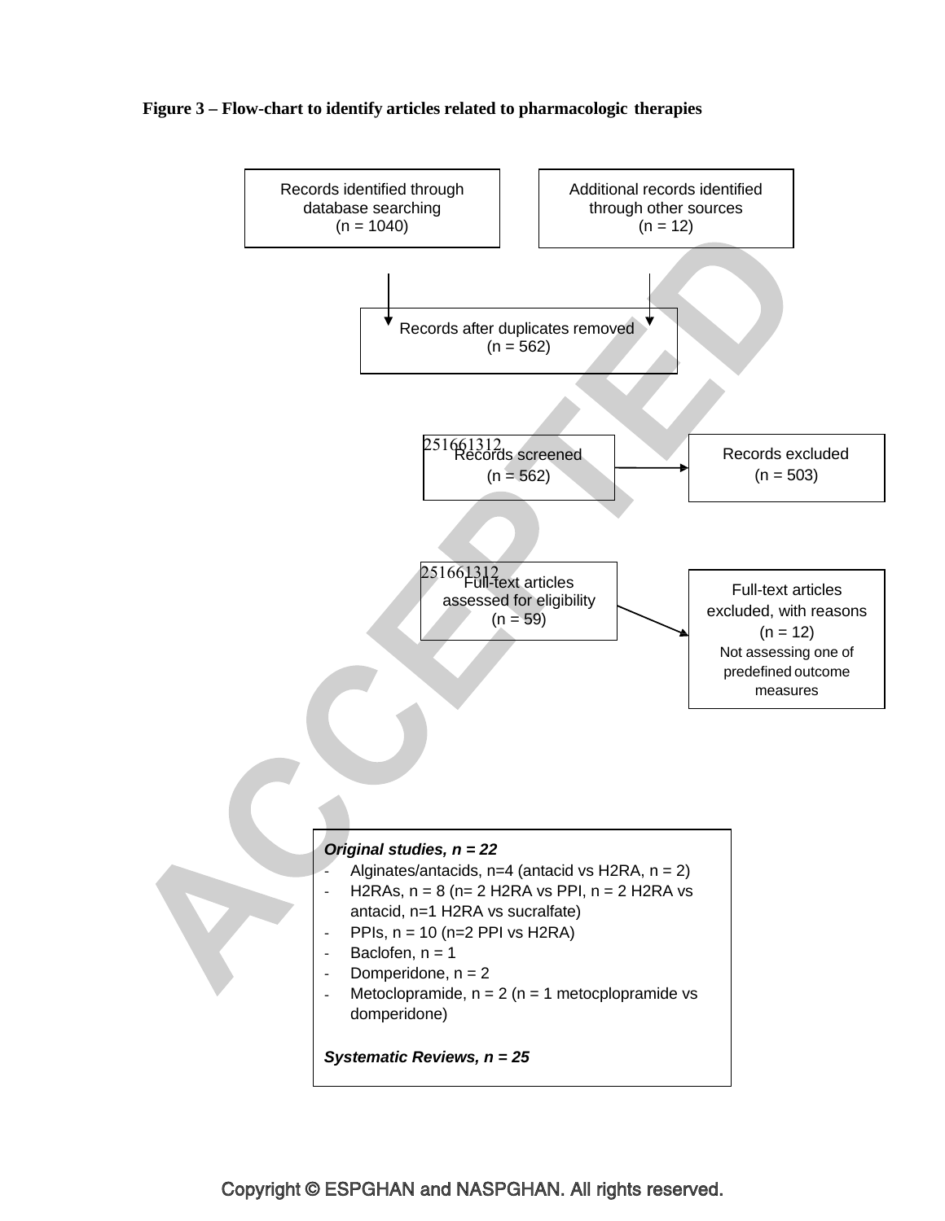**Figure 3 – Flow-chart to identify articles related to pharmacologic therapies**

Records identified through database searching
(n = 1040)

Additional records identified through other sources
(n = 12)

Records after duplicates removed
(n = 562)

Records screened
(n = 562)

Records excluded
(n = 503)

Full-text articles assessed for eligibility
(n = 59)

Full-text articles excluded, with reasons
(n = 12)
Not assessing one of predefined outcome measures

***Original studies, n = 22***

- Alginates/antacids, n=4 (antacid vs H2RA, n = 2)
- H2RAs, n = 8 (n= 2 H2RA vs PPI, n = 2 H2RA vs antacid, n=1 H2RA vs sucralfate)
- PPIs, n = 10 (n=2 PPI vs H2RA)
- Baclofen, n = 1
- Domperidone, n = 2
- Metoclopramide, n = 2 (n = 1 metocplopramide vs domperidone)

***Systematic Reviews, n = 25***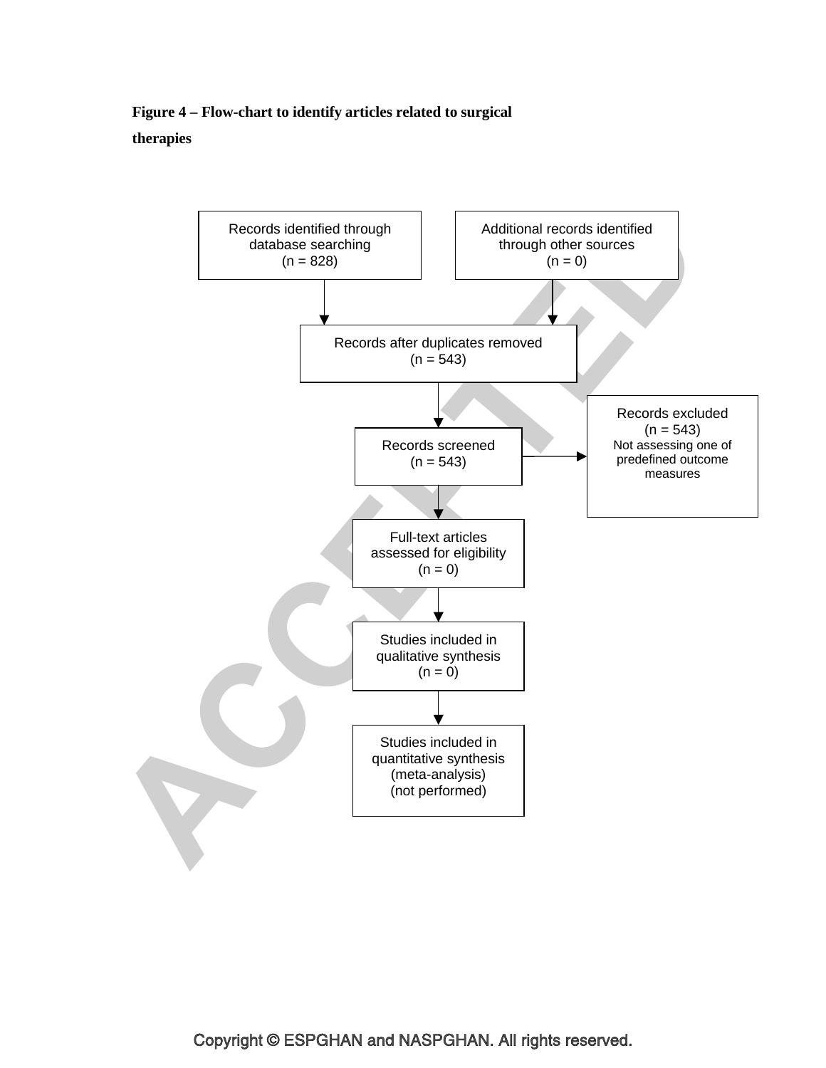**Figure 4 – Flow-chart to identify articles related to surgical therapies**

Records identified through database searching
(n = 828)

Additional records identified through other sources
(n = 0)

Records after duplicates removed
(n = 543)

Records screened
(n = 543)

Records excluded
(n = 543)
Not assessing one of predefined outcome measures

Full-text articles assessed for eligibility
(n = 0)

Studies included in qualitative synthesis
(n = 0)

Studies included in quantitative synthesis (meta-analysis)
(not performed)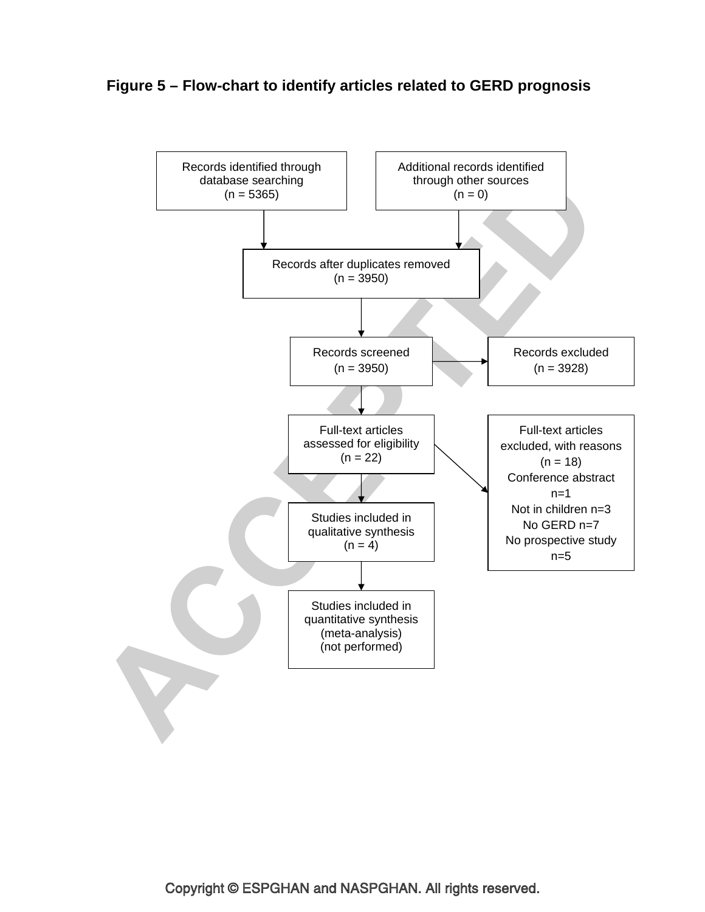**Figure 5 – Flow-chart to identify articles related to GERD prognosis**

Records identified through database searching (n = 5365)

Additional records identified through other sources (n = 0)

Records after duplicates removed (n = 3950)

Records screened (n = 3950)

Records excluded (n = 3928)

Full-text articles assessed for eligibility (n = 22)

Full-text articles excluded, with reasons (n = 18)
Conference abstract n=1
Not in children n=3
No GERD n=7
No prospective study n=5

Studies included in qualitative synthesis (n = 4)

Studies included in quantitative synthesis (meta-analysis) (not performed)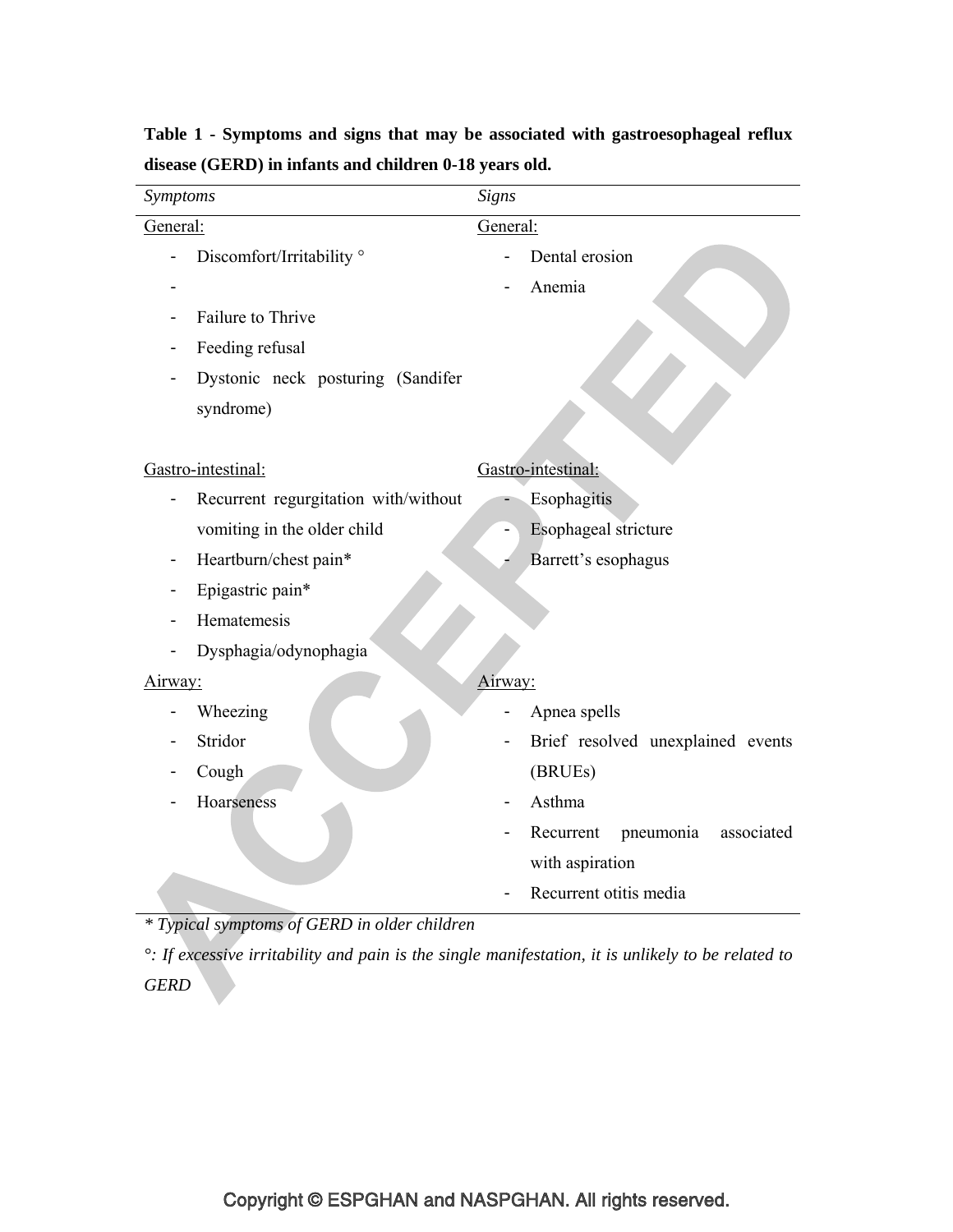**Table 1 - Symptoms and signs that may be associated with gastroesophageal reflux disease (GERD) in infants and children 0-18 years old.**

| *Symptoms* | *Signs* |
|---|---|
| General: | General: |
| - Discomfort/Irritability ° | - Dental erosion |
| - | - Anemia |
| - Failure to Thrive | |
| - Feeding refusal | |
| - Dystonic neck posturing (Sandifer syndrome) | |
| Gastro-intestinal: | Gastro-intestinal: |
| - Recurrent regurgitation with/without vomiting in the older child | - Esophagitis |
| - Heartburn/chest pain* | - Esophageal stricture |
| - Epigastric pain* | - Barrett's esophagus |
| - Hematemesis | |
| - Dysphagia/odynophagia | |
| Airway: | Airway: |
| - Wheezing | - Apnea spells |
| - Stridor | - Brief resolved unexplained events (BRUEs) |
| - Cough | - Asthma |
| - Hoarseness | - Recurrent pneumonia associated with aspiration |
| | - Recurrent otitis media |

*\* Typical symptoms of GERD in older children*

*°: If excessive irritability and pain is the single manifestation, it is unlikely to be related to GERD*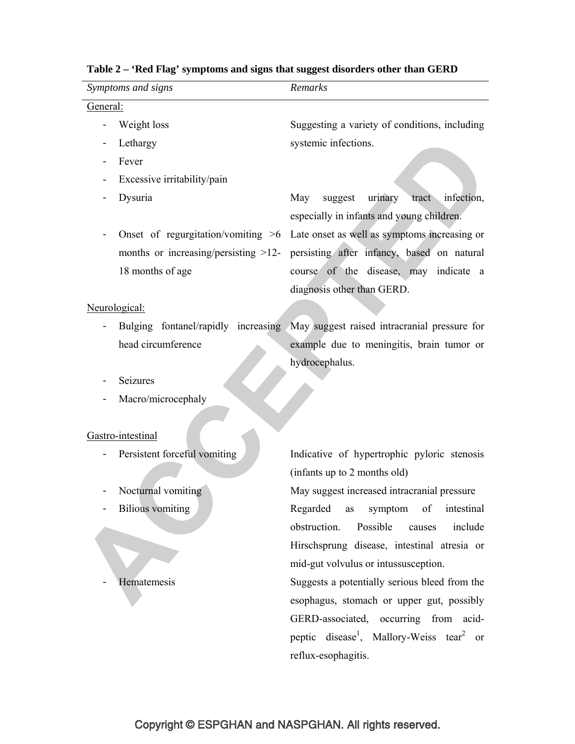**Table 2 – 'Red Flag' symptoms and signs that suggest disorders other than GERD**

| *Symptoms and signs* | *Remarks* |
|---|---|
| General: | |
| - Weight loss | Suggesting a variety of conditions, including systemic infections. |
| - Lethargy | |
| - Fever | |
| - Excessive irritability/pain | |
| - Dysuria | May suggest urinary tract infection, especially in infants and young children. |
| - Onset of regurgitation/vomiting >6 months or increasing/persisting >12-18 months of age | Late onset as well as symptoms increasing or persisting after infancy, based on natural course of the disease, may indicate a diagnosis other than GERD. |
| Neurological: | |
| - Bulging fontanel/rapidly increasing head circumference | May suggest raised intracranial pressure for example due to meningitis, brain tumor or hydrocephalus. |
| - Seizures | |
| - Macro/microcephaly | |
| Gastro-intestinal | |
| - Persistent forceful vomiting | Indicative of hypertrophic pyloric stenosis (infants up to 2 months old) |
| - Nocturnal vomiting | May suggest increased intracranial pressure |
| - Bilious vomiting | Regarded as symptom of intestinal obstruction. Possible causes include Hirschsprung disease, intestinal atresia or mid-gut volvulus or intussusception. |
| - Hematemesis | Suggests a potentially serious bleed from the esophagus, stomach or upper gut, possibly GERD-associated, occurring from acid-peptic disease[1], Mallory-Weiss tear[2] or reflux-esophagitis. |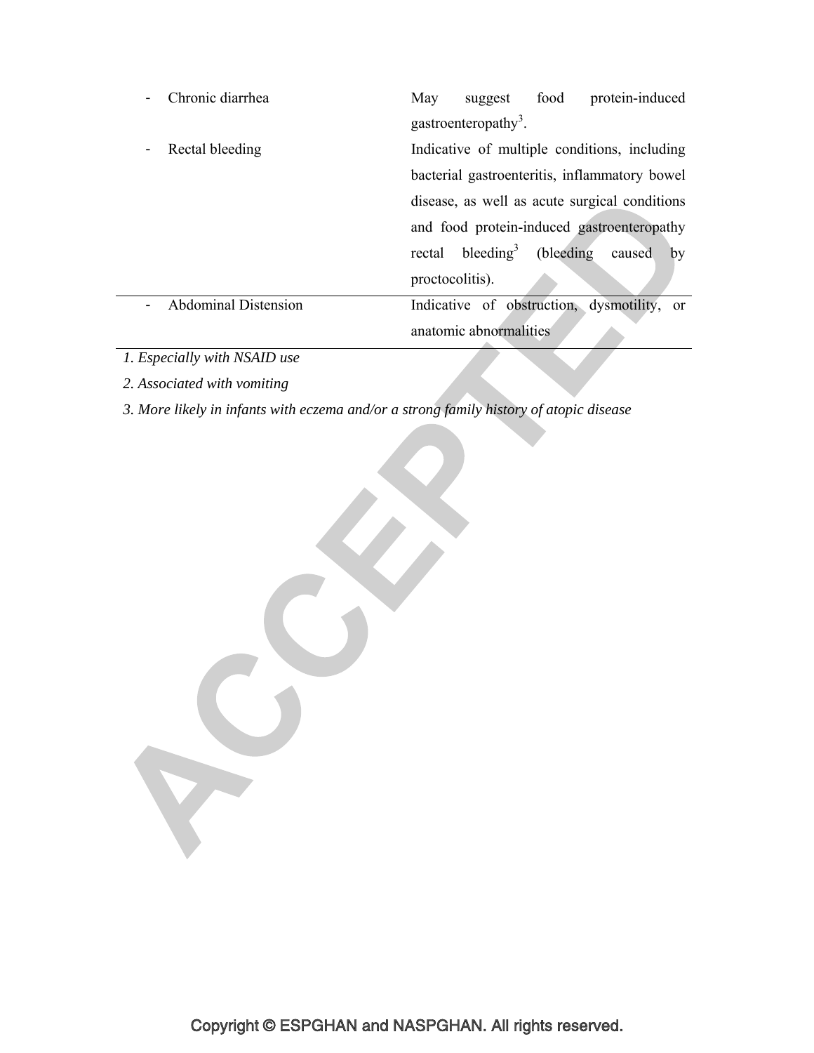| | |
|---|---|
| - Chronic diarrhea | May suggest food protein-induced gastroenteropathy[3]. |
| - Rectal bleeding | Indicative of multiple conditions, including bacterial gastroenteritis, inflammatory bowel disease, as well as acute surgical conditions and food protein-induced gastroenteropathy rectal bleeding[3] (bleeding caused by proctocolitis). |
| - Abdominal Distension | Indicative of obstruction, dysmotility, or anatomic abnormalities |

*1. Especially with NSAID use*

*2. Associated with vomiting*

*3. More likely in infants with eczema and/or a strong family history of atopic disease*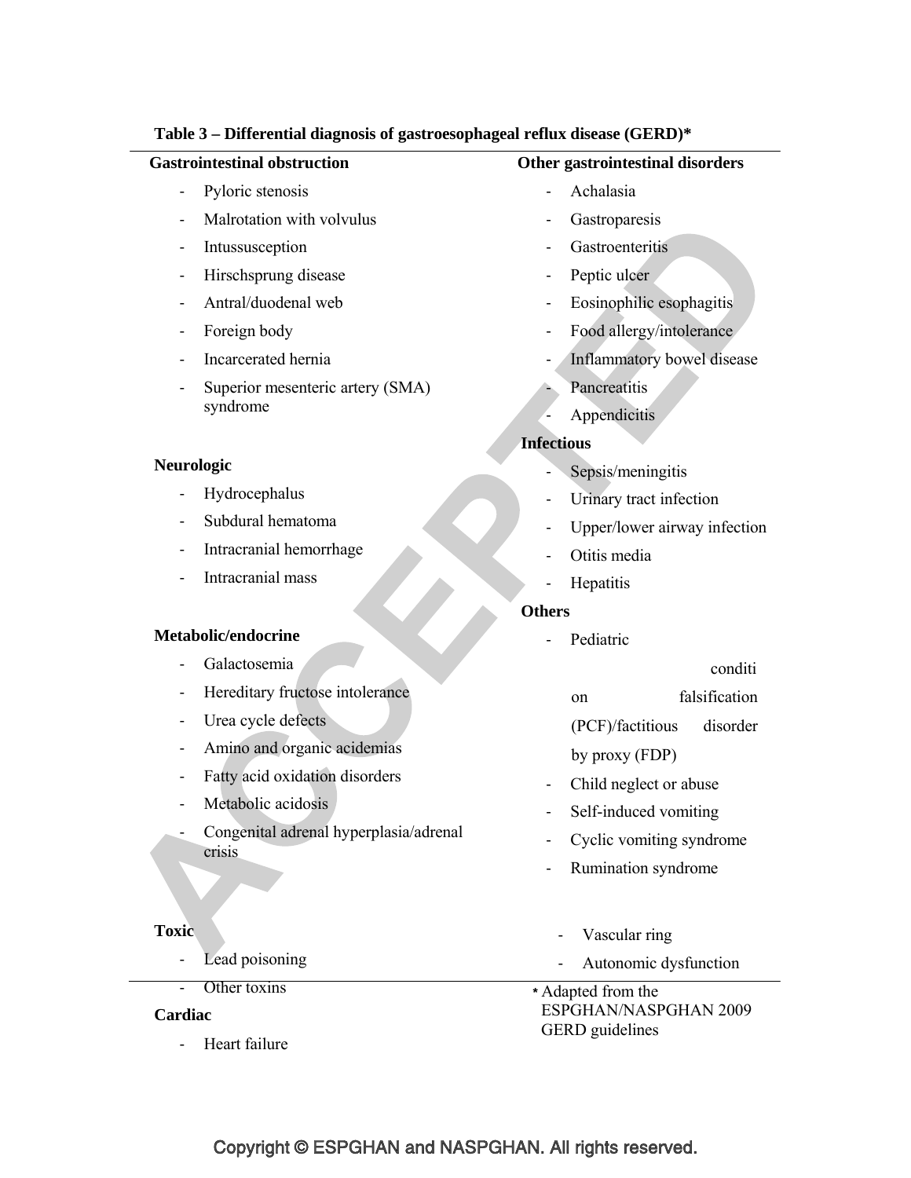**Table 3 – Differential diagnosis of gastroesophageal reflux disease (GERD)***

**Gastrointestinal obstruction**

- Pyloric stenosis
- Malrotation with volvulus
- Intussusception
- Hirschsprung disease
- Antral/duodenal web
- Foreign body
- Incarcerated hernia
- Superior mesenteric artery (SMA) syndrome

**Neurologic**

- Hydrocephalus
- Subdural hematoma
- Intracranial hemorrhage
- Intracranial mass

**Metabolic/endocrine**

- Galactosemia
- Hereditary fructose intolerance
- Urea cycle defects
- Amino and organic acidemias
- Fatty acid oxidation disorders
- Metabolic acidosis
- Congenital adrenal hyperplasia/adrenal crisis

**Toxic**

- Lead poisoning
- Other toxins

**Cardiac**

- Heart failure

**Other gastrointestinal disorders**

- Achalasia
- Gastroparesis
- Gastroenteritis
- Peptic ulcer
- Eosinophilic esophagitis
- Food allergy/intolerance
- Inflammatory bowel disease
- Pancreatitis
- Appendicitis

**Infectious**

- Sepsis/meningitis
- Urinary tract infection
- Upper/lower airway infection
- Otitis media
- Hepatitis

**Others**

- Pediatric condition falsification (PCF)/factitious disorder by proxy (FDP)
- Child neglect or abuse
- Self-induced vomiting
- Cyclic vomiting syndrome
- Rumination syndrome
- Vascular ring
- Autonomic dysfunction

* Adapted from the ESPGHAN/NASPGHAN 2009 GERD guidelines

Copyright © ESPGHAN and NASPGHAN. All rights reserved.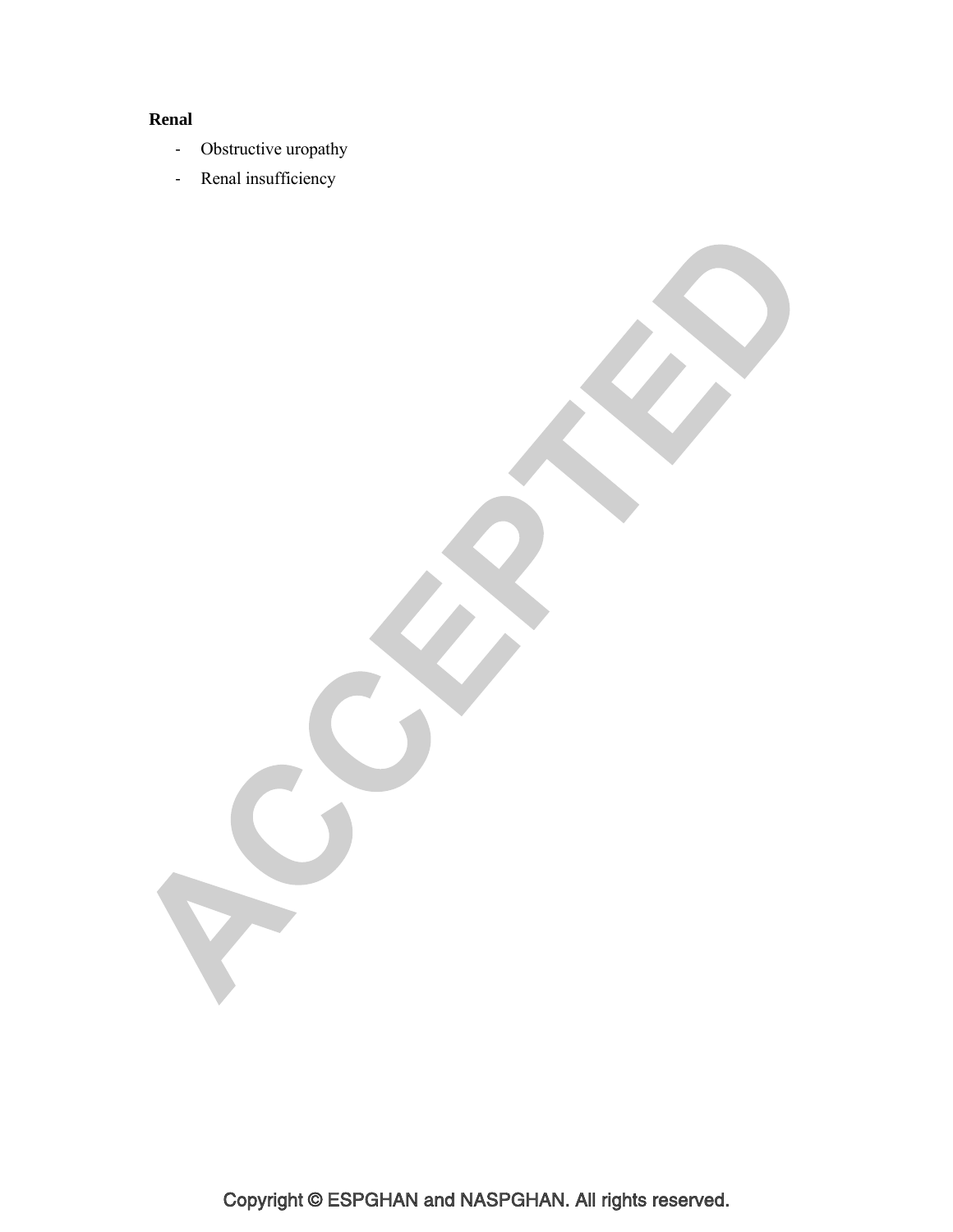**Renal**

- Obstructive uropathy
- Renal insufficiency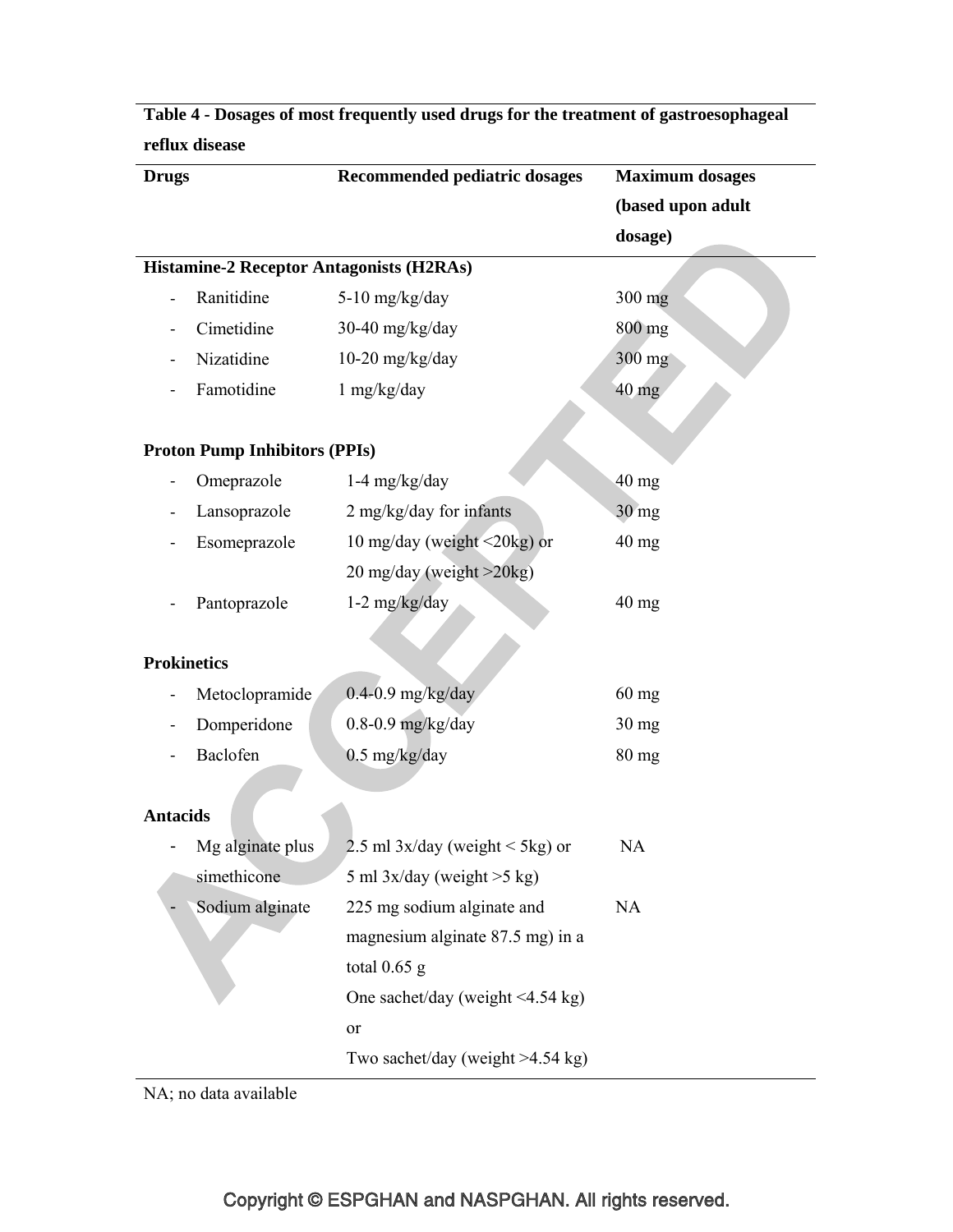**Table 4 - Dosages of most frequently used drugs for the treatment of gastroesophageal reflux disease**

| Drugs | Recommended pediatric dosages | Maximum dosages (based upon adult dosage) |
|---|---|---|
| **Histamine-2 Receptor Antagonists (H2RAs)** | | |
| - Ranitidine | 5-10 mg/kg/day | 300 mg |
| - Cimetidine | 30-40 mg/kg/day | 800 mg |
| - Nizatidine | 10-20 mg/kg/day | 300 mg |
| - Famotidine | 1 mg/kg/day | 40 mg |
| **Proton Pump Inhibitors (PPIs)** | | |
| - Omeprazole | 1-4 mg/kg/day | 40 mg |
| - Lansoprazole | 2 mg/kg/day for infants | 30 mg |
| - Esomeprazole | 10 mg/day (weight <20kg) or 20 mg/day (weight >20kg) | 40 mg |
| - Pantoprazole | 1-2 mg/kg/day | 40 mg |
| **Prokinetics** | | |
| - Metoclopramide | 0.4-0.9 mg/kg/day | 60 mg |
| - Domperidone | 0.8-0.9 mg/kg/day | 30 mg |
| - Baclofen | 0.5 mg/kg/day | 80 mg |
| **Antacids** | | |
| - Mg alginate plus simethicone | 2.5 ml 3x/day (weight < 5kg) or 5 ml 3x/day (weight >5 kg) | NA |
| - Sodium alginate | 225 mg sodium alginate and magnesium alginate 87.5 mg) in a total 0.65 g One sachet/day (weight <4.54 kg) or Two sachet/day (weight >4.54 kg) | NA |

NA; no data available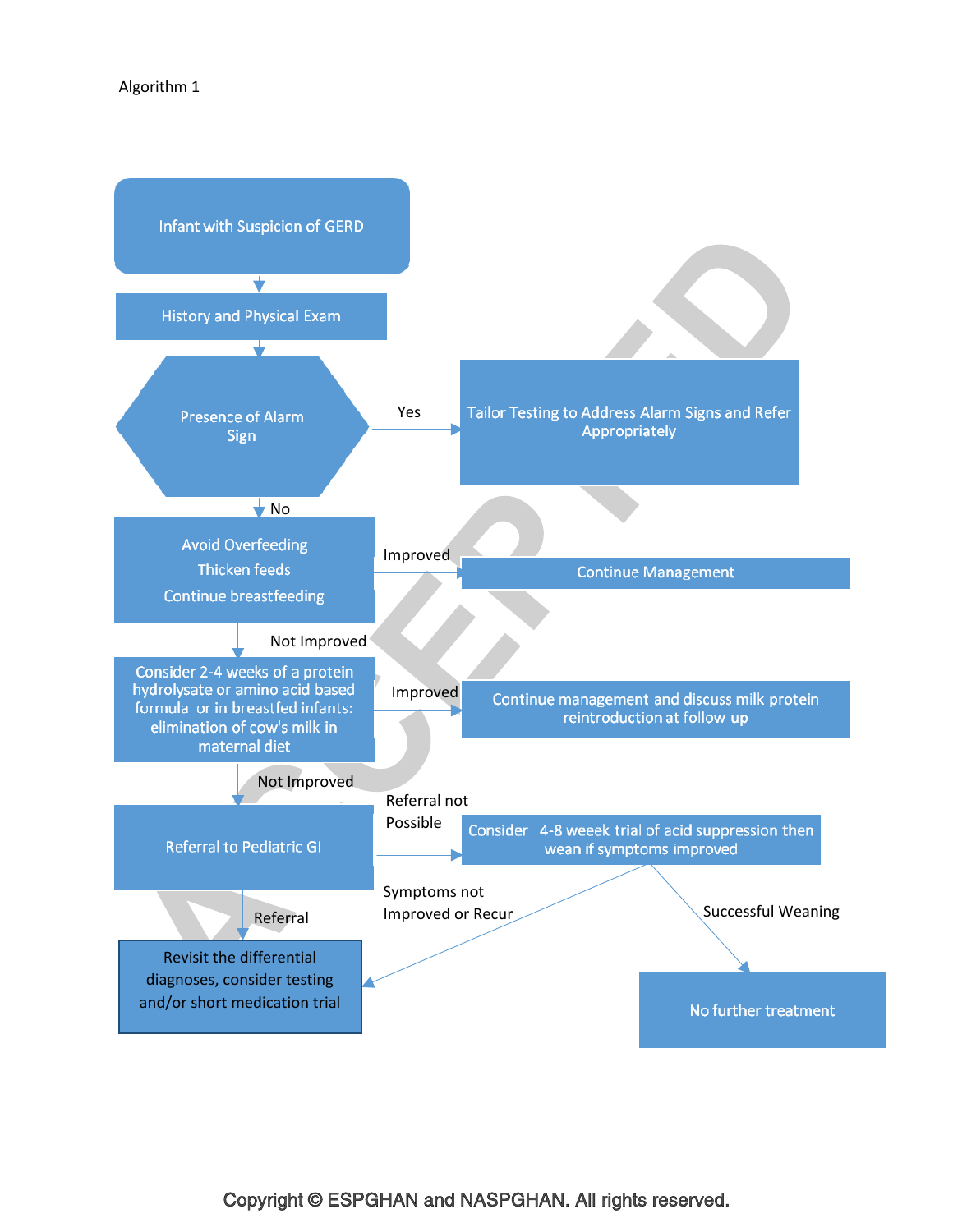Algorithm 1

- Infant with Suspicion of GERD
  - → History and Physical Exam
  - → Presence of Alarm Sign
    - **Yes** → Tailor Testing to Address Alarm Signs and Refer Appropriately
    - **No** → Avoid Overfeeding / Thicken feeds / Continue breastfeeding
      - **Improved** → Continue Management
      - **Not Improved** → Consider 2-4 weeks of a protein hydrolysate or amino acid based formula or in breastfed infants: elimination of cow's milk in maternal diet
        - **Improved** → Continue management and discuss milk protein reintroduction at follow up
        - **Not Improved** → Referral to Pediatric GI
          - **Referral** → Revisit the differential diagnoses, consider testing and/or short medication trial
          - **Referral not Possible** → Consider 4-8 weeek trial of acid suppression then wean if symptoms improved
            - **Symptoms not Improved or Recur** → Revisit the differential diagnoses, consider testing and/or short medication trial
            - **Successful Weaning** → No further treatment

Copyright © ESPGHAN and NASPGHAN. All rights reserved.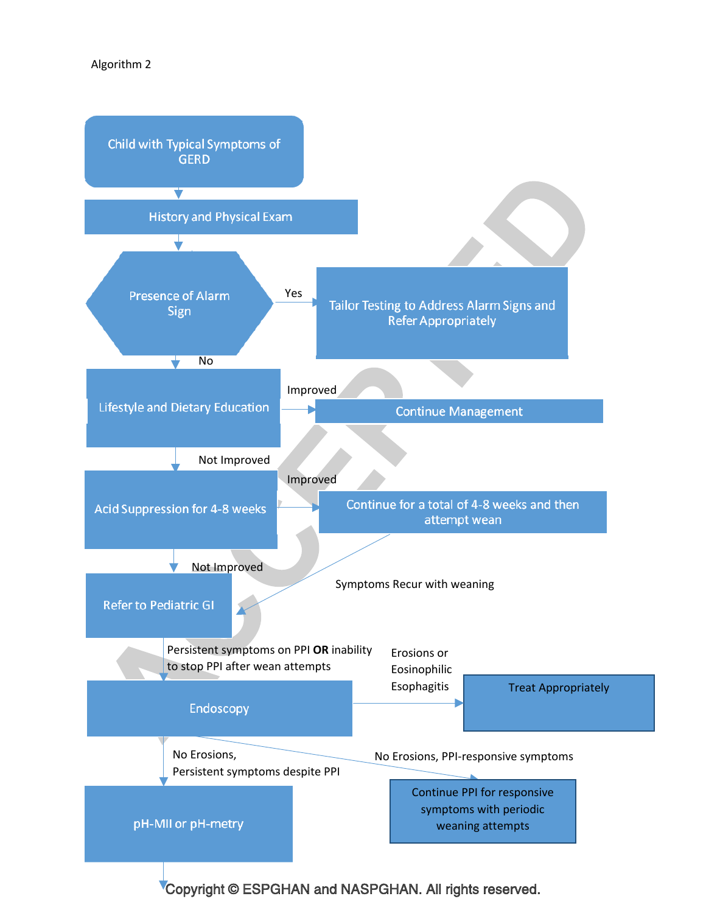Algorithm 2

Child with Typical Symptoms of GERD

History and Physical Exam

Presence of Alarm Sign

Yes → Tailor Testing to Address Alarm Signs and Refer Appropriately

No ↓

Lifestyle and Dietary Education

Improved → Continue Management

Not Improved ↓

Acid Suppression for 4-8 weeks

Improved → Continue for a total of 4-8 weeks and then attempt wean

Symptoms Recur with weaning → Refer to Pediatric GI

Not Improved ↓

Refer to Pediatric GI

Persistent symptoms on PPI **OR** inability to stop PPI after wean attempts ↓

Endoscopy

Erosions or Eosinophilic Esophagitis → Treat Appropriately

No Erosions, PPI-responsive symptoms → Continue PPI for responsive symptoms with periodic weaning attempts

No Erosions, Persistent symptoms despite PPI ↓

pH-MII or pH-metry

Copyright © ESPGHAN and NASPGHAN. All rights reserved.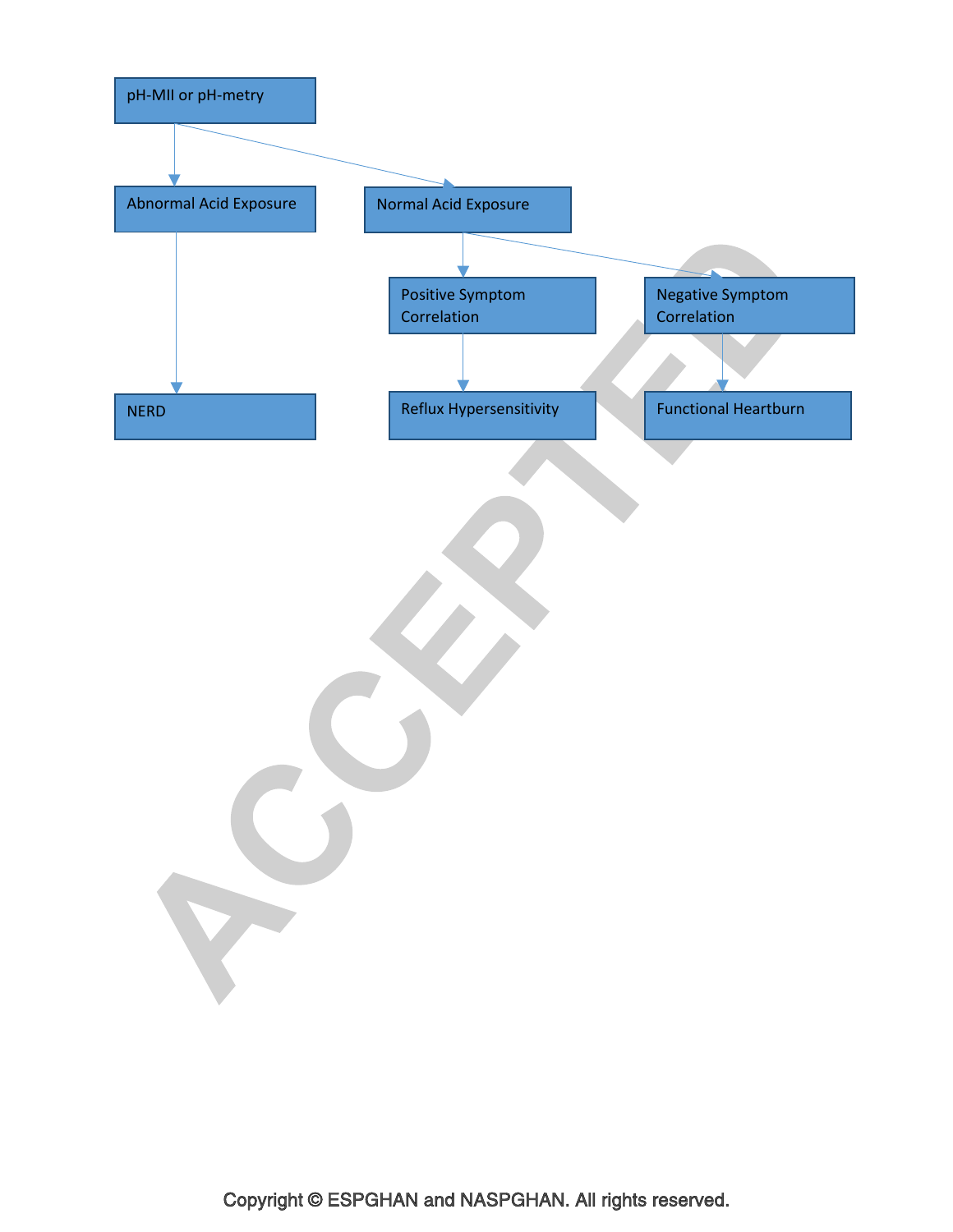pH-MII or pH-metry

Abnormal Acid Exposure

Normal Acid Exposure

Positive Symptom Correlation

Negative Symptom Correlation

NERD

Reflux Hypersensitivity

Functional Heartburn